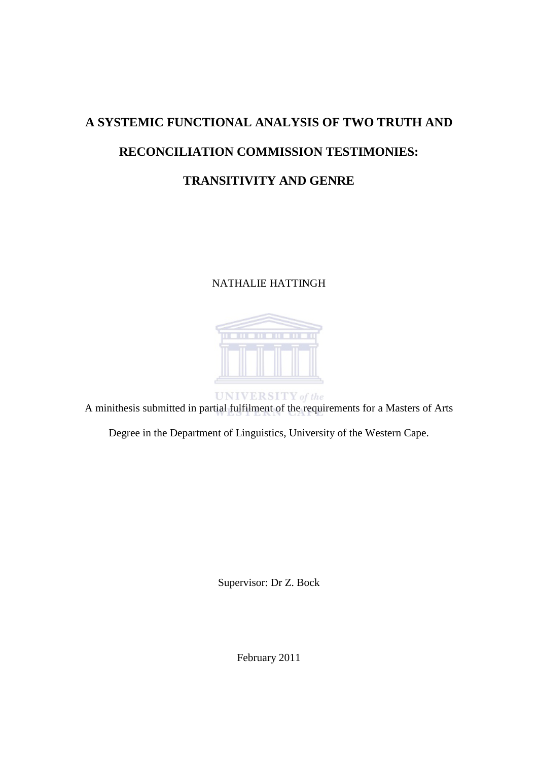# A SYSTEMIC FUNCTIONAL ANALYSIS OF TWO TRUTH AND RECONCILIATION COMMISSION TESTIMONIES: TRANSITIVITY AND GENRE

NATHALIE HATTINGH

A minithesis submitted in partial fulfilment of the requirements for a Masters of Arts Degree in the Department of Linguistics, University of the Western Cape.

Supervisor: Dr Z. Bock

February 2011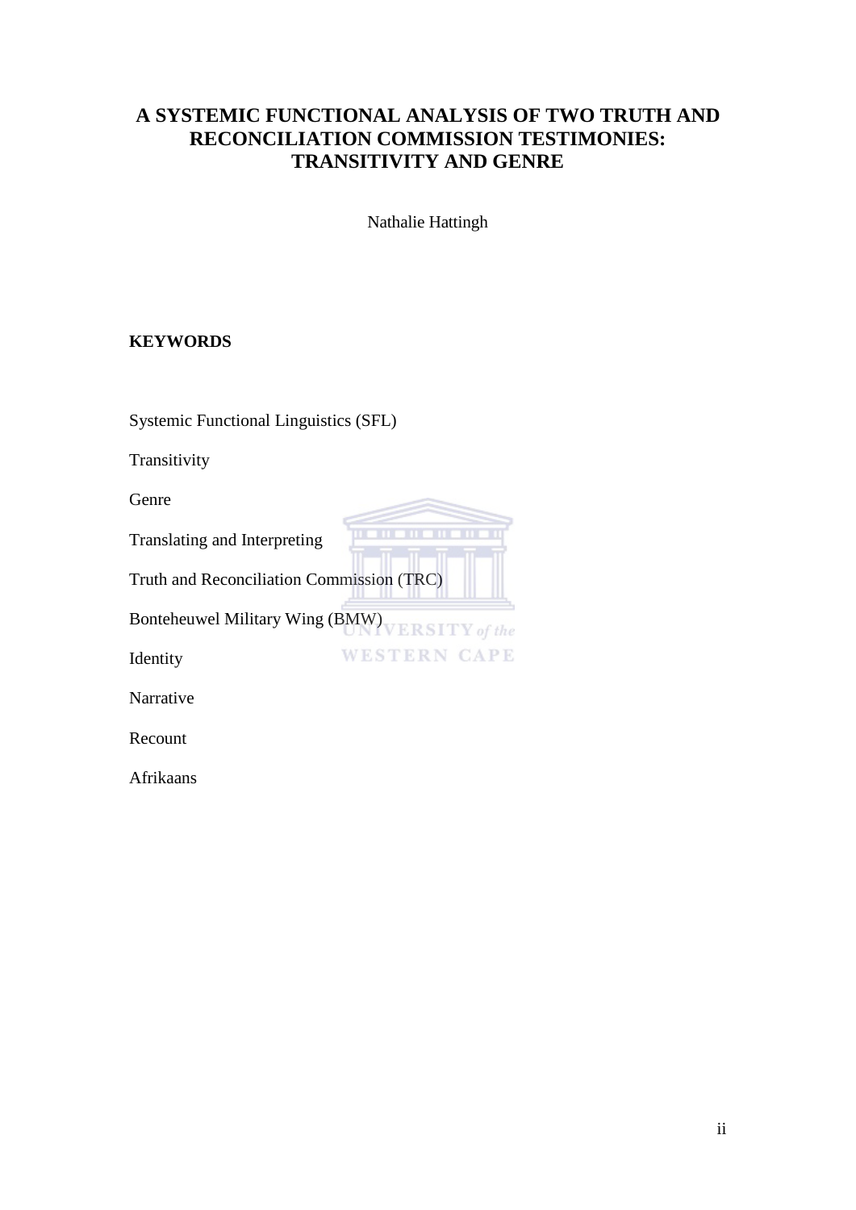# A SYSTEMIC FUNCTIONAL ANALYSIS OF TWO TRUTH AND RECONCILIATION COMMISSION TESTIMONIES: TRANSITIVITY AND GENRE

Nathalie Hattingh

## KEYWORDS

Systemic Functional Linguistics (SFL)

Transitivity

Genre

Translating and Interpreting

Truth and Reconciliation Commission (TRC)

Bonteheuwel Military Wing (BMW)

Identity

Narrative

Recount

Afrikaans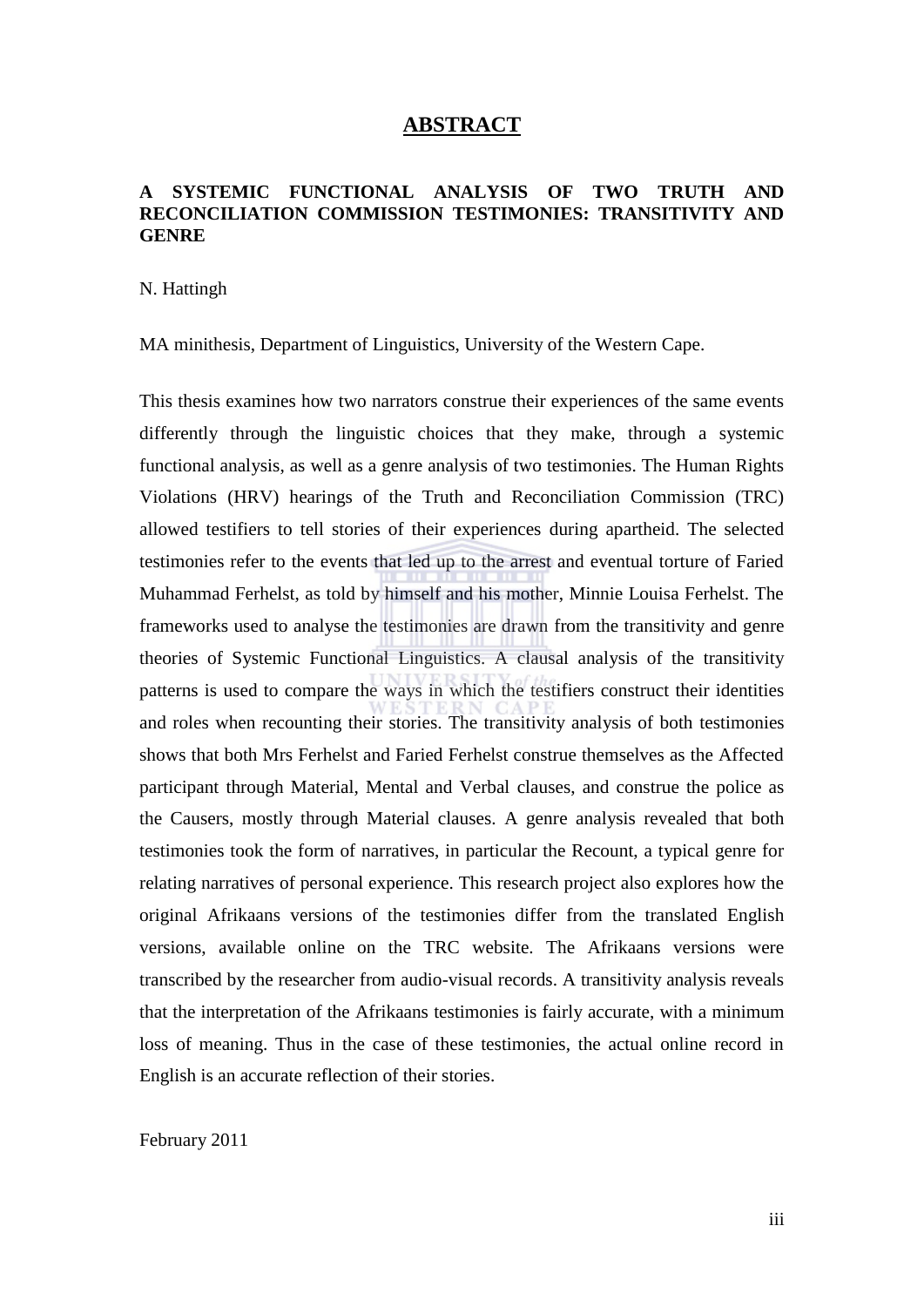# ABSTRACT

**A SYSTEMIC FUNCTIONAL ANALYSIS OF TWO TRUTH AND RECONCILIATION COMMISSION TESTIMONIES: TRANSITIVITY AND GENRE**

N. Hattingh

MA minithesis, Department of Linguistics, University of the Western Cape.

This thesis examines how two narrators construe their experiences of the same events differently through the linguistic choices that they make, through a systemic functional analysis, as well as a genre analysis of two testimonies. The Human Rights Violations (HRV) hearings of the Truth and Reconciliation Commission (TRC) allowed testifiers to tell stories of their experiences during apartheid. The selected testimonies refer to the events that led up to the arrest and eventual torture of Faried Muhammad Ferhelst, as told by himself and his mother, Minnie Louisa Ferhelst. The frameworks used to analyse the testimonies are drawn from the transitivity and genre theories of Systemic Functional Linguistics. A clausal analysis of the transitivity patterns is used to compare the ways in which the testifiers construct their identities and roles when recounting their stories. The transitivity analysis of both testimonies shows that both Mrs Ferhelst and Faried Ferhelst construe themselves as the Affected participant through Material, Mental and Verbal clauses, and construe the police as the Causers, mostly through Material clauses. A genre analysis revealed that both testimonies took the form of narratives, in particular the Recount, a typical genre for relating narratives of personal experience. This research project also explores how the original Afrikaans versions of the testimonies differ from the translated English versions, available online on the TRC website. The Afrikaans versions were transcribed by the researcher from audio-visual records. A transitivity analysis reveals that the interpretation of the Afrikaans testimonies is fairly accurate, with a minimum loss of meaning. Thus in the case of these testimonies, the actual online record in English is an accurate reflection of their stories.

February 2011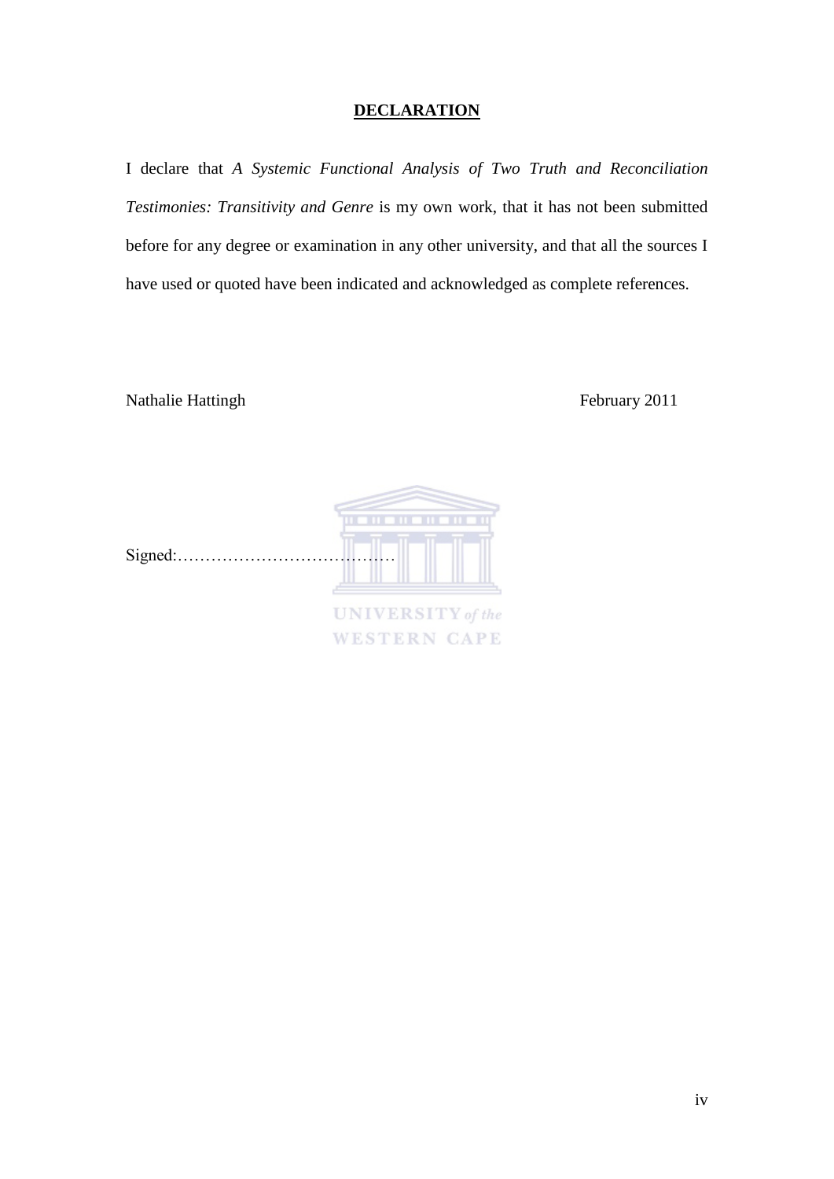# DECLARATION

I declare that *A Systemic Functional Analysis of Two Truth and Reconciliation Testimonies: Transitivity and Genre* is my own work, that it has not been submitted before for any degree or examination in any other university, and that all the sources I have used or quoted have been indicated and acknowledged as complete references.

Nathalie Hattingh                                                                                February 2011

Signed:……………………………………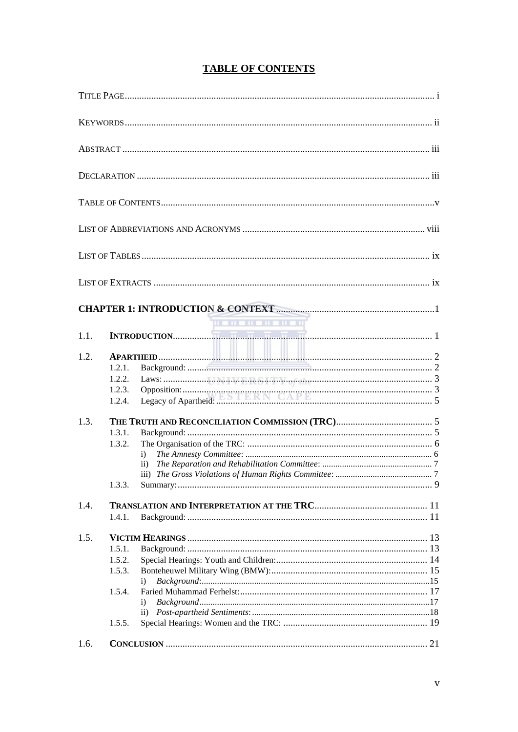# TABLE OF CONTENTS

TITLE PAGE ..... i

KEYWORDS ..... ii

ABSTRACT ..... iii

DECLARATION ..... iii

TABLE OF CONTENTS ..... v

LIST OF ABBREVIATIONS AND ACRONYMS ..... viii

LIST OF TABLES ..... ix

LIST OF EXTRACTS ..... ix

**CHAPTER 1: INTRODUCTION & CONTEXT** ..... 1

1.1. **INTRODUCTION** ..... 1

1.2. **APARTHEID** ..... 2
- 1.2.1. Background: ..... 2
- 1.2.2. Laws: ..... 3
- 1.2.3. Opposition: ..... 3
- 1.2.4. Legacy of Apartheid: ..... 5

1.3. **THE TRUTH AND RECONCILIATION COMMISSION (TRC)** ..... 5
- 1.3.1. Background: ..... 5
- 1.3.2. The Organisation of the TRC: ..... 6
  - i) *The Amnesty Committee*: ..... 6
  - ii) *The Reparation and Rehabilitation Committee*: ..... 7
  - iii) *The Gross Violations of Human Rights Committee*: ..... 7
- 1.3.3. Summary: ..... 9

1.4. **TRANSLATION AND INTERPRETATION AT THE TRC** ..... 11
- 1.4.1. Background: ..... 11

1.5. **VICTIM HEARINGS** ..... 13
- 1.5.1. Background: ..... 13
- 1.5.2. Special Hearings: Youth and Children: ..... 14
- 1.5.3. Bonteheuwel Military Wing (BMW): ..... 15
  - i) *Background*: ..... 15
- 1.5.4. Faried Muhammad Ferhelst: ..... 17
  - i) *Background* ..... 17
  - ii) *Post-apartheid Sentiments*: ..... 18
- 1.5.5. Special Hearings: Women and the TRC: ..... 19

1.6. **CONCLUSION** ..... 21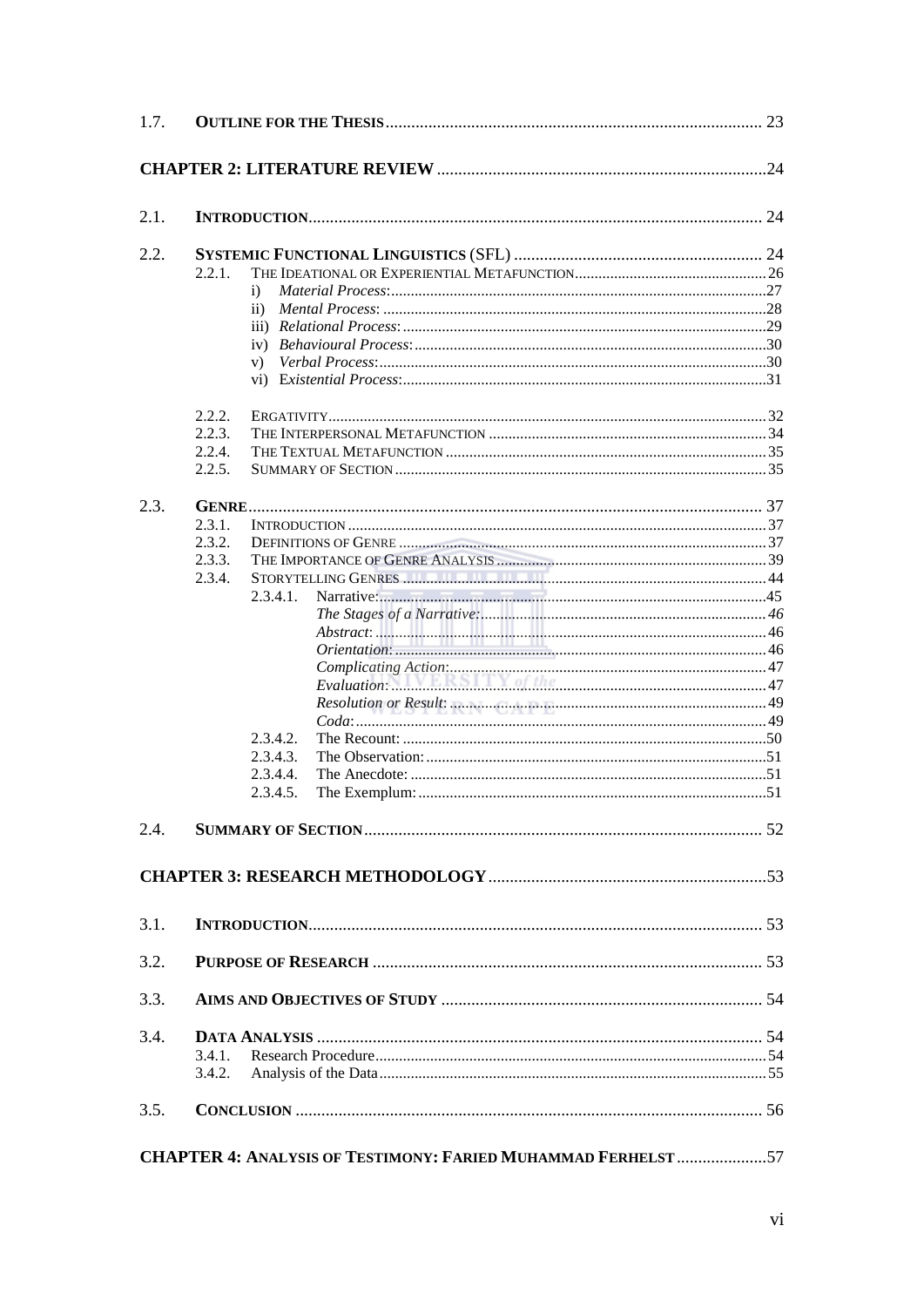1.7. **OUTLINE FOR THE THESIS** ........ 23

**CHAPTER 2: LITERATURE REVIEW** ........ 24

2.1. **INTRODUCTION** ........ 24

2.2. **SYSTEMIC FUNCTIONAL LINGUISTICS (SFL)** ........ 24

- 2.2.1. THE IDEATIONAL OR EXPERIENTIAL METAFUNCTION ........ 26
  - i) *Material Process*: ........ 27
  - ii) *Mental Process*: ........ 28
  - iii) *Relational Process*: ........ 29
  - iv) *Behavioural Process*: ........ 30
  - v) *Verbal Process*: ........ 30
  - vi) *Existential Process*: ........ 31
- 2.2.2. ERGATIVITY ........ 32
- 2.2.3. THE INTERPERSONAL METAFUNCTION ........ 34
- 2.2.4. THE TEXTUAL METAFUNCTION ........ 35
- 2.2.5. SUMMARY OF SECTION ........ 35

2.3. **GENRE** ........ 37

- 2.3.1. INTRODUCTION ........ 37
- 2.3.2. DEFINITIONS OF GENRE ........ 37
- 2.3.3. THE IMPORTANCE OF GENRE ANALYSIS ........ 39
- 2.3.4. STORYTELLING GENRES ........ 44
  - 2.3.4.1. Narrative: ........ 45
    - *The Stages of a Narrative*: ........ 46
    - *Abstract*: ........ 46
    - *Orientation*: ........ 46
    - *Complicating Action*: ........ 47
    - *Evaluation*: ........ 47
    - *Resolution or Result*: ........ 49
    - *Coda*: ........ 49
  - 2.3.4.2. The Recount: ........ 50
  - 2.3.4.3. The Observation: ........ 51
  - 2.3.4.4. The Anecdote: ........ 51
  - 2.3.4.5. The Exemplum: ........ 51

2.4. **SUMMARY OF SECTION** ........ 52

**CHAPTER 3: RESEARCH METHODOLOGY** ........ 53

3.1. **INTRODUCTION** ........ 53

3.2. **PURPOSE OF RESEARCH** ........ 53

3.3. **AIMS AND OBJECTIVES OF STUDY** ........ 54

3.4. **DATA ANALYSIS** ........ 54

- 3.4.1. Research Procedure ........ 54
- 3.4.2. Analysis of the Data ........ 55

3.5. **CONCLUSION** ........ 56

**CHAPTER 4: ANALYSIS OF TESTIMONY: FARIED MUHAMMAD FERHELST** ........ 57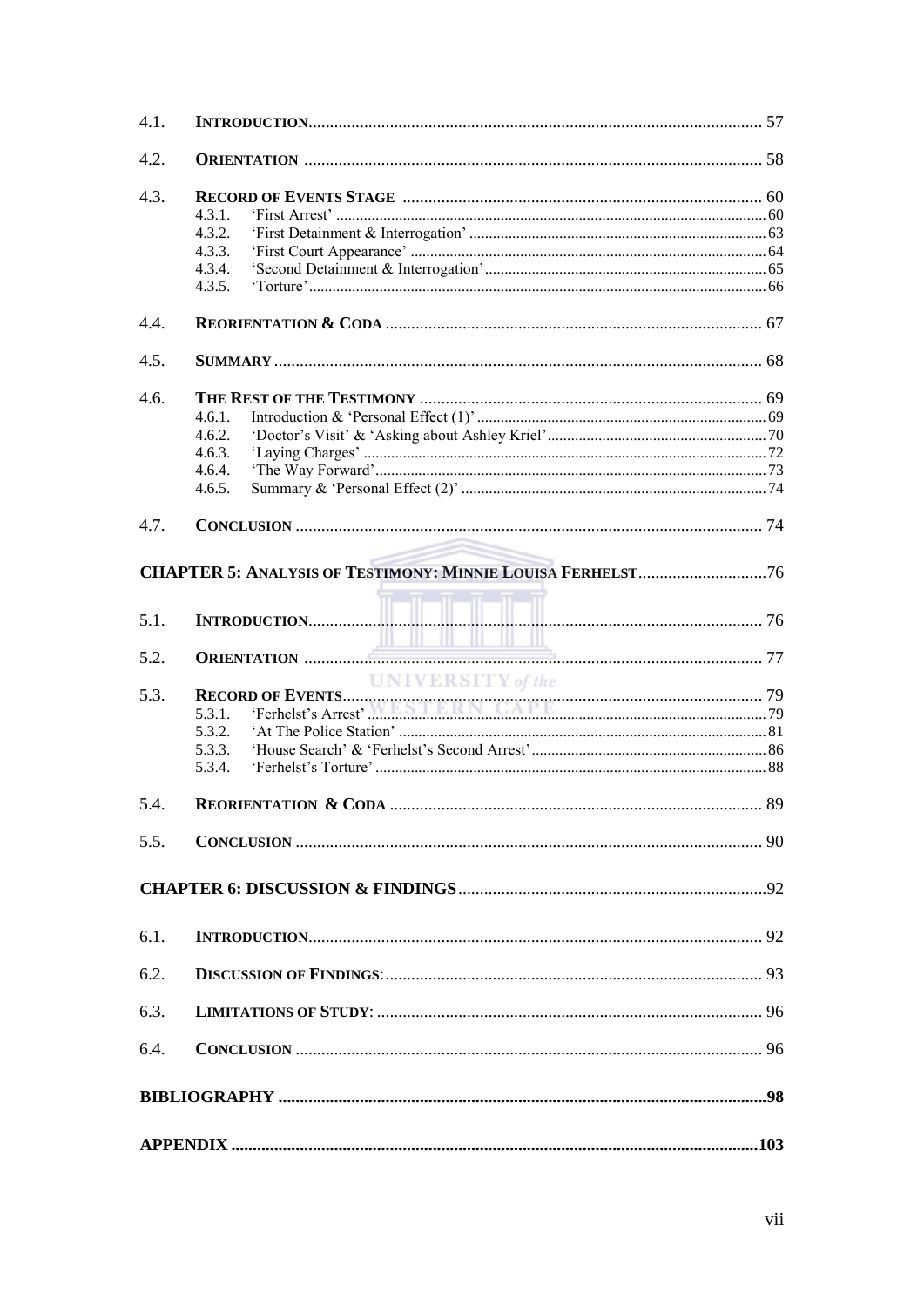4.1. **INTRODUCTION** ........................................................ 57

4.2. **ORIENTATION** ........................................................ 58

4.3. **RECORD OF EVENTS STAGE** ........................................................ 60

- 4.3.1. 'First Arrest' ........................................................ 60
- 4.3.2. 'First Detainment & Interrogation' ........................................................ 63
- 4.3.3. 'First Court Appearance' ........................................................ 64
- 4.3.4. 'Second Detainment & Interrogation' ........................................................ 65
- 4.3.5. 'Torture' ........................................................ 66

4.4. **REORIENTATION & CODA** ........................................................ 67

4.5. **SUMMARY** ........................................................ 68

4.6. **THE REST OF THE TESTIMONY** ........................................................ 69

- 4.6.1. Introduction & 'Personal Effect (1)' ........................................................ 69
- 4.6.2. 'Doctor's Visit' & 'Asking about Ashley Kriel' ........................................................ 70
- 4.6.3. 'Laying Charges' ........................................................ 72
- 4.6.4. 'The Way Forward' ........................................................ 73
- 4.6.5. Summary & 'Personal Effect (2)' ........................................................ 74

4.7. **CONCLUSION** ........................................................ 74

**CHAPTER 5: ANALYSIS OF TESTIMONY: MINNIE LOUISA FERHELST** ........................................................ 76

5.1. **INTRODUCTION** ........................................................ 76

5.2. **ORIENTATION** ........................................................ 77

5.3. **RECORD OF EVENTS** ........................................................ 79

- 5.3.1. 'Ferhelst's Arrest' ........................................................ 79
- 5.3.2. 'At The Police Station' ........................................................ 81
- 5.3.3. 'House Search' & 'Ferhelst's Second Arrest' ........................................................ 86
- 5.3.4. 'Ferhelst's Torture' ........................................................ 88

5.4. **REORIENTATION & CODA** ........................................................ 89

5.5. **CONCLUSION** ........................................................ 90

**CHAPTER 6: DISCUSSION & FINDINGS** ........................................................ 92

6.1. **INTRODUCTION** ........................................................ 92

6.2. **DISCUSSION OF FINDINGS**: ........................................................ 93

6.3. **LIMITATIONS OF STUDY**: ........................................................ 96

6.4. **CONCLUSION** ........................................................ 96

**BIBLIOGRAPHY** ........................................................ 98

**APPENDIX** ........................................................ 103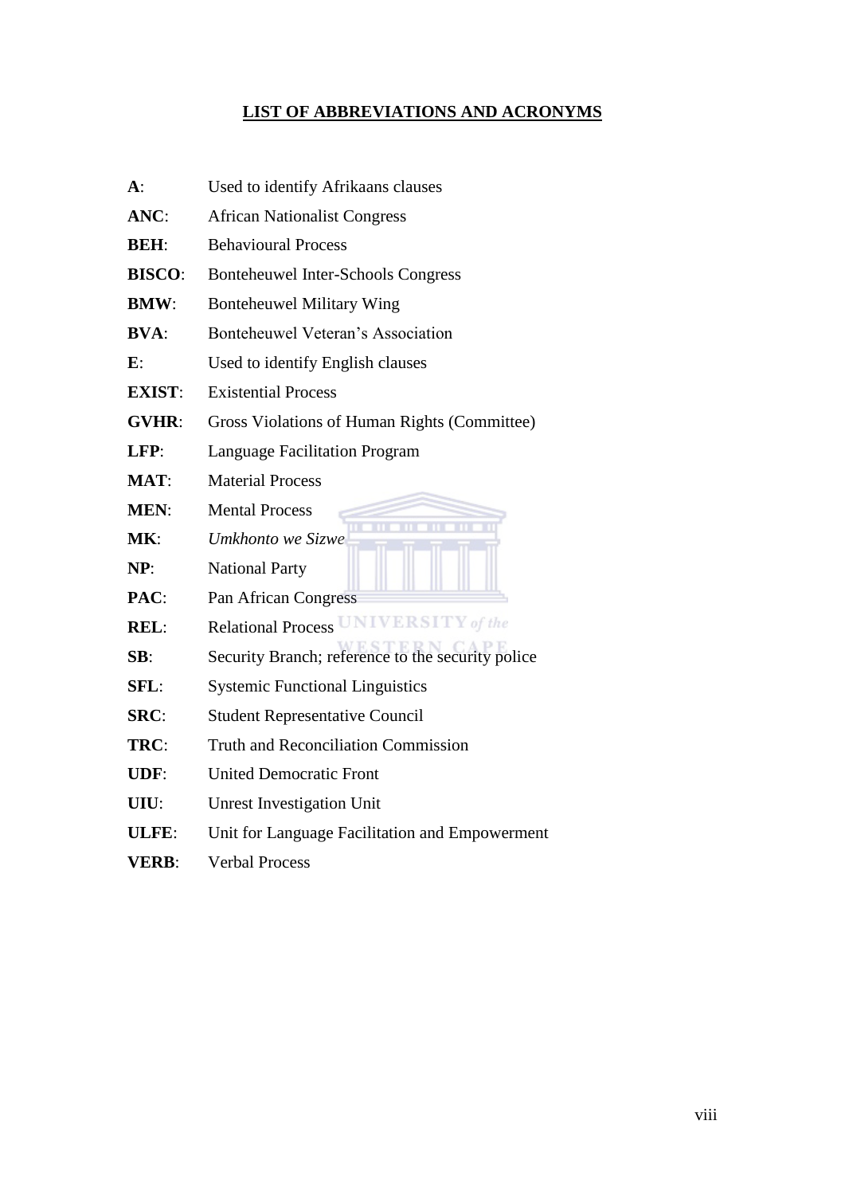# LIST OF ABBREVIATIONS AND ACRONYMS

**A**: Used to identify Afrikaans clauses

**ANC**: African Nationalist Congress

**BEH**: Behavioural Process

**BISCO**: Bonteheuwel Inter-Schools Congress

**BMW**: Bonteheuwel Military Wing

**BVA**: Bonteheuwel Veteran's Association

**E**: Used to identify English clauses

**EXIST**: Existential Process

**GVHR**: Gross Violations of Human Rights (Committee)

**LFP**: Language Facilitation Program

**MAT**: Material Process

**MEN**: Mental Process

**MK**: *Umkhonto we Sizwe*

**NP**: National Party

**PAC**: Pan African Congress

**REL**: Relational Process

**SB**: Security Branch; reference to the security police

**SFL**: Systemic Functional Linguistics

**SRC**: Student Representative Council

**TRC**: Truth and Reconciliation Commission

**UDF**: United Democratic Front

**UIU**: Unrest Investigation Unit

**ULFE**: Unit for Language Facilitation and Empowerment

**VERB**: Verbal Process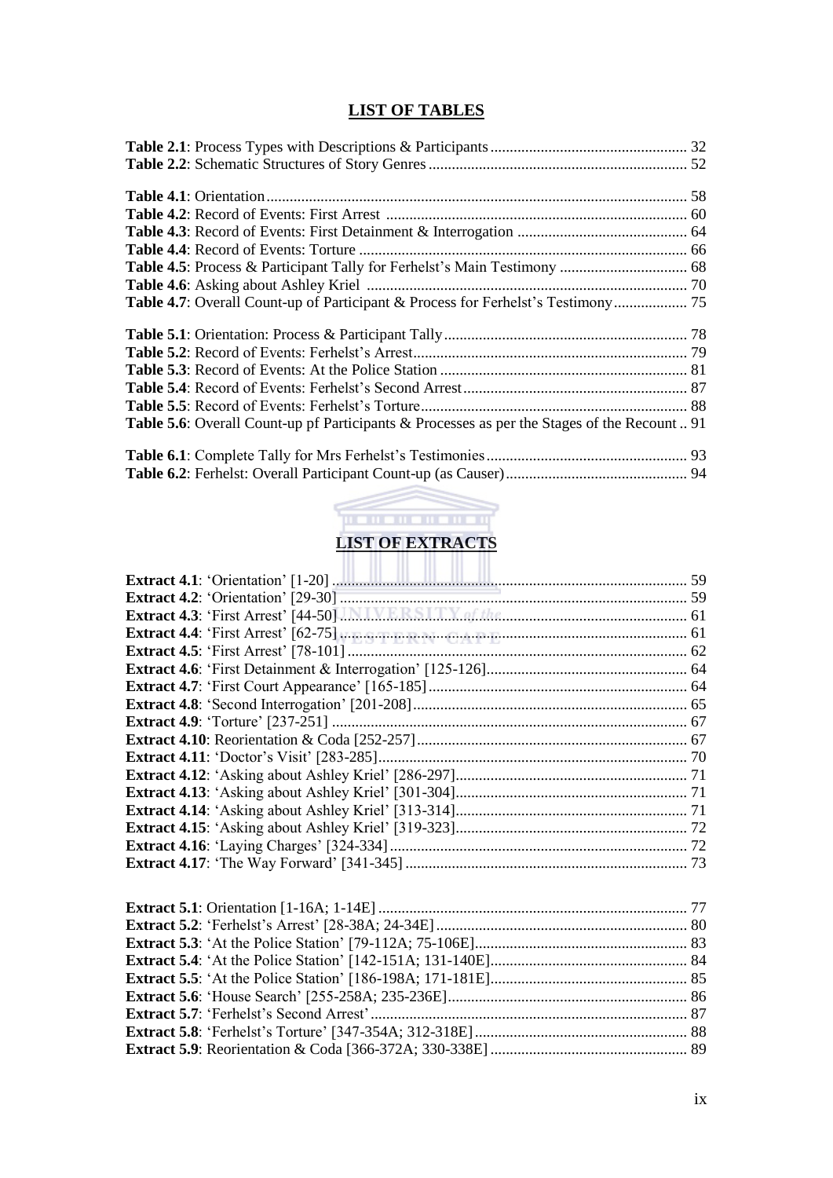## LIST OF TABLES

**Table 2.1**: Process Types with Descriptions & Participants ... 32
**Table 2.2**: Schematic Structures of Story Genres ... 52

**Table 4.1**: Orientation ... 58
**Table 4.2**: Record of Events: First Arrest ... 60
**Table 4.3**: Record of Events: First Detainment & Interrogation ... 64
**Table 4.4**: Record of Events: Torture ... 66
**Table 4.5**: Process & Participant Tally for Ferhelst's Main Testimony ... 68
**Table 4.6**: Asking about Ashley Kriel ... 70
**Table 4.7**: Overall Count-up of Participant & Process for Ferhelst's Testimony ... 75

**Table 5.1**: Orientation: Process & Participant Tally ... 78
**Table 5.2**: Record of Events: Ferhelst's Arrest ... 79
**Table 5.3**: Record of Events: At the Police Station ... 81
**Table 5.4**: Record of Events: Ferhelst's Second Arrest ... 87
**Table 5.5**: Record of Events: Ferhelst's Torture ... 88
**Table 5.6**: Overall Count-up pf Participants & Processes as per the Stages of the Recount .. 91

**Table 6.1**: Complete Tally for Mrs Ferhelst's Testimonies ... 93
**Table 6.2**: Ferhelst: Overall Participant Count-up (as Causer) ... 94

## LIST OF EXTRACTS

**Extract 4.1**: 'Orientation' [1-20] ... 59
**Extract 4.2**: 'Orientation' [29-30] ... 59
**Extract 4.3**: 'First Arrest' [44-50] ... 61
**Extract 4.4**: 'First Arrest' [62-75] ... 61
**Extract 4.5**: 'First Arrest' [78-101] ... 62
**Extract 4.6**: 'First Detainment & Interrogation' [125-126] ... 64
**Extract 4.7**: 'First Court Appearance' [165-185] ... 64
**Extract 4.8**: 'Second Interrogation' [201-208] ... 65
**Extract 4.9**: 'Torture' [237-251] ... 67
**Extract 4.10**: Reorientation & Coda [252-257] ... 67
**Extract 4.11**: 'Doctor's Visit' [283-285] ... 70
**Extract 4.12**: 'Asking about Ashley Kriel' [286-297] ... 71
**Extract 4.13**: 'Asking about Ashley Kriel' [301-304] ... 71
**Extract 4.14**: 'Asking about Ashley Kriel' [313-314] ... 71
**Extract 4.15**: 'Asking about Ashley Kriel' [319-323] ... 72
**Extract 4.16**: 'Laying Charges' [324-334] ... 72
**Extract 4.17**: 'The Way Forward' [341-345] ... 73

**Extract 5.1**: Orientation [1-16A; 1-14E] ... 77
**Extract 5.2**: 'Ferhelst's Arrest' [28-38A; 24-34E] ... 80
**Extract 5.3**: 'At the Police Station' [79-112A; 75-106E] ... 83
**Extract 5.4**: 'At the Police Station' [142-151A; 131-140E] ... 84
**Extract 5.5**: 'At the Police Station' [186-198A; 171-181E] ... 85
**Extract 5.6**: 'House Search' [255-258A; 235-236E] ... 86
**Extract 5.7**: 'Ferhelst's Second Arrest' ... 87
**Extract 5.8**: 'Ferhelst's Torture' [347-354A; 312-318E] ... 88
**Extract 5.9**: Reorientation & Coda [366-372A; 330-338E] ... 89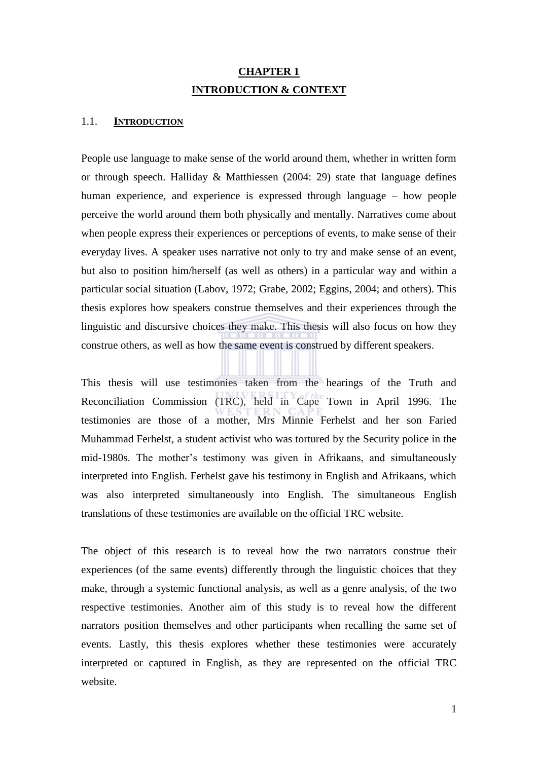# CHAPTER 1
# INTRODUCTION & CONTEXT

## 1.1. INTRODUCTION

People use language to make sense of the world around them, whether in written form or through speech. Halliday & Matthiessen (2004: 29) state that language defines human experience, and experience is expressed through language – how people perceive the world around them both physically and mentally. Narratives come about when people express their experiences or perceptions of events, to make sense of their everyday lives. A speaker uses narrative not only to try and make sense of an event, but also to position him/herself (as well as others) in a particular way and within a particular social situation (Labov, 1972; Grabe, 2002; Eggins, 2004; and others). This thesis explores how speakers construe themselves and their experiences through the linguistic and discursive choices they make. This thesis will also focus on how they construe others, as well as how the same event is construed by different speakers.

This thesis will use testimonies taken from the hearings of the Truth and Reconciliation Commission (TRC), held in Cape Town in April 1996. The testimonies are those of a mother, Mrs Minnie Ferhelst and her son Faried Muhammad Ferhelst, a student activist who was tortured by the Security police in the mid-1980s. The mother's testimony was given in Afrikaans, and simultaneously interpreted into English. Ferhelst gave his testimony in English and Afrikaans, which was also interpreted simultaneously into English. The simultaneous English translations of these testimonies are available on the official TRC website.

The object of this research is to reveal how the two narrators construe their experiences (of the same events) differently through the linguistic choices that they make, through a systemic functional analysis, as well as a genre analysis, of the two respective testimonies. Another aim of this study is to reveal how the different narrators position themselves and other participants when recalling the same set of events. Lastly, this thesis explores whether these testimonies were accurately interpreted or captured in English, as they are represented on the official TRC website.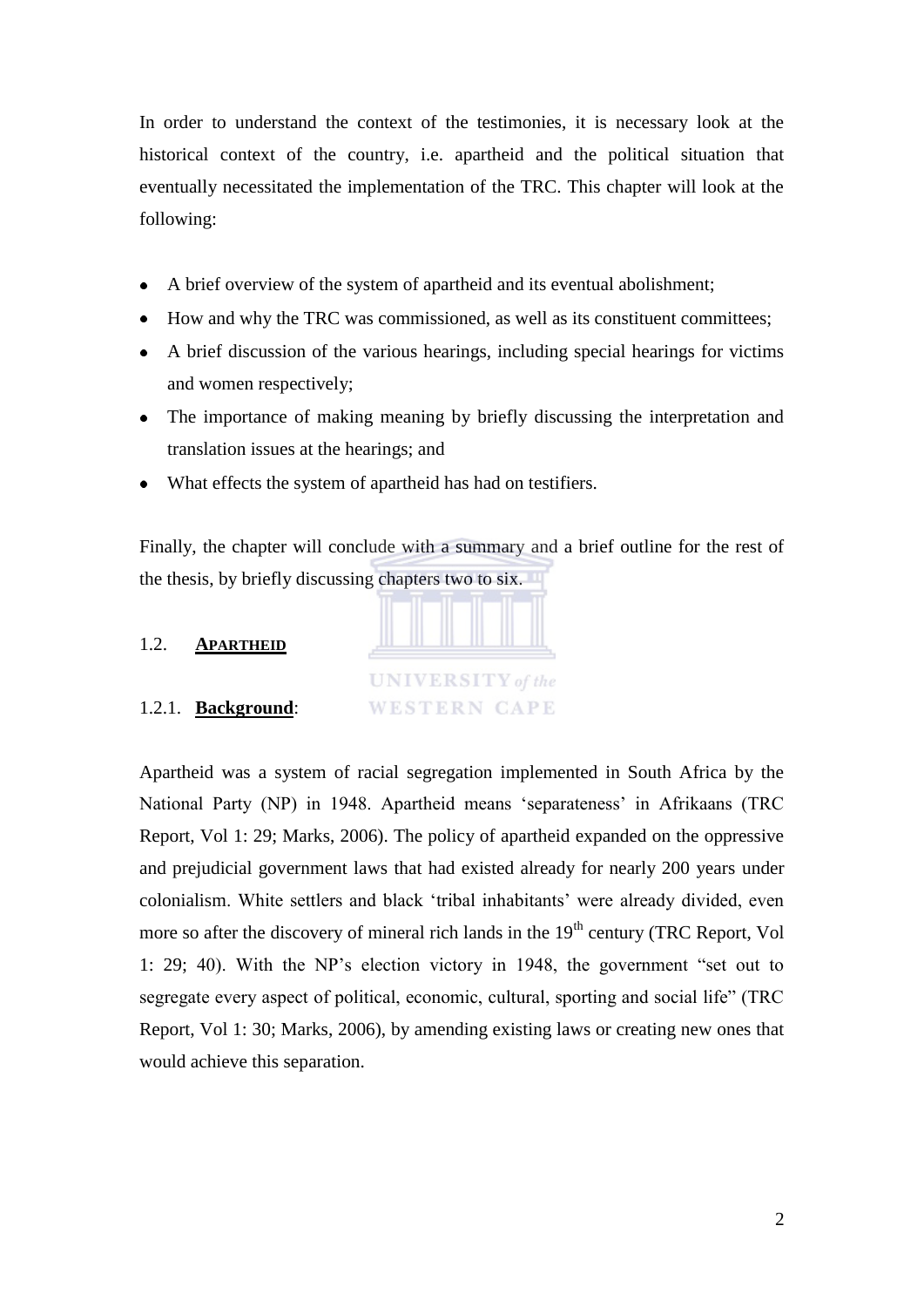In order to understand the context of the testimonies, it is necessary look at the historical context of the country, i.e. apartheid and the political situation that eventually necessitated the implementation of the TRC. This chapter will look at the following:

- A brief overview of the system of apartheid and its eventual abolishment;
- How and why the TRC was commissioned, as well as its constituent committees;
- A brief discussion of the various hearings, including special hearings for victims and women respectively;
- The importance of making meaning by briefly discussing the interpretation and translation issues at the hearings; and
- What effects the system of apartheid has had on testifiers.

Finally, the chapter will conclude with a summary and a brief outline for the rest of the thesis, by briefly discussing chapters two to six.

## 1.2. APARTHEID

### 1.2.1. **Background**:

Apartheid was a system of racial segregation implemented in South Africa by the National Party (NP) in 1948. Apartheid means 'separateness' in Afrikaans (TRC Report, Vol 1: 29; Marks, 2006). The policy of apartheid expanded on the oppressive and prejudicial government laws that had existed already for nearly 200 years under colonialism. White settlers and black 'tribal inhabitants' were already divided, even more so after the discovery of mineral rich lands in the 19th century (TRC Report, Vol 1: 29; 40). With the NP's election victory in 1948, the government "set out to segregate every aspect of political, economic, cultural, sporting and social life" (TRC Report, Vol 1: 30; Marks, 2006), by amending existing laws or creating new ones that would achieve this separation.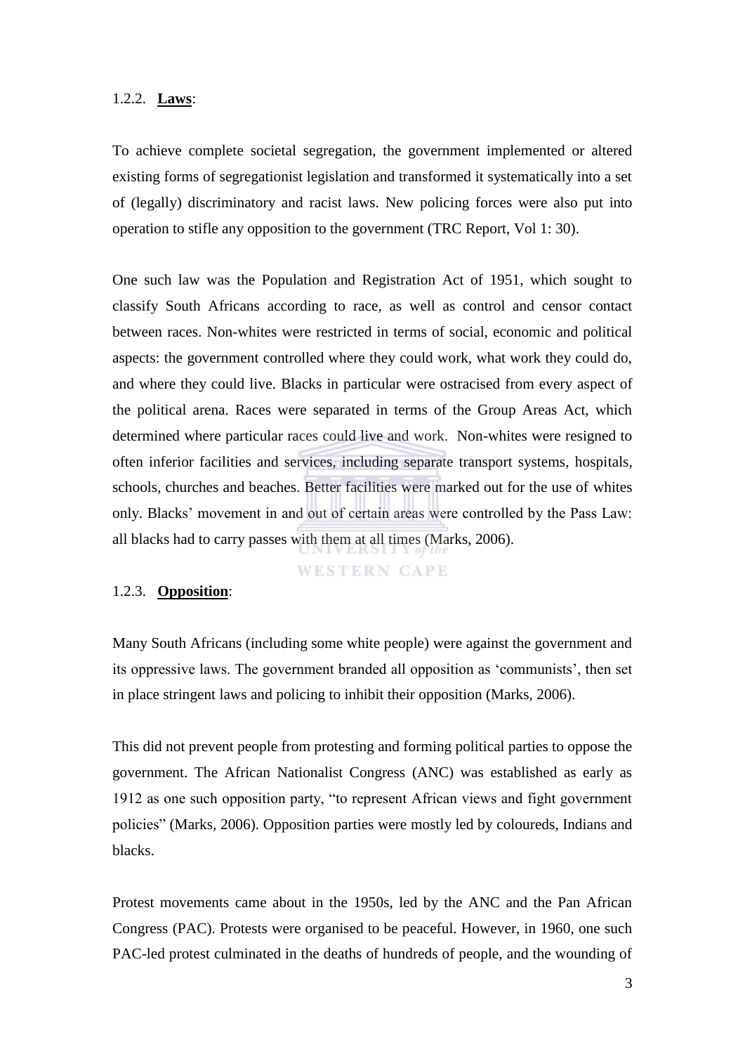1.2.2. **Laws**:

To achieve complete societal segregation, the government implemented or altered existing forms of segregationist legislation and transformed it systematically into a set of (legally) discriminatory and racist laws. New policing forces were also put into operation to stifle any opposition to the government (TRC Report, Vol 1: 30).

One such law was the Population and Registration Act of 1951, which sought to classify South Africans according to race, as well as control and censor contact between races. Non-whites were restricted in terms of social, economic and political aspects: the government controlled where they could work, what work they could do, and where they could live. Blacks in particular were ostracised from every aspect of the political arena. Races were separated in terms of the Group Areas Act, which determined where particular races could live and work. Non-whites were resigned to often inferior facilities and services, including separate transport systems, hospitals, schools, churches and beaches. Better facilities were marked out for the use of whites only. Blacks' movement in and out of certain areas were controlled by the Pass Law: all blacks had to carry passes with them at all times (Marks, 2006).

1.2.3. **Opposition**:

Many South Africans (including some white people) were against the government and its oppressive laws. The government branded all opposition as 'communists', then set in place stringent laws and policing to inhibit their opposition (Marks, 2006).

This did not prevent people from protesting and forming political parties to oppose the government. The African Nationalist Congress (ANC) was established as early as 1912 as one such opposition party, "to represent African views and fight government policies" (Marks, 2006). Opposition parties were mostly led by coloureds, Indians and blacks.

Protest movements came about in the 1950s, led by the ANC and the Pan African Congress (PAC). Protests were organised to be peaceful. However, in 1960, one such PAC-led protest culminated in the deaths of hundreds of people, and the wounding of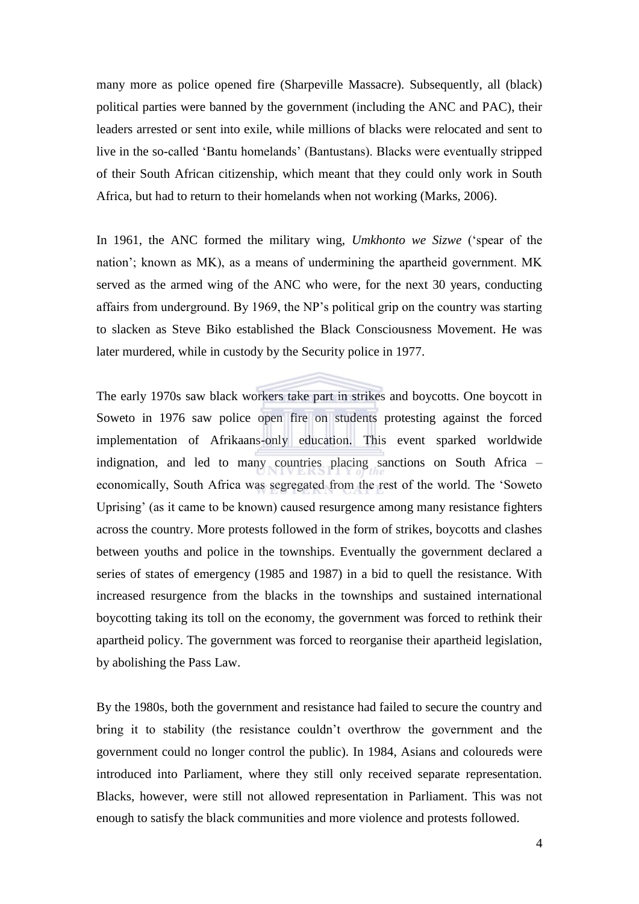many more as police opened fire (Sharpeville Massacre). Subsequently, all (black) political parties were banned by the government (including the ANC and PAC), their leaders arrested or sent into exile, while millions of blacks were relocated and sent to live in the so-called 'Bantu homelands' (Bantustans). Blacks were eventually stripped of their South African citizenship, which meant that they could only work in South Africa, but had to return to their homelands when not working (Marks, 2006).

In 1961, the ANC formed the military wing, *Umkhonto we Sizwe* ('spear of the nation'; known as MK), as a means of undermining the apartheid government. MK served as the armed wing of the ANC who were, for the next 30 years, conducting affairs from underground. By 1969, the NP's political grip on the country was starting to slacken as Steve Biko established the Black Consciousness Movement. He was later murdered, while in custody by the Security police in 1977.

The early 1970s saw black workers take part in strikes and boycotts. One boycott in Soweto in 1976 saw police open fire on students protesting against the forced implementation of Afrikaans-only education. This event sparked worldwide indignation, and led to many countries placing sanctions on South Africa – economically, South Africa was segregated from the rest of the world. The 'Soweto Uprising' (as it came to be known) caused resurgence among many resistance fighters across the country. More protests followed in the form of strikes, boycotts and clashes between youths and police in the townships. Eventually the government declared a series of states of emergency (1985 and 1987) in a bid to quell the resistance. With increased resurgence from the blacks in the townships and sustained international boycotting taking its toll on the economy, the government was forced to rethink their apartheid policy. The government was forced to reorganise their apartheid legislation, by abolishing the Pass Law.

By the 1980s, both the government and resistance had failed to secure the country and bring it to stability (the resistance couldn't overthrow the government and the government could no longer control the public). In 1984, Asians and coloureds were introduced into Parliament, where they still only received separate representation. Blacks, however, were still not allowed representation in Parliament. This was not enough to satisfy the black communities and more violence and protests followed.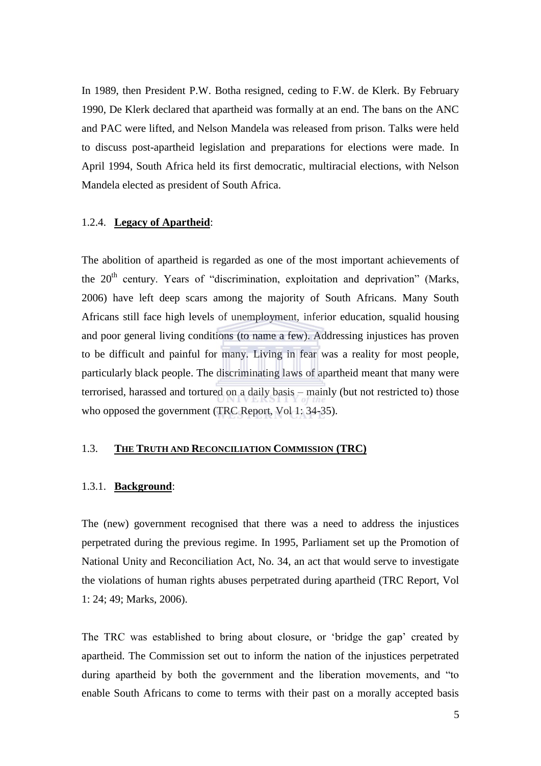In 1989, then President P.W. Botha resigned, ceding to F.W. de Klerk. By February 1990, De Klerk declared that apartheid was formally at an end. The bans on the ANC and PAC were lifted, and Nelson Mandela was released from prison. Talks were held to discuss post-apartheid legislation and preparations for elections were made. In April 1994, South Africa held its first democratic, multiracial elections, with Nelson Mandela elected as president of South Africa.

#### 1.2.4. **Legacy of Apartheid**:

The abolition of apartheid is regarded as one of the most important achievements of the 20th century. Years of "discrimination, exploitation and deprivation" (Marks, 2006) have left deep scars among the majority of South Africans. Many South Africans still face high levels of unemployment, inferior education, squalid housing and poor general living conditions (to name a few). Addressing injustices has proven to be difficult and painful for many. Living in fear was a reality for most people, particularly black people. The discriminating laws of apartheid meant that many were terrorised, harassed and tortured on a daily basis – mainly (but not restricted to) those who opposed the government (TRC Report, Vol 1: 34-35).

### 1.3. **THE TRUTH AND RECONCILIATION COMMISSION (TRC)**

#### 1.3.1. **Background**:

The (new) government recognised that there was a need to address the injustices perpetrated during the previous regime. In 1995, Parliament set up the Promotion of National Unity and Reconciliation Act, No. 34, an act that would serve to investigate the violations of human rights abuses perpetrated during apartheid (TRC Report, Vol 1: 24; 49; Marks, 2006).

The TRC was established to bring about closure, or 'bridge the gap' created by apartheid. The Commission set out to inform the nation of the injustices perpetrated during apartheid by both the government and the liberation movements, and "to enable South Africans to come to terms with their past on a morally accepted basis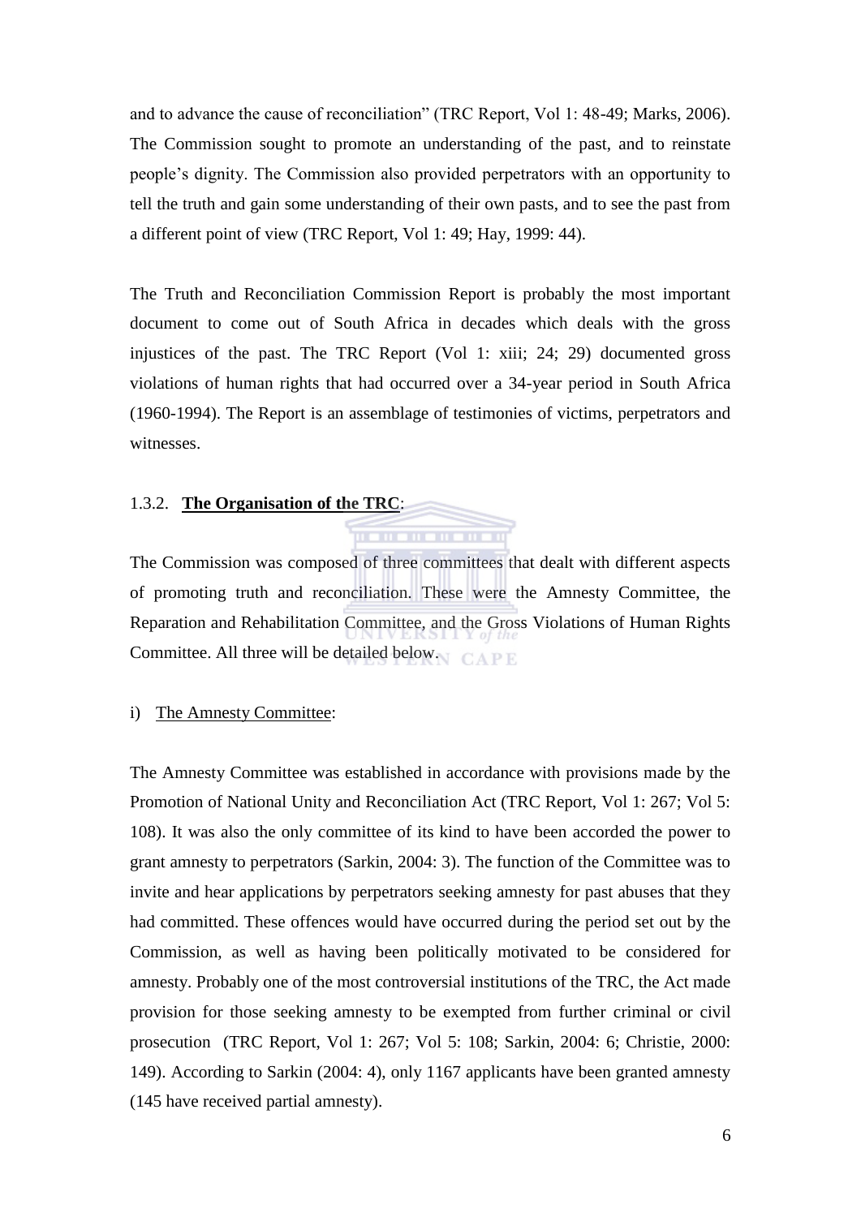and to advance the cause of reconciliation" (TRC Report, Vol 1: 48-49; Marks, 2006). The Commission sought to promote an understanding of the past, and to reinstate people's dignity. The Commission also provided perpetrators with an opportunity to tell the truth and gain some understanding of their own pasts, and to see the past from a different point of view (TRC Report, Vol 1: 49; Hay, 1999: 44).

The Truth and Reconciliation Commission Report is probably the most important document to come out of South Africa in decades which deals with the gross injustices of the past. The TRC Report (Vol 1: xiii; 24; 29) documented gross violations of human rights that had occurred over a 34-year period in South Africa (1960-1994). The Report is an assemblage of testimonies of victims, perpetrators and witnesses.

### 1.3.2. **The Organisation of the TRC**:

The Commission was composed of three committees that dealt with different aspects of promoting truth and reconciliation. These were the Amnesty Committee, the Reparation and Rehabilitation Committee, and the Gross Violations of Human Rights Committee. All three will be detailed below.

i) The Amnesty Committee:

The Amnesty Committee was established in accordance with provisions made by the Promotion of National Unity and Reconciliation Act (TRC Report, Vol 1: 267; Vol 5: 108). It was also the only committee of its kind to have been accorded the power to grant amnesty to perpetrators (Sarkin, 2004: 3). The function of the Committee was to invite and hear applications by perpetrators seeking amnesty for past abuses that they had committed. These offences would have occurred during the period set out by the Commission, as well as having been politically motivated to be considered for amnesty. Probably one of the most controversial institutions of the TRC, the Act made provision for those seeking amnesty to be exempted from further criminal or civil prosecution (TRC Report, Vol 1: 267; Vol 5: 108; Sarkin, 2004: 6; Christie, 2000: 149). According to Sarkin (2004: 4), only 1167 applicants have been granted amnesty (145 have received partial amnesty).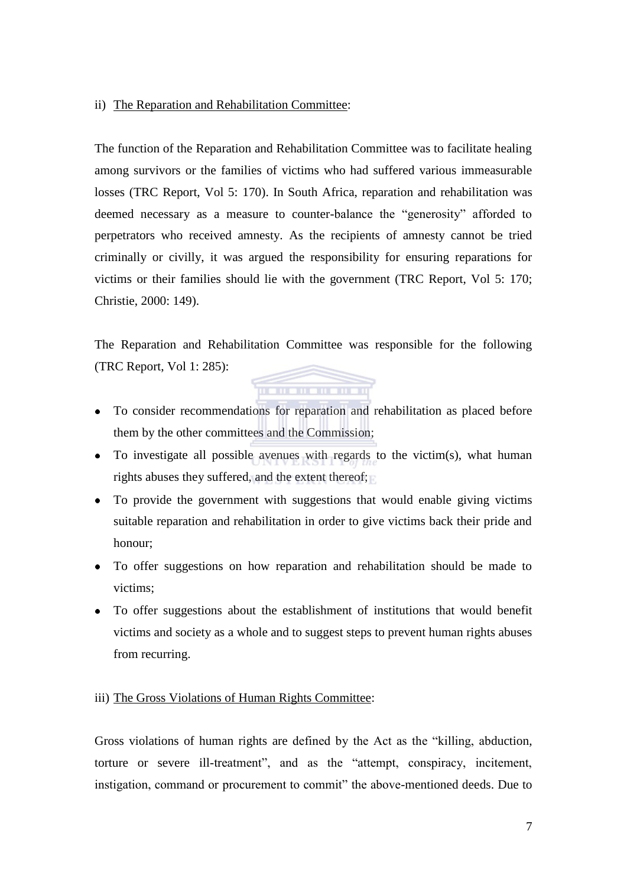ii) <u>The Reparation and Rehabilitation Committee</u>:

The function of the Reparation and Rehabilitation Committee was to facilitate healing among survivors or the families of victims who had suffered various immeasurable losses (TRC Report, Vol 5: 170). In South Africa, reparation and rehabilitation was deemed necessary as a measure to counter-balance the "generosity" afforded to perpetrators who received amnesty. As the recipients of amnesty cannot be tried criminally or civilly, it was argued the responsibility for ensuring reparations for victims or their families should lie with the government (TRC Report, Vol 5: 170; Christie, 2000: 149).

The Reparation and Rehabilitation Committee was responsible for the following (TRC Report, Vol 1: 285):

- To consider recommendations for reparation and rehabilitation as placed before them by the other committees and the Commission;
- To investigate all possible avenues with regards to the victim(s), what human rights abuses they suffered, and the extent thereof;
- To provide the government with suggestions that would enable giving victims suitable reparation and rehabilitation in order to give victims back their pride and honour;
- To offer suggestions on how reparation and rehabilitation should be made to victims;
- To offer suggestions about the establishment of institutions that would benefit victims and society as a whole and to suggest steps to prevent human rights abuses from recurring.

iii) <u>The Gross Violations of Human Rights Committee</u>:

Gross violations of human rights are defined by the Act as the "killing, abduction, torture or severe ill-treatment", and as the "attempt, conspiracy, incitement, instigation, command or procurement to commit" the above-mentioned deeds. Due to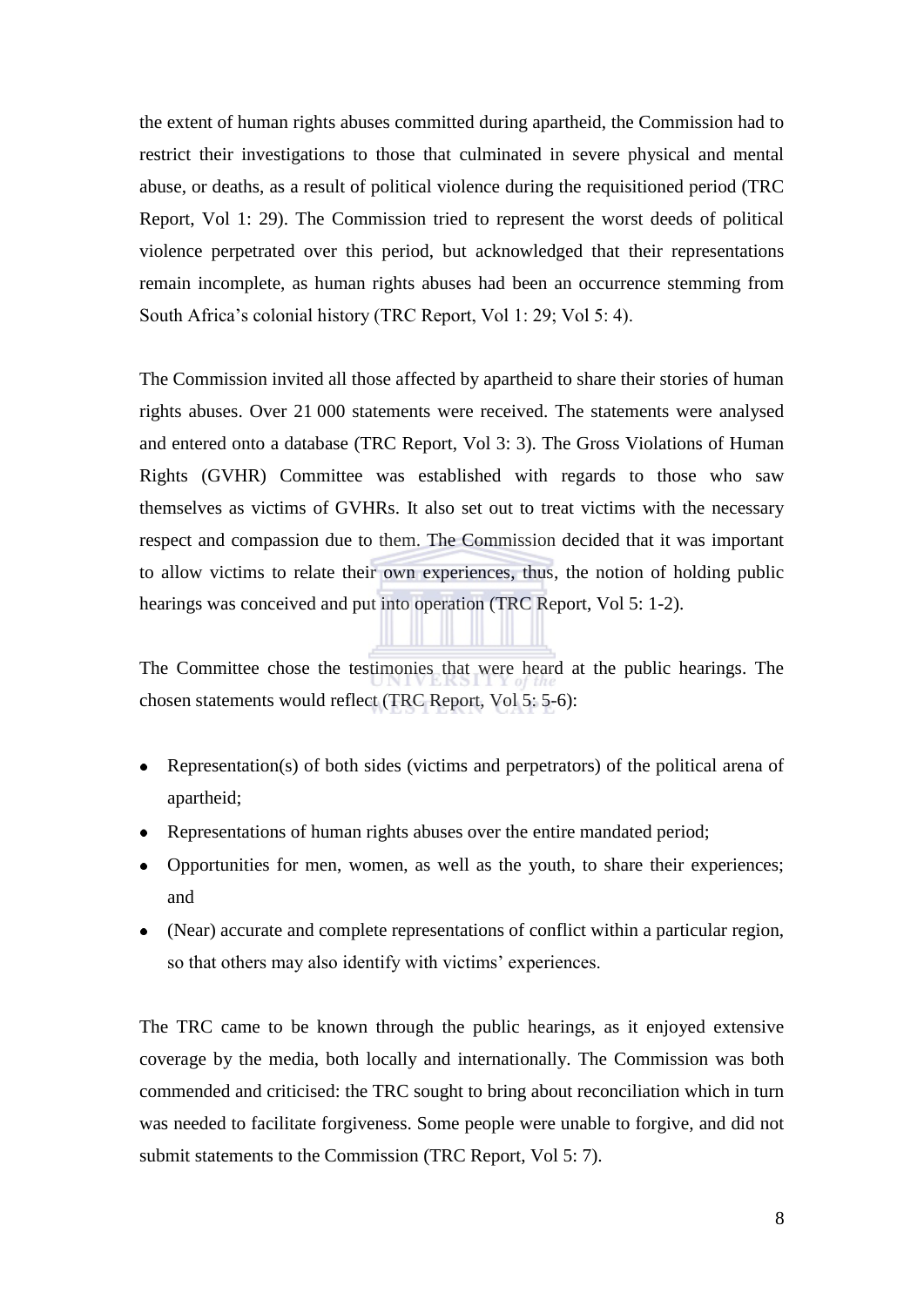the extent of human rights abuses committed during apartheid, the Commission had to restrict their investigations to those that culminated in severe physical and mental abuse, or deaths, as a result of political violence during the requisitioned period (TRC Report, Vol 1: 29). The Commission tried to represent the worst deeds of political violence perpetrated over this period, but acknowledged that their representations remain incomplete, as human rights abuses had been an occurrence stemming from South Africa's colonial history (TRC Report, Vol 1: 29; Vol 5: 4).

The Commission invited all those affected by apartheid to share their stories of human rights abuses. Over 21 000 statements were received. The statements were analysed and entered onto a database (TRC Report, Vol 3: 3). The Gross Violations of Human Rights (GVHR) Committee was established with regards to those who saw themselves as victims of GVHRs. It also set out to treat victims with the necessary respect and compassion due to them. The Commission decided that it was important to allow victims to relate their own experiences, thus, the notion of holding public hearings was conceived and put into operation (TRC Report, Vol 5: 1-2).

The Committee chose the testimonies that were heard at the public hearings. The chosen statements would reflect (TRC Report, Vol 5: 5-6):

- Representation(s) of both sides (victims and perpetrators) of the political arena of apartheid;
- Representations of human rights abuses over the entire mandated period;
- Opportunities for men, women, as well as the youth, to share their experiences; and
- (Near) accurate and complete representations of conflict within a particular region, so that others may also identify with victims' experiences.

The TRC came to be known through the public hearings, as it enjoyed extensive coverage by the media, both locally and internationally. The Commission was both commended and criticised: the TRC sought to bring about reconciliation which in turn was needed to facilitate forgiveness. Some people were unable to forgive, and did not submit statements to the Commission (TRC Report, Vol 5: 7).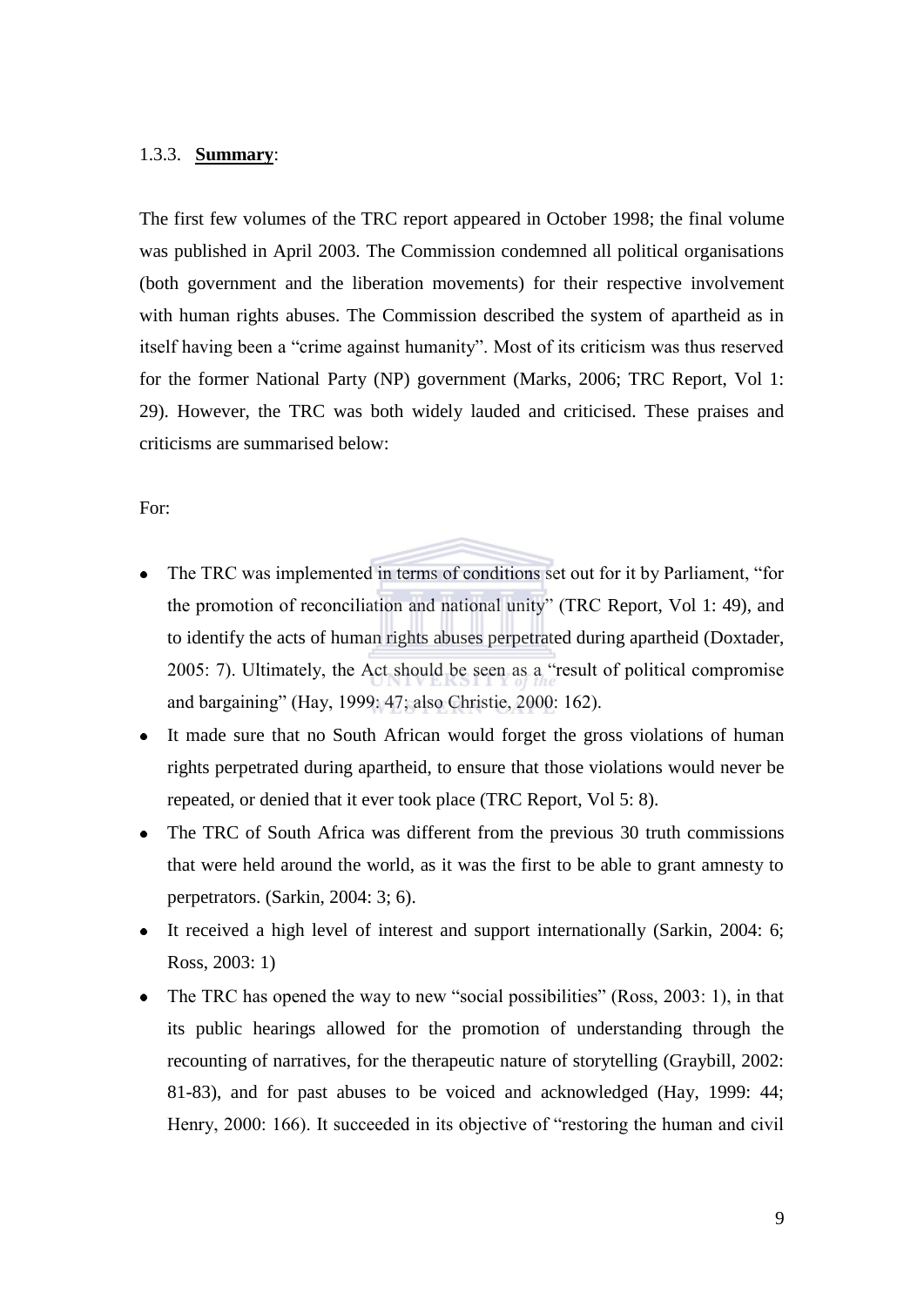1.3.3. **Summary**:

The first few volumes of the TRC report appeared in October 1998; the final volume was published in April 2003. The Commission condemned all political organisations (both government and the liberation movements) for their respective involvement with human rights abuses. The Commission described the system of apartheid as in itself having been a "crime against humanity". Most of its criticism was thus reserved for the former National Party (NP) government (Marks, 2006; TRC Report, Vol 1: 29). However, the TRC was both widely lauded and criticised. These praises and criticisms are summarised below:

For:

- The TRC was implemented in terms of conditions set out for it by Parliament, "for the promotion of reconciliation and national unity" (TRC Report, Vol 1: 49), and to identify the acts of human rights abuses perpetrated during apartheid (Doxtader, 2005: 7). Ultimately, the Act should be seen as a "result of political compromise and bargaining" (Hay, 1999: 47; also Christie, 2000: 162).
- It made sure that no South African would forget the gross violations of human rights perpetrated during apartheid, to ensure that those violations would never be repeated, or denied that it ever took place (TRC Report, Vol 5: 8).
- The TRC of South Africa was different from the previous 30 truth commissions that were held around the world, as it was the first to be able to grant amnesty to perpetrators. (Sarkin, 2004: 3; 6).
- It received a high level of interest and support internationally (Sarkin, 2004: 6; Ross, 2003: 1)
- The TRC has opened the way to new "social possibilities" (Ross, 2003: 1), in that its public hearings allowed for the promotion of understanding through the recounting of narratives, for the therapeutic nature of storytelling (Graybill, 2002: 81-83), and for past abuses to be voiced and acknowledged (Hay, 1999: 44; Henry, 2000: 166). It succeeded in its objective of "restoring the human and civil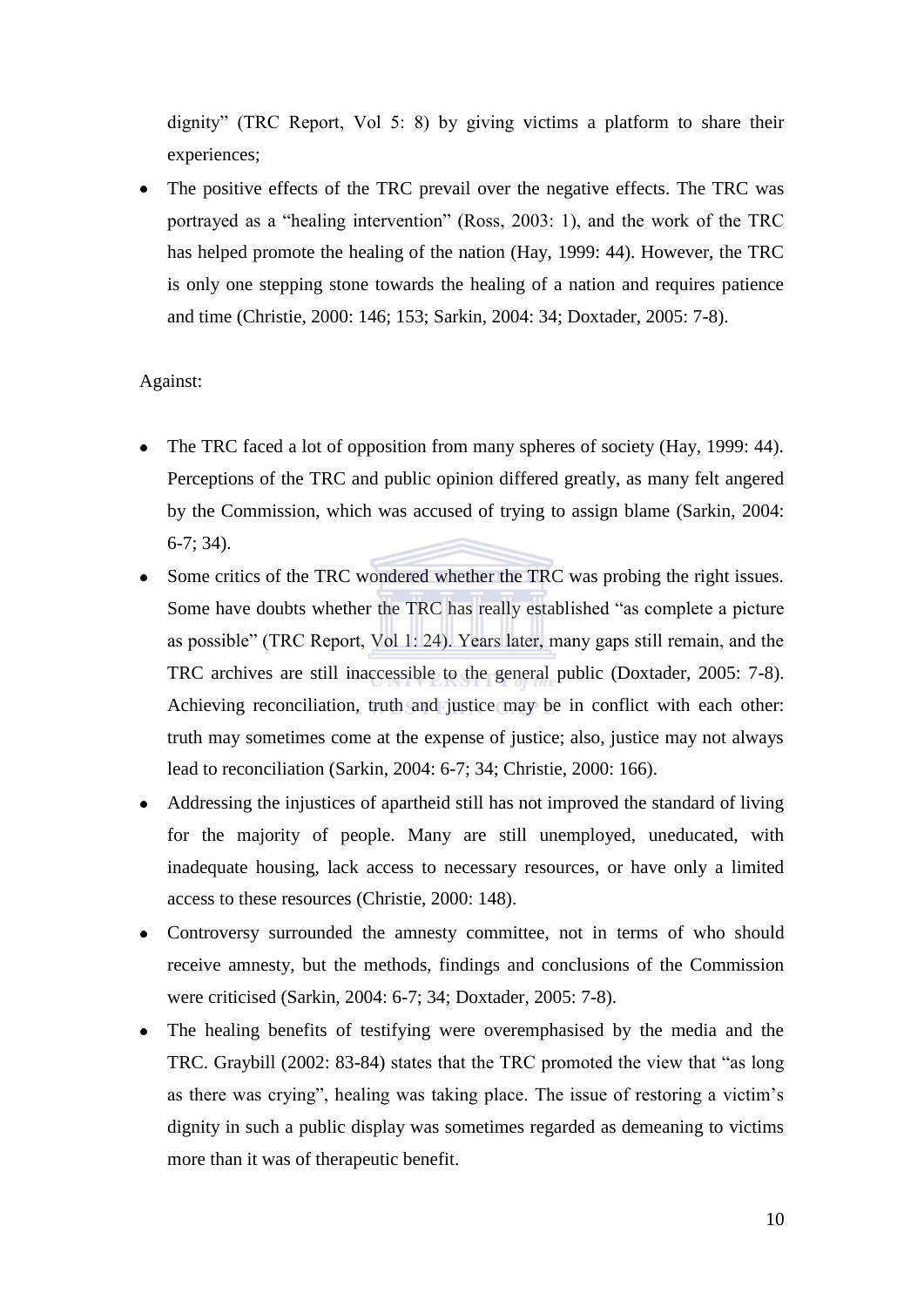dignity" (TRC Report, Vol 5: 8) by giving victims a platform to share their experiences;

- The positive effects of the TRC prevail over the negative effects. The TRC was portrayed as a "healing intervention" (Ross, 2003: 1), and the work of the TRC has helped promote the healing of the nation (Hay, 1999: 44). However, the TRC is only one stepping stone towards the healing of a nation and requires patience and time (Christie, 2000: 146; 153; Sarkin, 2004: 34; Doxtader, 2005: 7-8).

Against:

- The TRC faced a lot of opposition from many spheres of society (Hay, 1999: 44). Perceptions of the TRC and public opinion differed greatly, as many felt angered by the Commission, which was accused of trying to assign blame (Sarkin, 2004: 6-7; 34).
- Some critics of the TRC wondered whether the TRC was probing the right issues. Some have doubts whether the TRC has really established "as complete a picture as possible" (TRC Report, Vol 1: 24). Years later, many gaps still remain, and the TRC archives are still inaccessible to the general public (Doxtader, 2005: 7-8). Achieving reconciliation, truth and justice may be in conflict with each other: truth may sometimes come at the expense of justice; also, justice may not always lead to reconciliation (Sarkin, 2004: 6-7; 34; Christie, 2000: 166).
- Addressing the injustices of apartheid still has not improved the standard of living for the majority of people. Many are still unemployed, uneducated, with inadequate housing, lack access to necessary resources, or have only a limited access to these resources (Christie, 2000: 148).
- Controversy surrounded the amnesty committee, not in terms of who should receive amnesty, but the methods, findings and conclusions of the Commission were criticised (Sarkin, 2004: 6-7; 34; Doxtader, 2005: 7-8).
- The healing benefits of testifying were overemphasised by the media and the TRC. Graybill (2002: 83-84) states that the TRC promoted the view that "as long as there was crying", healing was taking place. The issue of restoring a victim's dignity in such a public display was sometimes regarded as demeaning to victims more than it was of therapeutic benefit.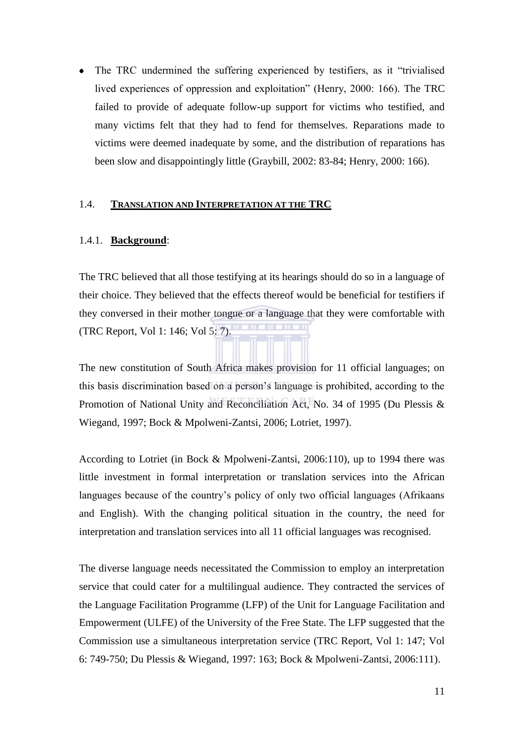- The TRC undermined the suffering experienced by testifiers, as it "trivialised lived experiences of oppression and exploitation" (Henry, 2000: 166). The TRC failed to provide of adequate follow-up support for victims who testified, and many victims felt that they had to fend for themselves. Reparations made to victims were deemed inadequate by some, and the distribution of reparations has been slow and disappointingly little (Graybill, 2002: 83-84; Henry, 2000: 166).

## 1.4. TRANSLATION AND INTERPRETATION AT THE TRC

### 1.4.1. Background:

The TRC believed that all those testifying at its hearings should do so in a language of their choice. They believed that the effects thereof would be beneficial for testifiers if they conversed in their mother tongue or a language that they were comfortable with (TRC Report, Vol 1: 146; Vol 5: 7).

The new constitution of South Africa makes provision for 11 official languages; on this basis discrimination based on a person's language is prohibited, according to the Promotion of National Unity and Reconciliation Act, No. 34 of 1995 (Du Plessis & Wiegand, 1997; Bock & Mpolweni-Zantsi, 2006; Lotriet, 1997).

According to Lotriet (in Bock & Mpolweni-Zantsi, 2006:110), up to 1994 there was little investment in formal interpretation or translation services into the African languages because of the country's policy of only two official languages (Afrikaans and English). With the changing political situation in the country, the need for interpretation and translation services into all 11 official languages was recognised.

The diverse language needs necessitated the Commission to employ an interpretation service that could cater for a multilingual audience. They contracted the services of the Language Facilitation Programme (LFP) of the Unit for Language Facilitation and Empowerment (ULFE) of the University of the Free State. The LFP suggested that the Commission use a simultaneous interpretation service (TRC Report, Vol 1: 147; Vol 6: 749-750; Du Plessis & Wiegand, 1997: 163; Bock & Mpolweni-Zantsi, 2006:111).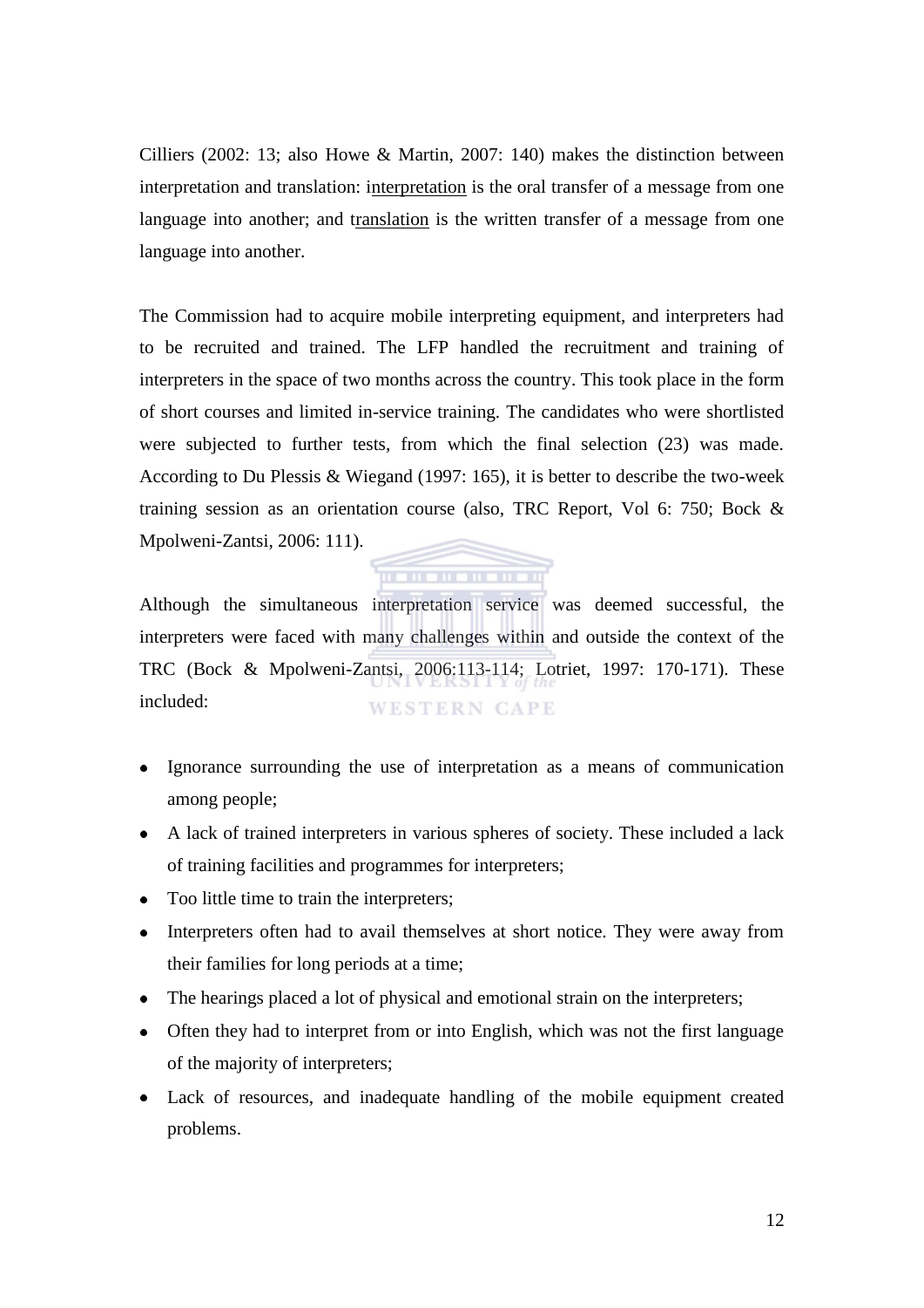Cilliers (2002: 13; also Howe & Martin, 2007: 140) makes the distinction between interpretation and translation: interpretation is the oral transfer of a message from one language into another; and translation is the written transfer of a message from one language into another.

The Commission had to acquire mobile interpreting equipment, and interpreters had to be recruited and trained. The LFP handled the recruitment and training of interpreters in the space of two months across the country. This took place in the form of short courses and limited in-service training. The candidates who were shortlisted were subjected to further tests, from which the final selection (23) was made. According to Du Plessis & Wiegand (1997: 165), it is better to describe the two-week training session as an orientation course (also, TRC Report, Vol 6: 750; Bock & Mpolweni-Zantsi, 2006: 111).

Although the simultaneous interpretation service was deemed successful, the interpreters were faced with many challenges within and outside the context of the TRC (Bock & Mpolweni-Zantsi, 2006:113-114; Lotriet, 1997: 170-171). These included:

- Ignorance surrounding the use of interpretation as a means of communication among people;
- A lack of trained interpreters in various spheres of society. These included a lack of training facilities and programmes for interpreters;
- Too little time to train the interpreters;
- Interpreters often had to avail themselves at short notice. They were away from their families for long periods at a time;
- The hearings placed a lot of physical and emotional strain on the interpreters;
- Often they had to interpret from or into English, which was not the first language of the majority of interpreters;
- Lack of resources, and inadequate handling of the mobile equipment created problems.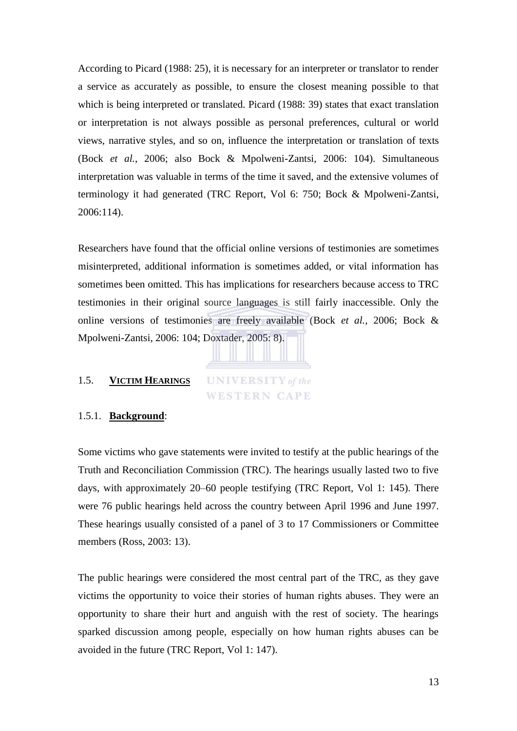According to Picard (1988: 25), it is necessary for an interpreter or translator to render a service as accurately as possible, to ensure the closest meaning possible to that which is being interpreted or translated. Picard (1988: 39) states that exact translation or interpretation is not always possible as personal preferences, cultural or world views, narrative styles, and so on, influence the interpretation or translation of texts (Bock *et al.*, 2006; also Bock & Mpolweni-Zantsi, 2006: 104). Simultaneous interpretation was valuable in terms of the time it saved, and the extensive volumes of terminology it had generated (TRC Report, Vol 6: 750; Bock & Mpolweni-Zantsi, 2006:114).

Researchers have found that the official online versions of testimonies are sometimes misinterpreted, additional information is sometimes added, or vital information has sometimes been omitted. This has implications for researchers because access to TRC testimonies in their original source languages is still fairly inaccessible. Only the online versions of testimonies are freely available (Bock *et al.*, 2006; Bock & Mpolweni-Zantsi, 2006: 104; Doxtader, 2005: 8).

## 1.5. **VICTIM HEARINGS**

### 1.5.1. **Background**:

Some victims who gave statements were invited to testify at the public hearings of the Truth and Reconciliation Commission (TRC). The hearings usually lasted two to five days, with approximately 20–60 people testifying (TRC Report, Vol 1: 145). There were 76 public hearings held across the country between April 1996 and June 1997. These hearings usually consisted of a panel of 3 to 17 Commissioners or Committee members (Ross, 2003: 13).

The public hearings were considered the most central part of the TRC, as they gave victims the opportunity to voice their stories of human rights abuses. They were an opportunity to share their hurt and anguish with the rest of society. The hearings sparked discussion among people, especially on how human rights abuses can be avoided in the future (TRC Report, Vol 1: 147).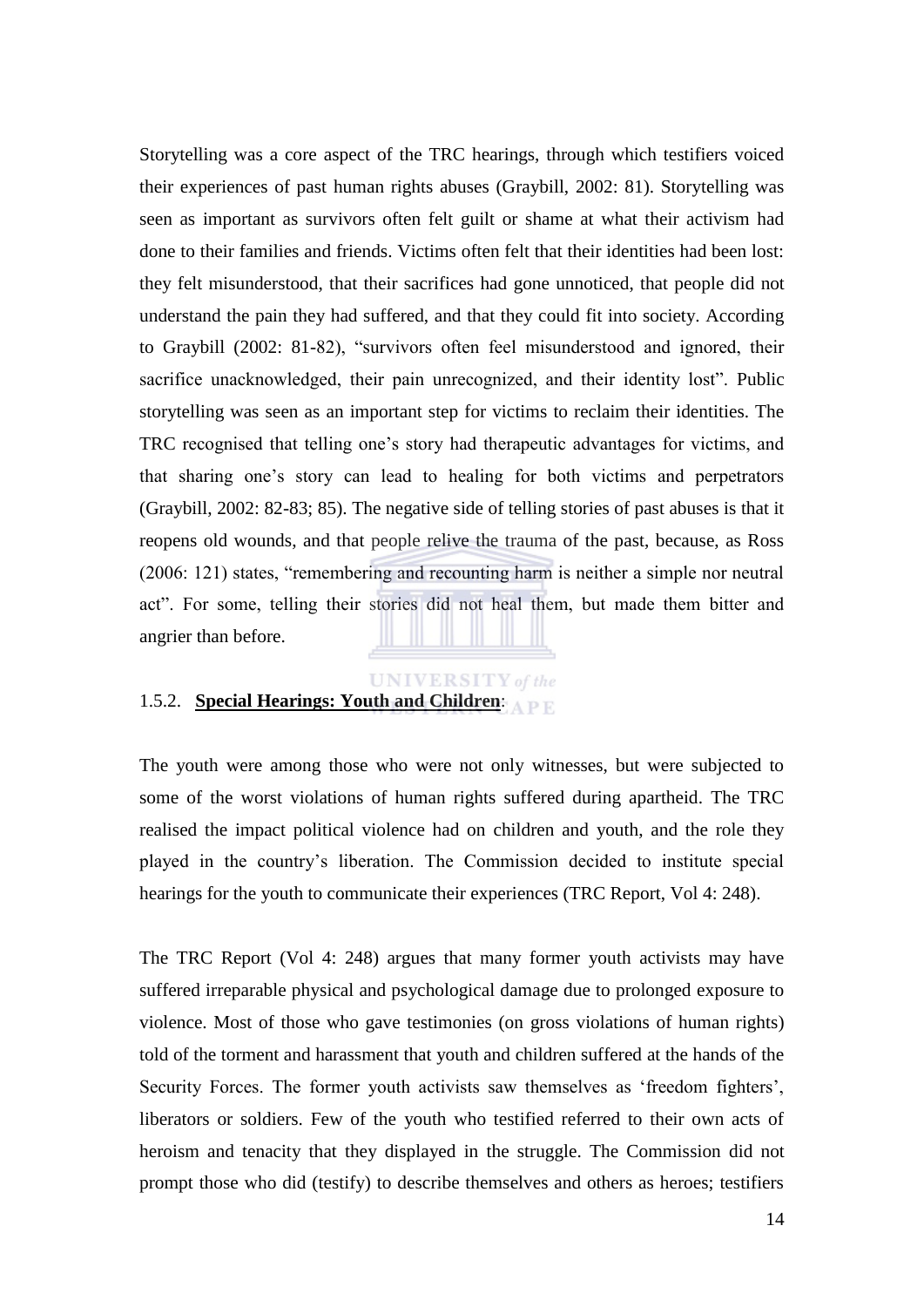Storytelling was a core aspect of the TRC hearings, through which testifiers voiced their experiences of past human rights abuses (Graybill, 2002: 81). Storytelling was seen as important as survivors often felt guilt or shame at what their activism had done to their families and friends. Victims often felt that their identities had been lost: they felt misunderstood, that their sacrifices had gone unnoticed, that people did not understand the pain they had suffered, and that they could fit into society. According to Graybill (2002: 81-82), "survivors often feel misunderstood and ignored, their sacrifice unacknowledged, their pain unrecognized, and their identity lost". Public storytelling was seen as an important step for victims to reclaim their identities. The TRC recognised that telling one's story had therapeutic advantages for victims, and that sharing one's story can lead to healing for both victims and perpetrators (Graybill, 2002: 82-83; 85). The negative side of telling stories of past abuses is that it reopens old wounds, and that people relive the trauma of the past, because, as Ross (2006: 121) states, "remembering and recounting harm is neither a simple nor neutral act". For some, telling their stories did not heal them, but made them bitter and angrier than before.

### 1.5.2. **Special Hearings: Youth and Children**:

The youth were among those who were not only witnesses, but were subjected to some of the worst violations of human rights suffered during apartheid. The TRC realised the impact political violence had on children and youth, and the role they played in the country's liberation. The Commission decided to institute special hearings for the youth to communicate their experiences (TRC Report, Vol 4: 248).

The TRC Report (Vol 4: 248) argues that many former youth activists may have suffered irreparable physical and psychological damage due to prolonged exposure to violence. Most of those who gave testimonies (on gross violations of human rights) told of the torment and harassment that youth and children suffered at the hands of the Security Forces. The former youth activists saw themselves as 'freedom fighters', liberators or soldiers. Few of the youth who testified referred to their own acts of heroism and tenacity that they displayed in the struggle. The Commission did not prompt those who did (testify) to describe themselves and others as heroes; testifiers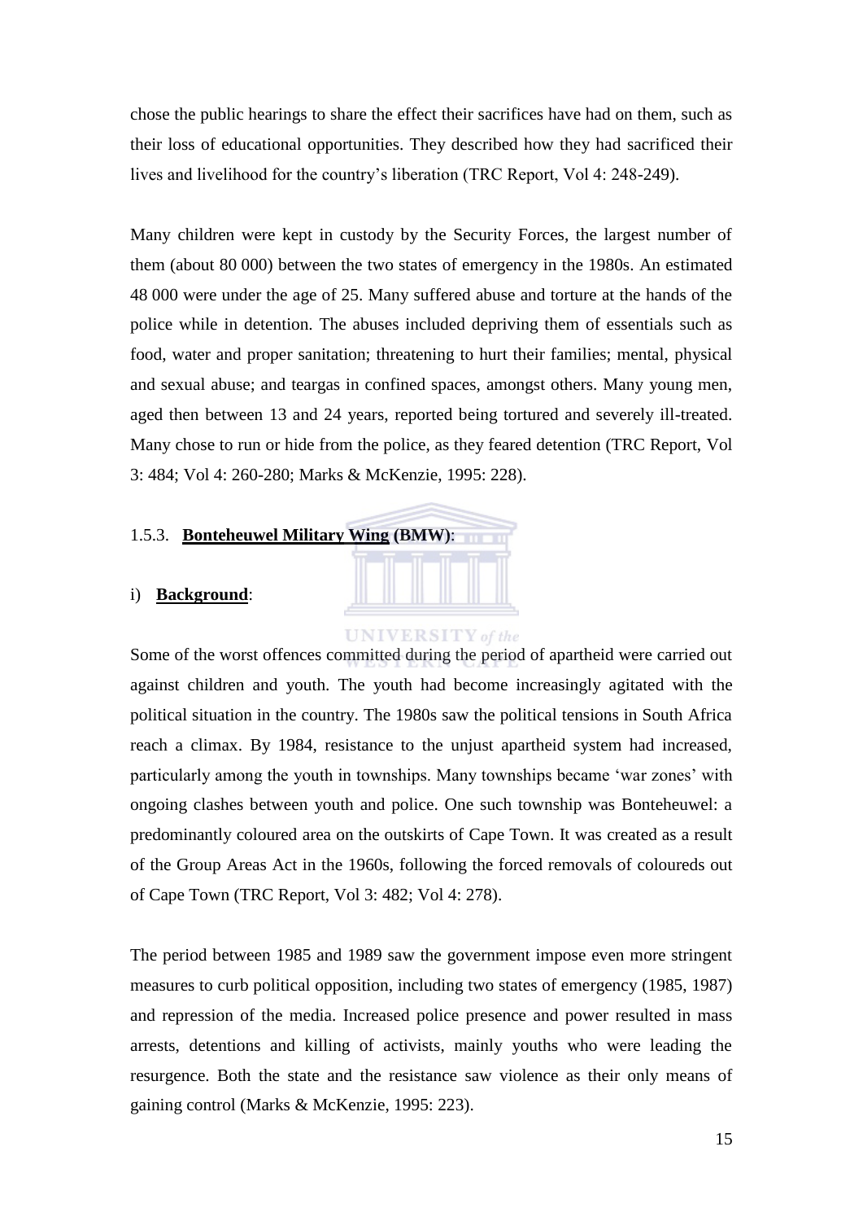chose the public hearings to share the effect their sacrifices have had on them, such as their loss of educational opportunities. They described how they had sacrificed their lives and livelihood for the country's liberation (TRC Report, Vol 4: 248-249).

Many children were kept in custody by the Security Forces, the largest number of them (about 80 000) between the two states of emergency in the 1980s. An estimated 48 000 were under the age of 25. Many suffered abuse and torture at the hands of the police while in detention. The abuses included depriving them of essentials such as food, water and proper sanitation; threatening to hurt their families; mental, physical and sexual abuse; and teargas in confined spaces, amongst others. Many young men, aged then between 13 and 24 years, reported being tortured and severely ill-treated. Many chose to run or hide from the police, as they feared detention (TRC Report, Vol 3: 484; Vol 4: 260-280; Marks & McKenzie, 1995: 228).

### 1.5.3. **Bonteheuwel Military Wing (BMW)**:

i) **Background**:

Some of the worst offences committed during the period of apartheid were carried out against children and youth. The youth had become increasingly agitated with the political situation in the country. The 1980s saw the political tensions in South Africa reach a climax. By 1984, resistance to the unjust apartheid system had increased, particularly among the youth in townships. Many townships became 'war zones' with ongoing clashes between youth and police. One such township was Bonteheuwel: a predominantly coloured area on the outskirts of Cape Town. It was created as a result of the Group Areas Act in the 1960s, following the forced removals of coloureds out of Cape Town (TRC Report, Vol 3: 482; Vol 4: 278).

The period between 1985 and 1989 saw the government impose even more stringent measures to curb political opposition, including two states of emergency (1985, 1987) and repression of the media. Increased police presence and power resulted in mass arrests, detentions and killing of activists, mainly youths who were leading the resurgence. Both the state and the resistance saw violence as their only means of gaining control (Marks & McKenzie, 1995: 223).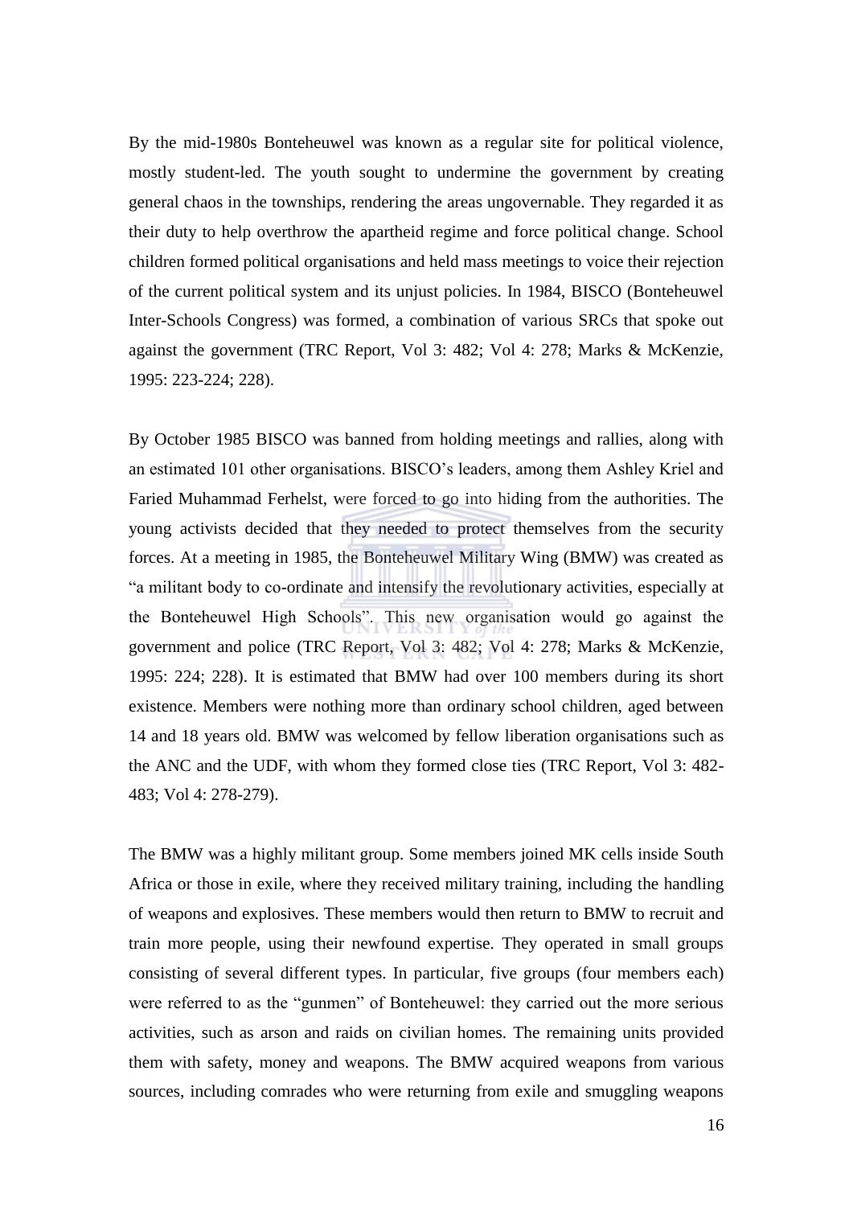By the mid-1980s Bonteheuwel was known as a regular site for political violence, mostly student-led. The youth sought to undermine the government by creating general chaos in the townships, rendering the areas ungovernable. They regarded it as their duty to help overthrow the apartheid regime and force political change. School children formed political organisations and held mass meetings to voice their rejection of the current political system and its unjust policies. In 1984, BISCO (Bonteheuwel Inter-Schools Congress) was formed, a combination of various SRCs that spoke out against the government (TRC Report, Vol 3: 482; Vol 4: 278; Marks & McKenzie, 1995: 223-224; 228).

By October 1985 BISCO was banned from holding meetings and rallies, along with an estimated 101 other organisations. BISCO's leaders, among them Ashley Kriel and Faried Muhammad Ferhelst, were forced to go into hiding from the authorities. The young activists decided that they needed to protect themselves from the security forces. At a meeting in 1985, the Bonteheuwel Military Wing (BMW) was created as "a militant body to co-ordinate and intensify the revolutionary activities, especially at the Bonteheuwel High Schools". This new organisation would go against the government and police (TRC Report, Vol 3: 482; Vol 4: 278; Marks & McKenzie, 1995: 224; 228). It is estimated that BMW had over 100 members during its short existence. Members were nothing more than ordinary school children, aged between 14 and 18 years old. BMW was welcomed by fellow liberation organisations such as the ANC and the UDF, with whom they formed close ties (TRC Report, Vol 3: 482-483; Vol 4: 278-279).

The BMW was a highly militant group. Some members joined MK cells inside South Africa or those in exile, where they received military training, including the handling of weapons and explosives. These members would then return to BMW to recruit and train more people, using their newfound expertise. They operated in small groups consisting of several different types. In particular, five groups (four members each) were referred to as the "gunmen" of Bonteheuwel: they carried out the more serious activities, such as arson and raids on civilian homes. The remaining units provided them with safety, money and weapons. The BMW acquired weapons from various sources, including comrades who were returning from exile and smuggling weapons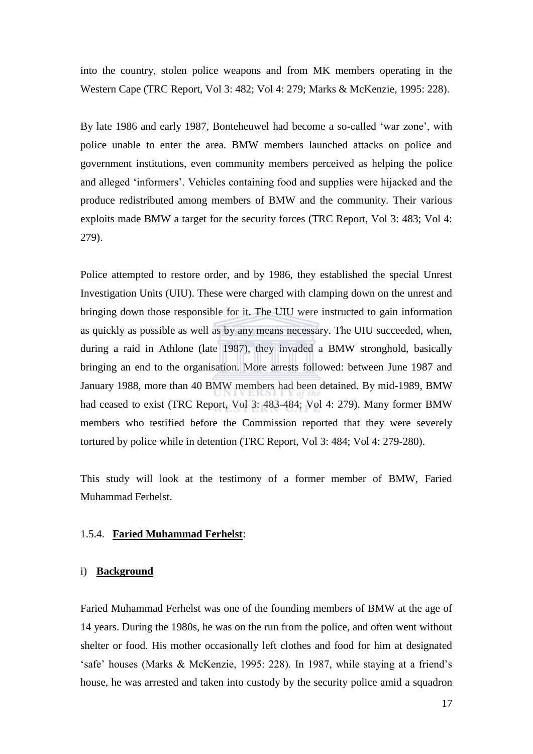into the country, stolen police weapons and from MK members operating in the Western Cape (TRC Report, Vol 3: 482; Vol 4: 279; Marks & McKenzie, 1995: 228).

By late 1986 and early 1987, Bonteheuwel had become a so-called 'war zone', with police unable to enter the area. BMW members launched attacks on police and government institutions, even community members perceived as helping the police and alleged 'informers'. Vehicles containing food and supplies were hijacked and the produce redistributed among members of BMW and the community. Their various exploits made BMW a target for the security forces (TRC Report, Vol 3: 483; Vol 4: 279).

Police attempted to restore order, and by 1986, they established the special Unrest Investigation Units (UIU). These were charged with clamping down on the unrest and bringing down those responsible for it. The UIU were instructed to gain information as quickly as possible as well as by any means necessary. The UIU succeeded, when, during a raid in Athlone (late 1987), they invaded a BMW stronghold, basically bringing an end to the organisation. More arrests followed: between June 1987 and January 1988, more than 40 BMW members had been detained. By mid-1989, BMW had ceased to exist (TRC Report, Vol 3: 483-484; Vol 4: 279). Many former BMW members who testified before the Commission reported that they were severely tortured by police while in detention (TRC Report, Vol 3: 484; Vol 4: 279-280).

This study will look at the testimony of a former member of BMW, Faried Muhammad Ferhelst.

### 1.5.4. **Faried Muhammad Ferhelst**:

#### i) **Background**

Faried Muhammad Ferhelst was one of the founding members of BMW at the age of 14 years. During the 1980s, he was on the run from the police, and often went without shelter or food. His mother occasionally left clothes and food for him at designated 'safe' houses (Marks & McKenzie, 1995: 228). In 1987, while staying at a friend's house, he was arrested and taken into custody by the security police amid a squadron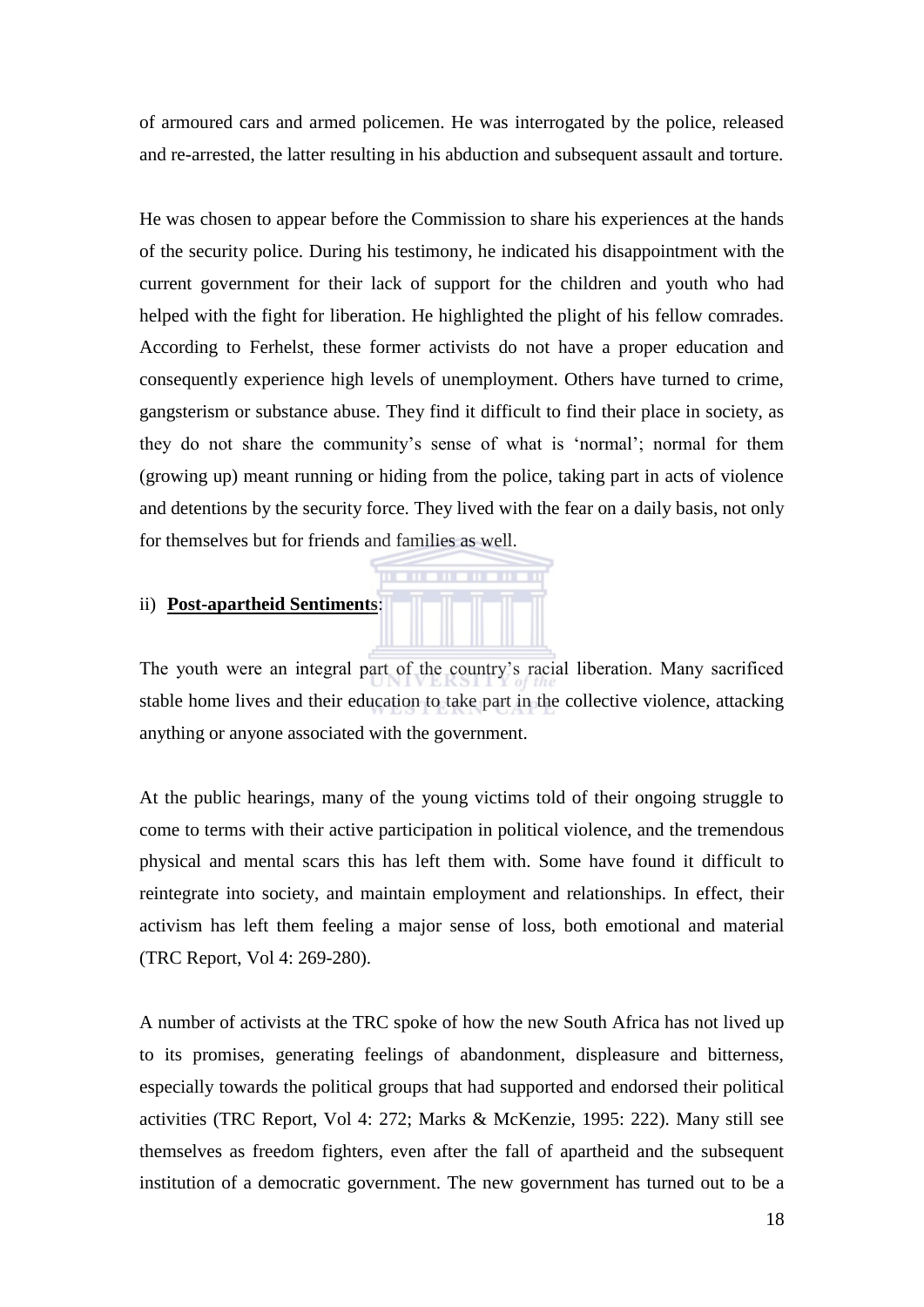of armoured cars and armed policemen. He was interrogated by the police, released and re-arrested, the latter resulting in his abduction and subsequent assault and torture.

He was chosen to appear before the Commission to share his experiences at the hands of the security police. During his testimony, he indicated his disappointment with the current government for their lack of support for the children and youth who had helped with the fight for liberation. He highlighted the plight of his fellow comrades. According to Ferhelst, these former activists do not have a proper education and consequently experience high levels of unemployment. Others have turned to crime, gangsterism or substance abuse. They find it difficult to find their place in society, as they do not share the community's sense of what is 'normal'; normal for them (growing up) meant running or hiding from the police, taking part in acts of violence and detentions by the security force. They lived with the fear on a daily basis, not only for themselves but for friends and families as well.

ii) **Post-apartheid Sentiments**:

The youth were an integral part of the country's racial liberation. Many sacrificed stable home lives and their education to take part in the collective violence, attacking anything or anyone associated with the government.

At the public hearings, many of the young victims told of their ongoing struggle to come to terms with their active participation in political violence, and the tremendous physical and mental scars this has left them with. Some have found it difficult to reintegrate into society, and maintain employment and relationships. In effect, their activism has left them feeling a major sense of loss, both emotional and material (TRC Report, Vol 4: 269-280).

A number of activists at the TRC spoke of how the new South Africa has not lived up to its promises, generating feelings of abandonment, displeasure and bitterness, especially towards the political groups that had supported and endorsed their political activities (TRC Report, Vol 4: 272; Marks & McKenzie, 1995: 222). Many still see themselves as freedom fighters, even after the fall of apartheid and the subsequent institution of a democratic government. The new government has turned out to be a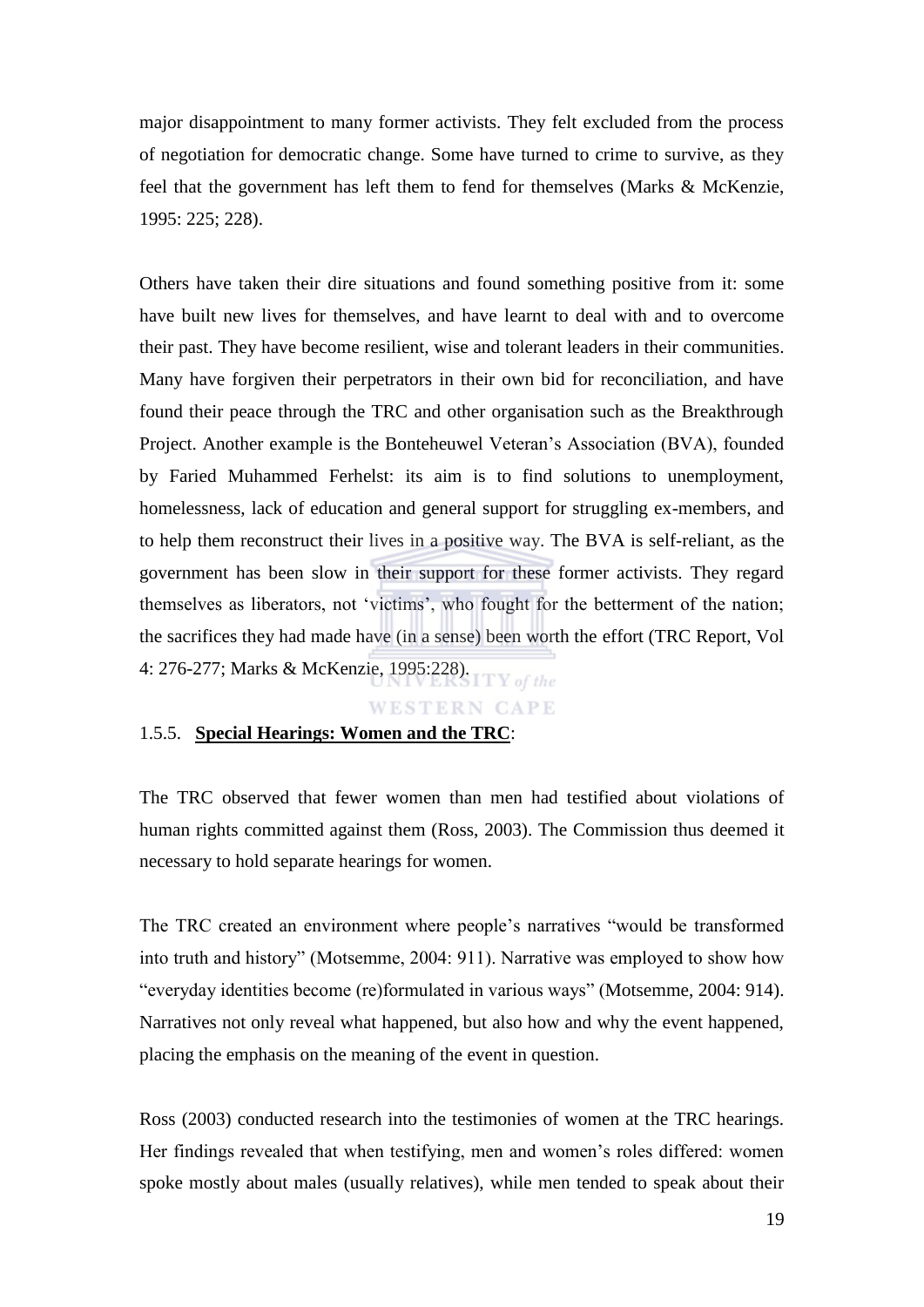major disappointment to many former activists. They felt excluded from the process of negotiation for democratic change. Some have turned to crime to survive, as they feel that the government has left them to fend for themselves (Marks & McKenzie, 1995: 225; 228).

Others have taken their dire situations and found something positive from it: some have built new lives for themselves, and have learnt to deal with and to overcome their past. They have become resilient, wise and tolerant leaders in their communities. Many have forgiven their perpetrators in their own bid for reconciliation, and have found their peace through the TRC and other organisation such as the Breakthrough Project. Another example is the Bonteheuwel Veteran's Association (BVA), founded by Faried Muhammed Ferhelst: its aim is to find solutions to unemployment, homelessness, lack of education and general support for struggling ex-members, and to help them reconstruct their lives in a positive way. The BVA is self-reliant, as the government has been slow in their support for these former activists. They regard themselves as liberators, not 'victims', who fought for the betterment of the nation; the sacrifices they had made have (in a sense) been worth the effort (TRC Report, Vol 4: 276-277; Marks & McKenzie, 1995:228).

### 1.5.5. **Special Hearings: Women and the TRC**:

The TRC observed that fewer women than men had testified about violations of human rights committed against them (Ross, 2003). The Commission thus deemed it necessary to hold separate hearings for women.

The TRC created an environment where people's narratives "would be transformed into truth and history" (Motsemme, 2004: 911). Narrative was employed to show how "everyday identities become (re)formulated in various ways" (Motsemme, 2004: 914). Narratives not only reveal what happened, but also how and why the event happened, placing the emphasis on the meaning of the event in question.

Ross (2003) conducted research into the testimonies of women at the TRC hearings. Her findings revealed that when testifying, men and women's roles differed: women spoke mostly about males (usually relatives), while men tended to speak about their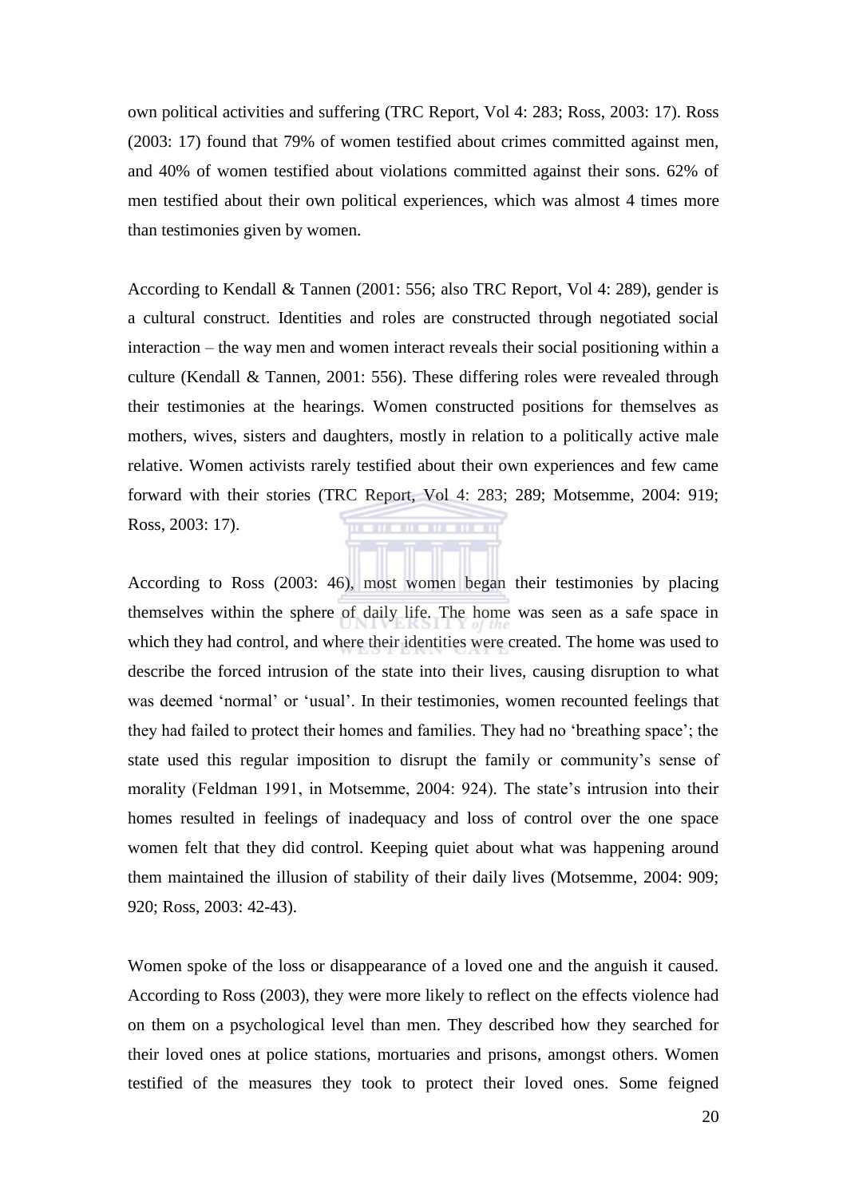own political activities and suffering (TRC Report, Vol 4: 283; Ross, 2003: 17). Ross (2003: 17) found that 79% of women testified about crimes committed against men, and 40% of women testified about violations committed against their sons. 62% of men testified about their own political experiences, which was almost 4 times more than testimonies given by women.

According to Kendall & Tannen (2001: 556; also TRC Report, Vol 4: 289), gender is a cultural construct. Identities and roles are constructed through negotiated social interaction – the way men and women interact reveals their social positioning within a culture (Kendall & Tannen, 2001: 556). These differing roles were revealed through their testimonies at the hearings. Women constructed positions for themselves as mothers, wives, sisters and daughters, mostly in relation to a politically active male relative. Women activists rarely testified about their own experiences and few came forward with their stories (TRC Report, Vol 4: 283; 289; Motsemme, 2004: 919; Ross, 2003: 17).

According to Ross (2003: 46), most women began their testimonies by placing themselves within the sphere of daily life. The home was seen as a safe space in which they had control, and where their identities were created. The home was used to describe the forced intrusion of the state into their lives, causing disruption to what was deemed 'normal' or 'usual'. In their testimonies, women recounted feelings that they had failed to protect their homes and families. They had no 'breathing space'; the state used this regular imposition to disrupt the family or community's sense of morality (Feldman 1991, in Motsemme, 2004: 924). The state's intrusion into their homes resulted in feelings of inadequacy and loss of control over the one space women felt that they did control. Keeping quiet about what was happening around them maintained the illusion of stability of their daily lives (Motsemme, 2004: 909; 920; Ross, 2003: 42-43).

Women spoke of the loss or disappearance of a loved one and the anguish it caused. According to Ross (2003), they were more likely to reflect on the effects violence had on them on a psychological level than men. They described how they searched for their loved ones at police stations, mortuaries and prisons, amongst others. Women testified of the measures they took to protect their loved ones. Some feigned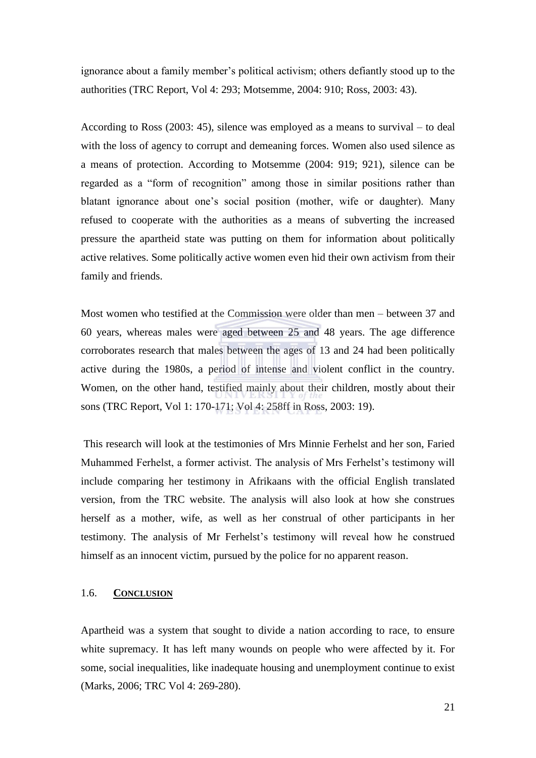ignorance about a family member's political activism; others defiantly stood up to the authorities (TRC Report, Vol 4: 293; Motsemme, 2004: 910; Ross, 2003: 43).

According to Ross (2003: 45), silence was employed as a means to survival – to deal with the loss of agency to corrupt and demeaning forces. Women also used silence as a means of protection. According to Motsemme (2004: 919; 921), silence can be regarded as a "form of recognition" among those in similar positions rather than blatant ignorance about one's social position (mother, wife or daughter). Many refused to cooperate with the authorities as a means of subverting the increased pressure the apartheid state was putting on them for information about politically active relatives. Some politically active women even hid their own activism from their family and friends.

Most women who testified at the Commission were older than men – between 37 and 60 years, whereas males were aged between 25 and 48 years. The age difference corroborates research that males between the ages of 13 and 24 had been politically active during the 1980s, a period of intense and violent conflict in the country. Women, on the other hand, testified mainly about their children, mostly about their sons (TRC Report, Vol 1: 170-171; Vol 4: 258ff in Ross, 2003: 19).

This research will look at the testimonies of Mrs Minnie Ferhelst and her son, Faried Muhammed Ferhelst, a former activist. The analysis of Mrs Ferhelst's testimony will include comparing her testimony in Afrikaans with the official English translated version, from the TRC website. The analysis will also look at how she construes herself as a mother, wife, as well as her construal of other participants in her testimony. The analysis of Mr Ferhelst's testimony will reveal how he construed himself as an innocent victim, pursued by the police for no apparent reason.

## 1.6. CONCLUSION

Apartheid was a system that sought to divide a nation according to race, to ensure white supremacy. It has left many wounds on people who were affected by it. For some, social inequalities, like inadequate housing and unemployment continue to exist (Marks, 2006; TRC Vol 4: 269-280).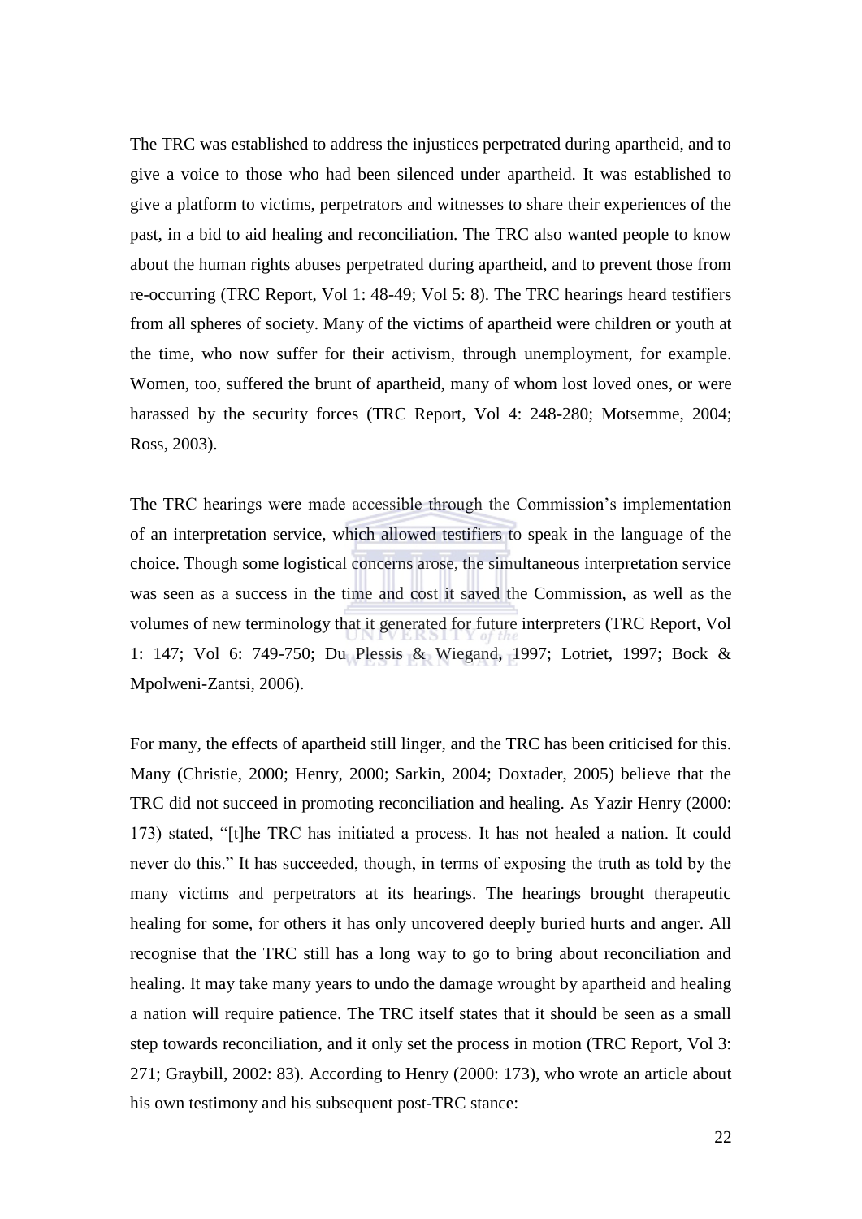The TRC was established to address the injustices perpetrated during apartheid, and to give a voice to those who had been silenced under apartheid. It was established to give a platform to victims, perpetrators and witnesses to share their experiences of the past, in a bid to aid healing and reconciliation. The TRC also wanted people to know about the human rights abuses perpetrated during apartheid, and to prevent those from re-occurring (TRC Report, Vol 1: 48-49; Vol 5: 8). The TRC hearings heard testifiers from all spheres of society. Many of the victims of apartheid were children or youth at the time, who now suffer for their activism, through unemployment, for example. Women, too, suffered the brunt of apartheid, many of whom lost loved ones, or were harassed by the security forces (TRC Report, Vol 4: 248-280; Motsemme, 2004; Ross, 2003).

The TRC hearings were made accessible through the Commission's implementation of an interpretation service, which allowed testifiers to speak in the language of the choice. Though some logistical concerns arose, the simultaneous interpretation service was seen as a success in the time and cost it saved the Commission, as well as the volumes of new terminology that it generated for future interpreters (TRC Report, Vol 1: 147; Vol 6: 749-750; Du Plessis & Wiegand, 1997; Lotriet, 1997; Bock & Mpolweni-Zantsi, 2006).

For many, the effects of apartheid still linger, and the TRC has been criticised for this. Many (Christie, 2000; Henry, 2000; Sarkin, 2004; Doxtader, 2005) believe that the TRC did not succeed in promoting reconciliation and healing. As Yazir Henry (2000: 173) stated, "[t]he TRC has initiated a process. It has not healed a nation. It could never do this." It has succeeded, though, in terms of exposing the truth as told by the many victims and perpetrators at its hearings. The hearings brought therapeutic healing for some, for others it has only uncovered deeply buried hurts and anger. All recognise that the TRC still has a long way to go to bring about reconciliation and healing. It may take many years to undo the damage wrought by apartheid and healing a nation will require patience. The TRC itself states that it should be seen as a small step towards reconciliation, and it only set the process in motion (TRC Report, Vol 3: 271; Graybill, 2002: 83). According to Henry (2000: 173), who wrote an article about his own testimony and his subsequent post-TRC stance: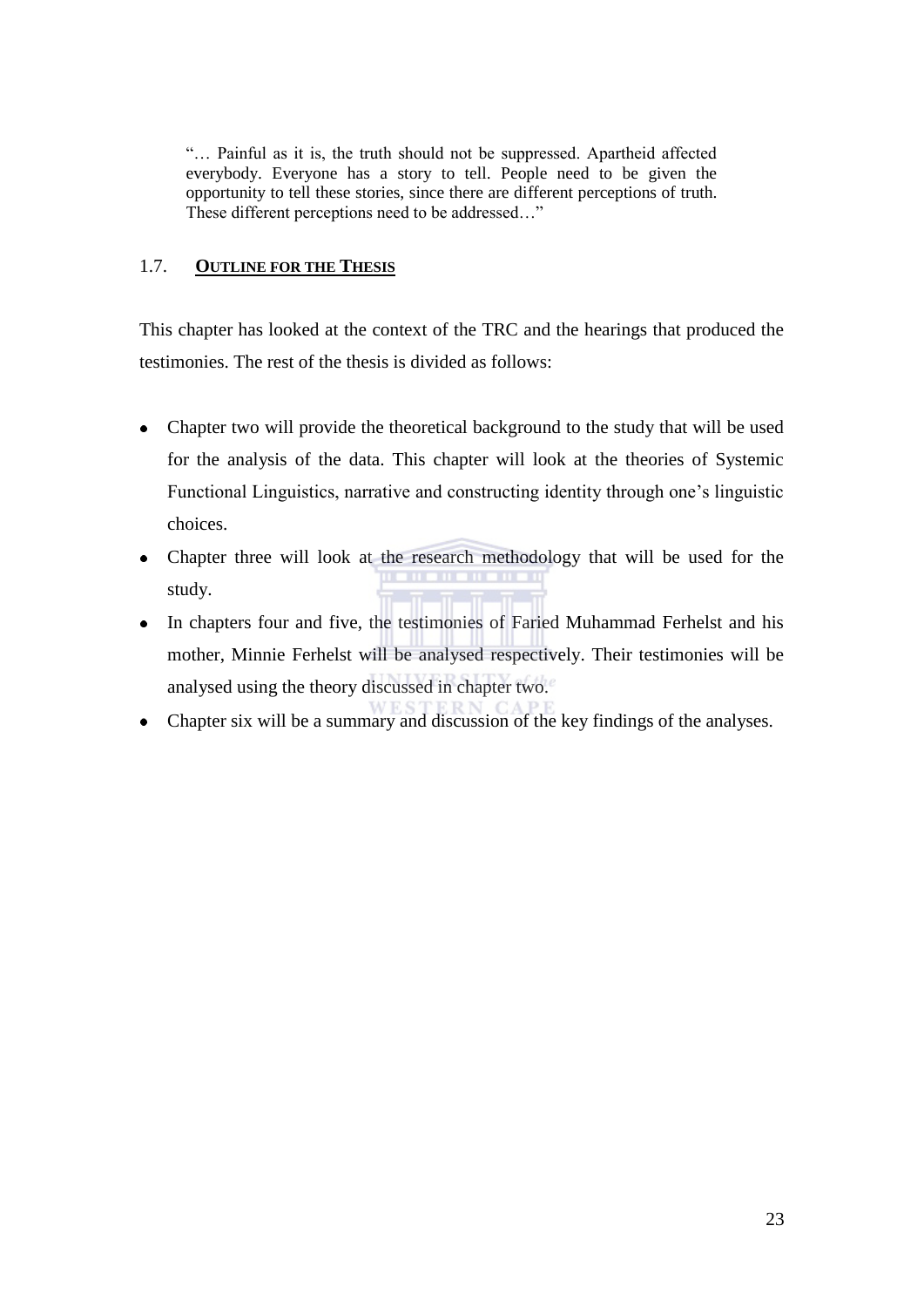> "… Painful as it is, the truth should not be suppressed. Apartheid affected everybody. Everyone has a story to tell. People need to be given the opportunity to tell these stories, since there are different perceptions of truth. These different perceptions need to be addressed…"

### 1.7. OUTLINE FOR THE THESIS

This chapter has looked at the context of the TRC and the hearings that produced the testimonies. The rest of the thesis is divided as follows:

- Chapter two will provide the theoretical background to the study that will be used for the analysis of the data. This chapter will look at the theories of Systemic Functional Linguistics, narrative and constructing identity through one's linguistic choices.
- Chapter three will look at the research methodology that will be used for the study.
- In chapters four and five, the testimonies of Faried Muhammad Ferhelst and his mother, Minnie Ferhelst will be analysed respectively. Their testimonies will be analysed using the theory discussed in chapter two.
- Chapter six will be a summary and discussion of the key findings of the analyses.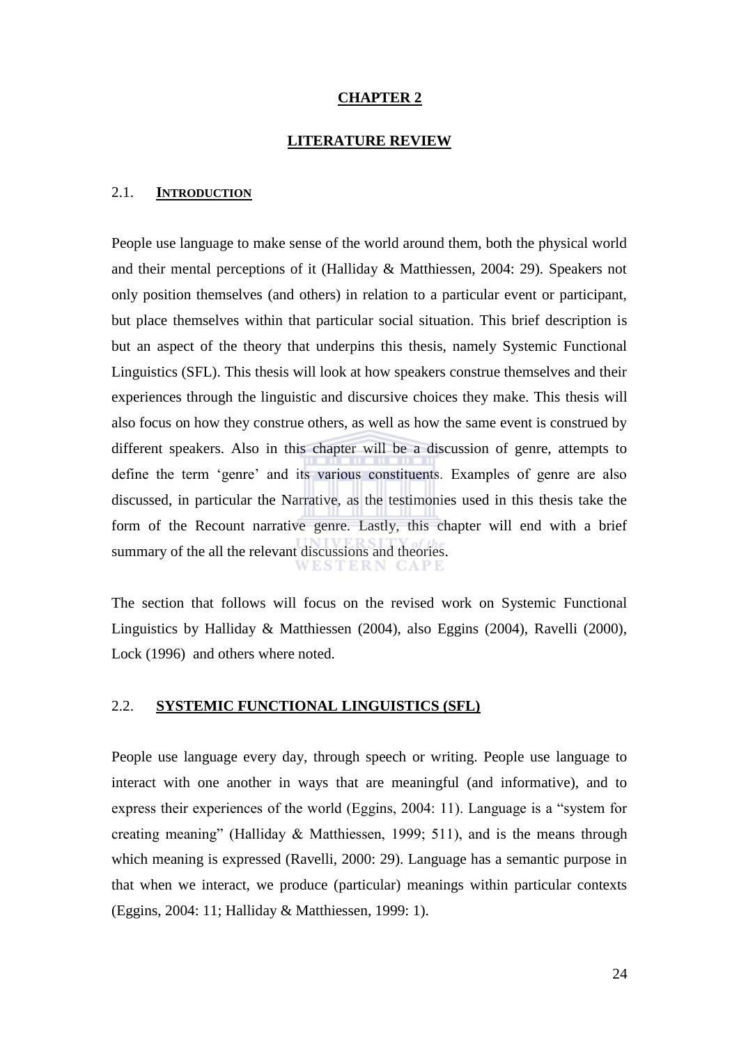# CHAPTER 2

# LITERATURE REVIEW

## 2.1. INTRODUCTION

People use language to make sense of the world around them, both the physical world and their mental perceptions of it (Halliday & Matthiessen, 2004: 29). Speakers not only position themselves (and others) in relation to a particular event or participant, but place themselves within that particular social situation. This brief description is but an aspect of the theory that underpins this thesis, namely Systemic Functional Linguistics (SFL). This thesis will look at how speakers construe themselves and their experiences through the linguistic and discursive choices they make. This thesis will also focus on how they construe others, as well as how the same event is construed by different speakers. Also in this chapter will be a discussion of genre, attempts to define the term 'genre' and its various constituents. Examples of genre are also discussed, in particular the Narrative, as the testimonies used in this thesis take the form of the Recount narrative genre. Lastly, this chapter will end with a brief summary of the all the relevant discussions and theories.

The section that follows will focus on the revised work on Systemic Functional Linguistics by Halliday & Matthiessen (2004), also Eggins (2004), Ravelli (2000), Lock (1996) and others where noted.

## 2.2. SYSTEMIC FUNCTIONAL LINGUISTICS (SFL)

People use language every day, through speech or writing. People use language to interact with one another in ways that are meaningful (and informative), and to express their experiences of the world (Eggins, 2004: 11). Language is a "system for creating meaning" (Halliday & Matthiessen, 1999; 511), and is the means through which meaning is expressed (Ravelli, 2000: 29). Language has a semantic purpose in that when we interact, we produce (particular) meanings within particular contexts (Eggins, 2004: 11; Halliday & Matthiessen, 1999: 1).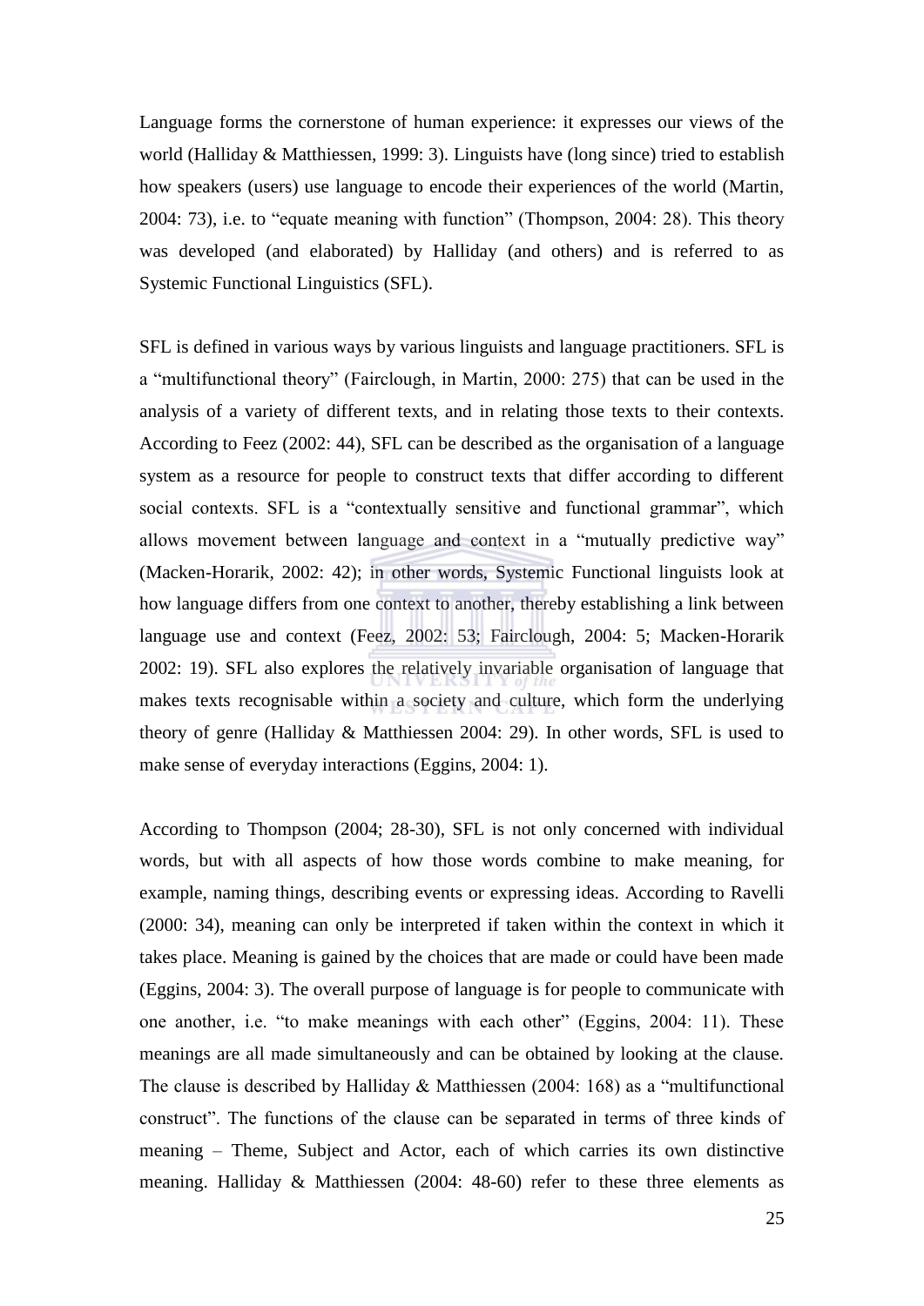Language forms the cornerstone of human experience: it expresses our views of the world (Halliday & Matthiessen, 1999: 3). Linguists have (long since) tried to establish how speakers (users) use language to encode their experiences of the world (Martin, 2004: 73), i.e. to "equate meaning with function" (Thompson, 2004: 28). This theory was developed (and elaborated) by Halliday (and others) and is referred to as Systemic Functional Linguistics (SFL).

SFL is defined in various ways by various linguists and language practitioners. SFL is a "multifunctional theory" (Fairclough, in Martin, 2000: 275) that can be used in the analysis of a variety of different texts, and in relating those texts to their contexts. According to Feez (2002: 44), SFL can be described as the organisation of a language system as a resource for people to construct texts that differ according to different social contexts. SFL is a "contextually sensitive and functional grammar", which allows movement between language and context in a "mutually predictive way" (Macken-Horarik, 2002: 42); in other words, Systemic Functional linguists look at how language differs from one context to another, thereby establishing a link between language use and context (Feez, 2002: 53; Fairclough, 2004: 5; Macken-Horarik 2002: 19). SFL also explores the relatively invariable organisation of language that makes texts recognisable within a society and culture, which form the underlying theory of genre (Halliday & Matthiessen 2004: 29). In other words, SFL is used to make sense of everyday interactions (Eggins, 2004: 1).

According to Thompson (2004; 28-30), SFL is not only concerned with individual words, but with all aspects of how those words combine to make meaning, for example, naming things, describing events or expressing ideas. According to Ravelli (2000: 34), meaning can only be interpreted if taken within the context in which it takes place. Meaning is gained by the choices that are made or could have been made (Eggins, 2004: 3). The overall purpose of language is for people to communicate with one another, i.e. "to make meanings with each other" (Eggins, 2004: 11). These meanings are all made simultaneously and can be obtained by looking at the clause. The clause is described by Halliday & Matthiessen (2004: 168) as a "multifunctional construct". The functions of the clause can be separated in terms of three kinds of meaning – Theme, Subject and Actor, each of which carries its own distinctive meaning. Halliday & Matthiessen (2004: 48-60) refer to these three elements as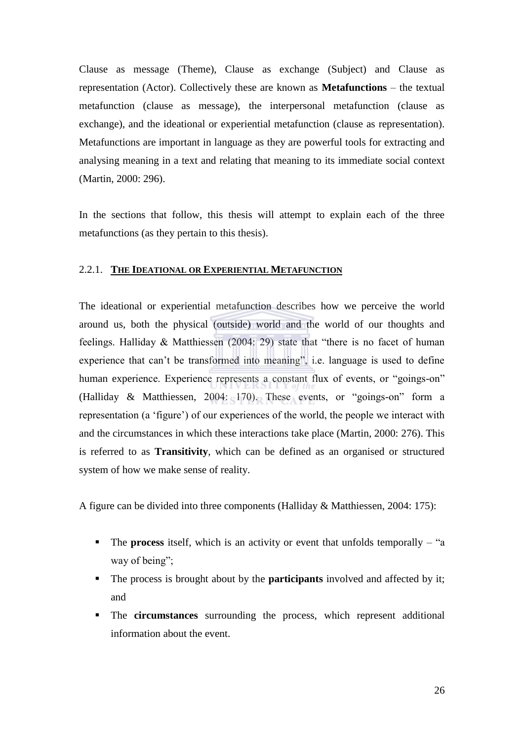Clause as message (Theme), Clause as exchange (Subject) and Clause as representation (Actor). Collectively these are known as **Metafunctions** – the textual metafunction (clause as message), the interpersonal metafunction (clause as exchange), and the ideational or experiential metafunction (clause as representation). Metafunctions are important in language as they are powerful tools for extracting and analysing meaning in a text and relating that meaning to its immediate social context (Martin, 2000: 296).

In the sections that follow, this thesis will attempt to explain each of the three metafunctions (as they pertain to this thesis).

### 2.2.1. THE IDEATIONAL OR EXPERIENTIAL METAFUNCTION

The ideational or experiential metafunction describes how we perceive the world around us, both the physical (outside) world and the world of our thoughts and feelings. Halliday & Matthiessen (2004: 29) state that "there is no facet of human experience that can't be transformed into meaning", i.e. language is used to define human experience. Experience represents a constant flux of events, or "goings-on" (Halliday & Matthiessen, 2004: 170). These events, or "goings-on" form a representation (a 'figure') of our experiences of the world, the people we interact with and the circumstances in which these interactions take place (Martin, 2000: 276). This is referred to as **Transitivity**, which can be defined as an organised or structured system of how we make sense of reality.

A figure can be divided into three components (Halliday & Matthiessen, 2004: 175):

- The **process** itself, which is an activity or event that unfolds temporally – "a way of being";
- The process is brought about by the **participants** involved and affected by it; and
- The **circumstances** surrounding the process, which represent additional information about the event.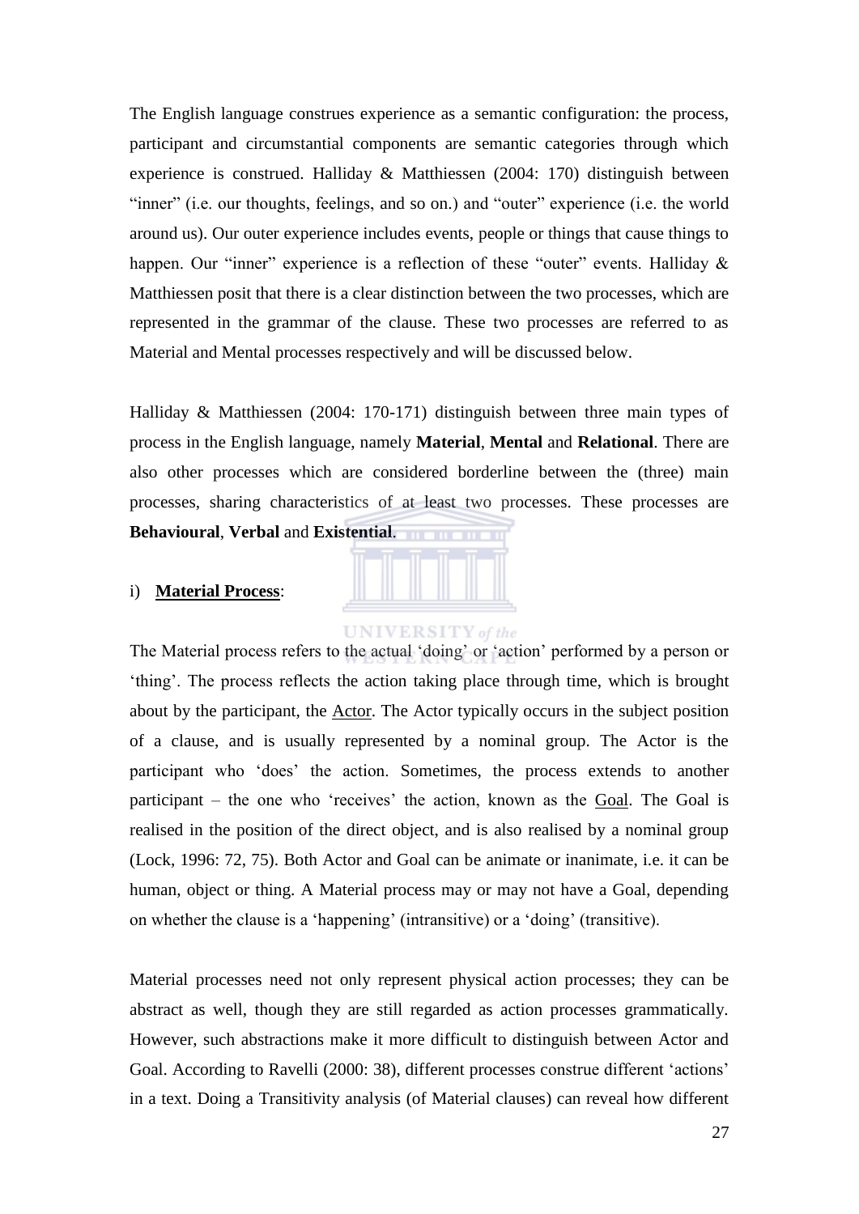The English language construes experience as a semantic configuration: the process, participant and circumstantial components are semantic categories through which experience is construed. Halliday & Matthiessen (2004: 170) distinguish between "inner" (i.e. our thoughts, feelings, and so on.) and "outer" experience (i.e. the world around us). Our outer experience includes events, people or things that cause things to happen. Our "inner" experience is a reflection of these "outer" events. Halliday & Matthiessen posit that there is a clear distinction between the two processes, which are represented in the grammar of the clause. These two processes are referred to as Material and Mental processes respectively and will be discussed below.

Halliday & Matthiessen (2004: 170-171) distinguish between three main types of process in the English language, namely **Material**, **Mental** and **Relational**. There are also other processes which are considered borderline between the (three) main processes, sharing characteristics of at least two processes. These processes are **Behavioural**, **Verbal** and **Existential**.

i) **Material Process**:

The Material process refers to the actual 'doing' or 'action' performed by a person or 'thing'. The process reflects the action taking place through time, which is brought about by the participant, the Actor. The Actor typically occurs in the subject position of a clause, and is usually represented by a nominal group. The Actor is the participant who 'does' the action. Sometimes, the process extends to another participant – the one who 'receives' the action, known as the Goal. The Goal is realised in the position of the direct object, and is also realised by a nominal group (Lock, 1996: 72, 75). Both Actor and Goal can be animate or inanimate, i.e. it can be human, object or thing. A Material process may or may not have a Goal, depending on whether the clause is a 'happening' (intransitive) or a 'doing' (transitive).

Material processes need not only represent physical action processes; they can be abstract as well, though they are still regarded as action processes grammatically. However, such abstractions make it more difficult to distinguish between Actor and Goal. According to Ravelli (2000: 38), different processes construe different 'actions' in a text. Doing a Transitivity analysis (of Material clauses) can reveal how different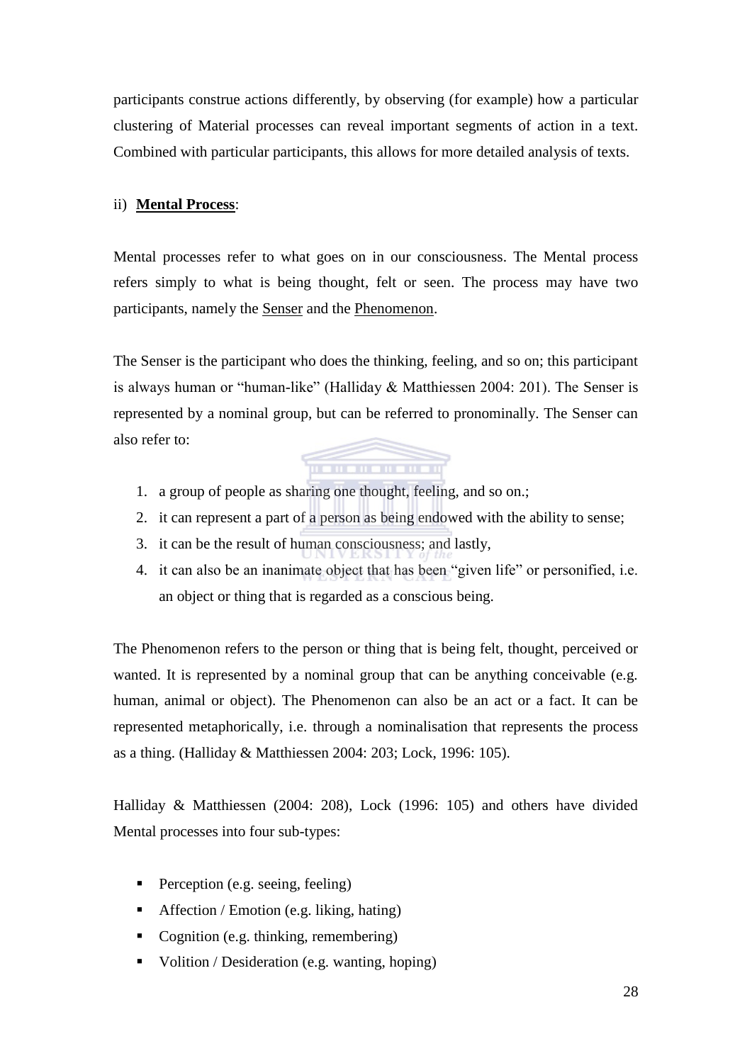participants construe actions differently, by observing (for example) how a particular clustering of Material processes can reveal important segments of action in a text. Combined with particular participants, this allows for more detailed analysis of texts.

ii) **<u>Mental Process</u>**:

Mental processes refer to what goes on in our consciousness. The Mental process refers simply to what is being thought, felt or seen. The process may have two participants, namely the <u>Senser</u> and the <u>Phenomenon</u>.

The Senser is the participant who does the thinking, feeling, and so on; this participant is always human or "human-like" (Halliday & Matthiessen 2004: 201). The Senser is represented by a nominal group, but can be referred to pronominally. The Senser can also refer to:

1. a group of people as sharing one thought, feeling, and so on.;
2. it can represent a part of a person as being endowed with the ability to sense;
3. it can be the result of human consciousness; and lastly,
4. it can also be an inanimate object that has been "given life" or personified, i.e. an object or thing that is regarded as a conscious being.

The Phenomenon refers to the person or thing that is being felt, thought, perceived or wanted. It is represented by a nominal group that can be anything conceivable (e.g. human, animal or object). The Phenomenon can also be an act or a fact. It can be represented metaphorically, i.e. through a nominalisation that represents the process as a thing. (Halliday & Matthiessen 2004: 203; Lock, 1996: 105).

Halliday & Matthiessen (2004: 208), Lock (1996: 105) and others have divided Mental processes into four sub-types:

- Perception (e.g. seeing, feeling)
- Affection / Emotion (e.g. liking, hating)
- Cognition (e.g. thinking, remembering)
- Volition / Desideration (e.g. wanting, hoping)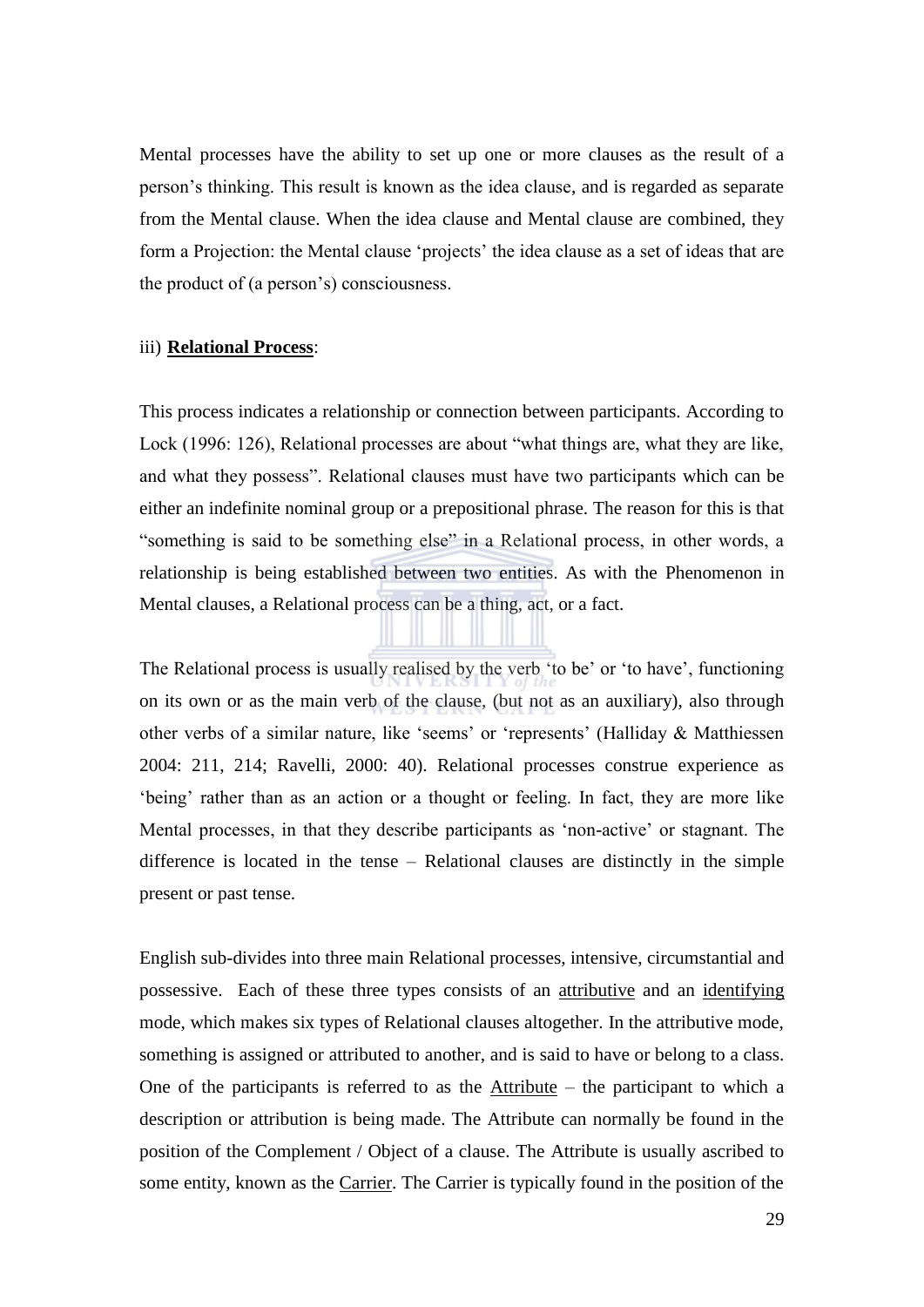Mental processes have the ability to set up one or more clauses as the result of a person's thinking. This result is known as the idea clause, and is regarded as separate from the Mental clause. When the idea clause and Mental clause are combined, they form a Projection: the Mental clause 'projects' the idea clause as a set of ideas that are the product of (a person's) consciousness.

iii) **Relational Process**:

This process indicates a relationship or connection between participants. According to Lock (1996: 126), Relational processes are about "what things are, what they are like, and what they possess". Relational clauses must have two participants which can be either an indefinite nominal group or a prepositional phrase. The reason for this is that "something is said to be something else" in a Relational process, in other words, a relationship is being established between two entities. As with the Phenomenon in Mental clauses, a Relational process can be a thing, act, or a fact.

The Relational process is usually realised by the verb 'to be' or 'to have', functioning on its own or as the main verb of the clause, (but not as an auxiliary), also through other verbs of a similar nature, like 'seems' or 'represents' (Halliday & Matthiessen 2004: 211, 214; Ravelli, 2000: 40). Relational processes construe experience as 'being' rather than as an action or a thought or feeling. In fact, they are more like Mental processes, in that they describe participants as 'non-active' or stagnant. The difference is located in the tense – Relational clauses are distinctly in the simple present or past tense.

English sub-divides into three main Relational processes, intensive, circumstantial and possessive. Each of these three types consists of an attributive and an identifying mode, which makes six types of Relational clauses altogether. In the attributive mode, something is assigned or attributed to another, and is said to have or belong to a class. One of the participants is referred to as the Attribute – the participant to which a description or attribution is being made. The Attribute can normally be found in the position of the Complement / Object of a clause. The Attribute is usually ascribed to some entity, known as the Carrier. The Carrier is typically found in the position of the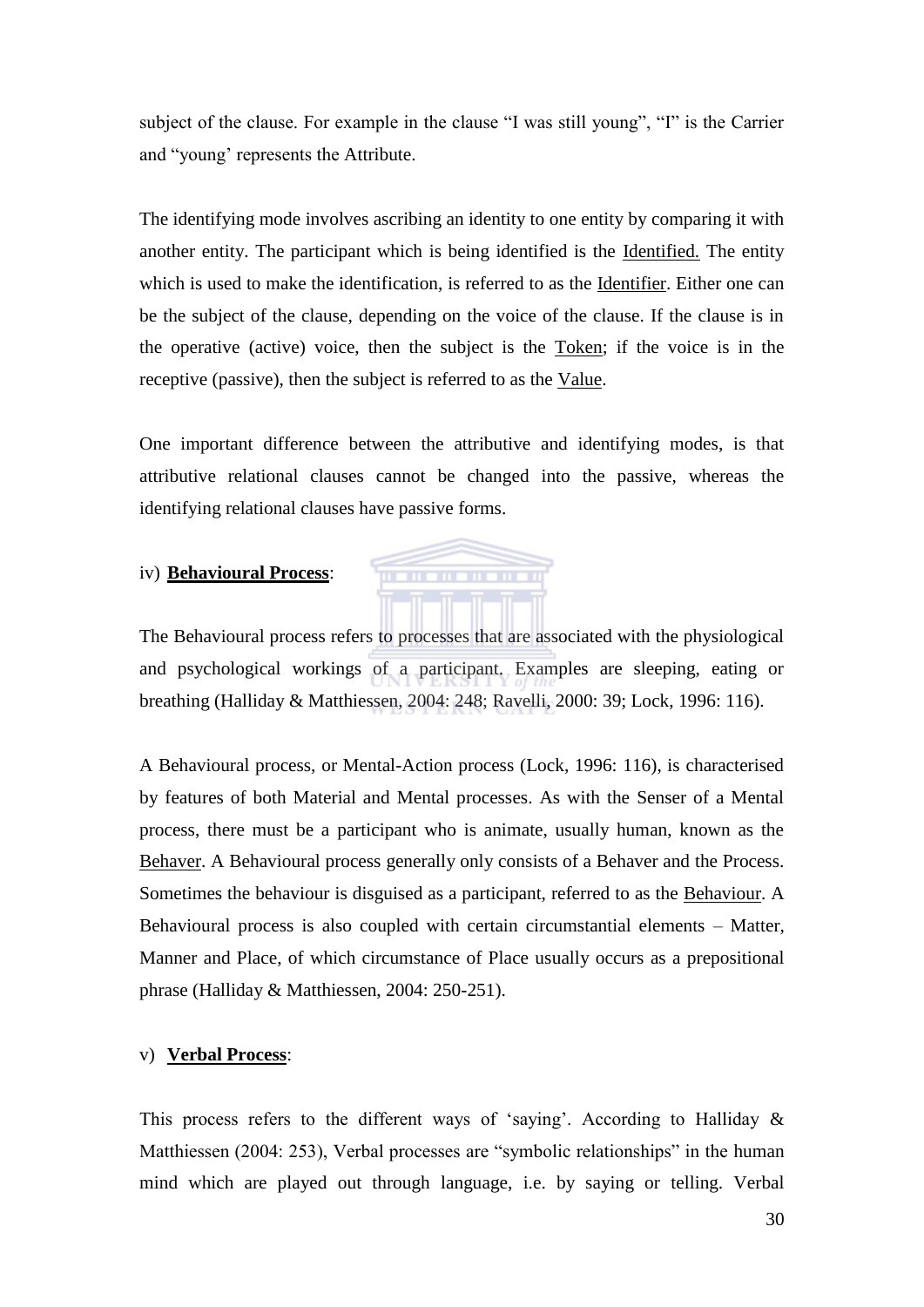subject of the clause. For example in the clause "I was still young", "I" is the Carrier and "young' represents the Attribute.

The identifying mode involves ascribing an identity to one entity by comparing it with another entity. The participant which is being identified is the Identified. The entity which is used to make the identification, is referred to as the Identifier. Either one can be the subject of the clause, depending on the voice of the clause. If the clause is in the operative (active) voice, then the subject is the Token; if the voice is in the receptive (passive), then the subject is referred to as the Value.

One important difference between the attributive and identifying modes, is that attributive relational clauses cannot be changed into the passive, whereas the identifying relational clauses have passive forms.

iv) **Behavioural Process**:

The Behavioural process refers to processes that are associated with the physiological and psychological workings of a participant. Examples are sleeping, eating or breathing (Halliday & Matthiessen, 2004: 248; Ravelli, 2000: 39; Lock, 1996: 116).

A Behavioural process, or Mental-Action process (Lock, 1996: 116), is characterised by features of both Material and Mental processes. As with the Senser of a Mental process, there must be a participant who is animate, usually human, known as the Behaver. A Behavioural process generally only consists of a Behaver and the Process. Sometimes the behaviour is disguised as a participant, referred to as the Behaviour. A Behavioural process is also coupled with certain circumstantial elements – Matter, Manner and Place, of which circumstance of Place usually occurs as a prepositional phrase (Halliday & Matthiessen, 2004: 250-251).

v) **Verbal Process**:

This process refers to the different ways of 'saying'. According to Halliday & Matthiessen (2004: 253), Verbal processes are "symbolic relationships" in the human mind which are played out through language, i.e. by saying or telling. Verbal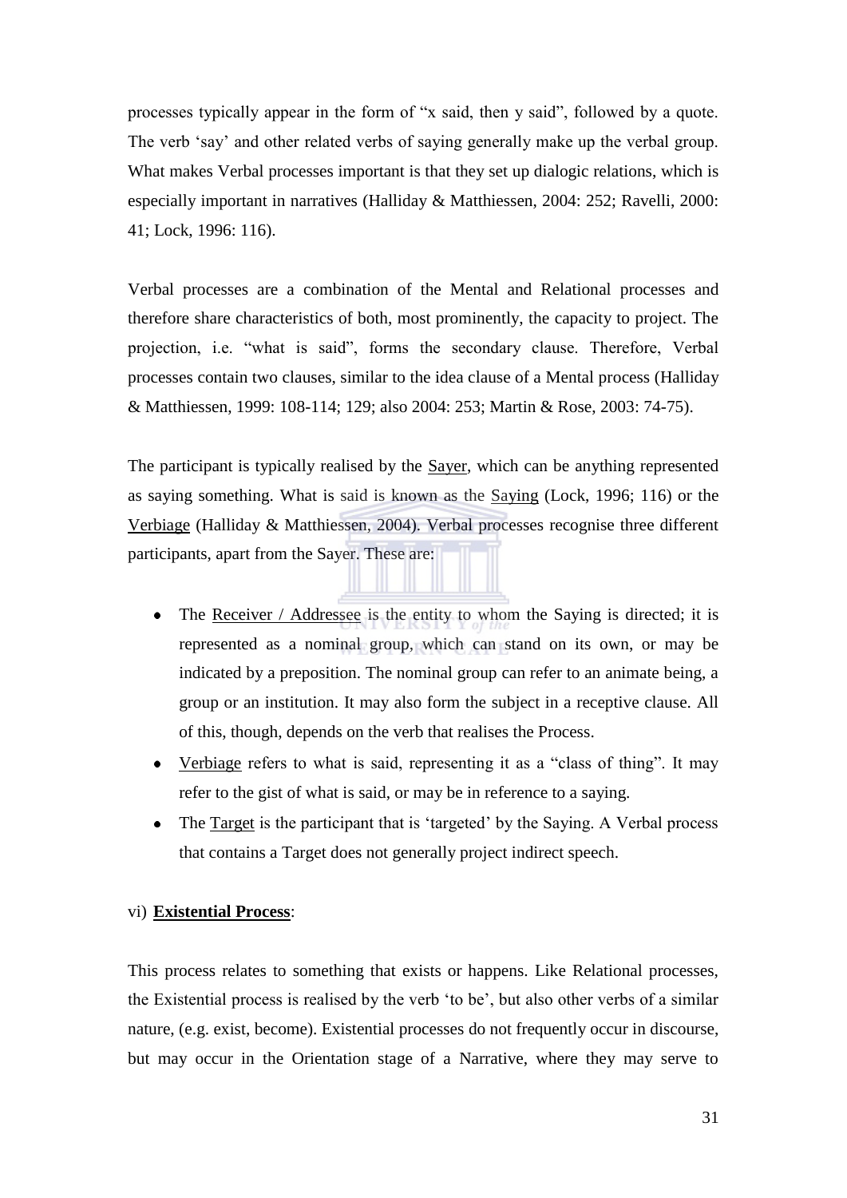processes typically appear in the form of "x said, then y said", followed by a quote. The verb 'say' and other related verbs of saying generally make up the verbal group. What makes Verbal processes important is that they set up dialogic relations, which is especially important in narratives (Halliday & Matthiessen, 2004: 252; Ravelli, 2000: 41; Lock, 1996: 116).

Verbal processes are a combination of the Mental and Relational processes and therefore share characteristics of both, most prominently, the capacity to project. The projection, i.e. "what is said", forms the secondary clause. Therefore, Verbal processes contain two clauses, similar to the idea clause of a Mental process (Halliday & Matthiessen, 1999: 108-114; 129; also 2004: 253; Martin & Rose, 2003: 74-75).

The participant is typically realised by the <u>Sayer</u>, which can be anything represented as saying something. What is said is known as the <u>Saying</u> (Lock, 1996; 116) or the <u>Verbiage</u> (Halliday & Matthiessen, 2004). Verbal processes recognise three different participants, apart from the Sayer. These are:

- The <u>Receiver / Addressee</u> is the entity to whom the Saying is directed; it is represented as a nominal group, which can stand on its own, or may be indicated by a preposition. The nominal group can refer to an animate being, a group or an institution. It may also form the subject in a receptive clause. All of this, though, depends on the verb that realises the Process.
- <u>Verbiage</u> refers to what is said, representing it as a "class of thing". It may refer to the gist of what is said, or may be in reference to a saying.
- The <u>Target</u> is the participant that is 'targeted' by the Saying. A Verbal process that contains a Target does not generally project indirect speech.

vi) **<u>Existential Process</u>**:

This process relates to something that exists or happens. Like Relational processes, the Existential process is realised by the verb 'to be', but also other verbs of a similar nature, (e.g. exist, become). Existential processes do not frequently occur in discourse, but may occur in the Orientation stage of a Narrative, where they may serve to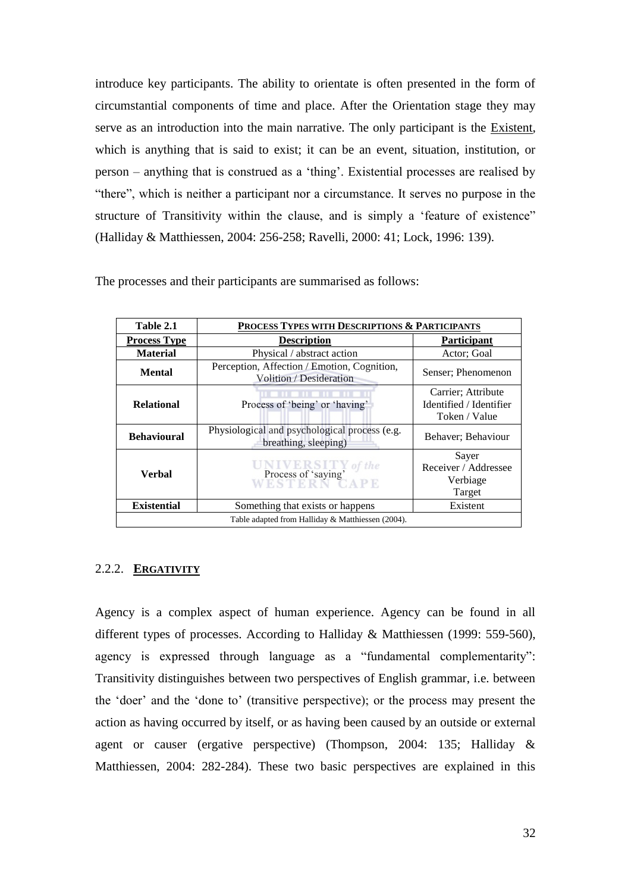introduce key participants. The ability to orientate is often presented in the form of circumstantial components of time and place. After the Orientation stage they may serve as an introduction into the main narrative. The only participant is the Existent, which is anything that is said to exist; it can be an event, situation, institution, or person – anything that is construed as a 'thing'. Existential processes are realised by "there", which is neither a participant nor a circumstance. It serves no purpose in the structure of Transitivity within the clause, and is simply a 'feature of existence" (Halliday & Matthiessen, 2004: 256-258; Ravelli, 2000: 41; Lock, 1996: 139).

The processes and their participants are summarised as follows:

| **Table 2.1** | **PROCESS TYPES WITH DESCRIPTIONS & PARTICIPANTS** | |
|---|---|---|
| **Process Type** | **Description** | **Participant** |
| **Material** | Physical / abstract action | Actor; Goal |
| **Mental** | Perception, Affection / Emotion, Cognition, Volition / Desideration | Senser; Phenomenon |
| **Relational** | Process of 'being' or 'having' | Carrier; Attribute<br>Identified / Identifier<br>Token / Value |
| **Behavioural** | Physiological and psychological process (e.g. breathing, sleeping) | Behaver; Behaviour |
| **Verbal** | Process of 'saying' | Sayer<br>Receiver / Addressee<br>Verbiage<br>Target |
| **Existential** | Something that exists or happens | Existent |

Table adapted from Halliday & Matthiessen (2004).

### 2.2.2. ERGATIVITY

Agency is a complex aspect of human experience. Agency can be found in all different types of processes. According to Halliday & Matthiessen (1999: 559-560), agency is expressed through language as a "fundamental complementarity": Transitivity distinguishes between two perspectives of English grammar, i.e. between the 'doer' and the 'done to' (transitive perspective); or the process may present the action as having occurred by itself, or as having been caused by an outside or external agent or causer (ergative perspective) (Thompson, 2004: 135; Halliday & Matthiessen, 2004: 282-284). These two basic perspectives are explained in this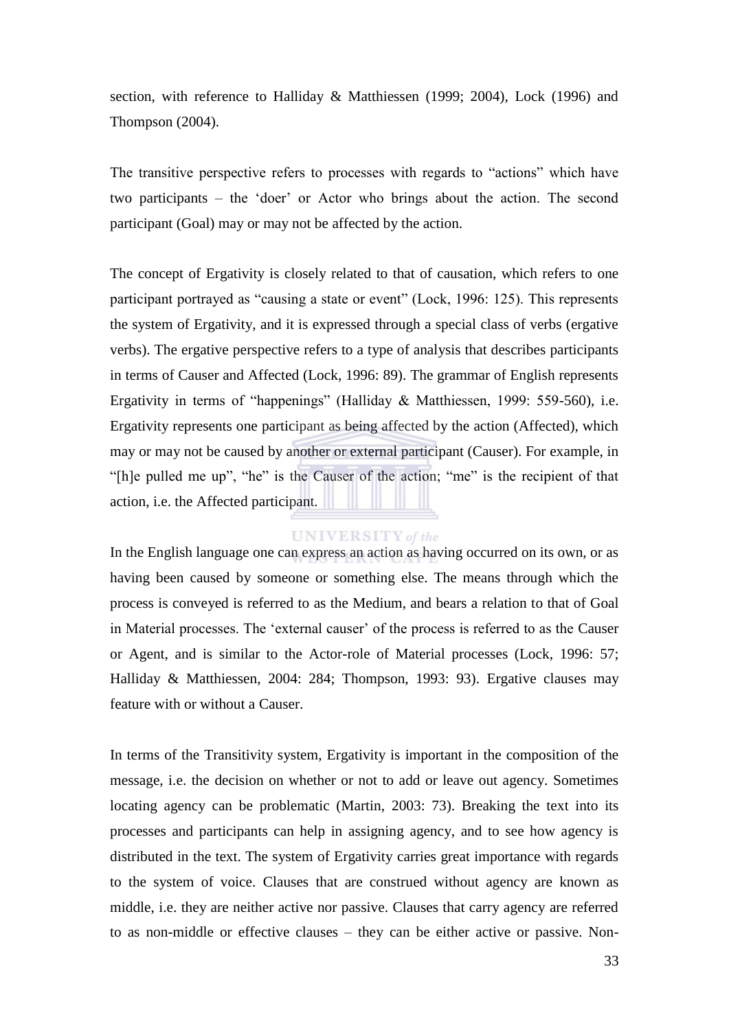section, with reference to Halliday & Matthiessen (1999; 2004), Lock (1996) and Thompson (2004).

The transitive perspective refers to processes with regards to "actions" which have two participants – the 'doer' or Actor who brings about the action. The second participant (Goal) may or may not be affected by the action.

The concept of Ergativity is closely related to that of causation, which refers to one participant portrayed as "causing a state or event" (Lock, 1996: 125). This represents the system of Ergativity, and it is expressed through a special class of verbs (ergative verbs). The ergative perspective refers to a type of analysis that describes participants in terms of Causer and Affected (Lock, 1996: 89). The grammar of English represents Ergativity in terms of "happenings" (Halliday & Matthiessen, 1999: 559-560), i.e. Ergativity represents one participant as being affected by the action (Affected), which may or may not be caused by another or external participant (Causer). For example, in "[h]e pulled me up", "he" is the Causer of the action; "me" is the recipient of that action, i.e. the Affected participant.

In the English language one can express an action as having occurred on its own, or as having been caused by someone or something else. The means through which the process is conveyed is referred to as the Medium, and bears a relation to that of Goal in Material processes. The 'external causer' of the process is referred to as the Causer or Agent, and is similar to the Actor-role of Material processes (Lock, 1996: 57; Halliday & Matthiessen, 2004: 284; Thompson, 1993: 93). Ergative clauses may feature with or without a Causer.

In terms of the Transitivity system, Ergativity is important in the composition of the message, i.e. the decision on whether or not to add or leave out agency. Sometimes locating agency can be problematic (Martin, 2003: 73). Breaking the text into its processes and participants can help in assigning agency, and to see how agency is distributed in the text. The system of Ergativity carries great importance with regards to the system of voice. Clauses that are construed without agency are known as middle, i.e. they are neither active nor passive. Clauses that carry agency are referred to as non-middle or effective clauses – they can be either active or passive. Non-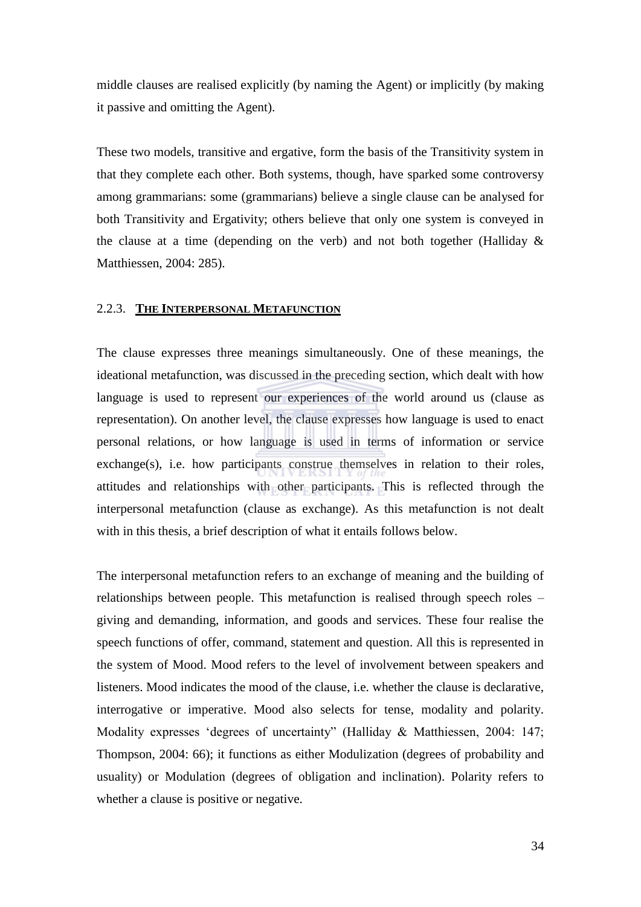middle clauses are realised explicitly (by naming the Agent) or implicitly (by making it passive and omitting the Agent).

These two models, transitive and ergative, form the basis of the Transitivity system in that they complete each other. Both systems, though, have sparked some controversy among grammarians: some (grammarians) believe a single clause can be analysed for both Transitivity and Ergativity; others believe that only one system is conveyed in the clause at a time (depending on the verb) and not both together (Halliday & Matthiessen, 2004: 285).

### 2.2.3. **The Interpersonal Metafunction**

The clause expresses three meanings simultaneously. One of these meanings, the ideational metafunction, was discussed in the preceding section, which dealt with how language is used to represent our experiences of the world around us (clause as representation). On another level, the clause expresses how language is used to enact personal relations, or how language is used in terms of information or service exchange(s), i.e. how participants construe themselves in relation to their roles, attitudes and relationships with other participants. This is reflected through the interpersonal metafunction (clause as exchange). As this metafunction is not dealt with in this thesis, a brief description of what it entails follows below.

The interpersonal metafunction refers to an exchange of meaning and the building of relationships between people. This metafunction is realised through speech roles – giving and demanding, information, and goods and services. These four realise the speech functions of offer, command, statement and question. All this is represented in the system of Mood. Mood refers to the level of involvement between speakers and listeners. Mood indicates the mood of the clause, i.e. whether the clause is declarative, interrogative or imperative. Mood also selects for tense, modality and polarity. Modality expresses 'degrees of uncertainty" (Halliday & Matthiessen, 2004: 147; Thompson, 2004: 66); it functions as either Modulization (degrees of probability and usuality) or Modulation (degrees of obligation and inclination). Polarity refers to whether a clause is positive or negative.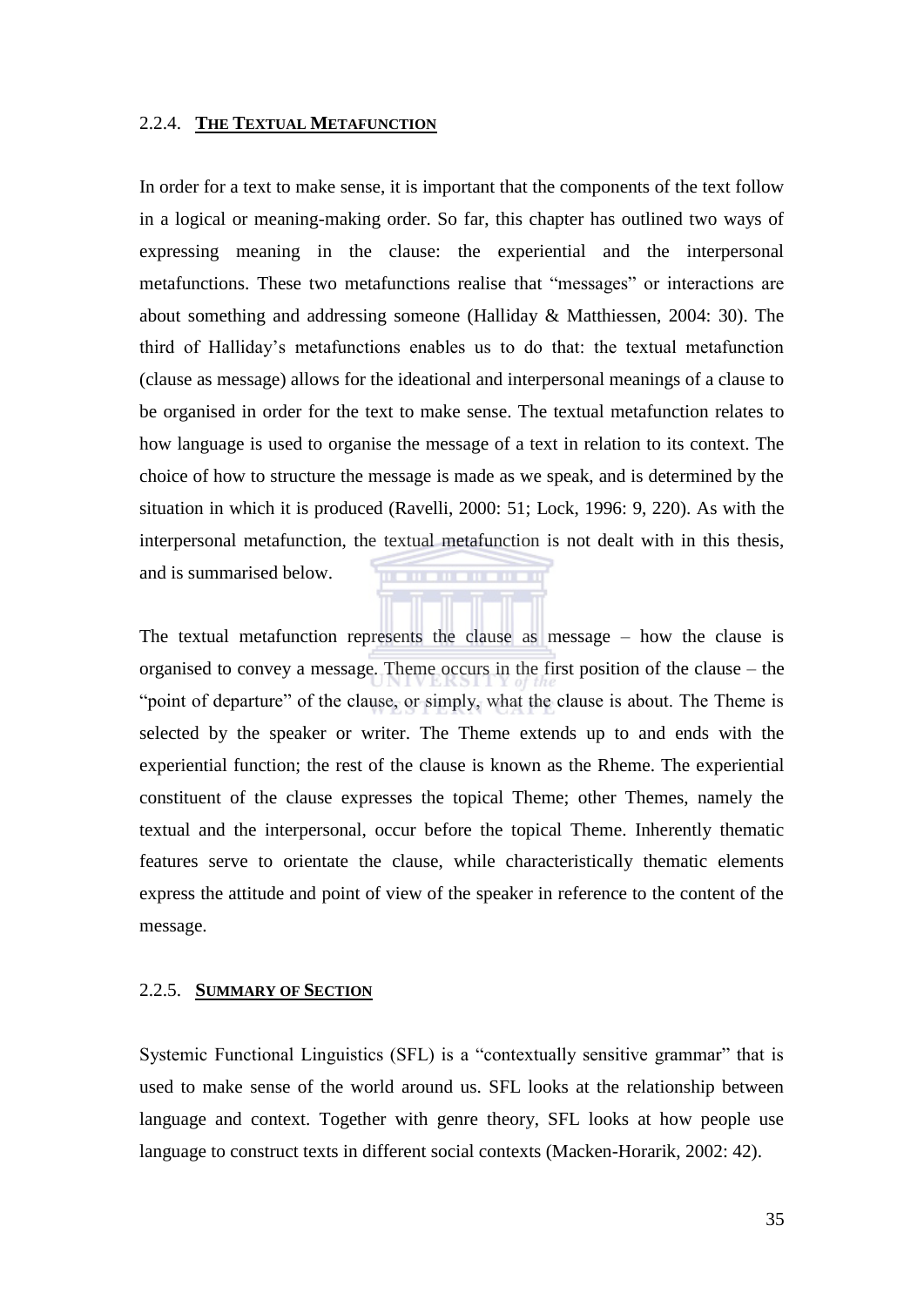### 2.2.4. **The Textual Metafunction**

In order for a text to make sense, it is important that the components of the text follow in a logical or meaning-making order. So far, this chapter has outlined two ways of expressing meaning in the clause: the experiential and the interpersonal metafunctions. These two metafunctions realise that "messages" or interactions are about something and addressing someone (Halliday & Matthiessen, 2004: 30). The third of Halliday's metafunctions enables us to do that: the textual metafunction (clause as message) allows for the ideational and interpersonal meanings of a clause to be organised in order for the text to make sense. The textual metafunction relates to how language is used to organise the message of a text in relation to its context. The choice of how to structure the message is made as we speak, and is determined by the situation in which it is produced (Ravelli, 2000: 51; Lock, 1996: 9, 220). As with the interpersonal metafunction, the textual metafunction is not dealt with in this thesis, and is summarised below.

The textual metafunction represents the clause as message – how the clause is organised to convey a message. Theme occurs in the first position of the clause – the "point of departure" of the clause, or simply, what the clause is about. The Theme is selected by the speaker or writer. The Theme extends up to and ends with the experiential function; the rest of the clause is known as the Rheme. The experiential constituent of the clause expresses the topical Theme; other Themes, namely the textual and the interpersonal, occur before the topical Theme. Inherently thematic features serve to orientate the clause, while characteristically thematic elements express the attitude and point of view of the speaker in reference to the content of the message.

### 2.2.5. **Summary of Section**

Systemic Functional Linguistics (SFL) is a "contextually sensitive grammar" that is used to make sense of the world around us. SFL looks at the relationship between language and context. Together with genre theory, SFL looks at how people use language to construct texts in different social contexts (Macken-Horarik, 2002: 42).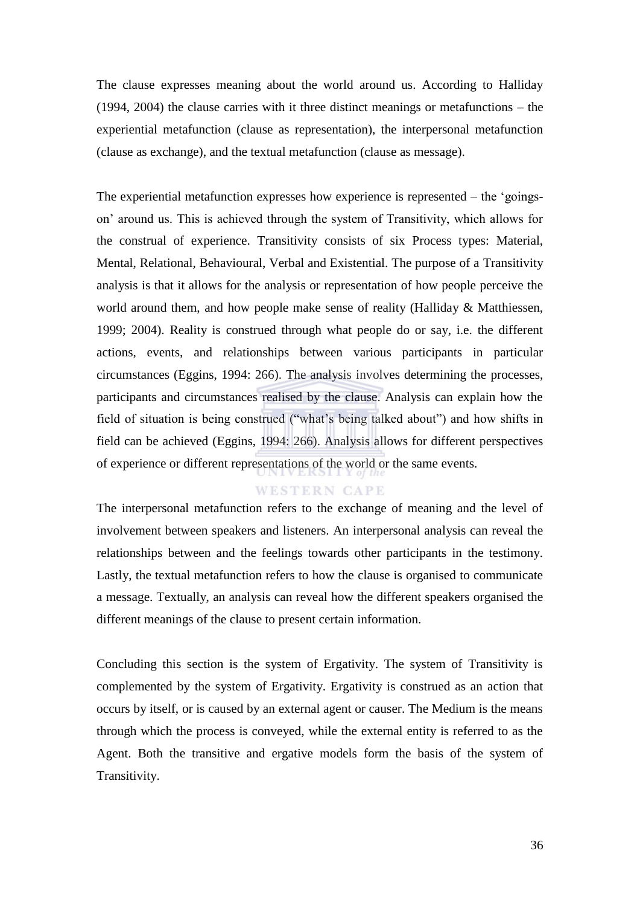The clause expresses meaning about the world around us. According to Halliday (1994, 2004) the clause carries with it three distinct meanings or metafunctions – the experiential metafunction (clause as representation), the interpersonal metafunction (clause as exchange), and the textual metafunction (clause as message).

The experiential metafunction expresses how experience is represented – the 'goings-on' around us. This is achieved through the system of Transitivity, which allows for the construal of experience. Transitivity consists of six Process types: Material, Mental, Relational, Behavioural, Verbal and Existential. The purpose of a Transitivity analysis is that it allows for the analysis or representation of how people perceive the world around them, and how people make sense of reality (Halliday & Matthiessen, 1999; 2004). Reality is construed through what people do or say, i.e. the different actions, events, and relationships between various participants in particular circumstances (Eggins, 1994: 266). The analysis involves determining the processes, participants and circumstances realised by the clause. Analysis can explain how the field of situation is being construed ("what's being talked about") and how shifts in field can be achieved (Eggins, 1994: 266). Analysis allows for different perspectives of experience or different representations of the world or the same events.

The interpersonal metafunction refers to the exchange of meaning and the level of involvement between speakers and listeners. An interpersonal analysis can reveal the relationships between and the feelings towards other participants in the testimony. Lastly, the textual metafunction refers to how the clause is organised to communicate a message. Textually, an analysis can reveal how the different speakers organised the different meanings of the clause to present certain information.

Concluding this section is the system of Ergativity. The system of Transitivity is complemented by the system of Ergativity. Ergativity is construed as an action that occurs by itself, or is caused by an external agent or causer. The Medium is the means through which the process is conveyed, while the external entity is referred to as the Agent. Both the transitive and ergative models form the basis of the system of Transitivity.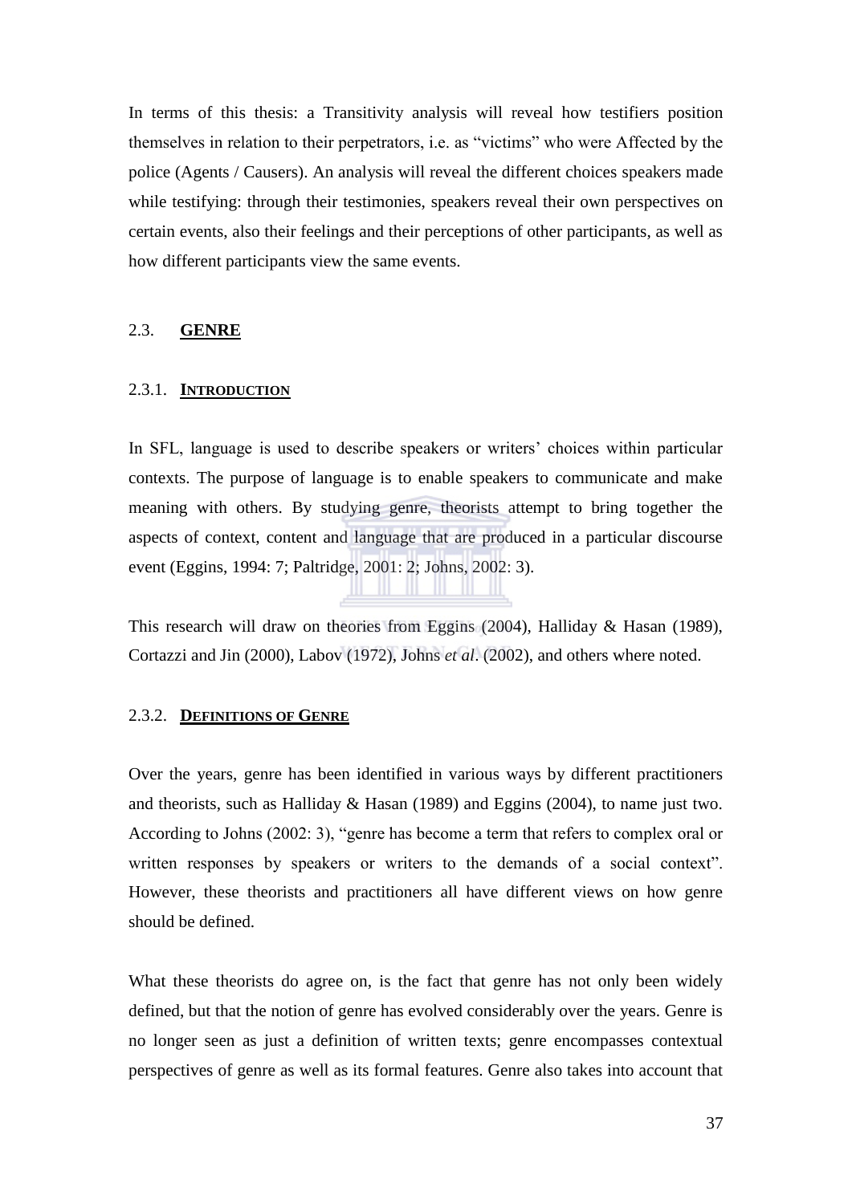In terms of this thesis: a Transitivity analysis will reveal how testifiers position themselves in relation to their perpetrators, i.e. as "victims" who were Affected by the police (Agents / Causers). An analysis will reveal the different choices speakers made while testifying: through their testimonies, speakers reveal their own perspectives on certain events, also their feelings and their perceptions of other participants, as well as how different participants view the same events.

## 2.3. GENRE

### 2.3.1. INTRODUCTION

In SFL, language is used to describe speakers or writers' choices within particular contexts. The purpose of language is to enable speakers to communicate and make meaning with others. By studying genre, theorists attempt to bring together the aspects of context, content and language that are produced in a particular discourse event (Eggins, 1994: 7; Paltridge, 2001: 2; Johns, 2002: 3).

This research will draw on theories from Eggins (2004), Halliday & Hasan (1989), Cortazzi and Jin (2000), Labov (1972), Johns *et al*. (2002), and others where noted.

### 2.3.2. DEFINITIONS OF GENRE

Over the years, genre has been identified in various ways by different practitioners and theorists, such as Halliday & Hasan (1989) and Eggins (2004), to name just two. According to Johns (2002: 3), "genre has become a term that refers to complex oral or written responses by speakers or writers to the demands of a social context". However, these theorists and practitioners all have different views on how genre should be defined.

What these theorists do agree on, is the fact that genre has not only been widely defined, but that the notion of genre has evolved considerably over the years. Genre is no longer seen as just a definition of written texts; genre encompasses contextual perspectives of genre as well as its formal features. Genre also takes into account that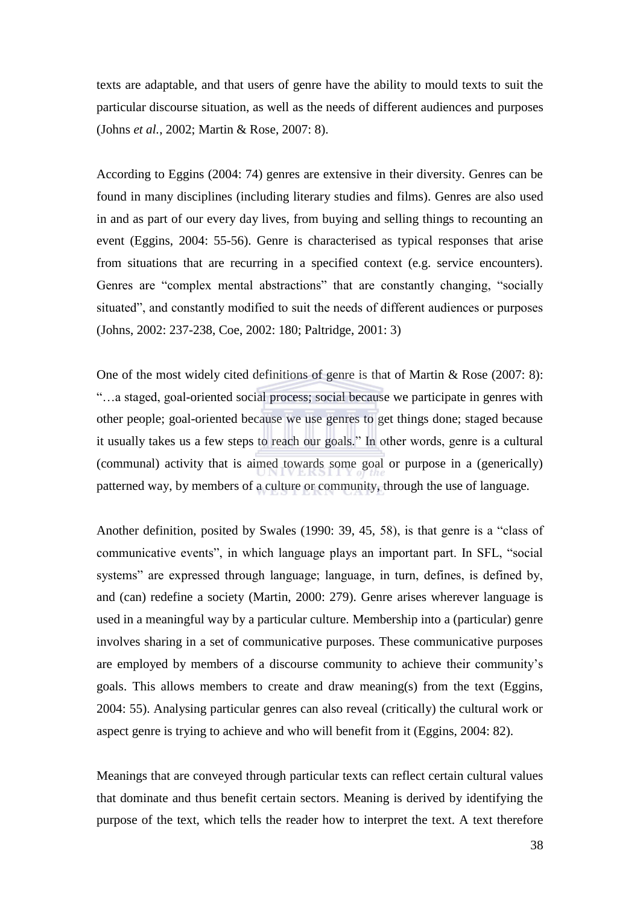texts are adaptable, and that users of genre have the ability to mould texts to suit the particular discourse situation, as well as the needs of different audiences and purposes (Johns *et al.*, 2002; Martin & Rose, 2007: 8).

According to Eggins (2004: 74) genres are extensive in their diversity. Genres can be found in many disciplines (including literary studies and films). Genres are also used in and as part of our every day lives, from buying and selling things to recounting an event (Eggins, 2004: 55-56). Genre is characterised as typical responses that arise from situations that are recurring in a specified context (e.g. service encounters). Genres are "complex mental abstractions" that are constantly changing, "socially situated", and constantly modified to suit the needs of different audiences or purposes (Johns, 2002: 237-238, Coe, 2002: 180; Paltridge, 2001: 3)

One of the most widely cited definitions of genre is that of Martin & Rose (2007: 8): "…a staged, goal-oriented social process; social because we participate in genres with other people; goal-oriented because we use genres to get things done; staged because it usually takes us a few steps to reach our goals." In other words, genre is a cultural (communal) activity that is aimed towards some goal or purpose in a (generically) patterned way, by members of a culture or community, through the use of language.

Another definition, posited by Swales (1990: 39, 45, 58), is that genre is a "class of communicative events", in which language plays an important part. In SFL, "social systems" are expressed through language; language, in turn, defines, is defined by, and (can) redefine a society (Martin, 2000: 279). Genre arises wherever language is used in a meaningful way by a particular culture. Membership into a (particular) genre involves sharing in a set of communicative purposes. These communicative purposes are employed by members of a discourse community to achieve their community's goals. This allows members to create and draw meaning(s) from the text (Eggins, 2004: 55). Analysing particular genres can also reveal (critically) the cultural work or aspect genre is trying to achieve and who will benefit from it (Eggins, 2004: 82).

Meanings that are conveyed through particular texts can reflect certain cultural values that dominate and thus benefit certain sectors. Meaning is derived by identifying the purpose of the text, which tells the reader how to interpret the text. A text therefore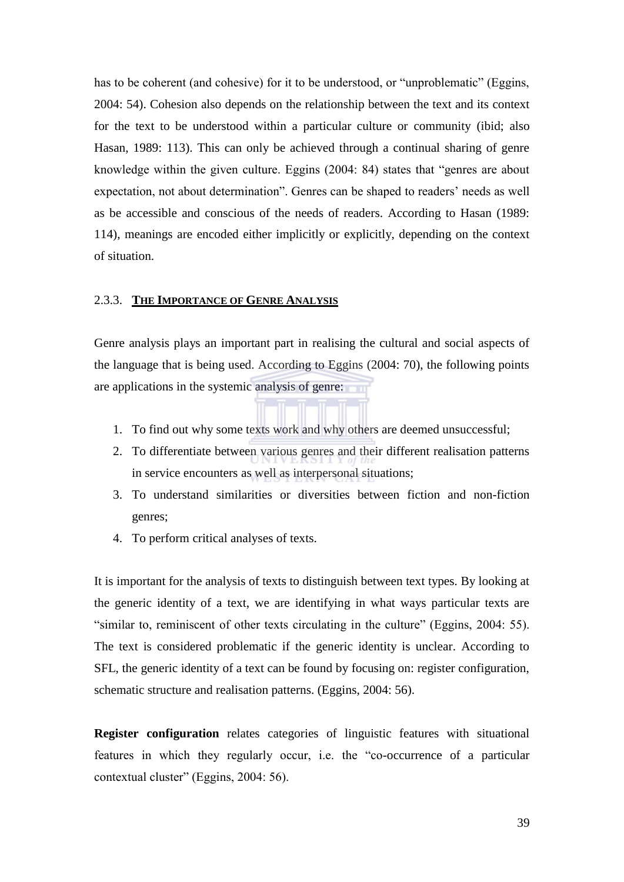has to be coherent (and cohesive) for it to be understood, or "unproblematic" (Eggins, 2004: 54). Cohesion also depends on the relationship between the text and its context for the text to be understood within a particular culture or community (ibid; also Hasan, 1989: 113). This can only be achieved through a continual sharing of genre knowledge within the given culture. Eggins (2004: 84) states that "genres are about expectation, not about determination". Genres can be shaped to readers' needs as well as be accessible and conscious of the needs of readers. According to Hasan (1989: 114), meanings are encoded either implicitly or explicitly, depending on the context of situation.

### 2.3.3. THE IMPORTANCE OF GENRE ANALYSIS

Genre analysis plays an important part in realising the cultural and social aspects of the language that is being used. According to Eggins (2004: 70), the following points are applications in the systemic analysis of genre:

1. To find out why some texts work and why others are deemed unsuccessful;
2. To differentiate between various genres and their different realisation patterns in service encounters as well as interpersonal situations;
3. To understand similarities or diversities between fiction and non-fiction genres;
4. To perform critical analyses of texts.

It is important for the analysis of texts to distinguish between text types. By looking at the generic identity of a text, we are identifying in what ways particular texts are "similar to, reminiscent of other texts circulating in the culture" (Eggins, 2004: 55). The text is considered problematic if the generic identity is unclear. According to SFL, the generic identity of a text can be found by focusing on: register configuration, schematic structure and realisation patterns. (Eggins, 2004: 56).

**Register configuration** relates categories of linguistic features with situational features in which they regularly occur, i.e. the "co-occurrence of a particular contextual cluster" (Eggins, 2004: 56).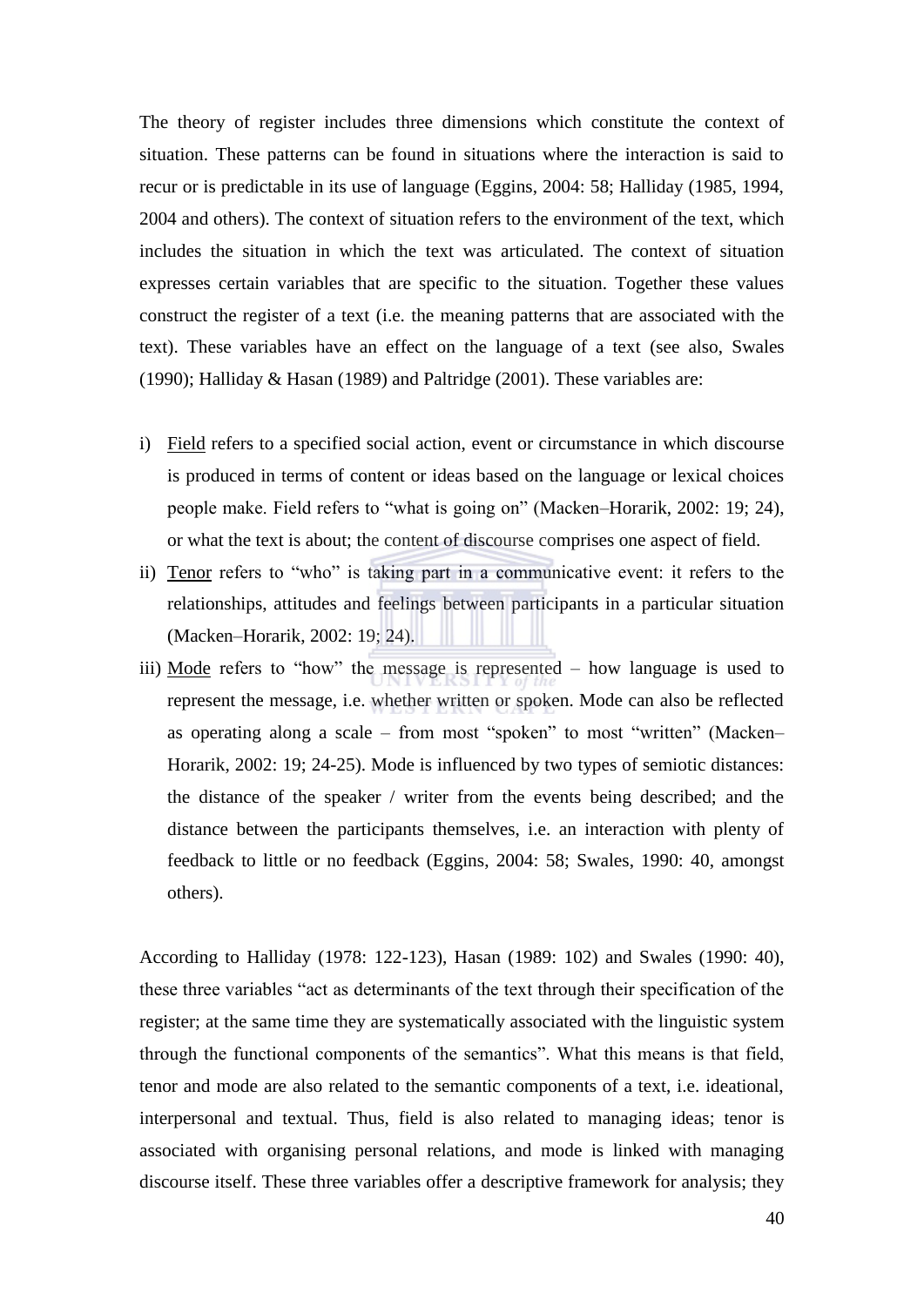The theory of register includes three dimensions which constitute the context of situation. These patterns can be found in situations where the interaction is said to recur or is predictable in its use of language (Eggins, 2004: 58; Halliday (1985, 1994, 2004 and others). The context of situation refers to the environment of the text, which includes the situation in which the text was articulated. The context of situation expresses certain variables that are specific to the situation. Together these values construct the register of a text (i.e. the meaning patterns that are associated with the text). These variables have an effect on the language of a text (see also, Swales (1990); Halliday & Hasan (1989) and Paltridge (2001). These variables are:

i) <u>Field</u> refers to a specified social action, event or circumstance in which discourse is produced in terms of content or ideas based on the language or lexical choices people make. Field refers to "what is going on" (Macken–Horarik, 2002: 19; 24), or what the text is about; the content of discourse comprises one aspect of field.
ii) <u>Tenor</u> refers to "who" is taking part in a communicative event: it refers to the relationships, attitudes and feelings between participants in a particular situation (Macken–Horarik, 2002: 19; 24).
iii) <u>Mode</u> refers to "how" the message is represented – how language is used to represent the message, i.e. whether written or spoken. Mode can also be reflected as operating along a scale – from most "spoken" to most "written" (Macken–Horarik, 2002: 19; 24-25). Mode is influenced by two types of semiotic distances: the distance of the speaker / writer from the events being described; and the distance between the participants themselves, i.e. an interaction with plenty of feedback to little or no feedback (Eggins, 2004: 58; Swales, 1990: 40, amongst others).

According to Halliday (1978: 122-123), Hasan (1989: 102) and Swales (1990: 40), these three variables "act as determinants of the text through their specification of the register; at the same time they are systematically associated with the linguistic system through the functional components of the semantics". What this means is that field, tenor and mode are also related to the semantic components of a text, i.e. ideational, interpersonal and textual. Thus, field is also related to managing ideas; tenor is associated with organising personal relations, and mode is linked with managing discourse itself. These three variables offer a descriptive framework for analysis; they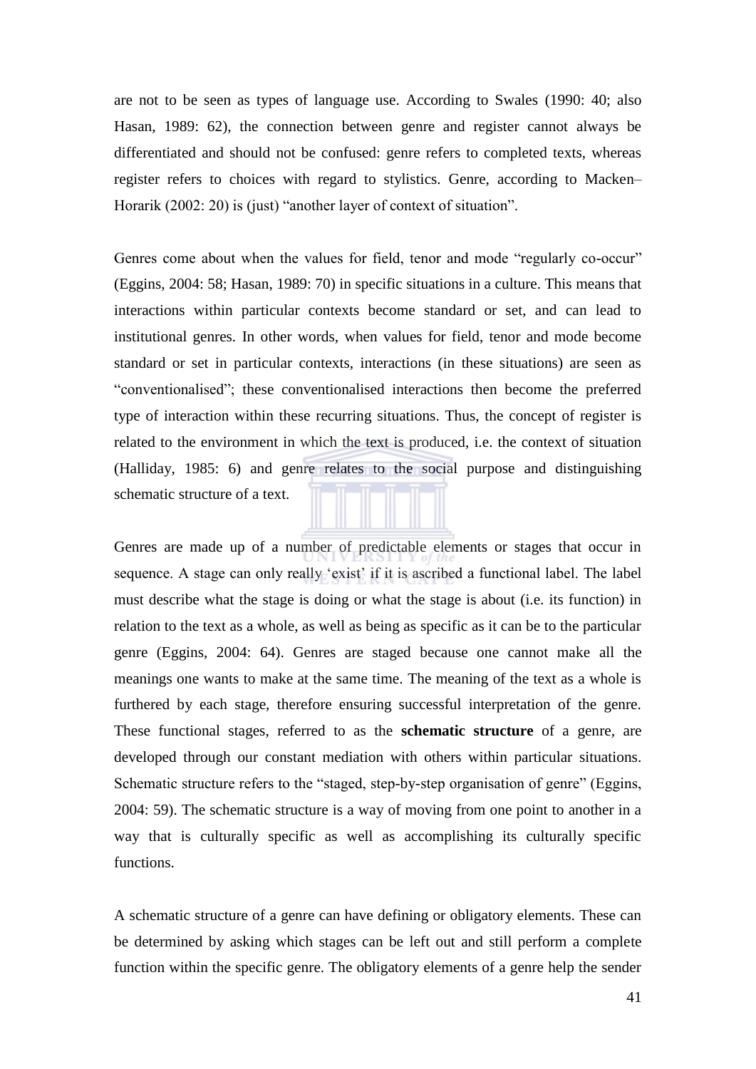are not to be seen as types of language use. According to Swales (1990: 40; also Hasan, 1989: 62), the connection between genre and register cannot always be differentiated and should not be confused: genre refers to completed texts, whereas register refers to choices with regard to stylistics. Genre, according to Macken–Horarik (2002: 20) is (just) "another layer of context of situation".

Genres come about when the values for field, tenor and mode "regularly co-occur" (Eggins, 2004: 58; Hasan, 1989: 70) in specific situations in a culture. This means that interactions within particular contexts become standard or set, and can lead to institutional genres. In other words, when values for field, tenor and mode become standard or set in particular contexts, interactions (in these situations) are seen as "conventionalised"; these conventionalised interactions then become the preferred type of interaction within these recurring situations. Thus, the concept of register is related to the environment in which the text is produced, i.e. the context of situation (Halliday, 1985: 6) and genre relates to the social purpose and distinguishing schematic structure of a text.

Genres are made up of a number of predictable elements or stages that occur in sequence. A stage can only really 'exist' if it is ascribed a functional label. The label must describe what the stage is doing or what the stage is about (i.e. its function) in relation to the text as a whole, as well as being as specific as it can be to the particular genre (Eggins, 2004: 64). Genres are staged because one cannot make all the meanings one wants to make at the same time. The meaning of the text as a whole is furthered by each stage, therefore ensuring successful interpretation of the genre. These functional stages, referred to as the **schematic structure** of a genre, are developed through our constant mediation with others within particular situations. Schematic structure refers to the "staged, step-by-step organisation of genre" (Eggins, 2004: 59). The schematic structure is a way of moving from one point to another in a way that is culturally specific as well as accomplishing its culturally specific functions.

A schematic structure of a genre can have defining or obligatory elements. These can be determined by asking which stages can be left out and still perform a complete function within the specific genre. The obligatory elements of a genre help the sender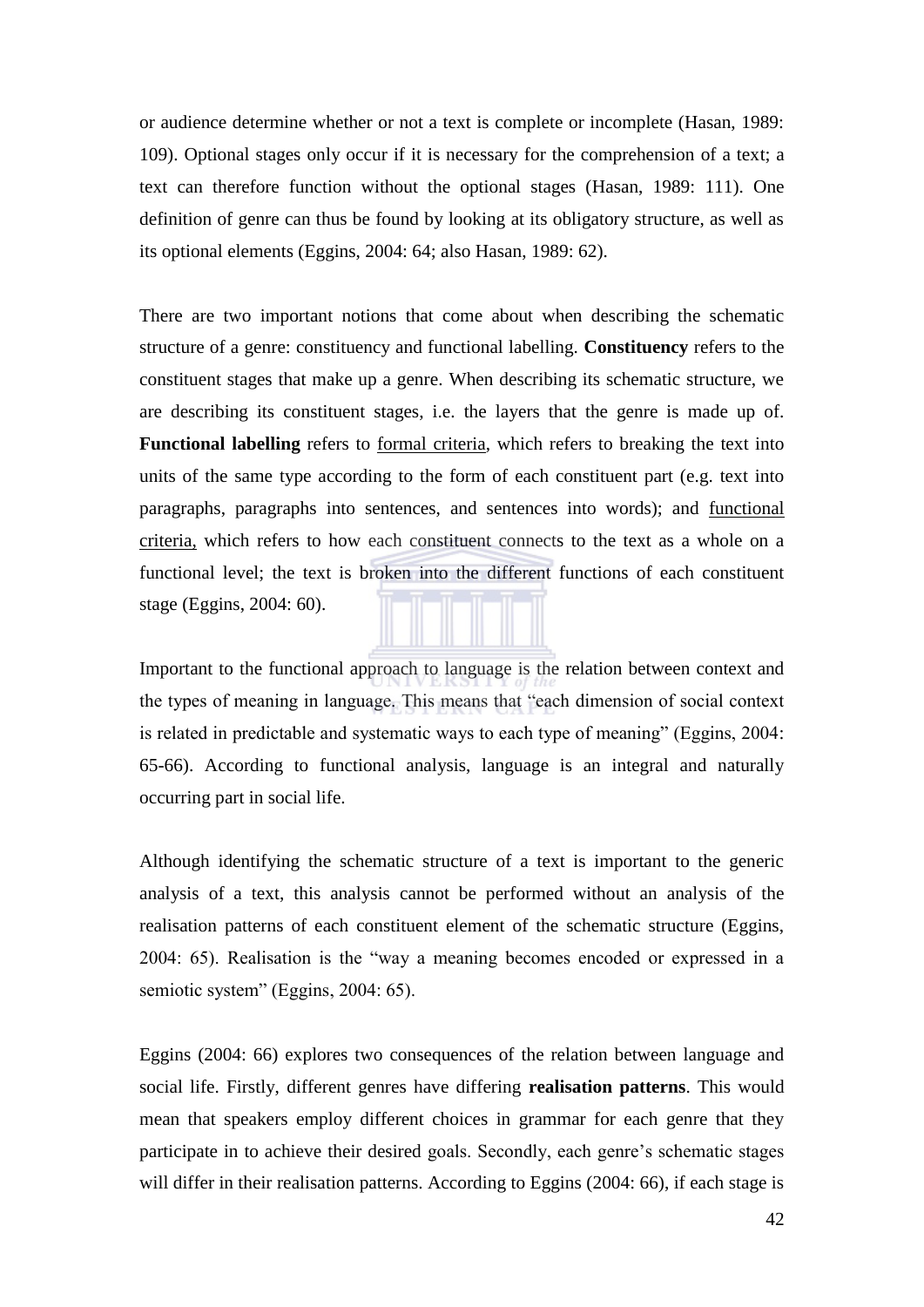or audience determine whether or not a text is complete or incomplete (Hasan, 1989: 109). Optional stages only occur if it is necessary for the comprehension of a text; a text can therefore function without the optional stages (Hasan, 1989: 111). One definition of genre can thus be found by looking at its obligatory structure, as well as its optional elements (Eggins, 2004: 64; also Hasan, 1989: 62).

There are two important notions that come about when describing the schematic structure of a genre: constituency and functional labelling. **Constituency** refers to the constituent stages that make up a genre. When describing its schematic structure, we are describing its constituent stages, i.e. the layers that the genre is made up of. **Functional labelling** refers to <u>formal criteria</u>, which refers to breaking the text into units of the same type according to the form of each constituent part (e.g. text into paragraphs, paragraphs into sentences, and sentences into words); and <u>functional criteria,</u> which refers to how each constituent connects to the text as a whole on a functional level; the text is broken into the different functions of each constituent stage (Eggins, 2004: 60).

Important to the functional approach to language is the relation between context and the types of meaning in language. This means that "each dimension of social context is related in predictable and systematic ways to each type of meaning" (Eggins, 2004: 65-66). According to functional analysis, language is an integral and naturally occurring part in social life.

Although identifying the schematic structure of a text is important to the generic analysis of a text, this analysis cannot be performed without an analysis of the realisation patterns of each constituent element of the schematic structure (Eggins, 2004: 65). Realisation is the "way a meaning becomes encoded or expressed in a semiotic system" (Eggins, 2004: 65).

Eggins (2004: 66) explores two consequences of the relation between language and social life. Firstly, different genres have differing **realisation patterns**. This would mean that speakers employ different choices in grammar for each genre that they participate in to achieve their desired goals. Secondly, each genre's schematic stages will differ in their realisation patterns. According to Eggins (2004: 66), if each stage is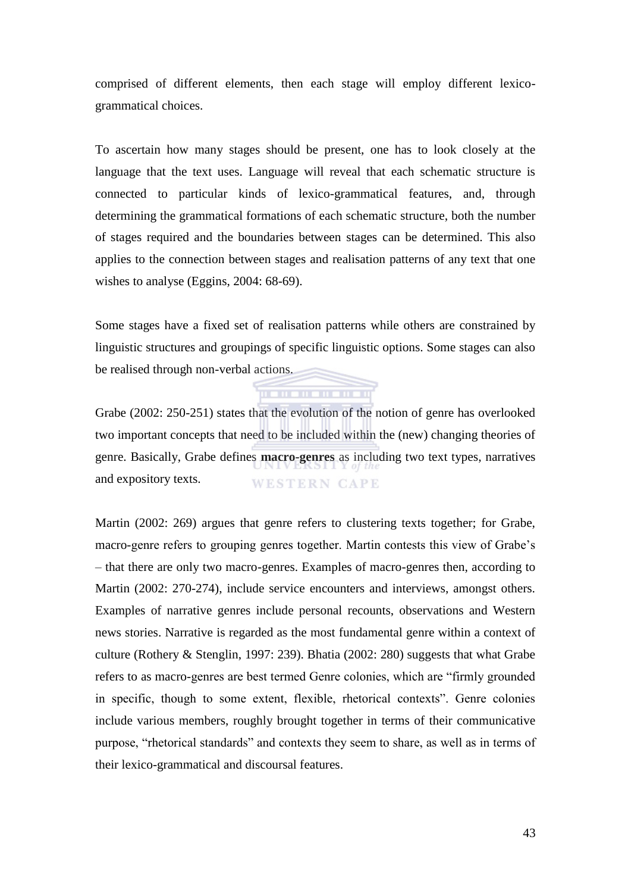comprised of different elements, then each stage will employ different lexico-grammatical choices.

To ascertain how many stages should be present, one has to look closely at the language that the text uses. Language will reveal that each schematic structure is connected to particular kinds of lexico-grammatical features, and, through determining the grammatical formations of each schematic structure, both the number of stages required and the boundaries between stages can be determined. This also applies to the connection between stages and realisation patterns of any text that one wishes to analyse (Eggins, 2004: 68-69).

Some stages have a fixed set of realisation patterns while others are constrained by linguistic structures and groupings of specific linguistic options. Some stages can also be realised through non-verbal actions.

Grabe (2002: 250-251) states that the evolution of the notion of genre has overlooked two important concepts that need to be included within the (new) changing theories of genre. Basically, Grabe defines **macro-genres** as including two text types, narratives and expository texts.

Martin (2002: 269) argues that genre refers to clustering texts together; for Grabe, macro-genre refers to grouping genres together. Martin contests this view of Grabe's – that there are only two macro-genres. Examples of macro-genres then, according to Martin (2002: 270-274), include service encounters and interviews, amongst others. Examples of narrative genres include personal recounts, observations and Western news stories. Narrative is regarded as the most fundamental genre within a context of culture (Rothery & Stenglin, 1997: 239). Bhatia (2002: 280) suggests that what Grabe refers to as macro-genres are best termed Genre colonies, which are "firmly grounded in specific, though to some extent, flexible, rhetorical contexts". Genre colonies include various members, roughly brought together in terms of their communicative purpose, "rhetorical standards" and contexts they seem to share, as well as in terms of their lexico-grammatical and discoursal features.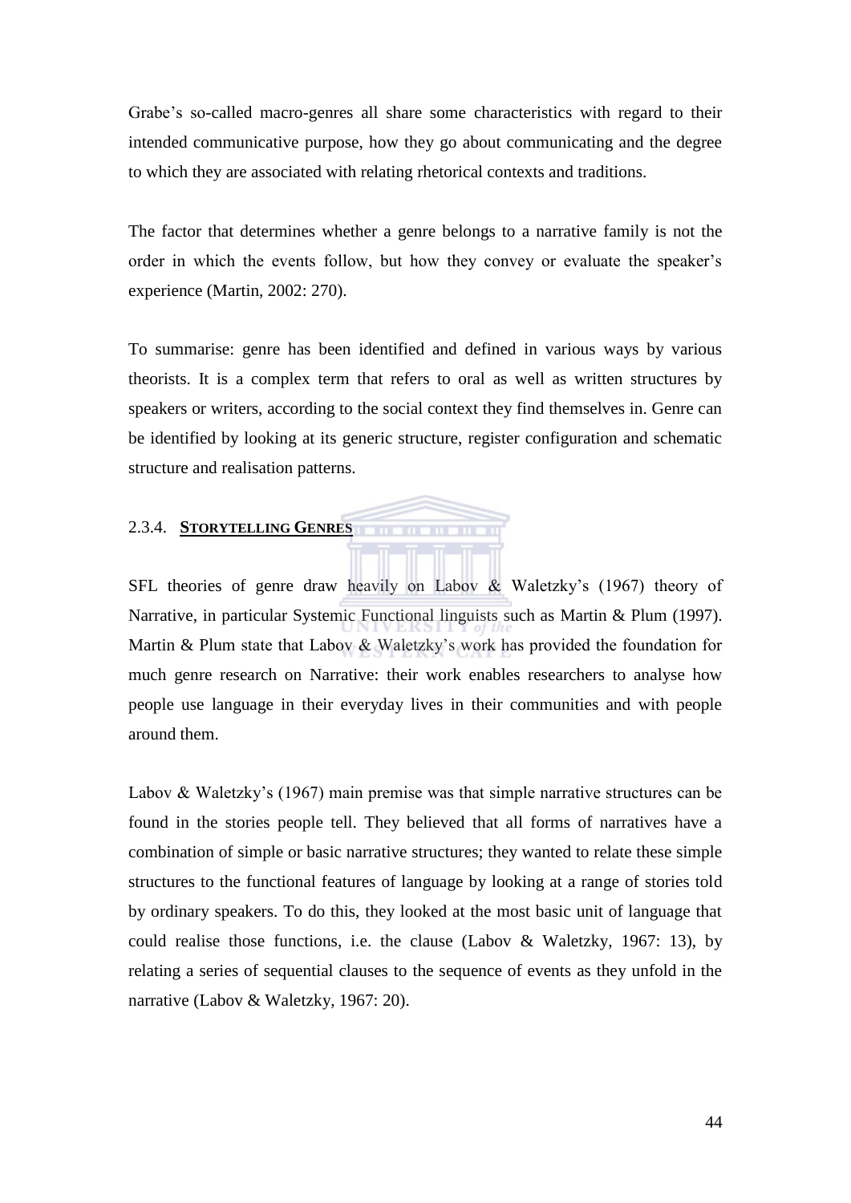Grabe's so-called macro-genres all share some characteristics with regard to their intended communicative purpose, how they go about communicating and the degree to which they are associated with relating rhetorical contexts and traditions.

The factor that determines whether a genre belongs to a narrative family is not the order in which the events follow, but how they convey or evaluate the speaker's experience (Martin, 2002: 270).

To summarise: genre has been identified and defined in various ways by various theorists. It is a complex term that refers to oral as well as written structures by speakers or writers, according to the social context they find themselves in. Genre can be identified by looking at its generic structure, register configuration and schematic structure and realisation patterns.

### 2.3.4. STORYTELLING GENRES

SFL theories of genre draw heavily on Labov & Waletzky's (1967) theory of Narrative, in particular Systemic Functional linguists such as Martin & Plum (1997). Martin & Plum state that Labov & Waletzky's work has provided the foundation for much genre research on Narrative: their work enables researchers to analyse how people use language in their everyday lives in their communities and with people around them.

Labov & Waletzky's (1967) main premise was that simple narrative structures can be found in the stories people tell. They believed that all forms of narratives have a combination of simple or basic narrative structures; they wanted to relate these simple structures to the functional features of language by looking at a range of stories told by ordinary speakers. To do this, they looked at the most basic unit of language that could realise those functions, i.e. the clause (Labov & Waletzky, 1967: 13), by relating a series of sequential clauses to the sequence of events as they unfold in the narrative (Labov & Waletzky, 1967: 20).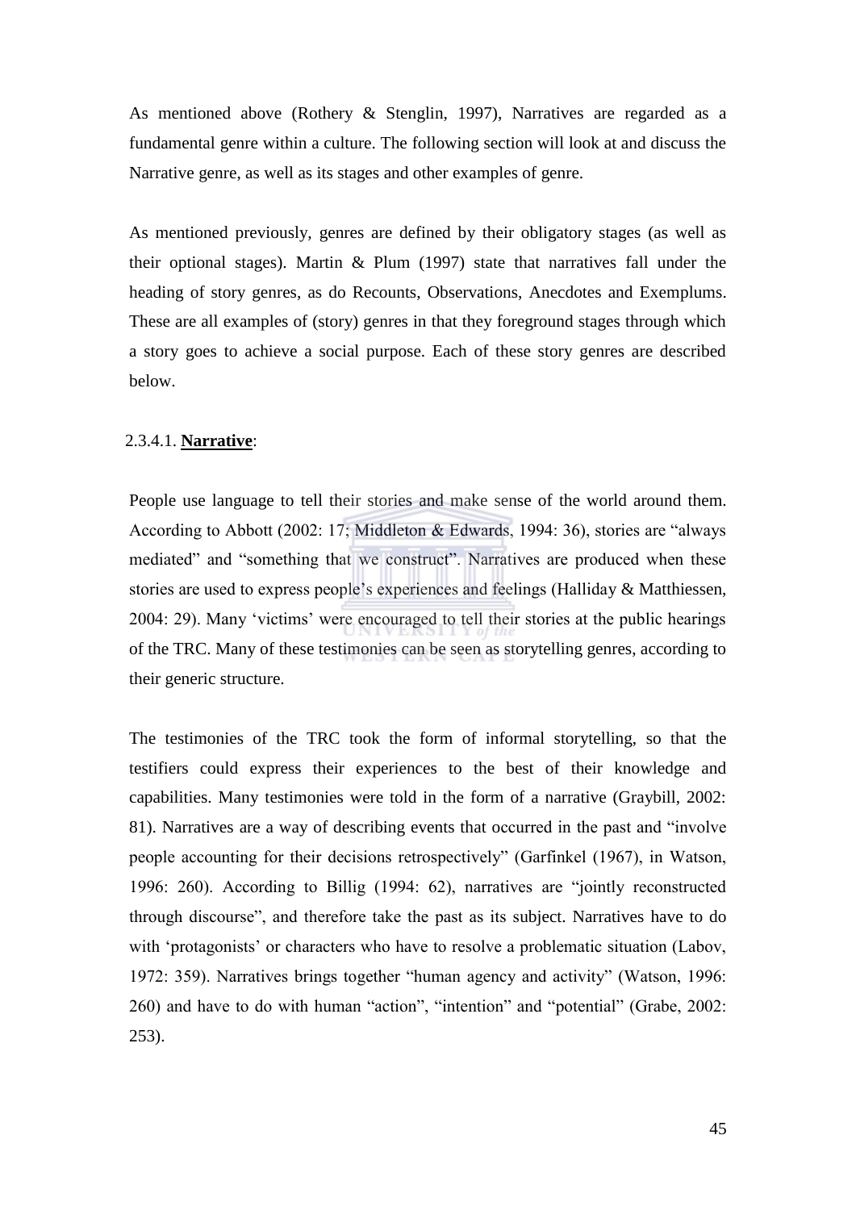As mentioned above (Rothery & Stenglin, 1997), Narratives are regarded as a fundamental genre within a culture. The following section will look at and discuss the Narrative genre, as well as its stages and other examples of genre.

As mentioned previously, genres are defined by their obligatory stages (as well as their optional stages). Martin & Plum (1997) state that narratives fall under the heading of story genres, as do Recounts, Observations, Anecdotes and Exemplums. These are all examples of (story) genres in that they foreground stages through which a story goes to achieve a social purpose. Each of these story genres are described below.

#### 2.3.4.1. **Narrative**:

People use language to tell their stories and make sense of the world around them. According to Abbott (2002: 17; Middleton & Edwards, 1994: 36), stories are "always mediated" and "something that we construct". Narratives are produced when these stories are used to express people's experiences and feelings (Halliday & Matthiessen, 2004: 29). Many 'victims' were encouraged to tell their stories at the public hearings of the TRC. Many of these testimonies can be seen as storytelling genres, according to their generic structure.

The testimonies of the TRC took the form of informal storytelling, so that the testifiers could express their experiences to the best of their knowledge and capabilities. Many testimonies were told in the form of a narrative (Graybill, 2002: 81). Narratives are a way of describing events that occurred in the past and "involve people accounting for their decisions retrospectively" (Garfinkel (1967), in Watson, 1996: 260). According to Billig (1994: 62), narratives are "jointly reconstructed through discourse", and therefore take the past as its subject. Narratives have to do with 'protagonists' or characters who have to resolve a problematic situation (Labov, 1972: 359). Narratives brings together "human agency and activity" (Watson, 1996: 260) and have to do with human "action", "intention" and "potential" (Grabe, 2002: 253).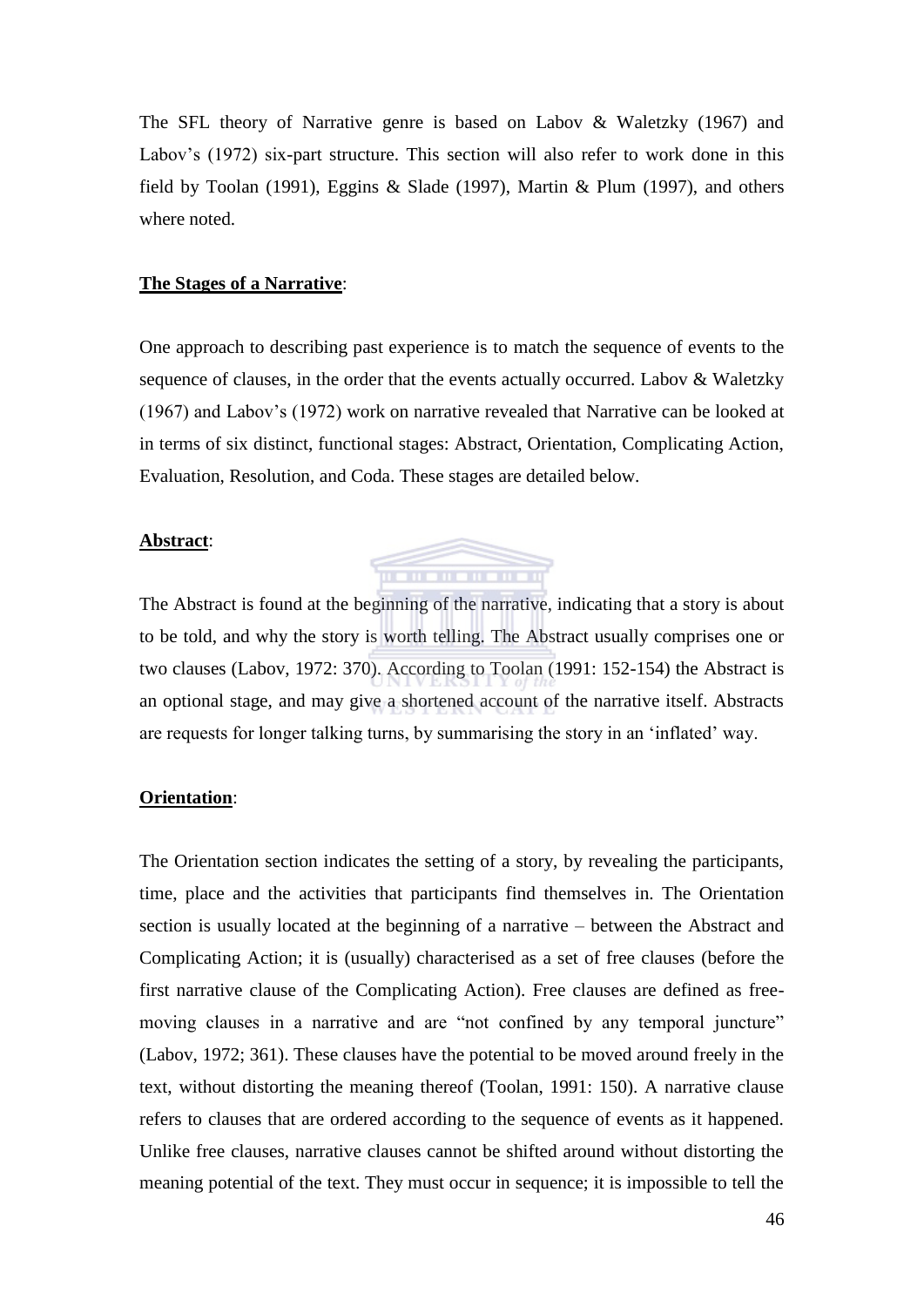The SFL theory of Narrative genre is based on Labov & Waletzky (1967) and Labov's (1972) six-part structure. This section will also refer to work done in this field by Toolan (1991), Eggins & Slade (1997), Martin & Plum (1997), and others where noted.

**The Stages of a Narrative**:

One approach to describing past experience is to match the sequence of events to the sequence of clauses, in the order that the events actually occurred. Labov & Waletzky (1967) and Labov's (1972) work on narrative revealed that Narrative can be looked at in terms of six distinct, functional stages: Abstract, Orientation, Complicating Action, Evaluation, Resolution, and Coda. These stages are detailed below.

**Abstract**:

The Abstract is found at the beginning of the narrative, indicating that a story is about to be told, and why the story is worth telling. The Abstract usually comprises one or two clauses (Labov, 1972: 370). According to Toolan (1991: 152-154) the Abstract is an optional stage, and may give a shortened account of the narrative itself. Abstracts are requests for longer talking turns, by summarising the story in an 'inflated' way.

**Orientation**:

The Orientation section indicates the setting of a story, by revealing the participants, time, place and the activities that participants find themselves in. The Orientation section is usually located at the beginning of a narrative – between the Abstract and Complicating Action; it is (usually) characterised as a set of free clauses (before the first narrative clause of the Complicating Action). Free clauses are defined as free-moving clauses in a narrative and are "not confined by any temporal juncture" (Labov, 1972; 361). These clauses have the potential to be moved around freely in the text, without distorting the meaning thereof (Toolan, 1991: 150). A narrative clause refers to clauses that are ordered according to the sequence of events as it happened. Unlike free clauses, narrative clauses cannot be shifted around without distorting the meaning potential of the text. They must occur in sequence; it is impossible to tell the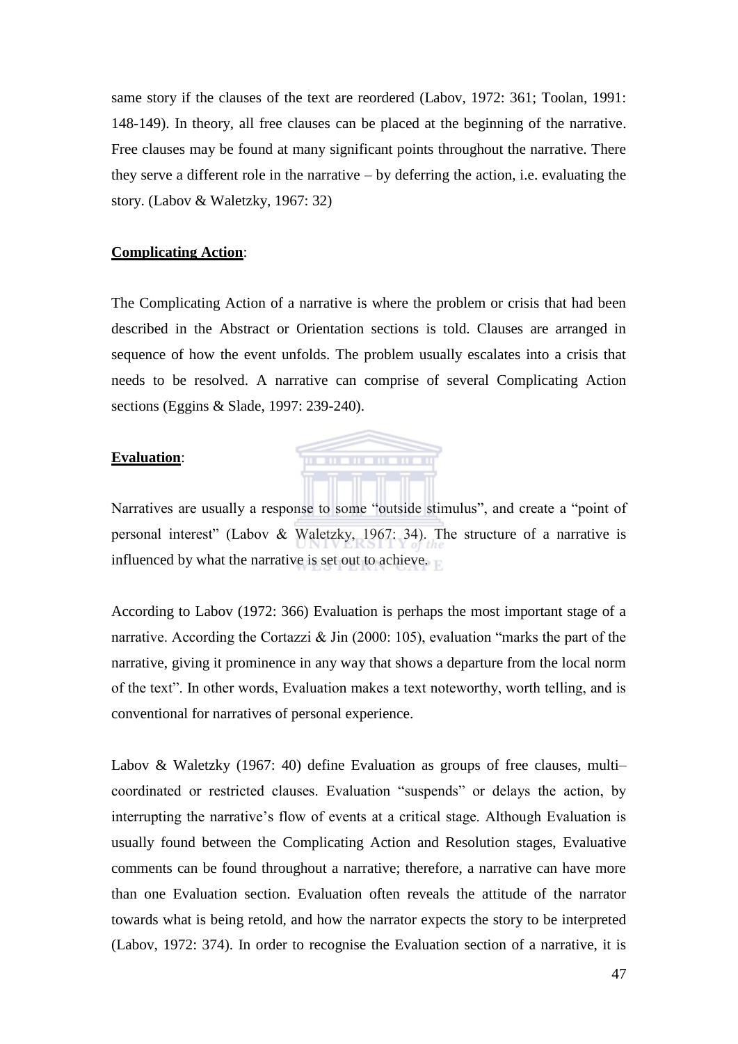same story if the clauses of the text are reordered (Labov, 1972: 361; Toolan, 1991: 148-149). In theory, all free clauses can be placed at the beginning of the narrative. Free clauses may be found at many significant points throughout the narrative. There they serve a different role in the narrative – by deferring the action, i.e. evaluating the story. (Labov & Waletzky, 1967: 32)

**Complicating Action**:

The Complicating Action of a narrative is where the problem or crisis that had been described in the Abstract or Orientation sections is told. Clauses are arranged in sequence of how the event unfolds. The problem usually escalates into a crisis that needs to be resolved. A narrative can comprise of several Complicating Action sections (Eggins & Slade, 1997: 239-240).

**Evaluation**:

Narratives are usually a response to some "outside stimulus", and create a "point of personal interest" (Labov & Waletzky, 1967: 34). The structure of a narrative is influenced by what the narrative is set out to achieve.

According to Labov (1972: 366) Evaluation is perhaps the most important stage of a narrative. According the Cortazzi & Jin (2000: 105), evaluation "marks the part of the narrative, giving it prominence in any way that shows a departure from the local norm of the text". In other words, Evaluation makes a text noteworthy, worth telling, and is conventional for narratives of personal experience.

Labov & Waletzky (1967: 40) define Evaluation as groups of free clauses, multi–coordinated or restricted clauses. Evaluation "suspends" or delays the action, by interrupting the narrative's flow of events at a critical stage. Although Evaluation is usually found between the Complicating Action and Resolution stages, Evaluative comments can be found throughout a narrative; therefore, a narrative can have more than one Evaluation section. Evaluation often reveals the attitude of the narrator towards what is being retold, and how the narrator expects the story to be interpreted (Labov, 1972: 374). In order to recognise the Evaluation section of a narrative, it is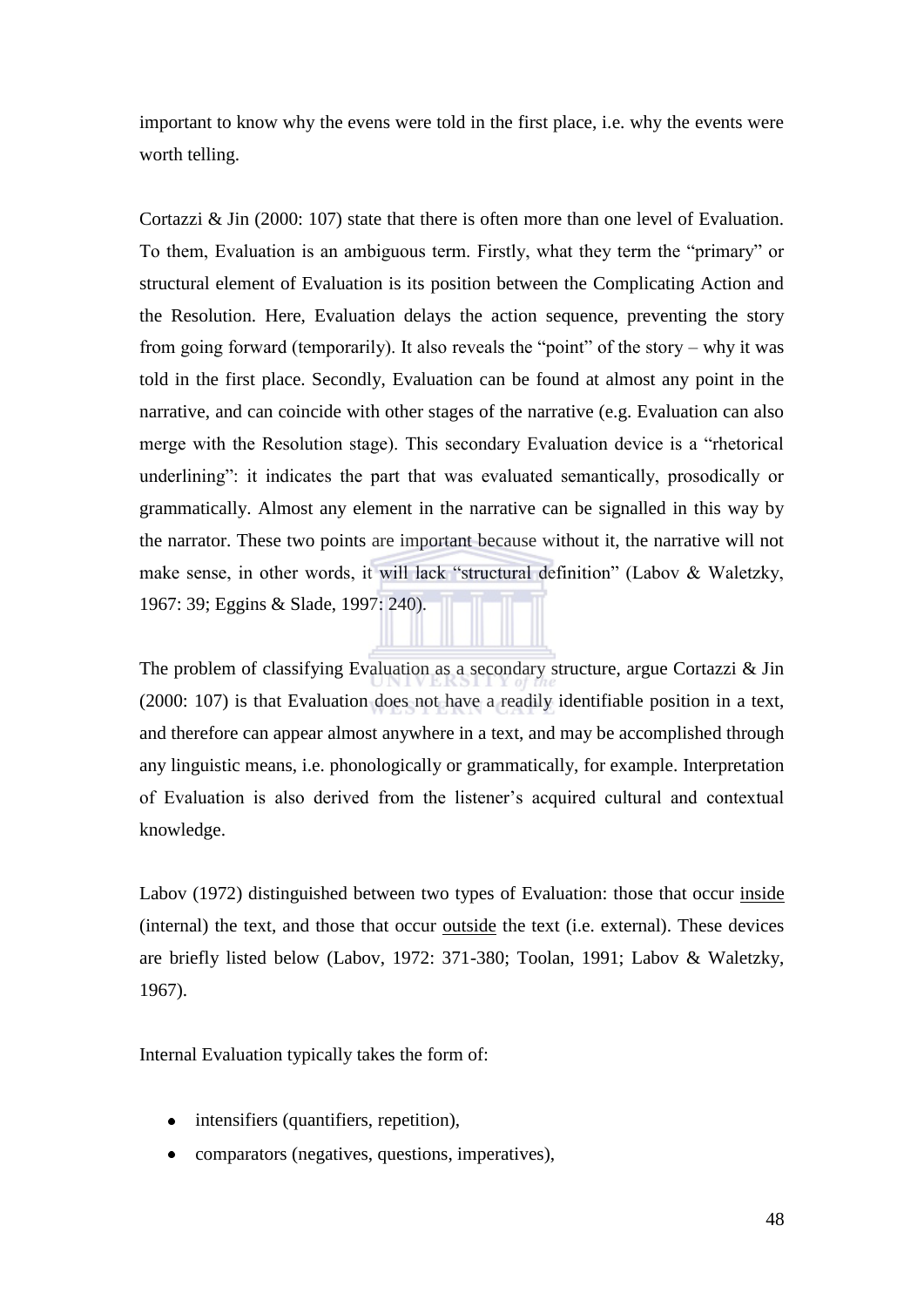important to know why the evens were told in the first place, i.e. why the events were worth telling.

Cortazzi & Jin (2000: 107) state that there is often more than one level of Evaluation. To them, Evaluation is an ambiguous term. Firstly, what they term the "primary" or structural element of Evaluation is its position between the Complicating Action and the Resolution. Here, Evaluation delays the action sequence, preventing the story from going forward (temporarily). It also reveals the "point" of the story – why it was told in the first place. Secondly, Evaluation can be found at almost any point in the narrative, and can coincide with other stages of the narrative (e.g. Evaluation can also merge with the Resolution stage). This secondary Evaluation device is a "rhetorical underlining": it indicates the part that was evaluated semantically, prosodically or grammatically. Almost any element in the narrative can be signalled in this way by the narrator. These two points are important because without it, the narrative will not make sense, in other words, it will lack "structural definition" (Labov & Waletzky, 1967: 39; Eggins & Slade, 1997: 240).

The problem of classifying Evaluation as a secondary structure, argue Cortazzi & Jin (2000: 107) is that Evaluation does not have a readily identifiable position in a text, and therefore can appear almost anywhere in a text, and may be accomplished through any linguistic means, i.e. phonologically or grammatically, for example. Interpretation of Evaluation is also derived from the listener's acquired cultural and contextual knowledge.

Labov (1972) distinguished between two types of Evaluation: those that occur <u>inside</u> (internal) the text, and those that occur <u>outside</u> the text (i.e. external). These devices are briefly listed below (Labov, 1972: 371-380; Toolan, 1991; Labov & Waletzky, 1967).

Internal Evaluation typically takes the form of:

- intensifiers (quantifiers, repetition),
- comparators (negatives, questions, imperatives),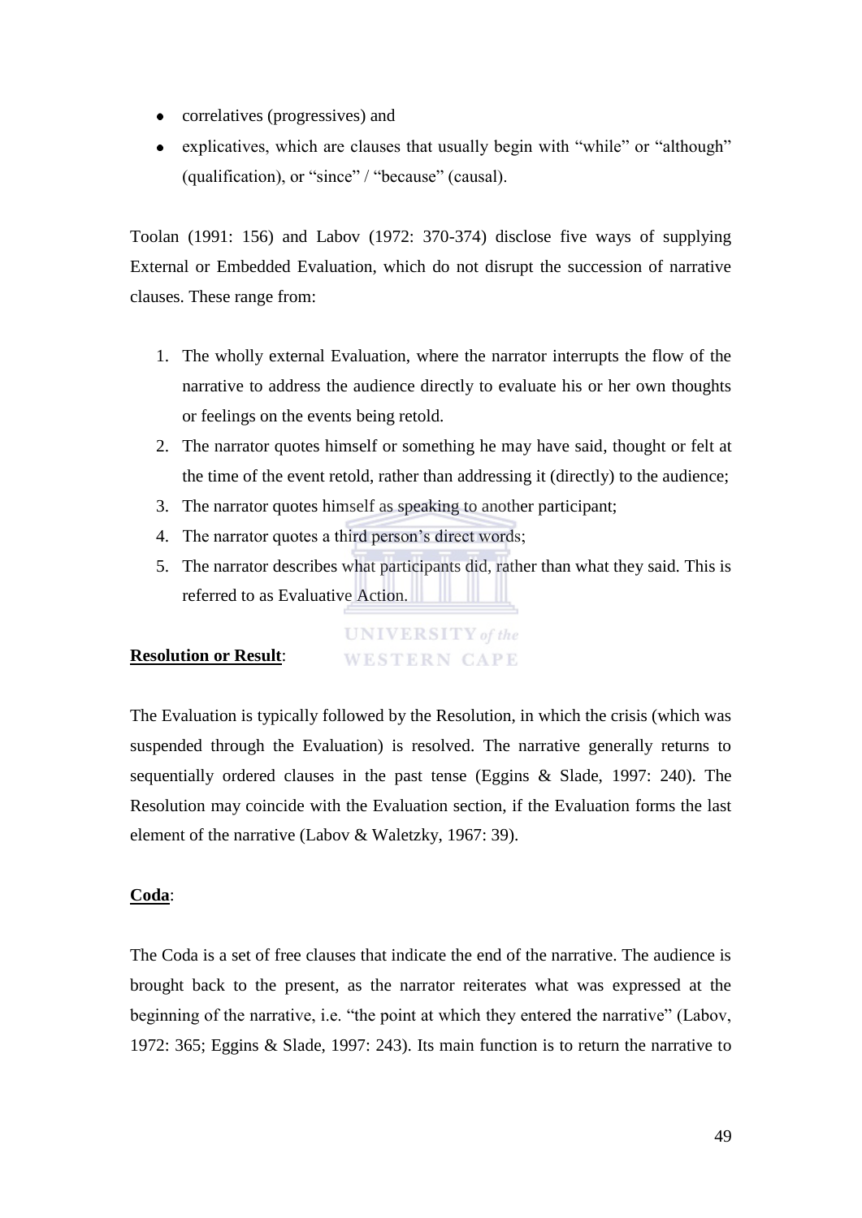- correlatives (progressives) and
- explicatives, which are clauses that usually begin with "while" or "although" (qualification), or "since" / "because" (causal).

Toolan (1991: 156) and Labov (1972: 370-374) disclose five ways of supplying External or Embedded Evaluation, which do not disrupt the succession of narrative clauses. These range from:

1. The wholly external Evaluation, where the narrator interrupts the flow of the narrative to address the audience directly to evaluate his or her own thoughts or feelings on the events being retold.
2. The narrator quotes himself or something he may have said, thought or felt at the time of the event retold, rather than addressing it (directly) to the audience;
3. The narrator quotes himself as speaking to another participant;
4. The narrator quotes a third person's direct words;
5. The narrator describes what participants did, rather than what they said. This is referred to as Evaluative Action.

**Resolution or Result**:

The Evaluation is typically followed by the Resolution, in which the crisis (which was suspended through the Evaluation) is resolved. The narrative generally returns to sequentially ordered clauses in the past tense (Eggins & Slade, 1997: 240). The Resolution may coincide with the Evaluation section, if the Evaluation forms the last element of the narrative (Labov & Waletzky, 1967: 39).

**Coda**:

The Coda is a set of free clauses that indicate the end of the narrative. The audience is brought back to the present, as the narrator reiterates what was expressed at the beginning of the narrative, i.e. "the point at which they entered the narrative" (Labov, 1972: 365; Eggins & Slade, 1997: 243). Its main function is to return the narrative to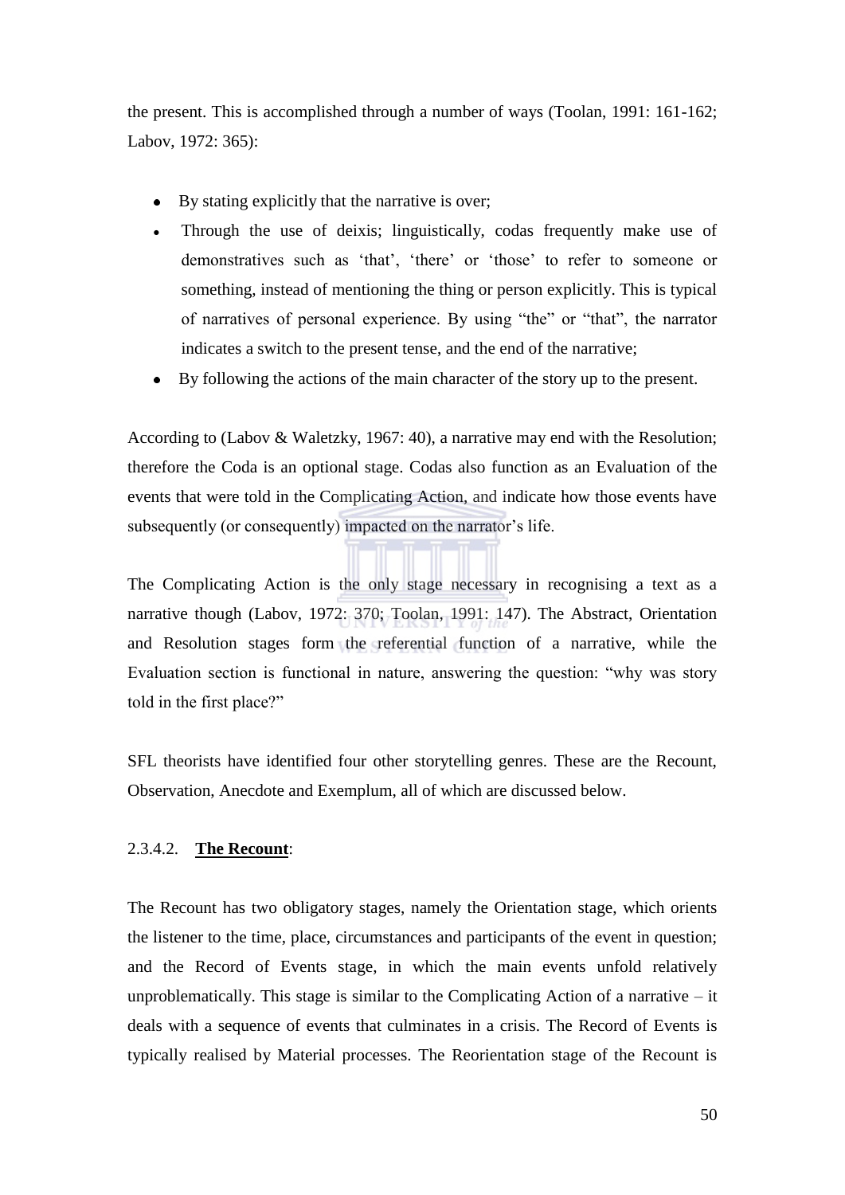the present. This is accomplished through a number of ways (Toolan, 1991: 161-162; Labov, 1972: 365):

- By stating explicitly that the narrative is over;
- Through the use of deixis; linguistically, codas frequently make use of demonstratives such as 'that', 'there' or 'those' to refer to someone or something, instead of mentioning the thing or person explicitly. This is typical of narratives of personal experience. By using "the" or "that", the narrator indicates a switch to the present tense, and the end of the narrative;
- By following the actions of the main character of the story up to the present.

According to (Labov & Waletzky, 1967: 40), a narrative may end with the Resolution; therefore the Coda is an optional stage. Codas also function as an Evaluation of the events that were told in the Complicating Action, and indicate how those events have subsequently (or consequently) impacted on the narrator's life.

The Complicating Action is the only stage necessary in recognising a text as a narrative though (Labov, 1972: 370; Toolan, 1991: 147). The Abstract, Orientation and Resolution stages form the referential function of a narrative, while the Evaluation section is functional in nature, answering the question: "why was story told in the first place?"

SFL theorists have identified four other storytelling genres. These are the Recount, Observation, Anecdote and Exemplum, all of which are discussed below.

2.3.4.2. **<u>The Recount</u>**:

The Recount has two obligatory stages, namely the Orientation stage, which orients the listener to the time, place, circumstances and participants of the event in question; and the Record of Events stage, in which the main events unfold relatively unproblematically. This stage is similar to the Complicating Action of a narrative – it deals with a sequence of events that culminates in a crisis. The Record of Events is typically realised by Material processes. The Reorientation stage of the Recount is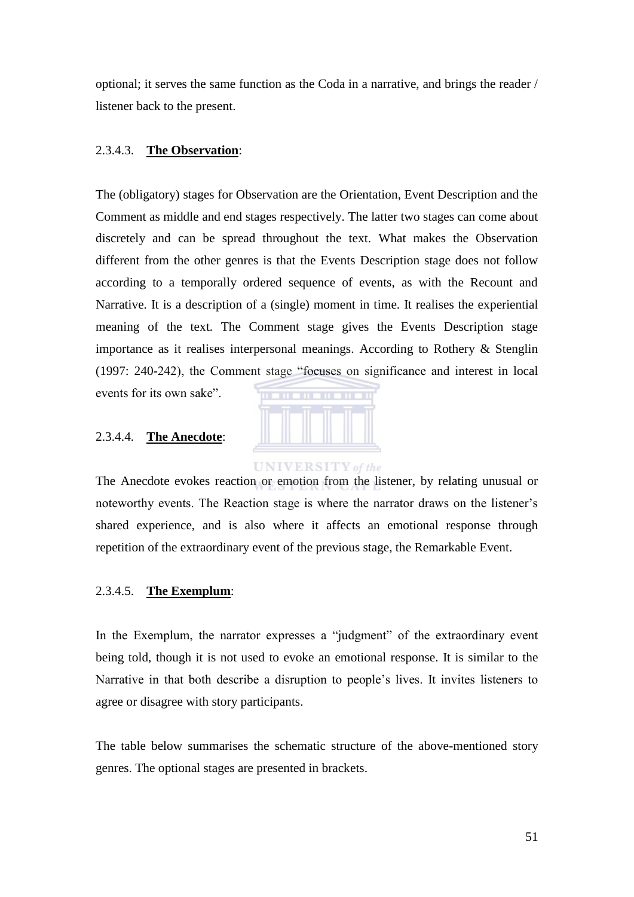optional; it serves the same function as the Coda in a narrative, and brings the reader / listener back to the present.

#### 2.3.4.3. **The Observation**:

The (obligatory) stages for Observation are the Orientation, Event Description and the Comment as middle and end stages respectively. The latter two stages can come about discretely and can be spread throughout the text. What makes the Observation different from the other genres is that the Events Description stage does not follow according to a temporally ordered sequence of events, as with the Recount and Narrative. It is a description of a (single) moment in time. It realises the experiential meaning of the text. The Comment stage gives the Events Description stage importance as it realises interpersonal meanings. According to Rothery & Stenglin (1997: 240-242), the Comment stage "focuses on significance and interest in local events for its own sake".

#### 2.3.4.4. **The Anecdote**:

The Anecdote evokes reaction or emotion from the listener, by relating unusual or noteworthy events. The Reaction stage is where the narrator draws on the listener's shared experience, and is also where it affects an emotional response through repetition of the extraordinary event of the previous stage, the Remarkable Event.

#### 2.3.4.5. **The Exemplum**:

In the Exemplum, the narrator expresses a "judgment" of the extraordinary event being told, though it is not used to evoke an emotional response. It is similar to the Narrative in that both describe a disruption to people's lives. It invites listeners to agree or disagree with story participants.

The table below summarises the schematic structure of the above-mentioned story genres. The optional stages are presented in brackets.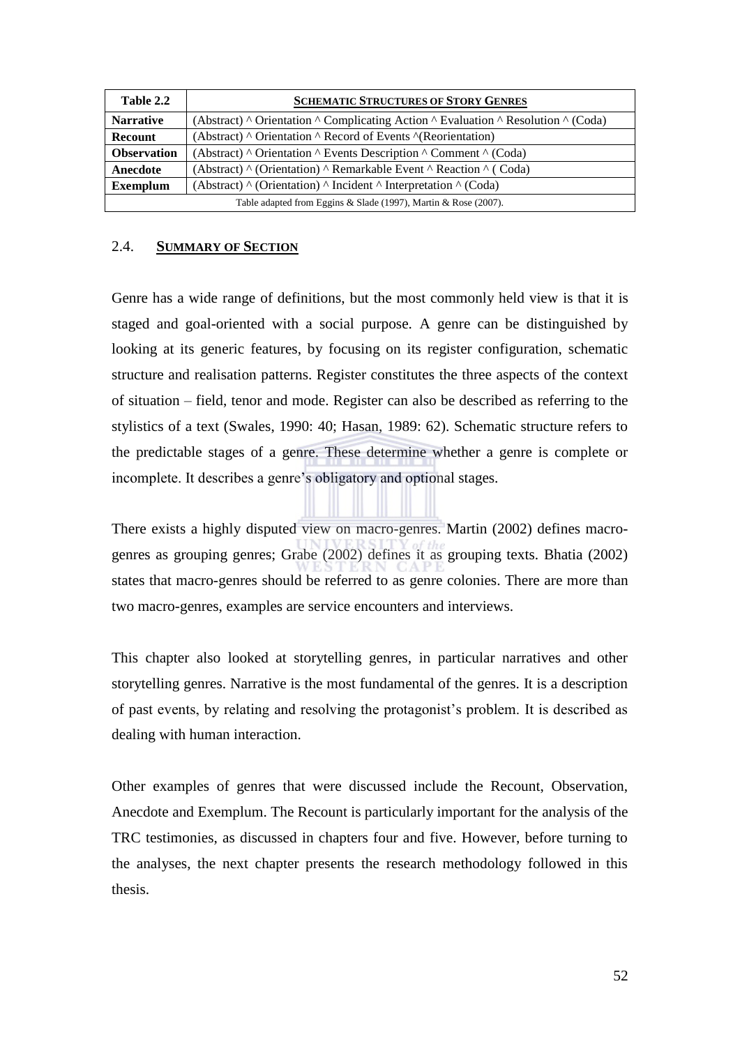| Table 2.2 | **Schematic Structures of Story Genres** |
|---|---|
| **Narrative** | (Abstract) ^ Orientation ^ Complicating Action ^ Evaluation ^ Resolution ^ (Coda) |
| **Recount** | (Abstract) ^ Orientation ^ Record of Events ^(Reorientation) |
| **Observation** | (Abstract) ^ Orientation ^ Events Description ^ Comment ^ (Coda) |
| **Anecdote** | (Abstract) ^ (Orientation) ^ Remarkable Event ^ Reaction ^ ( Coda) |
| **Exemplum** | (Abstract) ^ (Orientation) ^ Incident ^ Interpretation ^ (Coda) |
| Table adapted from Eggins & Slade (1997), Martin & Rose (2007). | |

## 2.4. Summary of Section

Genre has a wide range of definitions, but the most commonly held view is that it is staged and goal-oriented with a social purpose. A genre can be distinguished by looking at its generic features, by focusing on its register configuration, schematic structure and realisation patterns. Register constitutes the three aspects of the context of situation – field, tenor and mode. Register can also be described as referring to the stylistics of a text (Swales, 1990: 40; Hasan, 1989: 62). Schematic structure refers to the predictable stages of a genre. These determine whether a genre is complete or incomplete. It describes a genre's obligatory and optional stages.

There exists a highly disputed view on macro-genres. Martin (2002) defines macro-genres as grouping genres; Grabe (2002) defines it as grouping texts. Bhatia (2002) states that macro-genres should be referred to as genre colonies. There are more than two macro-genres, examples are service encounters and interviews.

This chapter also looked at storytelling genres, in particular narratives and other storytelling genres. Narrative is the most fundamental of the genres. It is a description of past events, by relating and resolving the protagonist's problem. It is described as dealing with human interaction.

Other examples of genres that were discussed include the Recount, Observation, Anecdote and Exemplum. The Recount is particularly important for the analysis of the TRC testimonies, as discussed in chapters four and five. However, before turning to the analyses, the next chapter presents the research methodology followed in this thesis.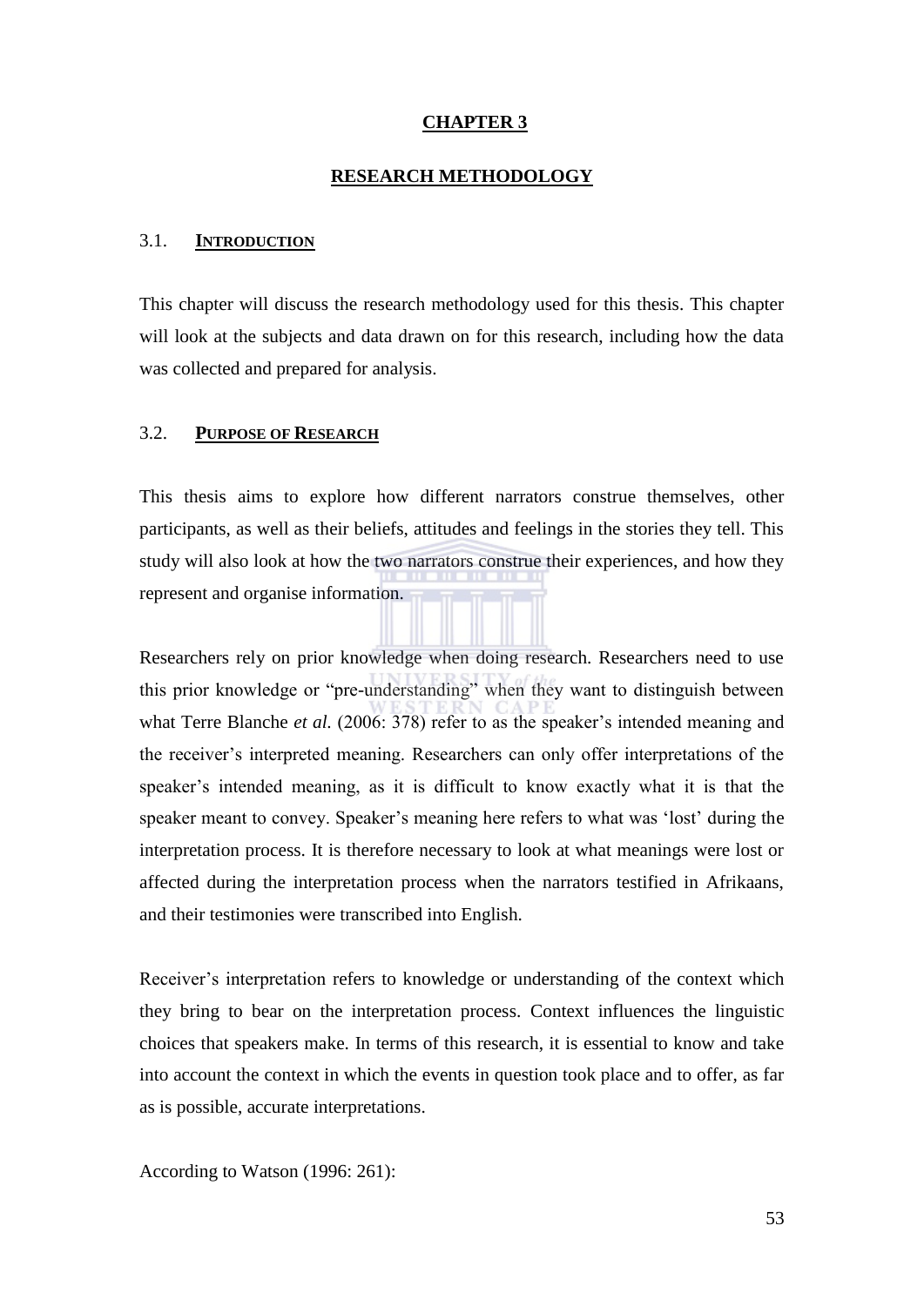# CHAPTER 3

## RESEARCH METHODOLOGY

### 3.1. INTRODUCTION

This chapter will discuss the research methodology used for this thesis. This chapter will look at the subjects and data drawn on for this research, including how the data was collected and prepared for analysis.

### 3.2. PURPOSE OF RESEARCH

This thesis aims to explore how different narrators construe themselves, other participants, as well as their beliefs, attitudes and feelings in the stories they tell. This study will also look at how the two narrators construe their experiences, and how they represent and organise information.

Researchers rely on prior knowledge when doing research. Researchers need to use this prior knowledge or "pre-understanding" when they want to distinguish between what Terre Blanche *et al.* (2006: 378) refer to as the speaker's intended meaning and the receiver's interpreted meaning. Researchers can only offer interpretations of the speaker's intended meaning, as it is difficult to know exactly what it is that the speaker meant to convey. Speaker's meaning here refers to what was 'lost' during the interpretation process. It is therefore necessary to look at what meanings were lost or affected during the interpretation process when the narrators testified in Afrikaans, and their testimonies were transcribed into English.

Receiver's interpretation refers to knowledge or understanding of the context which they bring to bear on the interpretation process. Context influences the linguistic choices that speakers make. In terms of this research, it is essential to know and take into account the context in which the events in question took place and to offer, as far as is possible, accurate interpretations.

According to Watson (1996: 261):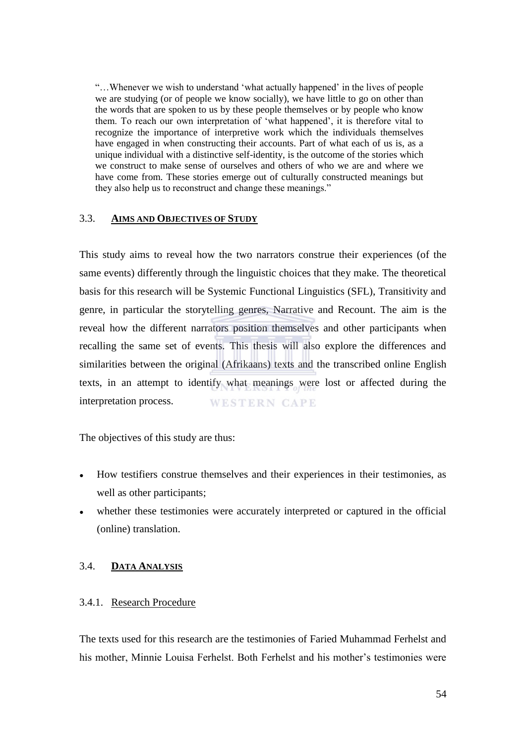> "…Whenever we wish to understand 'what actually happened' in the lives of people we are studying (or of people we know socially), we have little to go on other than the words that are spoken to us by these people themselves or by people who know them. To reach our own interpretation of 'what happened', it is therefore vital to recognize the importance of interpretive work which the individuals themselves have engaged in when constructing their accounts. Part of what each of us is, as a unique individual with a distinctive self-identity, is the outcome of the stories which we construct to make sense of ourselves and others of who we are and where we have come from. These stories emerge out of culturally constructed meanings but they also help us to reconstruct and change these meanings."

## 3.3. Aims and Objectives of Study

This study aims to reveal how the two narrators construe their experiences (of the same events) differently through the linguistic choices that they make. The theoretical basis for this research will be Systemic Functional Linguistics (SFL), Transitivity and genre, in particular the storytelling genres, Narrative and Recount. The aim is the reveal how the different narrators position themselves and other participants when recalling the same set of events. This thesis will also explore the differences and similarities between the original (Afrikaans) texts and the transcribed online English texts, in an attempt to identify what meanings were lost or affected during the interpretation process.

The objectives of this study are thus:

- How testifiers construe themselves and their experiences in their testimonies, as well as other participants;
- whether these testimonies were accurately interpreted or captured in the official (online) translation.

## 3.4. Data Analysis

### 3.4.1. Research Procedure

The texts used for this research are the testimonies of Faried Muhammad Ferhelst and his mother, Minnie Louisa Ferhelst. Both Ferhelst and his mother's testimonies were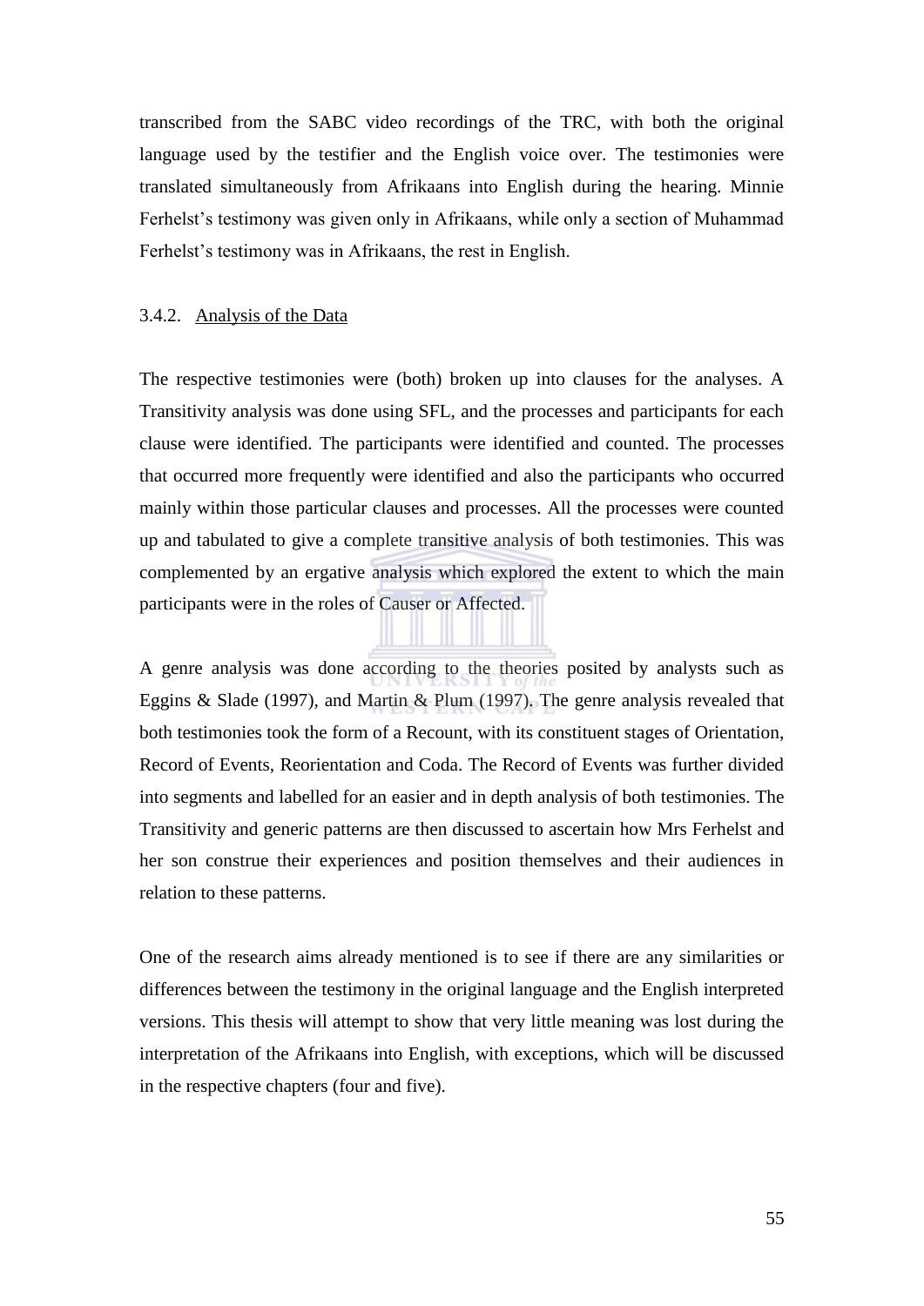transcribed from the SABC video recordings of the TRC, with both the original language used by the testifier and the English voice over. The testimonies were translated simultaneously from Afrikaans into English during the hearing. Minnie Ferhelst's testimony was given only in Afrikaans, while only a section of Muhammad Ferhelst's testimony was in Afrikaans, the rest in English.

### 3.4.2. Analysis of the Data

The respective testimonies were (both) broken up into clauses for the analyses. A Transitivity analysis was done using SFL, and the processes and participants for each clause were identified. The participants were identified and counted. The processes that occurred more frequently were identified and also the participants who occurred mainly within those particular clauses and processes. All the processes were counted up and tabulated to give a complete transitive analysis of both testimonies. This was complemented by an ergative analysis which explored the extent to which the main participants were in the roles of Causer or Affected.

A genre analysis was done according to the theories posited by analysts such as Eggins & Slade (1997), and Martin & Plum (1997). The genre analysis revealed that both testimonies took the form of a Recount, with its constituent stages of Orientation, Record of Events, Reorientation and Coda. The Record of Events was further divided into segments and labelled for an easier and in depth analysis of both testimonies. The Transitivity and generic patterns are then discussed to ascertain how Mrs Ferhelst and her son construe their experiences and position themselves and their audiences in relation to these patterns.

One of the research aims already mentioned is to see if there are any similarities or differences between the testimony in the original language and the English interpreted versions. This thesis will attempt to show that very little meaning was lost during the interpretation of the Afrikaans into English, with exceptions, which will be discussed in the respective chapters (four and five).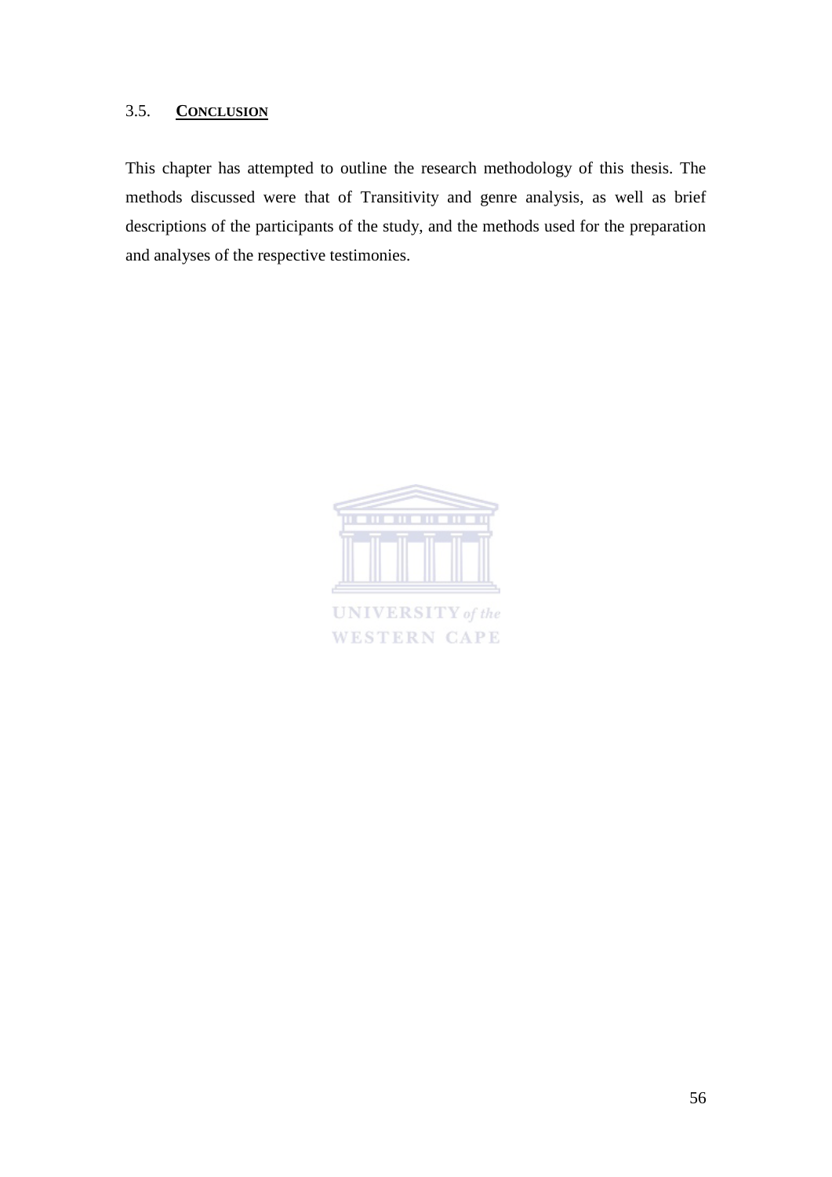## 3.5. **CONCLUSION**

This chapter has attempted to outline the research methodology of this thesis. The methods discussed were that of Transitivity and genre analysis, as well as brief descriptions of the participants of the study, and the methods used for the preparation and analyses of the respective testimonies.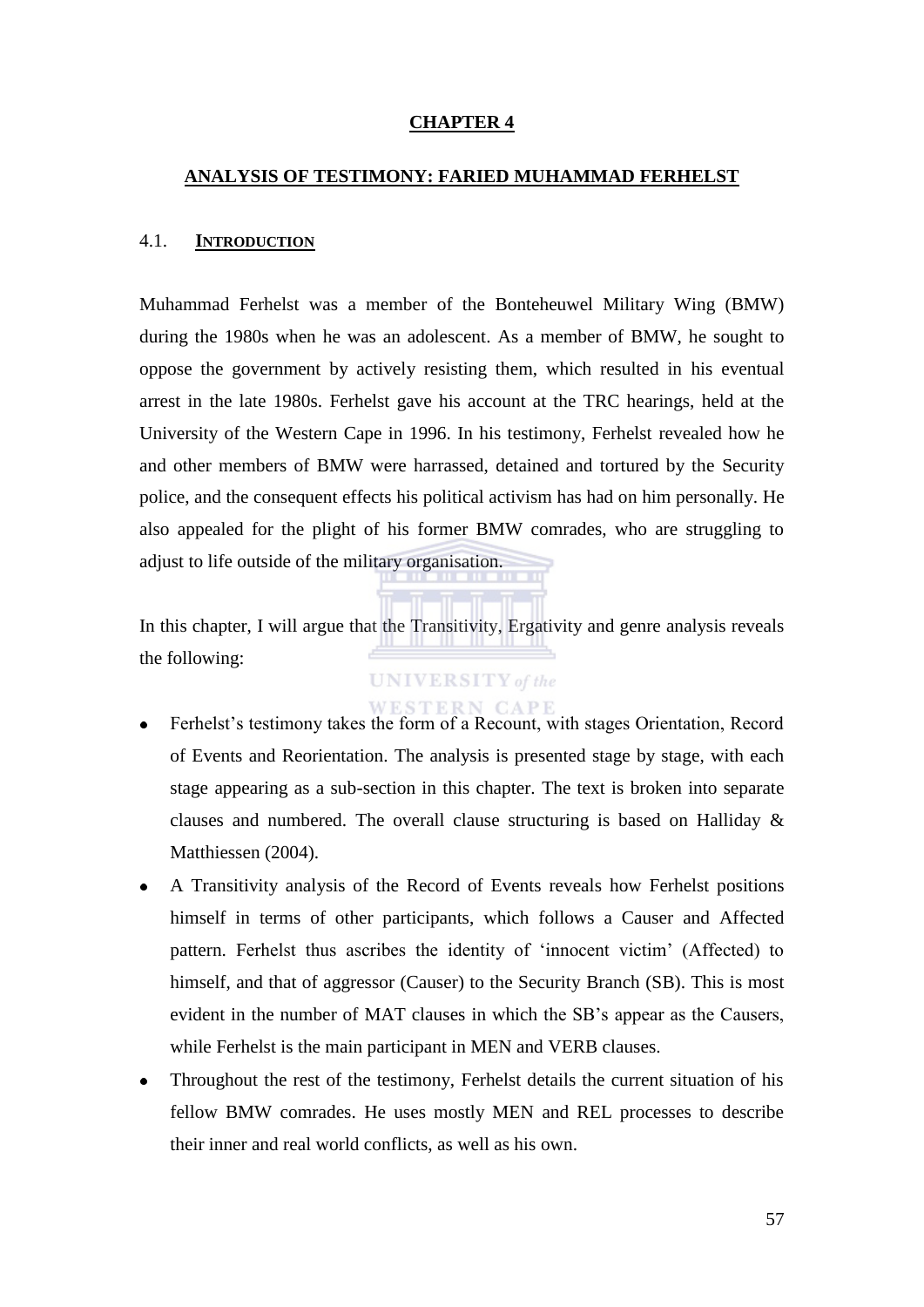# CHAPTER 4

## ANALYSIS OF TESTIMONY: FARIED MUHAMMAD FERHELST

### 4.1. INTRODUCTION

Muhammad Ferhelst was a member of the Bonteheuwel Military Wing (BMW) during the 1980s when he was an adolescent. As a member of BMW, he sought to oppose the government by actively resisting them, which resulted in his eventual arrest in the late 1980s. Ferhelst gave his account at the TRC hearings, held at the University of the Western Cape in 1996. In his testimony, Ferhelst revealed how he and other members of BMW were harrassed, detained and tortured by the Security police, and the consequent effects his political activism has had on him personally. He also appealed for the plight of his former BMW comrades, who are struggling to adjust to life outside of the military organisation.

In this chapter, I will argue that the Transitivity, Ergativity and genre analysis reveals the following:

- Ferhelst's testimony takes the form of a Recount, with stages Orientation, Record of Events and Reorientation. The analysis is presented stage by stage, with each stage appearing as a sub-section in this chapter. The text is broken into separate clauses and numbered. The overall clause structuring is based on Halliday & Matthiessen (2004).
- A Transitivity analysis of the Record of Events reveals how Ferhelst positions himself in terms of other participants, which follows a Causer and Affected pattern. Ferhelst thus ascribes the identity of 'innocent victim' (Affected) to himself, and that of aggressor (Causer) to the Security Branch (SB). This is most evident in the number of MAT clauses in which the SB's appear as the Causers, while Ferhelst is the main participant in MEN and VERB clauses.
- Throughout the rest of the testimony, Ferhelst details the current situation of his fellow BMW comrades. He uses mostly MEN and REL processes to describe their inner and real world conflicts, as well as his own.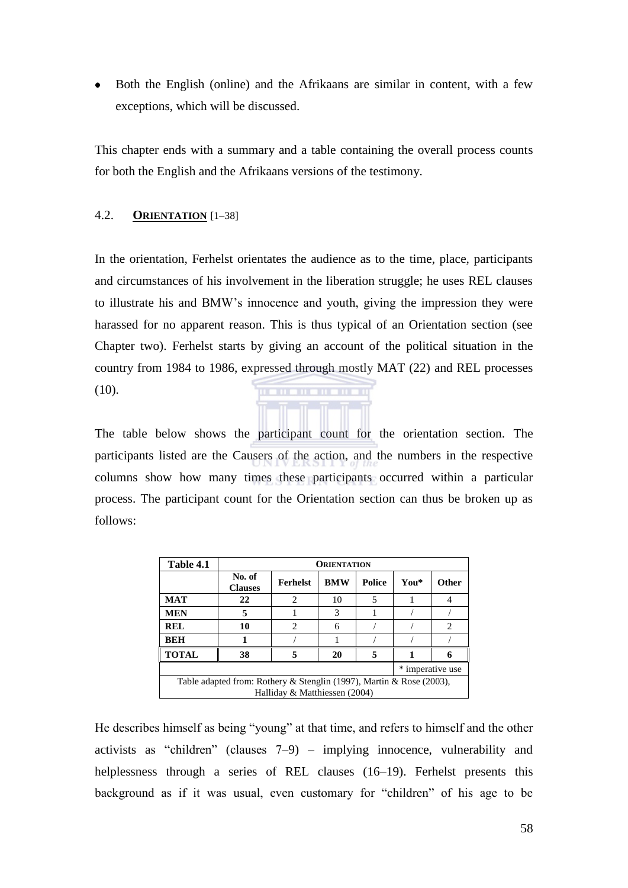- Both the English (online) and the Afrikaans are similar in content, with a few exceptions, which will be discussed.

This chapter ends with a summary and a table containing the overall process counts for both the English and the Afrikaans versions of the testimony.

### 4.2. **ORIENTATION** [1–38]

In the orientation, Ferhelst orientates the audience as to the time, place, participants and circumstances of his involvement in the liberation struggle; he uses REL clauses to illustrate his and BMW's innocence and youth, giving the impression they were harassed for no apparent reason. This is thus typical of an Orientation section (see Chapter two). Ferhelst starts by giving an account of the political situation in the country from 1984 to 1986, expressed through mostly MAT (22) and REL processes (10).

The table below shows the participant count for the orientation section. The participants listed are the Causers of the action, and the numbers in the respective columns show how many times these participants occurred within a particular process. The participant count for the Orientation section can thus be broken up as follows:

| Table 4.1 | ORIENTATION | | | | | |
|---|---|---|---|---|---|---|
| | No. of Clauses | Ferhelst | BMW | Police | You* | Other |
| **MAT** | **22** | 2 | 10 | 5 | 1 | 4 |
| **MEN** | **5** | 1 | 3 | 1 | / | / |
| **REL** | **10** | 2 | 6 | / | / | 2 |
| **BEH** | **1** | / | 1 | / | / | / |
| **TOTAL** | **38** | **5** | **20** | **5** | **1** | **6** |
| | | | | | * imperative use | |
| Table adapted from: Rothery & Stenglin (1997), Martin & Rose (2003), Halliday & Matthiessen (2004) | | | | | | |

He describes himself as being "young" at that time, and refers to himself and the other activists as "children" (clauses 7–9) – implying innocence, vulnerability and helplessness through a series of REL clauses (16–19). Ferhelst presents this background as if it was usual, even customary for "children" of his age to be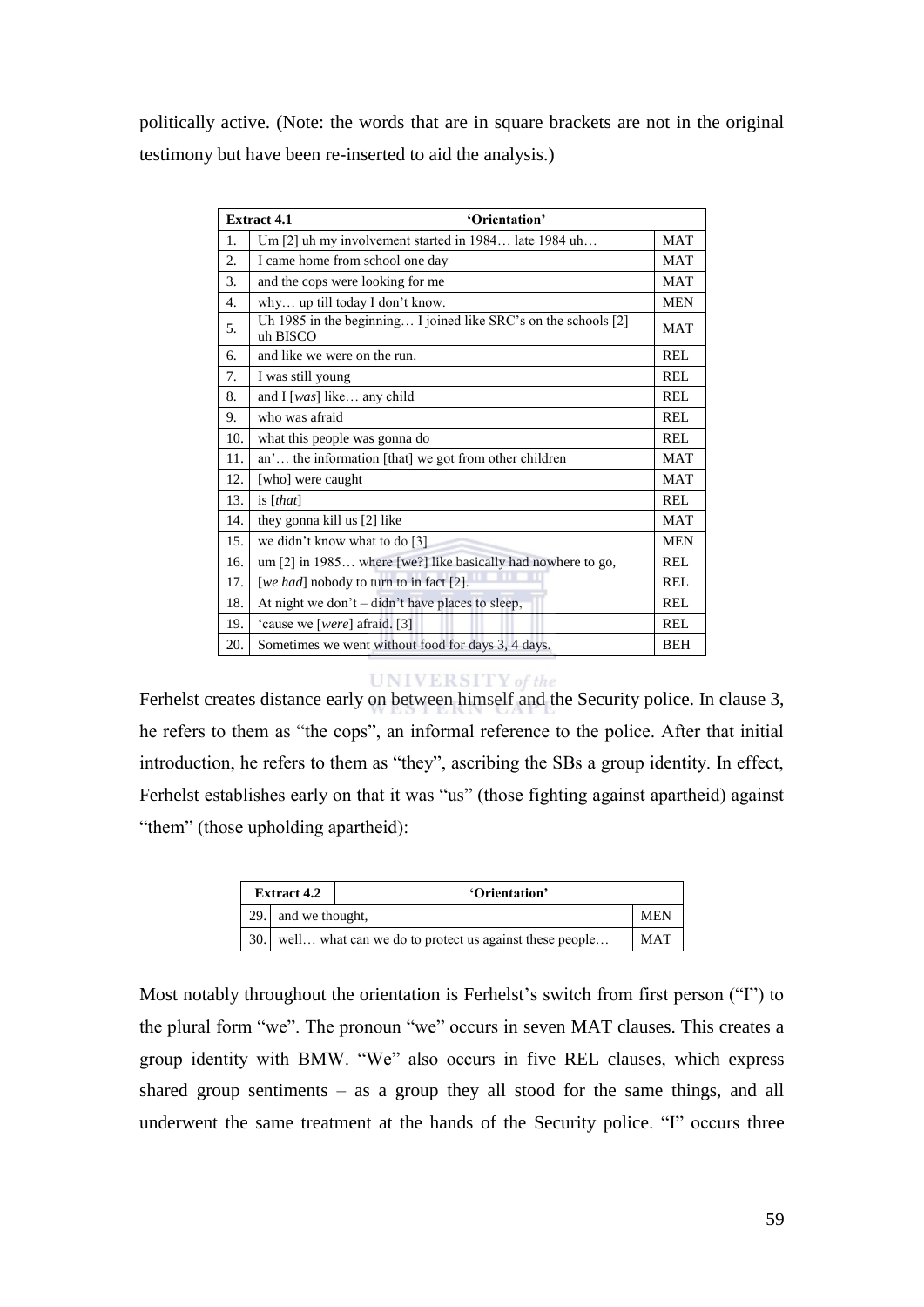politically active. (Note: the words that are in square brackets are not in the original testimony but have been re-inserted to aid the analysis.)

| Extract 4.1 | 'Orientation' | |
|---|---|---|
| 1. | Um [2] uh my involvement started in 1984… late 1984 uh… | MAT |
| 2. | I came home from school one day | MAT |
| 3. | and the cops were looking for me | MAT |
| 4. | why… up till today I don't know. | MEN |
| 5. | Uh 1985 in the beginning… I joined like SRC's on the schools [2] uh BISCO | MAT |
| 6. | and like we were on the run. | REL |
| 7. | I was still young | REL |
| 8. | and I [*was*] like… any child | REL |
| 9. | who was afraid | REL |
| 10. | what this people was gonna do | REL |
| 11. | an'… the information [that] we got from other children | MAT |
| 12. | [who] were caught | MAT |
| 13. | is [*that*] | REL |
| 14. | they gonna kill us [2] like | MAT |
| 15. | we didn't know what to do [3] | MEN |
| 16. | um [2] in 1985… where [we?] like basically had nowhere to go, | REL |
| 17. | [*we had*] nobody to turn to in fact [2]. | REL |
| 18. | At night we don't – didn't have places to sleep, | REL |
| 19. | 'cause we [*were*] afraid. [3] | REL |
| 20. | Sometimes we went without food for days 3, 4 days. | BEH |

Ferhelst creates distance early on between himself and the Security police. In clause 3, he refers to them as "the cops", an informal reference to the police. After that initial introduction, he refers to them as "they", ascribing the SBs a group identity. In effect, Ferhelst establishes early on that it was "us" (those fighting against apartheid) against "them" (those upholding apartheid):

| Extract 4.2 | 'Orientation' | |
|---|---|---|
| 29. | and we thought, | MEN |
| 30. | well… what can we do to protect us against these people… | MAT |

Most notably throughout the orientation is Ferhelst's switch from first person ("I") to the plural form "we". The pronoun "we" occurs in seven MAT clauses. This creates a group identity with BMW. "We" also occurs in five REL clauses, which express shared group sentiments – as a group they all stood for the same things, and all underwent the same treatment at the hands of the Security police. "I" occurs three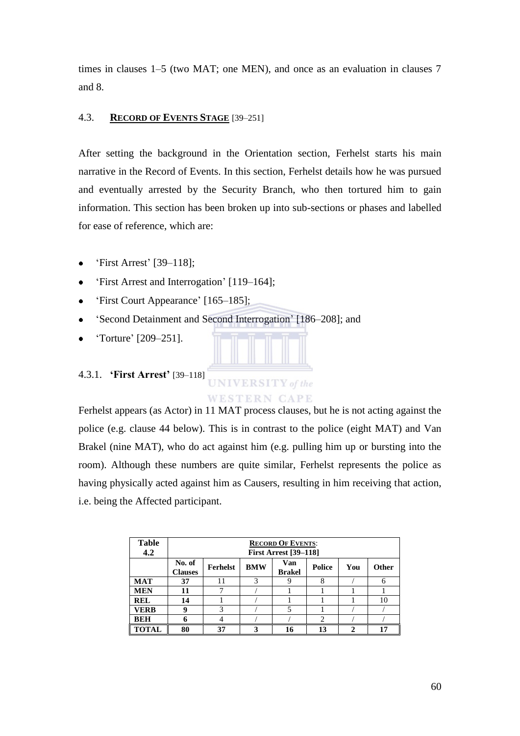times in clauses 1–5 (two MAT; one MEN), and once as an evaluation in clauses 7 and 8.

### 4.3. **RECORD OF EVENTS STAGE** [39–251]

After setting the background in the Orientation section, Ferhelst starts his main narrative in the Record of Events. In this section, Ferhelst details how he was pursued and eventually arrested by the Security Branch, who then tortured him to gain information. This section has been broken up into sub-sections or phases and labelled for ease of reference, which are:

- 'First Arrest' [39–118];
- 'First Arrest and Interrogation' [119–164];
- 'First Court Appearance' [165–185];
- 'Second Detainment and Second Interrogation' [186–208]; and
- 'Torture' [209–251].

#### 4.3.1. **'First Arrest'** [39–118]

Ferhelst appears (as Actor) in 11 MAT process clauses, but he is not acting against the police (e.g. clause 44 below). This is in contrast to the police (eight MAT) and Van Brakel (nine MAT), who do act against him (e.g. pulling him up or bursting into the room). Although these numbers are quite similar, Ferhelst represents the police as having physically acted against him as Causers, resulting in him receiving that action, i.e. being the Affected participant.

| **Table 4.2** | **RECORD OF EVENTS: First Arrest [39–118]** | | | | | | |
|---|---|---|---|---|---|---|---|
| | **No. of Clauses** | **Ferhelst** | **BMW** | **Van Brakel** | **Police** | **You** | **Other** |
| **MAT** | **37** | 11 | 3 | 9 | 8 | / | 6 |
| **MEN** | **11** | 7 | / | 1 | 1 | 1 | 1 |
| **REL** | **14** | 1 | / | 1 | 1 | 1 | 10 |
| **VERB** | **9** | 3 | / | 5 | 1 | / | / |
| **BEH** | **6** | 4 | / | / | 2 | / | / |
| **TOTAL** | **80** | **37** | **3** | **16** | **13** | **2** | **17** |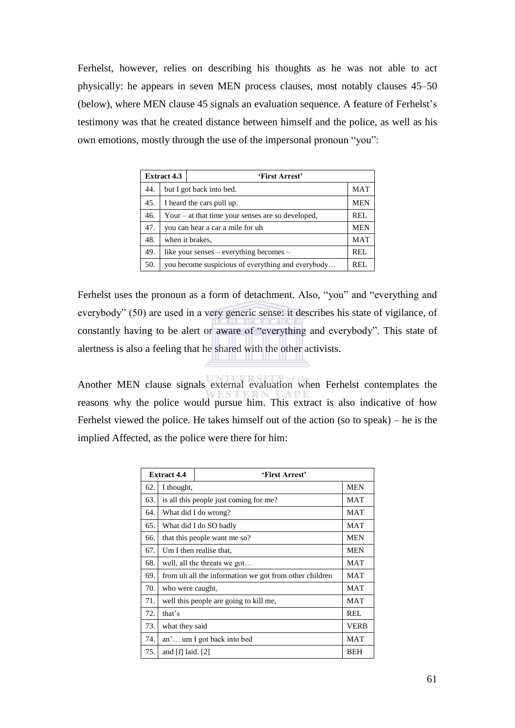Ferhelst, however, relies on describing his thoughts as he was not able to act physically: he appears in seven MEN process clauses, most notably clauses 45–50 (below), where MEN clause 45 signals an evaluation sequence. A feature of Ferhelst's testimony was that he created distance between himself and the police, as well as his own emotions, mostly through the use of the impersonal pronoun "you":

| Extract 4.3 | 'First Arrest' | |
|---|---|---|
| 44. | but I got back into bed. | MAT |
| 45. | I heard the cars pull up. | MEN |
| 46. | Your – at that time your senses are so developed, | REL |
| 47. | you can hear a car a mile for uh | MEN |
| 48. | when it brakes, | MAT |
| 49. | like your senses – everything becomes – | REL |
| 50. | you become suspicious of everything and everybody… | REL |

Ferhelst uses the pronoun as a form of detachment. Also, "you" and "everything and everybody" (50) are used in a very generic sense: it describes his state of vigilance, of constantly having to be alert or aware of "everything and everybody". This state of alertness is also a feeling that he shared with the other activists.

Another MEN clause signals external evaluation when Ferhelst contemplates the reasons why the police would pursue him. This extract is also indicative of how Ferhelst viewed the police. He takes himself out of the action (so to speak) – he is the implied Affected, as the police were there for him:

| Extract 4.4 | 'First Arrest' | |
|---|---|---|
| 62. | I thought, | MEN |
| 63. | is all this people just coming for me? | MAT |
| 64. | What did I do wrong? | MAT |
| 65. | What did I do SO badly | MAT |
| 66. | that this people want me so? | MEN |
| 67. | Um I then realise that, | MEN |
| 68. | well, all the threats we got… | MAT |
| 69. | from uh all the information we got from other children | MAT |
| 70. | who were caught, | MAT |
| 71. | well this people are going to kill me, | MAT |
| 72. | that's | REL |
| 73. | what they said | VERB |
| 74. | an'… um I got back into bed | MAT |
| 75. | and [*I*] laid. [2] | BEH |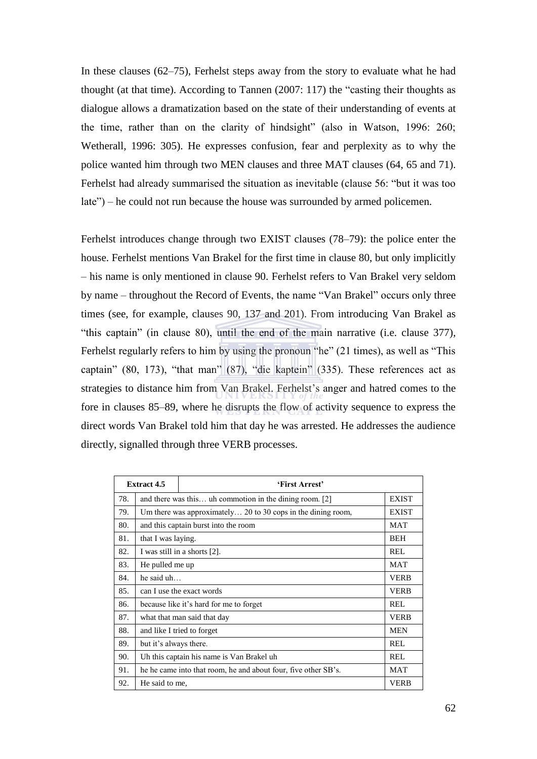In these clauses (62–75), Ferhelst steps away from the story to evaluate what he had thought (at that time). According to Tannen (2007: 117) the "casting their thoughts as dialogue allows a dramatization based on the state of their understanding of events at the time, rather than on the clarity of hindsight" (also in Watson, 1996: 260; Wetherall, 1996: 305). He expresses confusion, fear and perplexity as to why the police wanted him through two MEN clauses and three MAT clauses (64, 65 and 71). Ferhelst had already summarised the situation as inevitable (clause 56: "but it was too late") – he could not run because the house was surrounded by armed policemen.

Ferhelst introduces change through two EXIST clauses (78–79): the police enter the house. Ferhelst mentions Van Brakel for the first time in clause 80, but only implicitly – his name is only mentioned in clause 90. Ferhelst refers to Van Brakel very seldom by name – throughout the Record of Events, the name "Van Brakel" occurs only three times (see, for example, clauses 90, 137 and 201). From introducing Van Brakel as "this captain" (in clause 80), until the end of the main narrative (i.e. clause 377), Ferhelst regularly refers to him by using the pronoun "he" (21 times), as well as "This captain" (80, 173), "that man" (87), "die kaptein" (335). These references act as strategies to distance him from Van Brakel. Ferhelst's anger and hatred comes to the fore in clauses 85–89, where he disrupts the flow of activity sequence to express the direct words Van Brakel told him that day he was arrested. He addresses the audience directly, signalled through three VERB processes.

| **Extract 4.5** | **'First Arrest'** | |
|---|---|---|
| 78. | and there was this… uh commotion in the dining room. [2] | EXIST |
| 79. | Um there was approximately… 20 to 30 cops in the dining room, | EXIST |
| 80. | and this captain burst into the room | MAT |
| 81. | that I was laying. | BEH |
| 82. | I was still in a shorts [2]. | REL |
| 83. | He pulled me up | MAT |
| 84. | he said uh… | VERB |
| 85. | can I use the exact words | VERB |
| 86. | because like it's hard for me to forget | REL |
| 87. | what that man said that day | VERB |
| 88. | and like I tried to forget | MEN |
| 89. | but it's always there. | REL |
| 90. | Uh this captain his name is Van Brakel uh | REL |
| 91. | he he came into that room, he and about four, five other SB's. | MAT |
| 92. | He said to me, | VERB |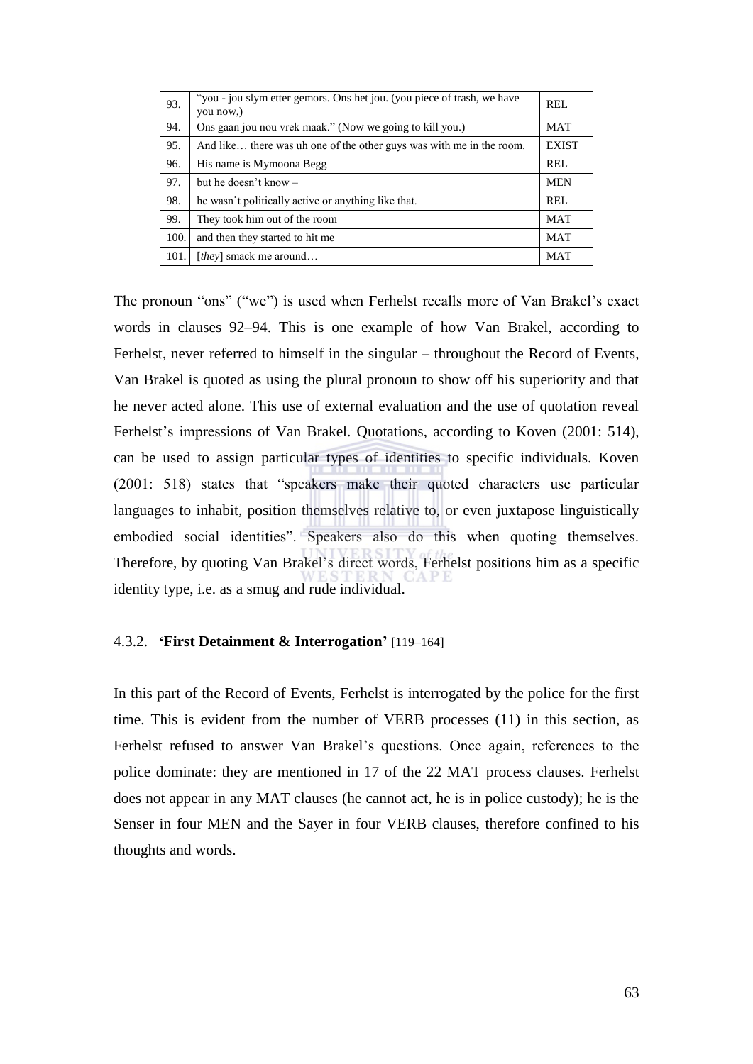| 93. | "you - jou slym etter gemors. Ons het jou. (you piece of trash, we have you now,) | REL |
|---|---|---|
| 94. | Ons gaan jou nou vrek maak." (Now we going to kill you.) | MAT |
| 95. | And like… there was uh one of the other guys was with me in the room. | EXIST |
| 96. | His name is Mymoona Begg | REL |
| 97. | but he doesn't know – | MEN |
| 98. | he wasn't politically active or anything like that. | REL |
| 99. | They took him out of the room | MAT |
| 100. | and then they started to hit me | MAT |
| 101. | [*they*] smack me around… | MAT |

The pronoun "ons" ("we") is used when Ferhelst recalls more of Van Brakel's exact words in clauses 92–94. This is one example of how Van Brakel, according to Ferhelst, never referred to himself in the singular – throughout the Record of Events, Van Brakel is quoted as using the plural pronoun to show off his superiority and that he never acted alone. This use of external evaluation and the use of quotation reveal Ferhelst's impressions of Van Brakel. Quotations, according to Koven (2001: 514), can be used to assign particular types of identities to specific individuals. Koven (2001: 518) states that "speakers make their quoted characters use particular languages to inhabit, position themselves relative to, or even juxtapose linguistically embodied social identities". Speakers also do this when quoting themselves. Therefore, by quoting Van Brakel's direct words, Ferhelst positions him as a specific identity type, i.e. as a smug and rude individual.

#### 4.3.2. **'First Detainment & Interrogation'** [119–164]

In this part of the Record of Events, Ferhelst is interrogated by the police for the first time. This is evident from the number of VERB processes (11) in this section, as Ferhelst refused to answer Van Brakel's questions. Once again, references to the police dominate: they are mentioned in 17 of the 22 MAT process clauses. Ferhelst does not appear in any MAT clauses (he cannot act, he is in police custody); he is the Senser in four MEN and the Sayer in four VERB clauses, therefore confined to his thoughts and words.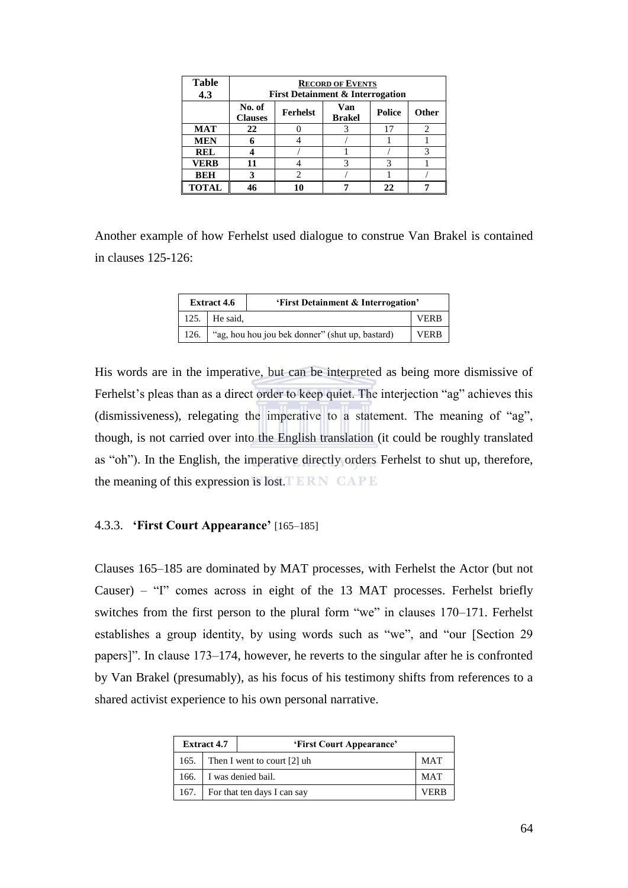| Table 4.3 | **RECORD OF EVENTS** First Detainment & Interrogation | | | | |
|---|---|---|---|---|---|
| | No. of Clauses | Ferhelst | Van Brakel | Police | Other |
| **MAT** | **22** | 0 | 3 | 17 | 2 |
| **MEN** | **6** | 4 | / | 1 | 1 |
| **REL** | **4** | / | 1 | / | 3 |
| **VERB** | **11** | 4 | 3 | 3 | 1 |
| **BEH** | **3** | 2 | / | 1 | / |
| **TOTAL** | **46** | **10** | **7** | **22** | **7** |

Another example of how Ferhelst used dialogue to construe Van Brakel is contained in clauses 125-126:

| Extract 4.6 | 'First Detainment & Interrogation' | |
|---|---|---|
| 125. | He said, | VERB |
| 126. | "ag, hou hou jou bek donner" (shut up, bastard) | VERB |

His words are in the imperative, but can be interpreted as being more dismissive of Ferhelst's pleas than as a direct order to keep quiet. The interjection "ag" achieves this (dismissiveness), relegating the imperative to a statement. The meaning of "ag", though, is not carried over into the English translation (it could be roughly translated as "oh"). In the English, the imperative directly orders Ferhelst to shut up, therefore, the meaning of this expression is lost.

### 4.3.3. **'First Court Appearance'** [165–185]

Clauses 165–185 are dominated by MAT processes, with Ferhelst the Actor (but not Causer) – "I" comes across in eight of the 13 MAT processes. Ferhelst briefly switches from the first person to the plural form "we" in clauses 170–171. Ferhelst establishes a group identity, by using words such as "we", and "our [Section 29 papers]". In clause 173–174, however, he reverts to the singular after he is confronted by Van Brakel (presumably), as his focus of his testimony shifts from references to a shared activist experience to his own personal narrative.

| Extract 4.7 | 'First Court Appearance' | |
|---|---|---|
| 165. | Then I went to court [2] uh | MAT |
| 166. | I was denied bail. | MAT |
| 167. | For that ten days I can say | VERB |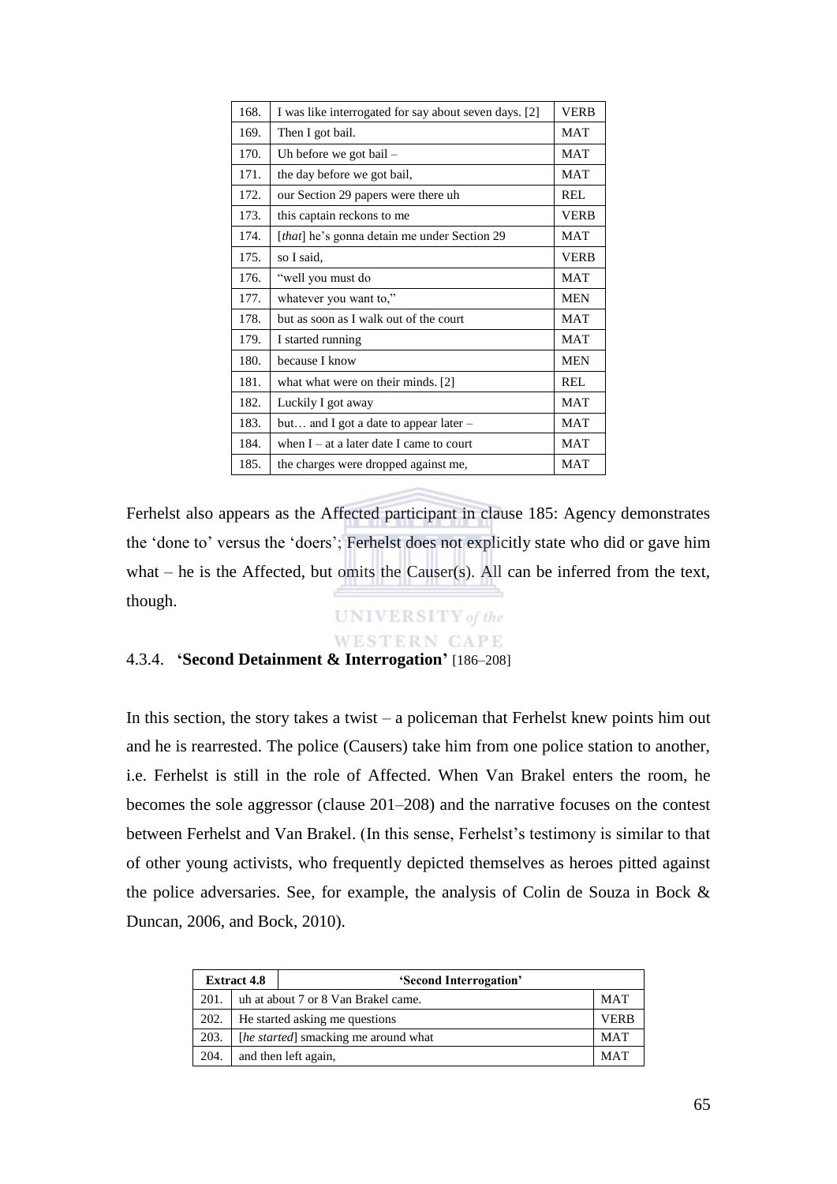| | | |
|---|---|---|
| 168. | I was like interrogated for say about seven days. [2] | VERB |
| 169. | Then I got bail. | MAT |
| 170. | Uh before we got bail – | MAT |
| 171. | the day before we got bail, | MAT |
| 172. | our Section 29 papers were there uh | REL |
| 173. | this captain reckons to me | VERB |
| 174. | [*that*] he's gonna detain me under Section 29 | MAT |
| 175. | so I said, | VERB |
| 176. | "well you must do | MAT |
| 177. | whatever you want to," | MEN |
| 178. | but as soon as I walk out of the court | MAT |
| 179. | I started running | MAT |
| 180. | because I know | MEN |
| 181. | what what were on their minds. [2] | REL |
| 182. | Luckily I got away | MAT |
| 183. | but… and I got a date to appear later – | MAT |
| 184. | when I – at a later date I came to court | MAT |
| 185. | the charges were dropped against me, | MAT |

Ferhelst also appears as the Affected participant in clause 185: Agency demonstrates the 'done to' versus the 'doers'; Ferhelst does not explicitly state who did or gave him what – he is the Affected, but omits the Causer(s). All can be inferred from the text, though.

### 4.3.4. **'Second Detainment & Interrogation'** [186–208]

In this section, the story takes a twist – a policeman that Ferhelst knew points him out and he is rearrested. The police (Causers) take him from one police station to another, i.e. Ferhelst is still in the role of Affected. When Van Brakel enters the room, he becomes the sole aggressor (clause 201–208) and the narrative focuses on the contest between Ferhelst and Van Brakel. (In this sense, Ferhelst's testimony is similar to that of other young activists, who frequently depicted themselves as heroes pitted against the police adversaries. See, for example, the analysis of Colin de Souza in Bock & Duncan, 2006, and Bock, 2010).

| **Extract 4.8** | **'Second Interrogation'** | |
|---|---|---|
| 201. | uh at about 7 or 8 Van Brakel came. | MAT |
| 202. | He started asking me questions | VERB |
| 203. | [*he started*] smacking me around what | MAT |
| 204. | and then left again, | MAT |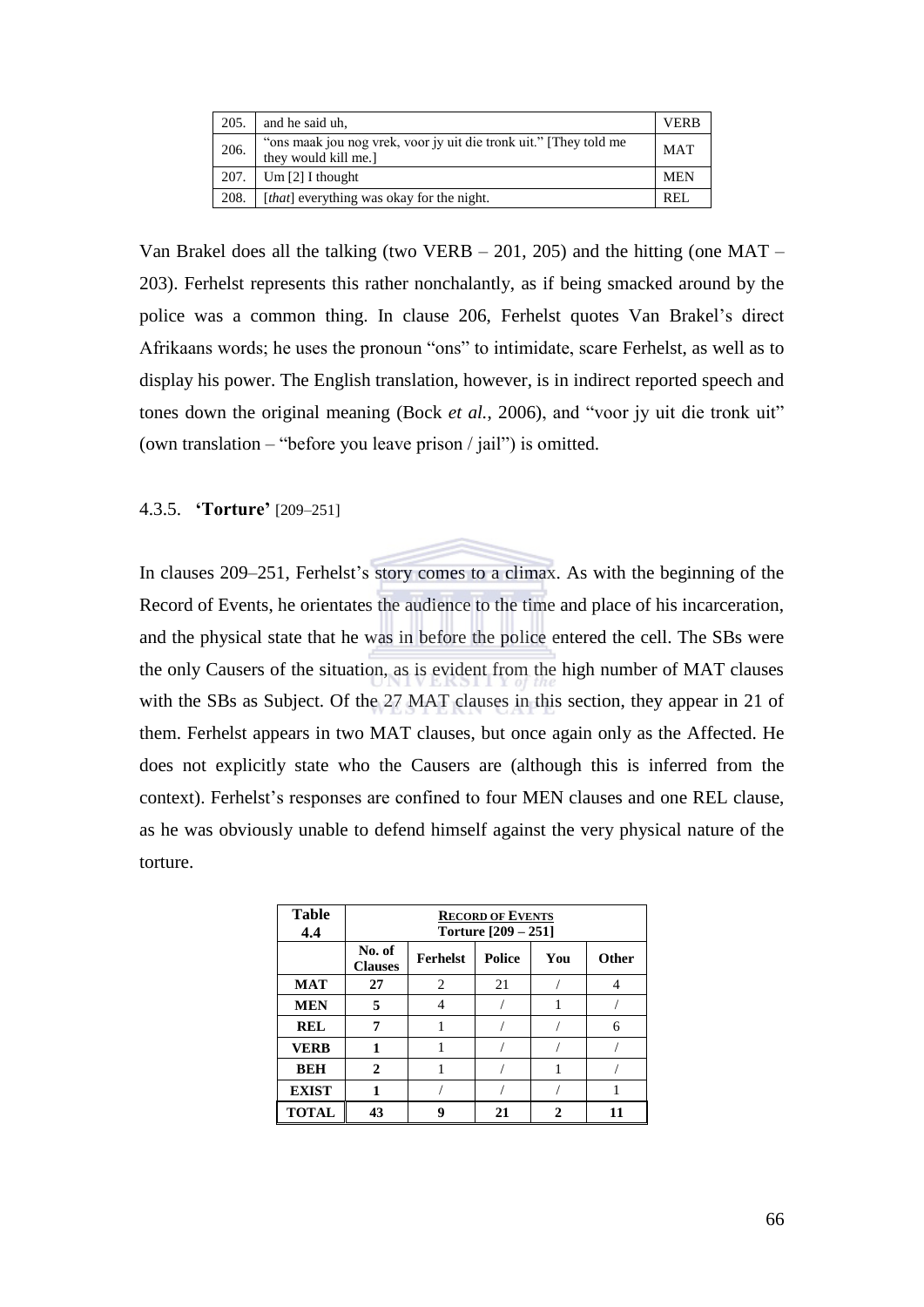| | | |
|---|---|---|
| 205. | and he said uh, | VERB |
| 206. | "ons maak jou nog vrek, voor jy uit die tronk uit." [They told me they would kill me.] | MAT |
| 207. | Um [2] I thought | MEN |
| 208. | [*that*] everything was okay for the night. | REL |

Van Brakel does all the talking (two VERB – 201, 205) and the hitting (one MAT – 203). Ferhelst represents this rather nonchalantly, as if being smacked around by the police was a common thing. In clause 206, Ferhelst quotes Van Brakel's direct Afrikaans words; he uses the pronoun "ons" to intimidate, scare Ferhelst, as well as to display his power. The English translation, however, is in indirect reported speech and tones down the original meaning (Bock *et al.*, 2006), and "voor jy uit die tronk uit" (own translation – "before you leave prison / jail") is omitted.

#### 4.3.5. **'Torture'** [209–251]

In clauses 209–251, Ferhelst's story comes to a climax. As with the beginning of the Record of Events, he orientates the audience to the time and place of his incarceration, and the physical state that he was in before the police entered the cell. The SBs were the only Causers of the situation, as is evident from the high number of MAT clauses with the SBs as Subject. Of the 27 MAT clauses in this section, they appear in 21 of them. Ferhelst appears in two MAT clauses, but once again only as the Affected. He does not explicitly state who the Causers are (although this is inferred from the context). Ferhelst's responses are confined to four MEN clauses and one REL clause, as he was obviously unable to defend himself against the very physical nature of the torture.

| **Table 4.4** | **RECORD OF EVENTS Torture [209 – 251]** | | | | |
|---|---|---|---|---|---|
| | **No. of Clauses** | **Ferhelst** | **Police** | **You** | **Other** |
| **MAT** | **27** | 2 | 21 | / | 4 |
| **MEN** | **5** | 4 | / | 1 | / |
| **REL** | **7** | 1 | / | / | 6 |
| **VERB** | **1** | 1 | / | / | / |
| **BEH** | **2** | 1 | / | 1 | / |
| **EXIST** | **1** | / | / | / | 1 |
| **TOTAL** | **43** | **9** | **21** | **2** | **11** |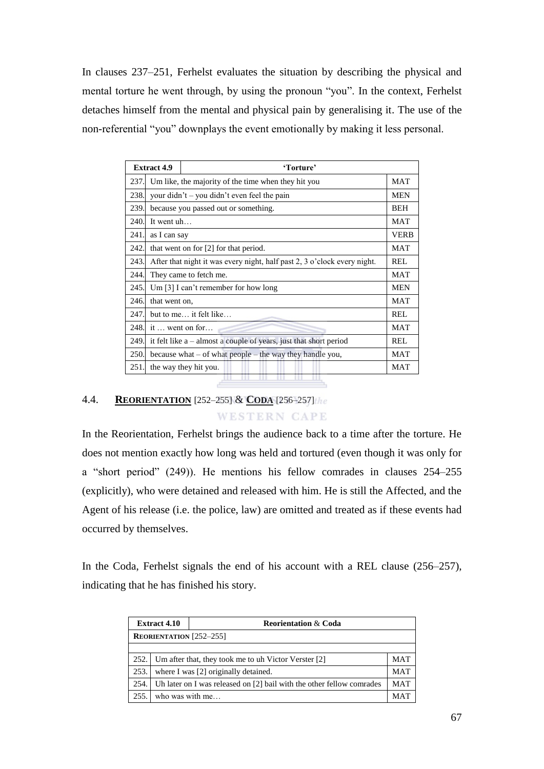In clauses 237–251, Ferhelst evaluates the situation by describing the physical and mental torture he went through, by using the pronoun "you". In the context, Ferhelst detaches himself from the mental and physical pain by generalising it. The use of the non-referential "you" downplays the event emotionally by making it less personal.

| **Extract 4.9** | **'Torture'** | |
|---|---|---|
| 237. | Um like, the majority of the time when they hit you | MAT |
| 238. | your didn't – you didn't even feel the pain | MEN |
| 239. | because you passed out or something. | BEH |
| 240. | It went uh… | MAT |
| 241. | as I can say | VERB |
| 242. | that went on for [2] for that period. | MAT |
| 243. | After that night it was every night, half past 2, 3 o'clock every night. | REL |
| 244. | They came to fetch me. | MAT |
| 245. | Um [3] I can't remember for how long | MEN |
| 246. | that went on, | MAT |
| 247. | but to me… it felt like… | REL |
| 248. | it … went on for… | MAT |
| 249. | it felt like a – almost a couple of years, just that short period | REL |
| 250. | because what – of what people – the way they handle you, | MAT |
| 251. | the way they hit you. | MAT |

## 4.4. **Reorientation** [252–255] & **Coda** [256–257]

In the Reorientation, Ferhelst brings the audience back to a time after the torture. He does not mention exactly how long was held and tortured (even though it was only for a "short period" (249)). He mentions his fellow comrades in clauses 254–255 (explicitly), who were detained and released with him. He is still the Affected, and the Agent of his release (i.e. the police, law) are omitted and treated as if these events had occurred by themselves.

In the Coda, Ferhelst signals the end of his account with a REL clause (256–257), indicating that he has finished his story.

| **Extract 4.10** | **Reorientation & Coda** | |
|---|---|---|
| **Reorientation** [252–255] | | |
| | | |
| 252. | Um after that, they took me to uh Victor Verster [2] | MAT |
| 253. | where I was [2] originally detained. | MAT |
| 254. | Uh later on I was released on [2] bail with the other fellow comrades | MAT |
| 255. | who was with me… | MAT |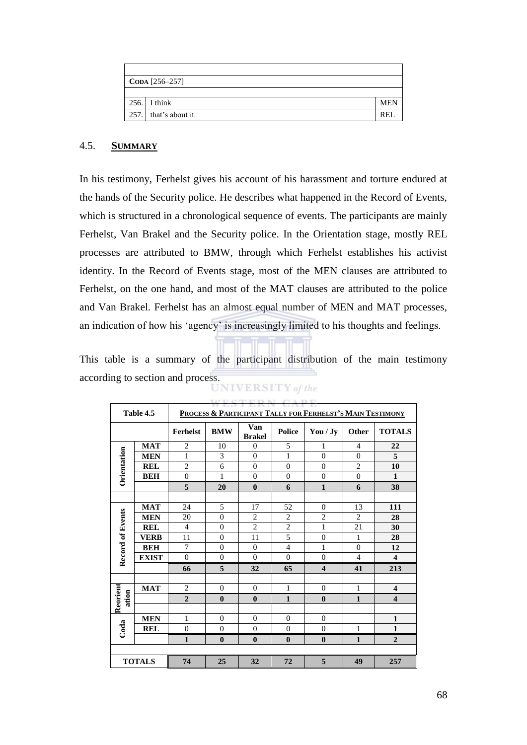| | | |
|---|---|---|
| **Coda** [256–257] | | |
| 256. | I think | MEN |
| 257. | that's about it. | REL |

## 4.5. **Summary**

In his testimony, Ferhelst gives his account of his harassment and torture endured at the hands of the Security police. He describes what happened in the Record of Events, which is structured in a chronological sequence of events. The participants are mainly Ferhelst, Van Brakel and the Security police. In the Orientation stage, mostly REL processes are attributed to BMW, through which Ferhelst establishes his activist identity. In the Record of Events stage, most of the MEN clauses are attributed to Ferhelst, on the one hand, and most of the MAT clauses are attributed to the police and Van Brakel. Ferhelst has an almost equal number of MEN and MAT processes, an indication of how his 'agency' is increasingly limited to his thoughts and feelings.

This table is a summary of the participant distribution of the main testimony according to section and process.

| Table 4.5 | | **Process & Participant Tally for Ferhelst's Main Testimony** | | | | | | |
|---|---|---|---|---|---|---|---|---|
| | | **Ferhelst** | **BMW** | **Van Brakel** | **Police** | **You / Jy** | **Other** | **TOTALS** |
| **Orientation** | **MAT** | 2 | 10 | 0 | 5 | 1 | 4 | **22** |
| | **MEN** | 1 | 3 | 0 | 1 | 0 | 0 | **5** |
| | **REL** | 2 | 6 | 0 | 0 | 0 | 2 | **10** |
| | **BEH** | 0 | 1 | 0 | 0 | 0 | 0 | **1** |
| | | **5** | **20** | **0** | **6** | **1** | **6** | **38** |
| **Record of Events** | **MAT** | 24 | 5 | 17 | 52 | 0 | 13 | **111** |
| | **MEN** | 20 | 0 | 2 | 2 | 2 | 2 | **28** |
| | **REL** | 4 | 0 | 2 | 2 | 1 | 21 | **30** |
| | **VERB** | 11 | 0 | 11 | 5 | 0 | 1 | **28** |
| | **BEH** | 7 | 0 | 0 | 4 | 1 | 0 | **12** |
| | **EXIST** | 0 | 0 | 0 | 0 | 0 | 4 | **4** |
| | | **66** | **5** | **32** | **65** | **4** | **41** | **213** |
| **Reorientation** | **MAT** | 2 | 0 | 0 | 1 | 0 | 1 | **4** |
| | | **2** | **0** | **0** | **1** | **0** | **1** | **4** |
| **Coda** | **MEN** | 1 | 0 | 0 | 0 | 0 | | **1** |
| | **REL** | 0 | 0 | 0 | 0 | 0 | 1 | **1** |
| | | **1** | **0** | **0** | **0** | **0** | **1** | **2** |
| **TOTALS** | | **74** | **25** | **32** | **72** | **5** | **49** | **257** |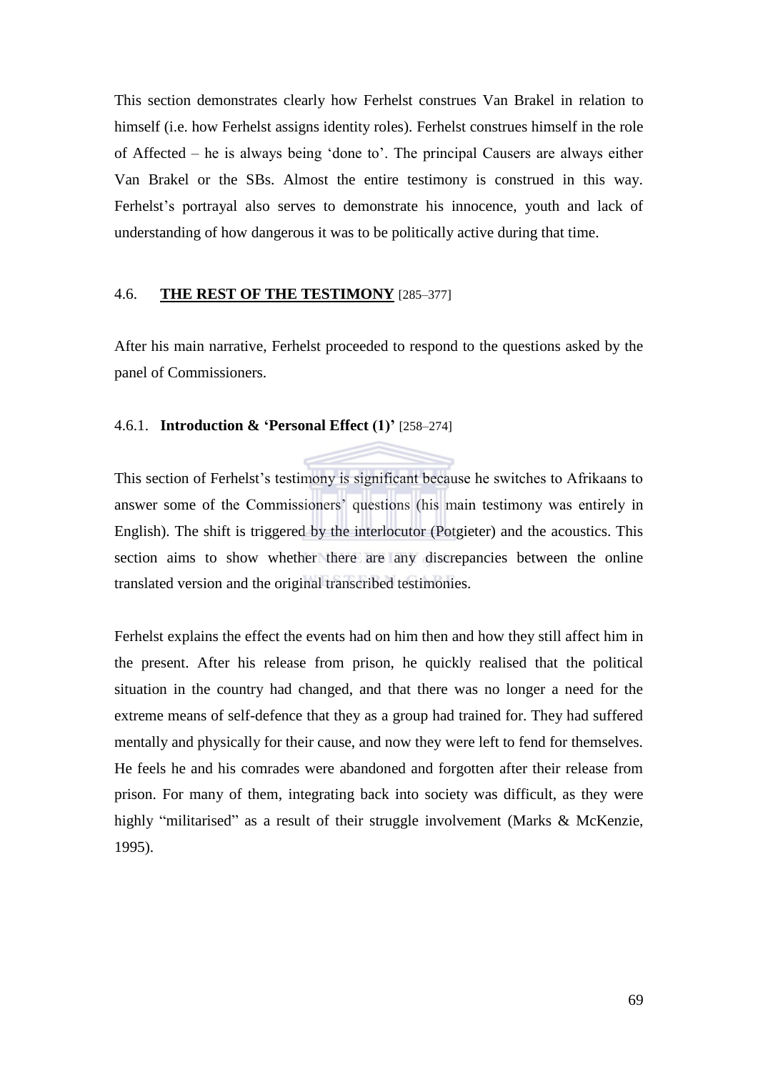This section demonstrates clearly how Ferhelst construes Van Brakel in relation to himself (i.e. how Ferhelst assigns identity roles). Ferhelst construes himself in the role of Affected – he is always being 'done to'. The principal Causers are always either Van Brakel or the SBs. Almost the entire testimony is construed in this way. Ferhelst's portrayal also serves to demonstrate his innocence, youth and lack of understanding of how dangerous it was to be politically active during that time.

## 4.6. **THE REST OF THE TESTIMONY** [285–377]

After his main narrative, Ferhelst proceeded to respond to the questions asked by the panel of Commissioners.

### 4.6.1. **Introduction & 'Personal Effect (1)'** [258–274]

This section of Ferhelst's testimony is significant because he switches to Afrikaans to answer some of the Commissioners' questions (his main testimony was entirely in English). The shift is triggered by the interlocutor (Potgieter) and the acoustics. This section aims to show whether there are any discrepancies between the online translated version and the original transcribed testimonies.

Ferhelst explains the effect the events had on him then and how they still affect him in the present. After his release from prison, he quickly realised that the political situation in the country had changed, and that there was no longer a need for the extreme means of self-defence that they as a group had trained for. They had suffered mentally and physically for their cause, and now they were left to fend for themselves. He feels he and his comrades were abandoned and forgotten after their release from prison. For many of them, integrating back into society was difficult, as they were highly "militarised" as a result of their struggle involvement (Marks & McKenzie, 1995).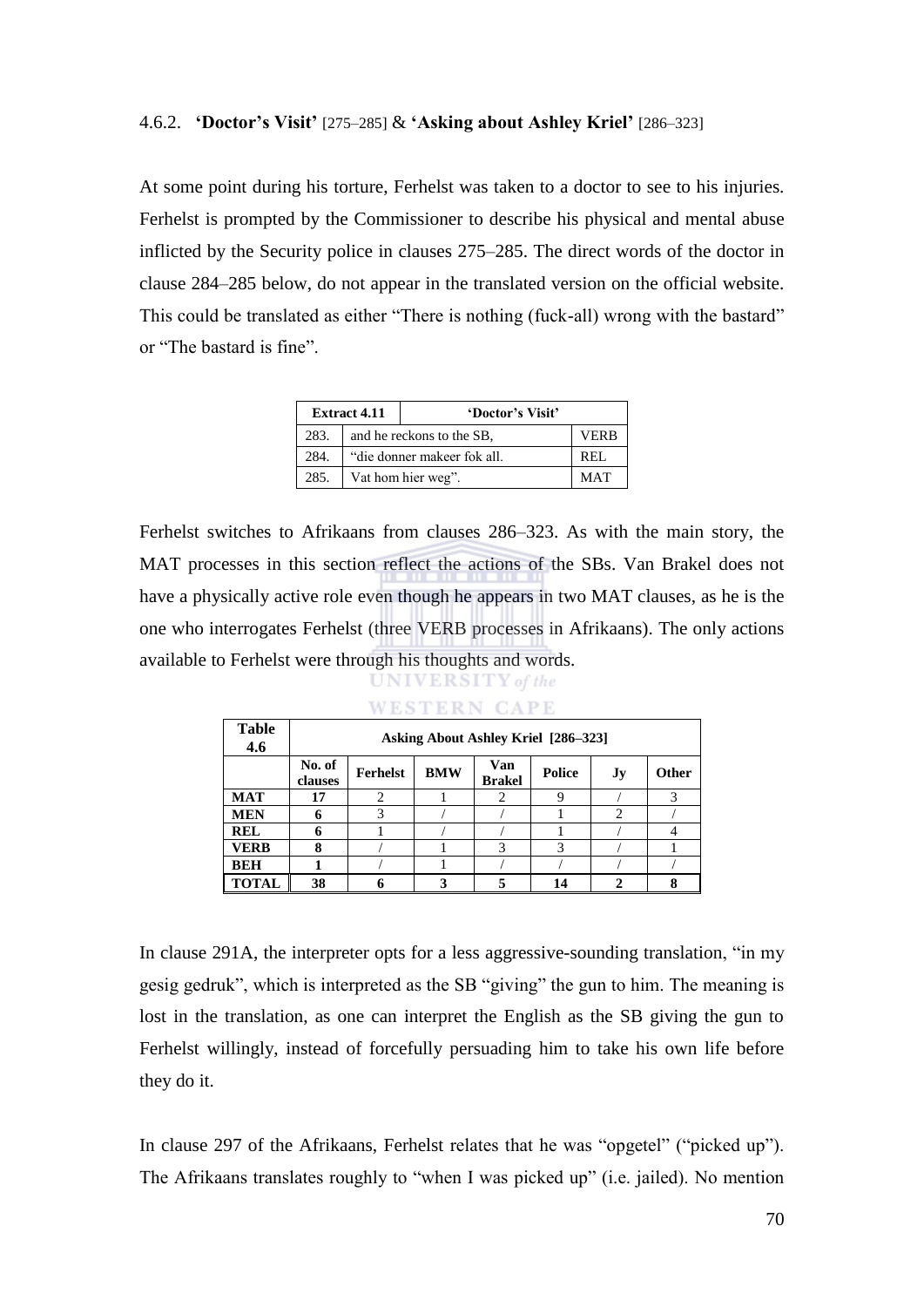### 4.6.2. **'Doctor's Visit'** [275–285] & **'Asking about Ashley Kriel'** [286–323]

At some point during his torture, Ferhelst was taken to a doctor to see to his injuries. Ferhelst is prompted by the Commissioner to describe his physical and mental abuse inflicted by the Security police in clauses 275–285. The direct words of the doctor in clause 284–285 below, do not appear in the translated version on the official website. This could be translated as either "There is nothing (fuck-all) wrong with the bastard" or "The bastard is fine".

| **Extract 4.11** | **'Doctor's Visit'** | |
|---|---|---|
| 283. | and he reckons to the SB, | VERB |
| 284. | "die donner makeer fok all. | REL |
| 285. | Vat hom hier weg". | MAT |

Ferhelst switches to Afrikaans from clauses 286–323. As with the main story, the MAT processes in this section reflect the actions of the SBs. Van Brakel does not have a physically active role even though he appears in two MAT clauses, as he is the one who interrogates Ferhelst (three VERB processes in Afrikaans). The only actions available to Ferhelst were through his thoughts and words.

| **Table 4.6** | **Asking About Ashley Kriel [286–323]** | | | | | | |
|---|---|---|---|---|---|---|---|
| | **No. of clauses** | **Ferhelst** | **BMW** | **Van Brakel** | **Police** | **Jy** | **Other** |
| **MAT** | **17** | 2 | 1 | 2 | 9 | / | 3 |
| **MEN** | **6** | 3 | / | / | 1 | 2 | / |
| **REL** | **6** | 1 | / | / | 1 | / | 4 |
| **VERB** | **8** | / | 1 | 3 | 3 | / | 1 |
| **BEH** | **1** | / | 1 | / | / | / | / |
| **TOTAL** | **38** | **6** | **3** | **5** | **14** | **2** | **8** |

In clause 291A, the interpreter opts for a less aggressive-sounding translation, "in my gesig gedruk", which is interpreted as the SB "giving" the gun to him. The meaning is lost in the translation, as one can interpret the English as the SB giving the gun to Ferhelst willingly, instead of forcefully persuading him to take his own life before they do it.

In clause 297 of the Afrikaans, Ferhelst relates that he was "opgetel" ("picked up"). The Afrikaans translates roughly to "when I was picked up" (i.e. jailed). No mention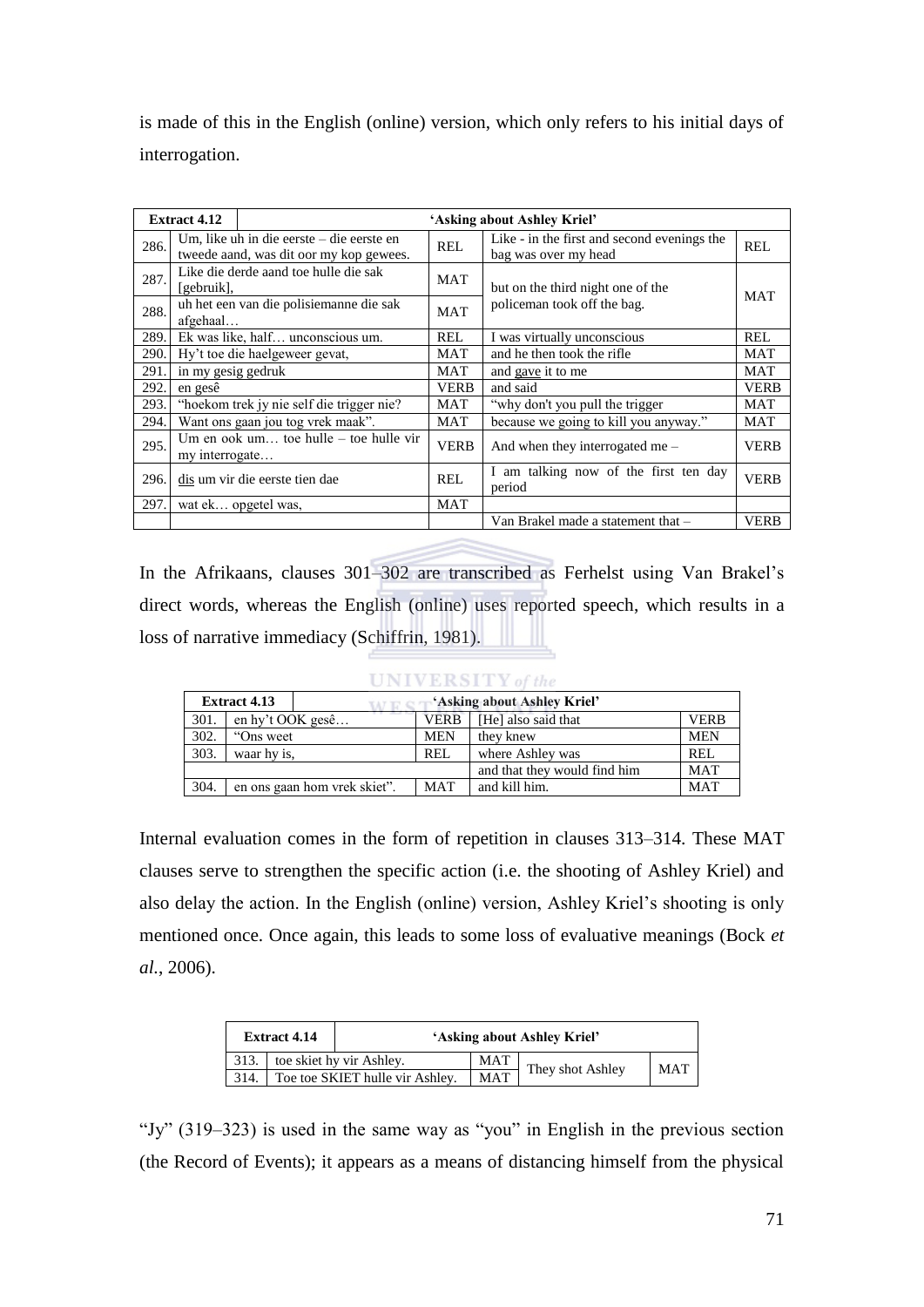is made of this in the English (online) version, which only refers to his initial days of interrogation.

| Extract 4.12 | 'Asking about Ashley Kriel' | | | |
|---|---|---|---|---|
| 286. | Um, like uh in die eerste – die eerste en tweede aand, was dit oor my kop gewees. | REL | Like - in the first and second evenings the bag was over my head | REL |
| 287. | Like die derde aand toe hulle die sak [gebruik], | MAT | but on the third night one of the policeman took off the bag. | MAT |
| 288. | uh het een van die polisiemanne die sak afgehaal… | MAT | | |
| 289. | Ek was like, half… unconscious um. | REL | I was virtually unconscious | REL |
| 290. | Hy't toe die haelgeweer gevat, | MAT | and he then took the rifle | MAT |
| 291. | in my gesig gedruk | MAT | and gave it to me | MAT |
| 292. | en gesê | VERB | and said | VERB |
| 293. | "hoekom trek jy nie self die trigger nie? | MAT | "why don't you pull the trigger | MAT |
| 294. | Want ons gaan jou tog vrek maak". | MAT | because we going to kill you anyway." | MAT |
| 295. | Um en ook um… toe hulle – toe hulle vir my interrogate… | VERB | And when they interrogated me – | VERB |
| 296. | dis um vir die eerste tien dae | REL | I am talking now of the first ten day period | VERB |
| 297. | wat ek… opgetel was, | MAT | | |
| | | | Van Brakel made a statement that – | VERB |

In the Afrikaans, clauses 301–302 are transcribed as Ferhelst using Van Brakel's direct words, whereas the English (online) uses reported speech, which results in a loss of narrative immediacy (Schiffrin, 1981).

| Extract 4.13 | 'Asking about Ashley Kriel' | | | |
|---|---|---|---|---|
| 301. | en hy't OOK gesê… | VERB | [He] also said that | VERB |
| 302. | "Ons weet | MEN | they knew | MEN |
| 303. | waar hy is, | REL | where Ashley was | REL |
| | | | and that they would find him | MAT |
| 304. | en ons gaan hom vrek skiet". | MAT | and kill him. | MAT |

Internal evaluation comes in the form of repetition in clauses 313–314. These MAT clauses serve to strengthen the specific action (i.e. the shooting of Ashley Kriel) and also delay the action. In the English (online) version, Ashley Kriel's shooting is only mentioned once. Once again, this leads to some loss of evaluative meanings (Bock *et al.*, 2006).

| Extract 4.14 | 'Asking about Ashley Kriel' | | | |
|---|---|---|---|---|
| 313. | toe skiet hy vir Ashley. | MAT | They shot Ashley | MAT |
| 314. | Toe toe SKIET hulle vir Ashley. | MAT | | |

"Jy" (319–323) is used in the same way as "you" in English in the previous section (the Record of Events); it appears as a means of distancing himself from the physical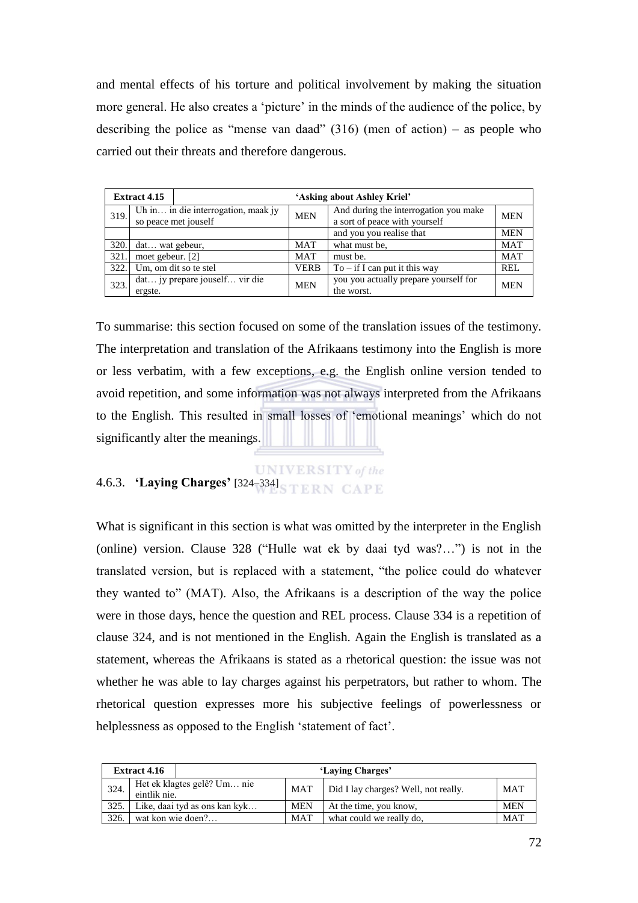and mental effects of his torture and political involvement by making the situation more general. He also creates a 'picture' in the minds of the audience of the police, by describing the police as "mense van daad" (316) (men of action) – as people who carried out their threats and therefore dangerous.

| **Extract 4.15** | **'Asking about Ashley Kriel'** | | | |
|---|---|---|---|---|
| 319. | Uh in… in die interrogation, maak jy so peace met jouself | MEN | And during the interrogation you make a sort of peace with yourself | MEN |
| | | | and you you realise that | MEN |
| 320. | dat… wat gebeur, | MAT | what must be, | MAT |
| 321. | moet gebeur. [2] | MAT | must be. | MAT |
| 322. | Um, om dit so te stel | VERB | To – if I can put it this way | REL |
| 323. | dat… jy prepare jouself… vir die ergste. | MEN | you you actually prepare yourself for the worst. | MEN |

To summarise: this section focused on some of the translation issues of the testimony. The interpretation and translation of the Afrikaans testimony into the English is more or less verbatim, with a few exceptions, e.g. the English online version tended to avoid repetition, and some information was not always interpreted from the Afrikaans to the English. This resulted in small losses of 'emotional meanings' which do not significantly alter the meanings.

### 4.6.3. 'Laying Charges' [324–334]

What is significant in this section is what was omitted by the interpreter in the English (online) version. Clause 328 ("Hulle wat ek by daai tyd was?…") is not in the translated version, but is replaced with a statement, "the police could do whatever they wanted to" (MAT). Also, the Afrikaans is a description of the way the police were in those days, hence the question and REL process. Clause 334 is a repetition of clause 324, and is not mentioned in the English. Again the English is translated as a statement, whereas the Afrikaans is stated as a rhetorical question: the issue was not whether he was able to lay charges against his perpetrators, but rather to whom. The rhetorical question expresses more his subjective feelings of powerlessness or helplessness as opposed to the English 'statement of fact'.

| **Extract 4.16** | **'Laying Charges'** | | | |
|---|---|---|---|---|
| 324. | Het ek klagtes gelê? Um… nie eintlik nie. | MAT | Did I lay charges? Well, not really. | MAT |
| 325. | Like, daai tyd as ons kan kyk… | MEN | At the time, you know, | MEN |
| 326. | wat kon wie doen?… | MAT | what could we really do, | MAT |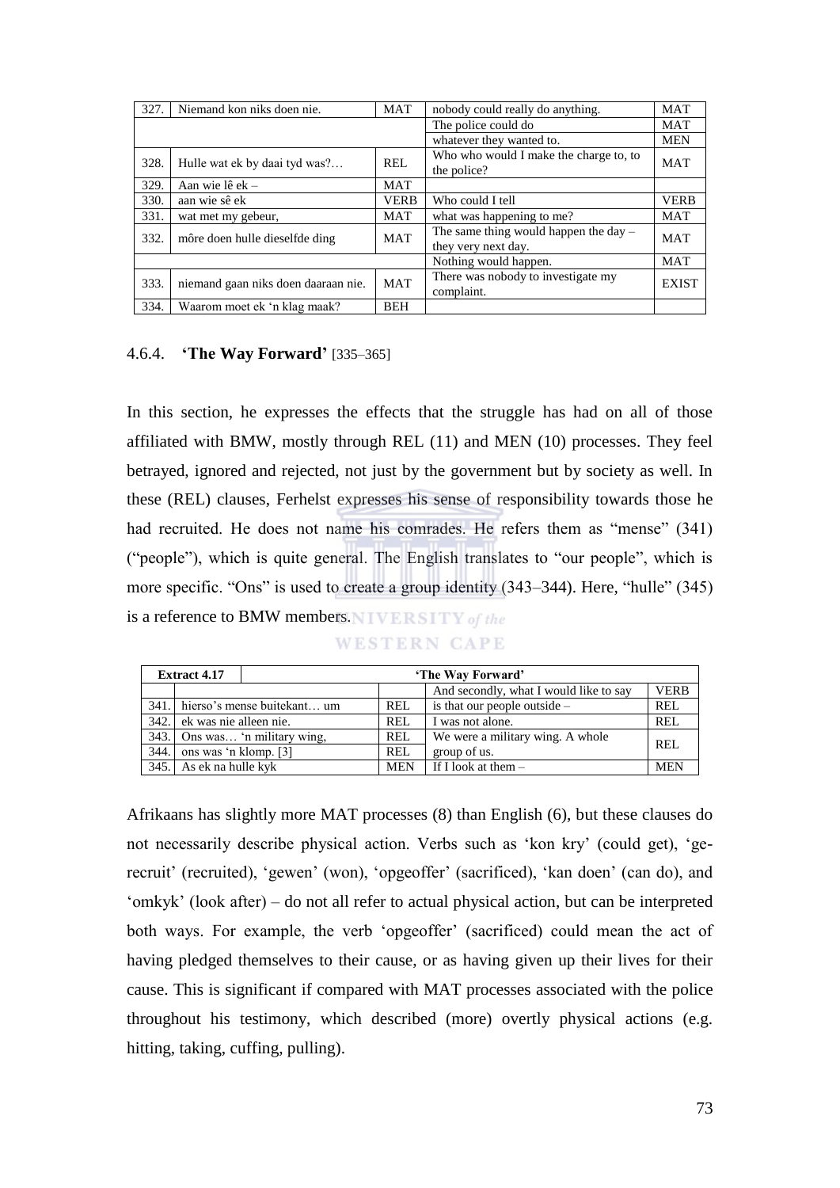| 327. | Niemand kon niks doen nie. | MAT | nobody could really do anything. | MAT |
|---|---|---|---|---|
| | | | The police could do | MAT |
| | | | whatever they wanted to. | MEN |
| 328. | Hulle wat ek by daai tyd was?… | REL | Who who would I make the charge to, to the police? | MAT |
| 329. | Aan wie lê ek – | MAT | | |
| 330. | aan wie sê ek | VERB | Who could I tell | VERB |
| 331. | wat met my gebeur, | MAT | what was happening to me? | MAT |
| 332. | môre doen hulle dieselfde ding | MAT | The same thing would happen the day – they very next day. | MAT |
| | | | Nothing would happen. | MAT |
| 333. | niemand gaan niks doen daaraan nie. | MAT | There was nobody to investigate my complaint. | EXIST |
| 334. | Waarom moet ek 'n klag maak? | BEH | | |

### 4.6.4. **'The Way Forward'** [335–365]

In this section, he expresses the effects that the struggle has had on all of those affiliated with BMW, mostly through REL (11) and MEN (10) processes. They feel betrayed, ignored and rejected, not just by the government but by society as well. In these (REL) clauses, Ferhelst expresses his sense of responsibility towards those he had recruited. He does not name his comrades. He refers them as "mense" (341) ("people"), which is quite general. The English translates to "our people", which is more specific. "Ons" is used to create a group identity (343–344). Here, "hulle" (345) is a reference to BMW members.

| **Extract 4.17** | | | **'The Way Forward'** | |
|---|---|---|---|---|
| | | | And secondly, what I would like to say | VERB |
| 341. | hierso's mense buitekant… um | REL | is that our people outside – | REL |
| 342. | ek was nie alleen nie. | REL | I was not alone. | REL |
| 343. | Ons was… 'n military wing, | REL | We were a military wing. A whole group of us. | REL |
| 344. | ons was 'n klomp. [3] | REL | | |
| 345. | As ek na hulle kyk | MEN | If I look at them – | MEN |

Afrikaans has slightly more MAT processes (8) than English (6), but these clauses do not necessarily describe physical action. Verbs such as 'kon kry' (could get), 'ge-recruit' (recruited), 'gewen' (won), 'opgeoffer' (sacrificed), 'kan doen' (can do), and 'omkyk' (look after) – do not all refer to actual physical action, but can be interpreted both ways. For example, the verb 'opgeoffer' (sacrificed) could mean the act of having pledged themselves to their cause, or as having given up their lives for their cause. This is significant if compared with MAT processes associated with the police throughout his testimony, which described (more) overtly physical actions (e.g. hitting, taking, cuffing, pulling).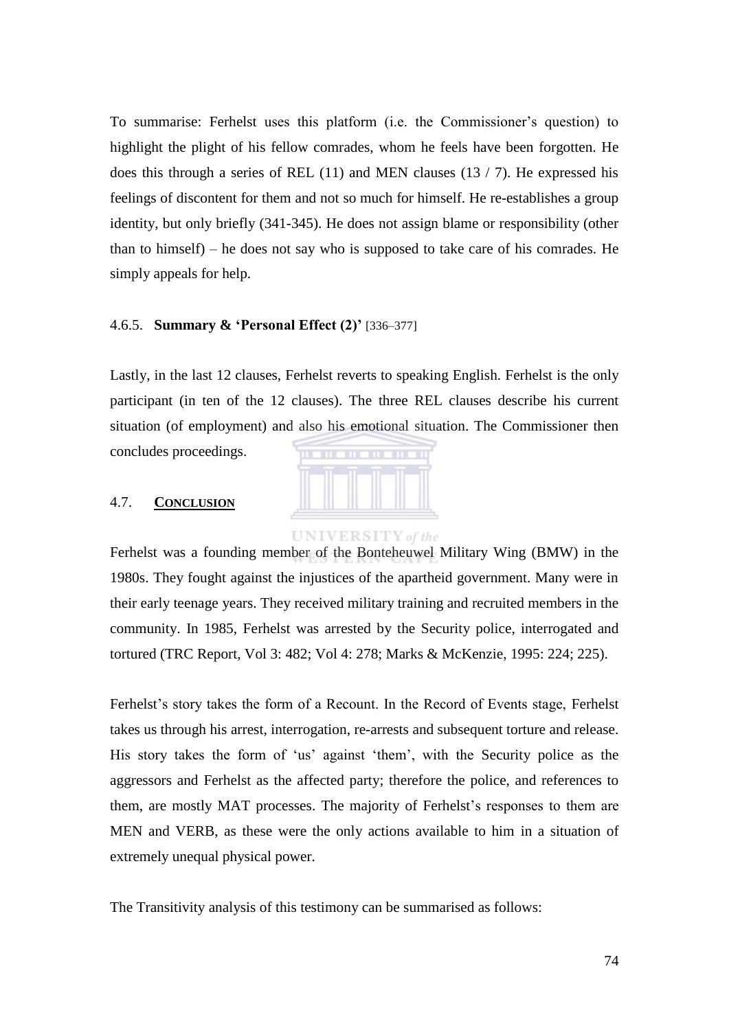To summarise: Ferhelst uses this platform (i.e. the Commissioner's question) to highlight the plight of his fellow comrades, whom he feels have been forgotten. He does this through a series of REL (11) and MEN clauses (13 / 7). He expressed his feelings of discontent for them and not so much for himself. He re-establishes a group identity, but only briefly (341-345). He does not assign blame or responsibility (other than to himself) – he does not say who is supposed to take care of his comrades. He simply appeals for help.

### 4.6.5. **Summary & 'Personal Effect (2)'** [336–377]

Lastly, in the last 12 clauses, Ferhelst reverts to speaking English. Ferhelst is the only participant (in ten of the 12 clauses). The three REL clauses describe his current situation (of employment) and also his emotional situation. The Commissioner then concludes proceedings.

## 4.7. CONCLUSION

Ferhelst was a founding member of the Bonteheuwel Military Wing (BMW) in the 1980s. They fought against the injustices of the apartheid government. Many were in their early teenage years. They received military training and recruited members in the community. In 1985, Ferhelst was arrested by the Security police, interrogated and tortured (TRC Report, Vol 3: 482; Vol 4: 278; Marks & McKenzie, 1995: 224; 225).

Ferhelst's story takes the form of a Recount. In the Record of Events stage, Ferhelst takes us through his arrest, interrogation, re-arrests and subsequent torture and release. His story takes the form of 'us' against 'them', with the Security police as the aggressors and Ferhelst as the affected party; therefore the police, and references to them, are mostly MAT processes. The majority of Ferhelst's responses to them are MEN and VERB, as these were the only actions available to him in a situation of extremely unequal physical power.

The Transitivity analysis of this testimony can be summarised as follows: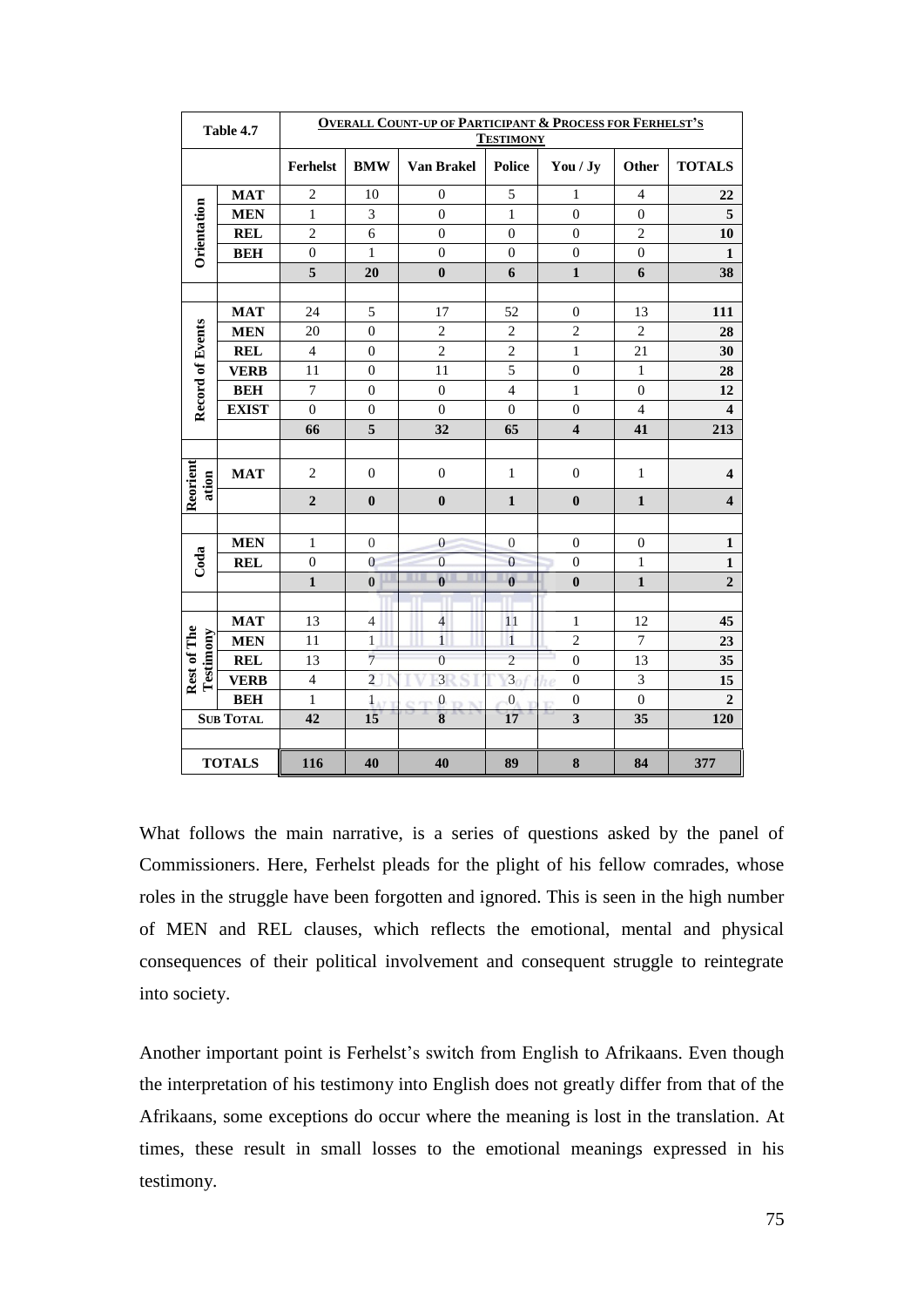| Table 4.7 | | **OVERALL COUNT-UP OF PARTICIPANT & PROCESS FOR FERHELST'S TESTIMONY** | | | | | | |
|---|---|---|---|---|---|---|---|---|
| | | **Ferhelst** | **BMW** | **Van Brakel** | **Police** | **You / Jy** | **Other** | **TOTALS** |
| **Orientation** | **MAT** | 2 | 10 | 0 | 5 | 1 | 4 | **22** |
| | **MEN** | 1 | 3 | 0 | 1 | 0 | 0 | **5** |
| | **REL** | 2 | 6 | 0 | 0 | 0 | 2 | **10** |
| | **BEH** | 0 | 1 | 0 | 0 | 0 | 0 | **1** |
| | | **5** | **20** | **0** | **6** | **1** | **6** | **38** |
| | | | | | | | | |
| **Record of Events** | **MAT** | 24 | 5 | 17 | 52 | 0 | 13 | **111** |
| | **MEN** | 20 | 0 | 2 | 2 | 2 | 2 | **28** |
| | **REL** | 4 | 0 | 2 | 2 | 1 | 21 | **30** |
| | **VERB** | 11 | 0 | 11 | 5 | 0 | 1 | **28** |
| | **BEH** | 7 | 0 | 0 | 4 | 1 | 0 | **12** |
| | **EXIST** | 0 | 0 | 0 | 0 | 0 | 4 | **4** |
| | | **66** | **5** | **32** | **65** | **4** | **41** | **213** |
| | | | | | | | | |
| **Reorientation** | **MAT** | 2 | 0 | 0 | 1 | 0 | 1 | **4** |
| | | **2** | **0** | **0** | **1** | **0** | **1** | **4** |
| | | | | | | | | |
| **Coda** | **MEN** | 1 | 0 | 0 | 0 | 0 | 0 | **1** |
| | **REL** | 0 | 0 | 0 | 0 | 0 | 1 | **1** |
| | | **1** | **0** | **0** | **0** | **0** | **1** | **2** |
| | | | | | | | | |
| **Rest of The Testimony** | **MAT** | 13 | 4 | 4 | 11 | 1 | 12 | **45** |
| | **MEN** | 11 | 1 | 1 | 1 | 2 | 7 | **23** |
| | **REL** | 13 | 7 | 0 | 2 | 0 | 13 | **35** |
| | **VERB** | 4 | 2 | 3 | 3 | 0 | 3 | **15** |
| | **BEH** | 1 | 1 | 0 | 0 | 0 | 0 | **2** |
| **SUB TOTAL** | | **42** | **15** | **8** | **17** | **3** | **35** | **120** |
| | | | | | | | | |
| **TOTALS** | | **116** | **40** | **40** | **89** | **8** | **84** | **377** |

What follows the main narrative, is a series of questions asked by the panel of Commissioners. Here, Ferhelst pleads for the plight of his fellow comrades, whose roles in the struggle have been forgotten and ignored. This is seen in the high number of MEN and REL clauses, which reflects the emotional, mental and physical consequences of their political involvement and consequent struggle to reintegrate into society.

Another important point is Ferhelst's switch from English to Afrikaans. Even though the interpretation of his testimony into English does not greatly differ from that of the Afrikaans, some exceptions do occur where the meaning is lost in the translation. At times, these result in small losses to the emotional meanings expressed in his testimony.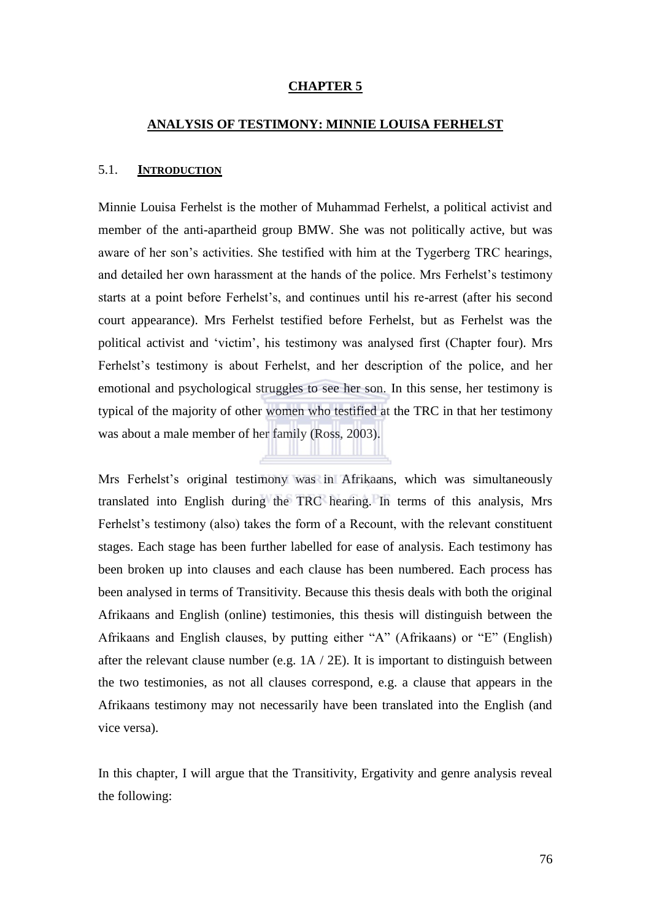# CHAPTER 5

## ANALYSIS OF TESTIMONY: MINNIE LOUISA FERHELST

### 5.1. INTRODUCTION

Minnie Louisa Ferhelst is the mother of Muhammad Ferhelst, a political activist and member of the anti-apartheid group BMW. She was not politically active, but was aware of her son's activities. She testified with him at the Tygerberg TRC hearings, and detailed her own harassment at the hands of the police. Mrs Ferhelst's testimony starts at a point before Ferhelst's, and continues until his re-arrest (after his second court appearance). Mrs Ferhelst testified before Ferhelst, but as Ferhelst was the political activist and 'victim', his testimony was analysed first (Chapter four). Mrs Ferhelst's testimony is about Ferhelst, and her description of the police, and her emotional and psychological struggles to see her son. In this sense, her testimony is typical of the majority of other women who testified at the TRC in that her testimony was about a male member of her family (Ross, 2003).

Mrs Ferhelst's original testimony was in Afrikaans, which was simultaneously translated into English during the TRC hearing. In terms of this analysis, Mrs Ferhelst's testimony (also) takes the form of a Recount, with the relevant constituent stages. Each stage has been further labelled for ease of analysis. Each testimony has been broken up into clauses and each clause has been numbered. Each process has been analysed in terms of Transitivity. Because this thesis deals with both the original Afrikaans and English (online) testimonies, this thesis will distinguish between the Afrikaans and English clauses, by putting either "A" (Afrikaans) or "E" (English) after the relevant clause number (e.g. 1A / 2E). It is important to distinguish between the two testimonies, as not all clauses correspond, e.g. a clause that appears in the Afrikaans testimony may not necessarily have been translated into the English (and vice versa).

In this chapter, I will argue that the Transitivity, Ergativity and genre analysis reveal the following: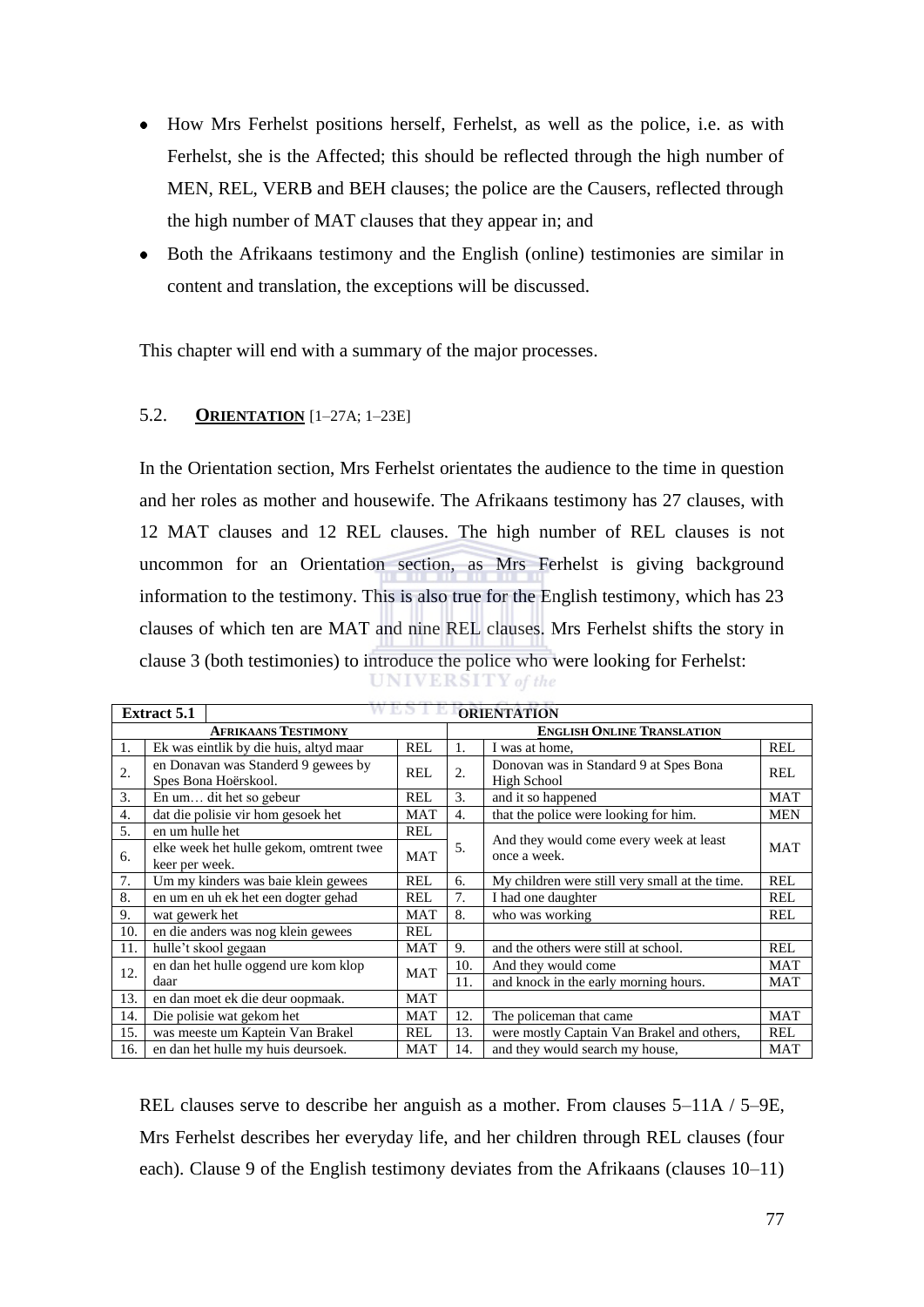- How Mrs Ferhelst positions herself, Ferhelst, as well as the police, i.e. as with Ferhelst, she is the Affected; this should be reflected through the high number of MEN, REL, VERB and BEH clauses; the police are the Causers, reflected through the high number of MAT clauses that they appear in; and
- Both the Afrikaans testimony and the English (online) testimonies are similar in content and translation, the exceptions will be discussed.

This chapter will end with a summary of the major processes.

### 5.2. **ORIENTATION** [1–27A; 1–23E]

In the Orientation section, Mrs Ferhelst orientates the audience to the time in question and her roles as mother and housewife. The Afrikaans testimony has 27 clauses, with 12 MAT clauses and 12 REL clauses. The high number of REL clauses is not uncommon for an Orientation section, as Mrs Ferhelst is giving background information to the testimony. This is also true for the English testimony, which has 23 clauses of which ten are MAT and nine REL clauses. Mrs Ferhelst shifts the story in clause 3 (both testimonies) to introduce the police who were looking for Ferhelst:

| **Extract 5.1** | **ORIENTATION** | | | | |
|---|---|---|---|---|---|
| **AFRIKAANS TESTIMONY** | | | **ENGLISH ONLINE TRANSLATION** | | |
| 1. | Ek was eintlik by die huis, altyd maar | REL | 1. | I was at home, | REL |
| 2. | en Donavan was Standerd 9 gewees by Spes Bona Hoërskool. | REL | 2. | Donovan was in Standard 9 at Spes Bona High School | REL |
| 3. | En um… dit het so gebeur | REL | 3. | and it so happened | MAT |
| 4. | dat die polisie vir hom gesoek het | MAT | 4. | that the police were looking for him. | MEN |
| 5. | en um hulle het | REL | 5. | And they would come every week at least once a week. | MAT |
| 6. | elke week het hulle gekom, omtrent twee keer per week. | MAT | | | |
| 7. | Um my kinders was baie klein gewees | REL | 6. | My children were still very small at the time. | REL |
| 8. | en um en uh ek het een dogter gehad | REL | 7. | I had one daughter | REL |
| 9. | wat gewerk het | MAT | 8. | who was working | REL |
| 10. | en die anders was nog klein gewees | REL | | | |
| 11. | hulle't skool gegaan | MAT | 9. | and the others were still at school. | REL |
| 12. | en dan het hulle oggend ure kom klop daar | MAT | 10. | And they would come | MAT |
| | | | 11. | and knock in the early morning hours. | MAT |
| 13. | en dan moet ek die deur oopmaak. | MAT | | | |
| 14. | Die polisie wat gekom het | MAT | 12. | The policeman that came | MAT |
| 15. | was meeste um Kaptein Van Brakel | REL | 13. | were mostly Captain Van Brakel and others, | REL |
| 16. | en dan het hulle my huis deursoek. | MAT | 14. | and they would search my house, | MAT |

REL clauses serve to describe her anguish as a mother. From clauses 5–11A / 5–9E, Mrs Ferhelst describes her everyday life, and her children through REL clauses (four each). Clause 9 of the English testimony deviates from the Afrikaans (clauses 10–11)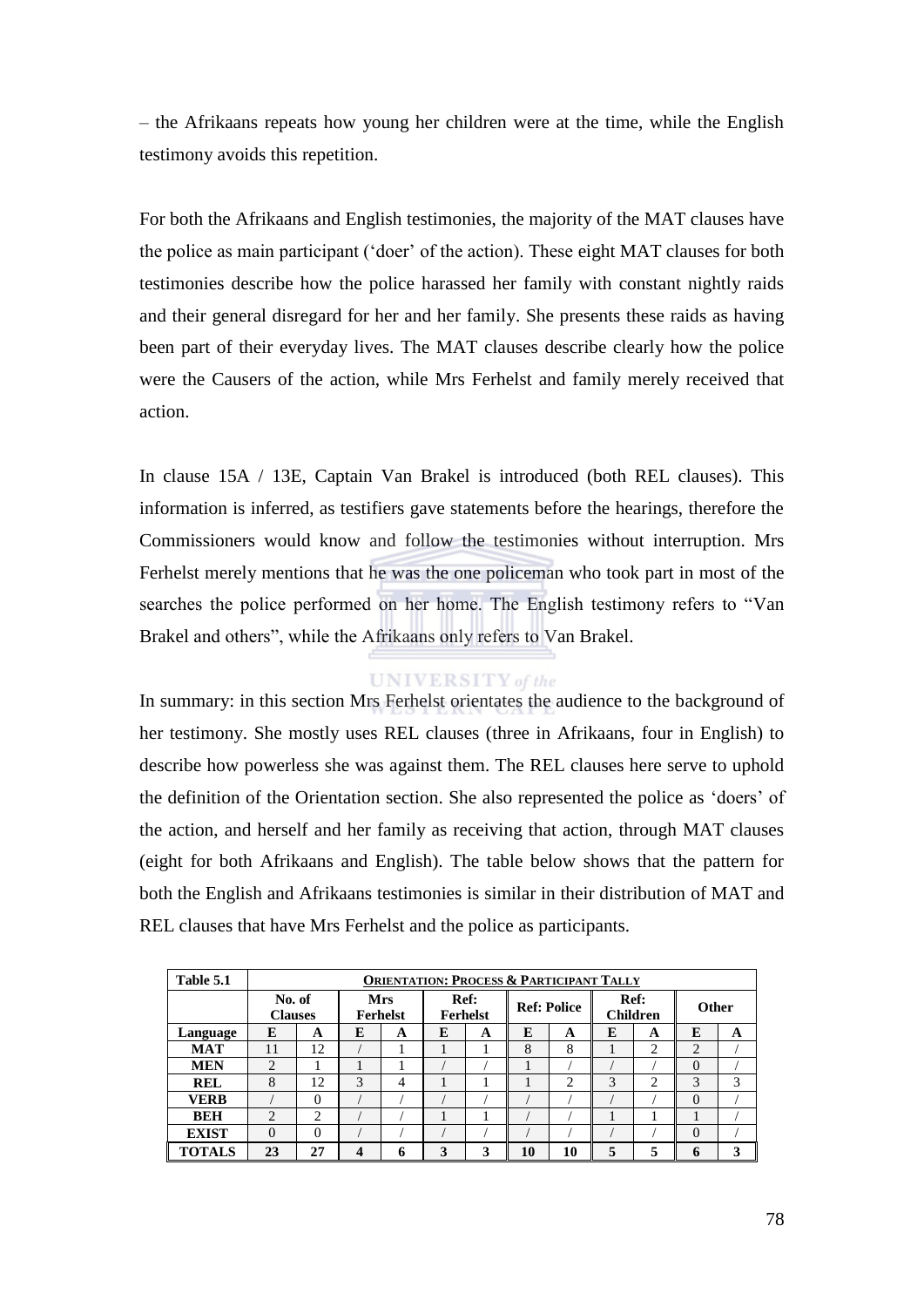– the Afrikaans repeats how young her children were at the time, while the English testimony avoids this repetition.

For both the Afrikaans and English testimonies, the majority of the MAT clauses have the police as main participant ('doer' of the action). These eight MAT clauses for both testimonies describe how the police harassed her family with constant nightly raids and their general disregard for her and her family. She presents these raids as having been part of their everyday lives. The MAT clauses describe clearly how the police were the Causers of the action, while Mrs Ferhelst and family merely received that action.

In clause 15A / 13E, Captain Van Brakel is introduced (both REL clauses). This information is inferred, as testifiers gave statements before the hearings, therefore the Commissioners would know and follow the testimonies without interruption. Mrs Ferhelst merely mentions that he was the one policeman who took part in most of the searches the police performed on her home. The English testimony refers to "Van Brakel and others", while the Afrikaans only refers to Van Brakel.

In summary: in this section Mrs Ferhelst orientates the audience to the background of her testimony. She mostly uses REL clauses (three in Afrikaans, four in English) to describe how powerless she was against them. The REL clauses here serve to uphold the definition of the Orientation section. She also represented the police as 'doers' of the action, and herself and her family as receiving that action, through MAT clauses (eight for both Afrikaans and English). The table below shows that the pattern for both the English and Afrikaans testimonies is similar in their distribution of MAT and REL clauses that have Mrs Ferhelst and the police as participants.

| Table 5.1 | **ORIENTATION: PROCESS & PARTICIPANT TALLY** | | | | | | | | | | | |
|---|---|---|---|---|---|---|---|---|---|---|---|---|
| | No. of Clauses | | Mrs Ferhelst | | Ref: Ferhelst | | Ref: Police | | Ref: Children | | Other | |
| **Language** | **E** | **A** | **E** | **A** | **E** | **A** | **E** | **A** | **E** | **A** | **E** | **A** |
| **MAT** | 11 | 12 | / | 1 | 1 | 1 | 8 | 8 | 1 | 2 | 2 | / |
| **MEN** | 2 | 1 | 1 | 1 | / | / | 1 | / | / | / | 0 | / |
| **REL** | 8 | 12 | 3 | 4 | 1 | 1 | 1 | 2 | 3 | 2 | 3 | 3 |
| **VERB** | / | 0 | / | / | / | / | / | / | / | / | 0 | / |
| **BEH** | 2 | 2 | / | / | 1 | 1 | / | / | 1 | 1 | 1 | / |
| **EXIST** | 0 | 0 | / | / | / | / | / | / | / | / | 0 | / |
| **TOTALS** | **23** | **27** | **4** | **6** | **3** | **3** | **10** | **10** | **5** | **5** | **6** | **3** |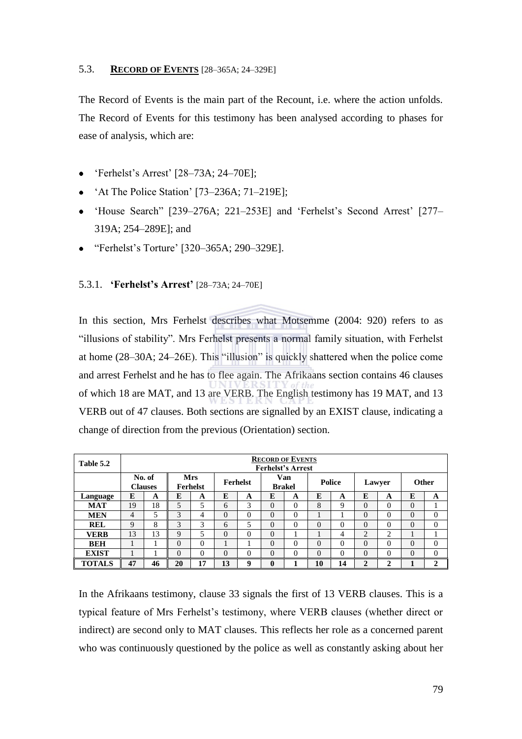## 5.3. **RECORD OF EVENTS** [28–365A; 24–329E]

The Record of Events is the main part of the Recount, i.e. where the action unfolds. The Record of Events for this testimony has been analysed according to phases for ease of analysis, which are:

- 'Ferhelst's Arrest' [28–73A; 24–70E];
- 'At The Police Station' [73–236A; 71–219E];
- 'House Search" [239–276A; 221–253E] and 'Ferhelst's Second Arrest' [277–319A; 254–289E]; and
- "Ferhelst's Torture' [320–365A; 290–329E].

### 5.3.1. **'Ferhelst's Arrest'** [28–73A; 24–70E]

In this section, Mrs Ferhelst describes what Motsemme (2004: 920) refers to as "illusions of stability". Mrs Ferhelst presents a normal family situation, with Ferhelst at home (28–30A; 24–26E). This "illusion" is quickly shattered when the police come and arrest Ferhelst and he has to flee again. The Afrikaans section contains 46 clauses of which 18 are MAT, and 13 are VERB. The English testimony has 19 MAT, and 13 VERB out of 47 clauses. Both sections are signalled by an EXIST clause, indicating a change of direction from the previous (Orientation) section.

| Table 5.2 | **RECORD OF EVENTS** Ferhelst's Arrest | | | | | | | | | | | | | |
|---|---|---|---|---|---|---|---|---|---|---|---|---|---|---|
| | No. of Clauses | | Mrs Ferhelst | | Ferhelst | | Van Brakel | | Police | | Lawyer | | Other | |
| **Language** | **E** | **A** | **E** | **A** | **E** | **A** | **E** | **A** | **E** | **A** | **E** | **A** | **E** | **A** |
| **MAT** | 19 | 18 | 5 | 5 | 6 | 3 | 0 | 0 | 8 | 9 | 0 | 0 | 0 | 1 |
| **MEN** | 4 | 5 | 3 | 4 | 0 | 0 | 0 | 0 | 1 | 1 | 0 | 0 | 0 | 0 |
| **REL** | 9 | 8 | 3 | 3 | 6 | 5 | 0 | 0 | 0 | 0 | 0 | 0 | 0 | 0 |
| **VERB** | 13 | 13 | 9 | 5 | 0 | 0 | 0 | 1 | 1 | 4 | 2 | 2 | 1 | 1 |
| **BEH** | 1 | 1 | 0 | 0 | 1 | 1 | 0 | 0 | 0 | 0 | 0 | 0 | 0 | 0 |
| **EXIST** | 1 | 1 | 0 | 0 | 0 | 0 | 0 | 0 | 0 | 0 | 0 | 0 | 0 | 0 |
| **TOTALS** | **47** | **46** | **20** | **17** | **13** | **9** | **0** | **1** | **10** | **14** | **2** | **2** | **1** | **2** |

In the Afrikaans testimony, clause 33 signals the first of 13 VERB clauses. This is a typical feature of Mrs Ferhelst's testimony, where VERB clauses (whether direct or indirect) are second only to MAT clauses. This reflects her role as a concerned parent who was continuously questioned by the police as well as constantly asking about her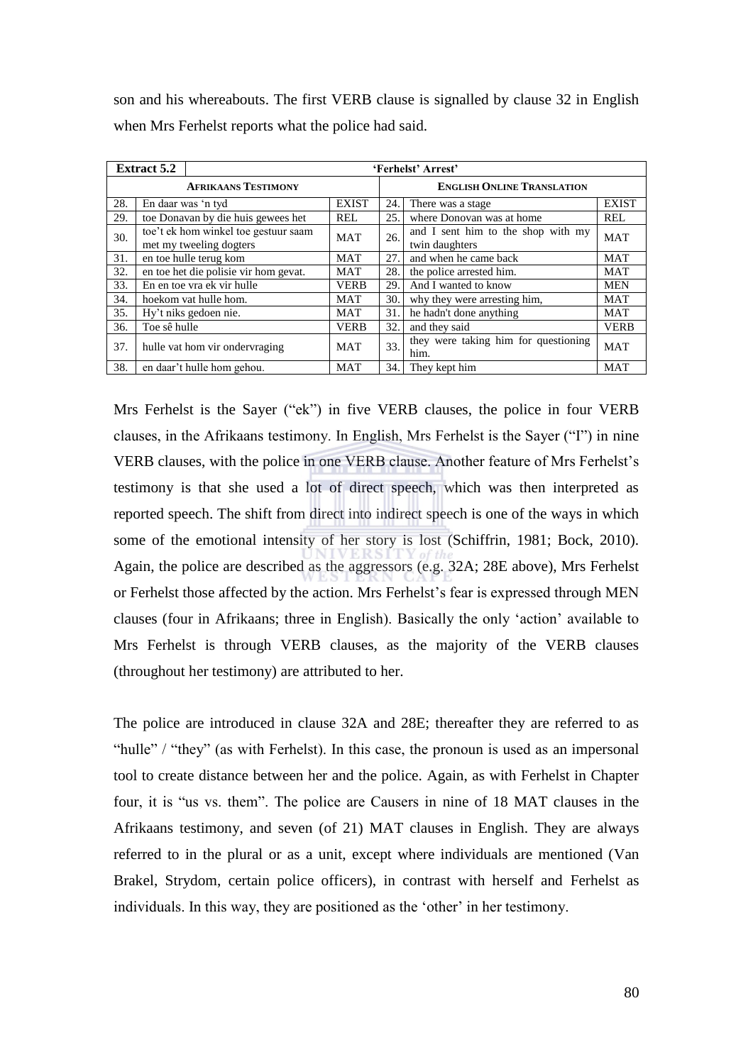son and his whereabouts. The first VERB clause is signalled by clause 32 in English when Mrs Ferhelst reports what the police had said.

| **Extract 5.2** | | | **'Ferhelst' Arrest'** | | |
|---|---|---|---|---|---|
| **AFRIKAANS TESTIMONY** | | | **ENGLISH ONLINE TRANSLATION** | | |
| 28. | En daar was 'n tyd | EXIST | 24. | There was a stage | EXIST |
| 29. | toe Donavan by die huis gewees het | REL | 25. | where Donovan was at home | REL |
| 30. | toe't ek hom winkel toe gestuur saam met my tweeling dogters | MAT | 26. | and I sent him to the shop with my twin daughters | MAT |
| 31. | en toe hulle terug kom | MAT | 27. | and when he came back | MAT |
| 32. | en toe het die polisie vir hom gevat. | MAT | 28. | the police arrested him. | MAT |
| 33. | En en toe vra ek vir hulle | VERB | 29. | And I wanted to know | MEN |
| 34. | hoekom vat hulle hom. | MAT | 30. | why they were arresting him, | MAT |
| 35. | Hy't niks gedoen nie. | MAT | 31. | he hadn't done anything | MAT |
| 36. | Toe sê hulle | VERB | 32. | and they said | VERB |
| 37. | hulle vat hom vir ondervraging | MAT | 33. | they were taking him for questioning him. | MAT |
| 38. | en daar't hulle hom gehou. | MAT | 34. | They kept him | MAT |

Mrs Ferhelst is the Sayer ("ek") in five VERB clauses, the police in four VERB clauses, in the Afrikaans testimony. In English, Mrs Ferhelst is the Sayer ("I") in nine VERB clauses, with the police in one VERB clause. Another feature of Mrs Ferhelst's testimony is that she used a lot of direct speech, which was then interpreted as reported speech. The shift from direct into indirect speech is one of the ways in which some of the emotional intensity of her story is lost (Schiffrin, 1981; Bock, 2010). Again, the police are described as the aggressors (e.g. 32A; 28E above), Mrs Ferhelst or Ferhelst those affected by the action. Mrs Ferhelst's fear is expressed through MEN clauses (four in Afrikaans; three in English). Basically the only 'action' available to Mrs Ferhelst is through VERB clauses, as the majority of the VERB clauses (throughout her testimony) are attributed to her.

The police are introduced in clause 32A and 28E; thereafter they are referred to as "hulle" / "they" (as with Ferhelst). In this case, the pronoun is used as an impersonal tool to create distance between her and the police. Again, as with Ferhelst in Chapter four, it is "us vs. them". The police are Causers in nine of 18 MAT clauses in the Afrikaans testimony, and seven (of 21) MAT clauses in English. They are always referred to in the plural or as a unit, except where individuals are mentioned (Van Brakel, Strydom, certain police officers), in contrast with herself and Ferhelst as individuals. In this way, they are positioned as the 'other' in her testimony.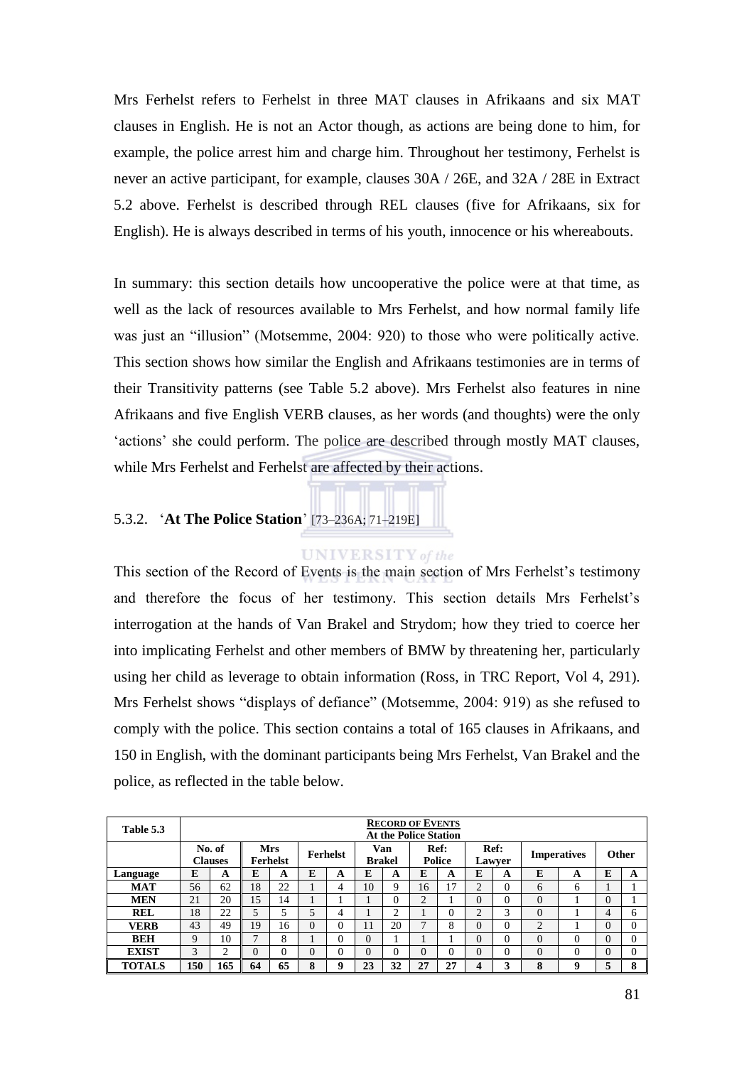Mrs Ferhelst refers to Ferhelst in three MAT clauses in Afrikaans and six MAT clauses in English. He is not an Actor though, as actions are being done to him, for example, the police arrest him and charge him. Throughout her testimony, Ferhelst is never an active participant, for example, clauses 30A / 26E, and 32A / 28E in Extract 5.2 above. Ferhelst is described through REL clauses (five for Afrikaans, six for English). He is always described in terms of his youth, innocence or his whereabouts.

In summary: this section details how uncooperative the police were at that time, as well as the lack of resources available to Mrs Ferhelst, and how normal family life was just an "illusion" (Motsemme, 2004: 920) to those who were politically active. This section shows how similar the English and Afrikaans testimonies are in terms of their Transitivity patterns (see Table 5.2 above). Mrs Ferhelst also features in nine Afrikaans and five English VERB clauses, as her words (and thoughts) were the only 'actions' she could perform. The police are described through mostly MAT clauses, while Mrs Ferhelst and Ferhelst are affected by their actions.

### 5.3.2. '**At The Police Station**' [73–236A; 71–219E]

This section of the Record of Events is the main section of Mrs Ferhelst's testimony and therefore the focus of her testimony. This section details Mrs Ferhelst's interrogation at the hands of Van Brakel and Strydom; how they tried to coerce her into implicating Ferhelst and other members of BMW by threatening her, particularly using her child as leverage to obtain information (Ross, in TRC Report, Vol 4, 291). Mrs Ferhelst shows "displays of defiance" (Motsemme, 2004: 919) as she refused to comply with the police. This section contains a total of 165 clauses in Afrikaans, and 150 in English, with the dominant participants being Mrs Ferhelst, Van Brakel and the police, as reflected in the table below.

| Table 5.3 | **RECORD OF EVENTS** At the Police Station | | | | | | | | | | | | | | | |
|---|---|---|---|---|---|---|---|---|---|---|---|---|---|---|---|---|
| | No. of Clauses | | Mrs Ferhelst | | Ferhelst | | Van Brakel | | Ref: Police | | Ref: Lawyer | | Imperatives | | Other | |
| **Language** | **E** | **A** | **E** | **A** | **E** | **A** | **E** | **A** | **E** | **A** | **E** | **A** | **E** | **A** | **E** | **A** |
| **MAT** | 56 | 62 | 18 | 22 | 1 | 4 | 10 | 9 | 16 | 17 | 2 | 0 | 6 | 6 | 1 | 1 |
| **MEN** | 21 | 20 | 15 | 14 | 1 | 1 | 1 | 0 | 2 | 1 | 0 | 0 | 0 | 1 | 0 | 1 |
| **REL** | 18 | 22 | 5 | 5 | 5 | 4 | 1 | 2 | 1 | 0 | 2 | 3 | 0 | 1 | 4 | 6 |
| **VERB** | 43 | 49 | 19 | 16 | 0 | 0 | 11 | 20 | 7 | 8 | 0 | 0 | 2 | 1 | 0 | 0 |
| **BEH** | 9 | 10 | 7 | 8 | 1 | 0 | 0 | 1 | 1 | 1 | 0 | 0 | 0 | 0 | 0 | 0 |
| **EXIST** | 3 | 2 | 0 | 0 | 0 | 0 | 0 | 0 | 0 | 0 | 0 | 0 | 0 | 0 | 0 | 0 |
| **TOTALS** | **150** | **165** | **64** | **65** | **8** | **9** | **23** | **32** | **27** | **27** | **4** | **3** | **8** | **9** | **5** | **8** |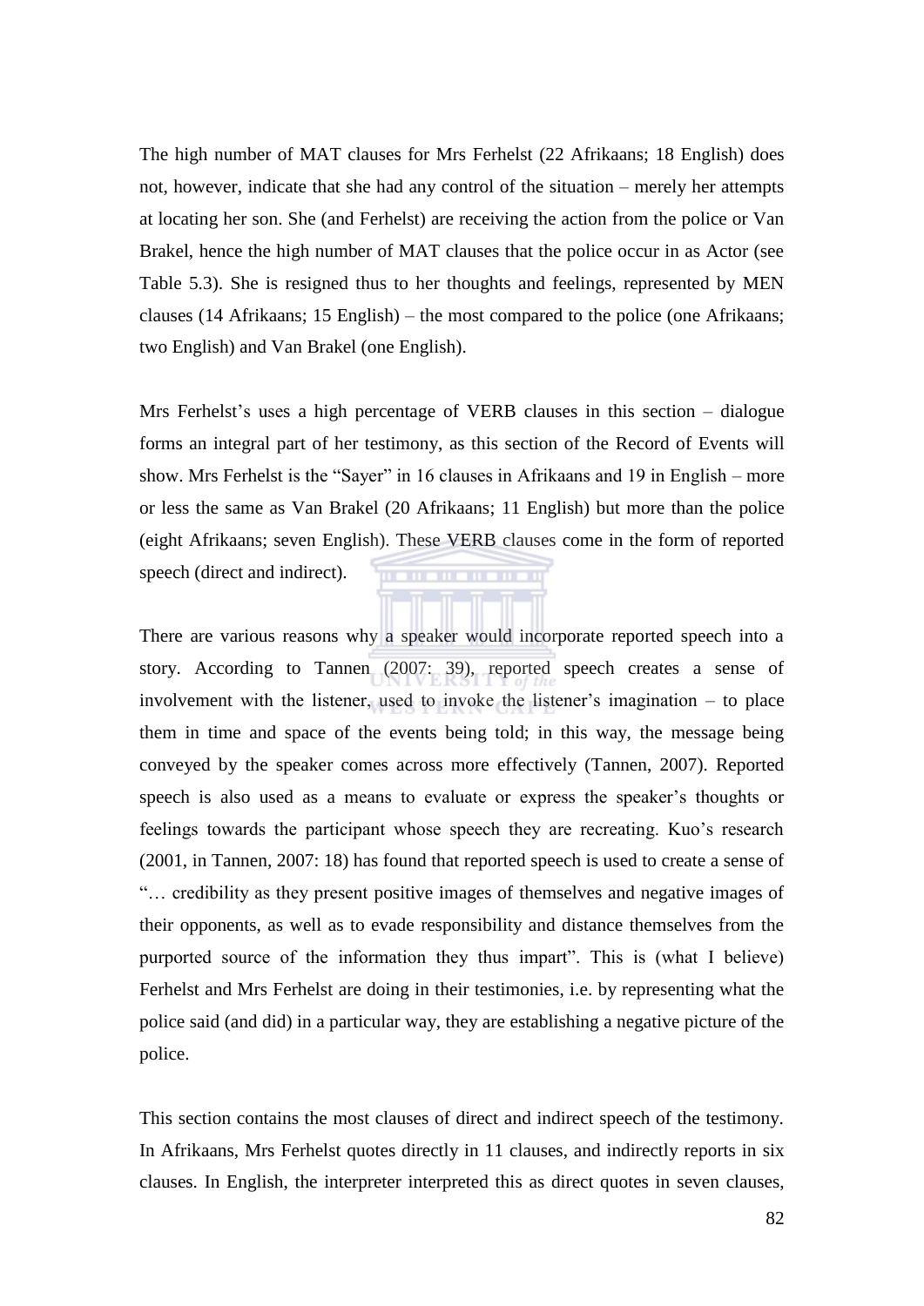The high number of MAT clauses for Mrs Ferhelst (22 Afrikaans; 18 English) does not, however, indicate that she had any control of the situation – merely her attempts at locating her son. She (and Ferhelst) are receiving the action from the police or Van Brakel, hence the high number of MAT clauses that the police occur in as Actor (see Table 5.3). She is resigned thus to her thoughts and feelings, represented by MEN clauses (14 Afrikaans; 15 English) – the most compared to the police (one Afrikaans; two English) and Van Brakel (one English).

Mrs Ferhelst's uses a high percentage of VERB clauses in this section – dialogue forms an integral part of her testimony, as this section of the Record of Events will show. Mrs Ferhelst is the "Sayer" in 16 clauses in Afrikaans and 19 in English – more or less the same as Van Brakel (20 Afrikaans; 11 English) but more than the police (eight Afrikaans; seven English). These VERB clauses come in the form of reported speech (direct and indirect).

There are various reasons why a speaker would incorporate reported speech into a story. According to Tannen (2007: 39), reported speech creates a sense of involvement with the listener, used to invoke the listener's imagination – to place them in time and space of the events being told; in this way, the message being conveyed by the speaker comes across more effectively (Tannen, 2007). Reported speech is also used as a means to evaluate or express the speaker's thoughts or feelings towards the participant whose speech they are recreating. Kuo's research (2001, in Tannen, 2007: 18) has found that reported speech is used to create a sense of "… credibility as they present positive images of themselves and negative images of their opponents, as well as to evade responsibility and distance themselves from the purported source of the information they thus impart". This is (what I believe) Ferhelst and Mrs Ferhelst are doing in their testimonies, i.e. by representing what the police said (and did) in a particular way, they are establishing a negative picture of the police.

This section contains the most clauses of direct and indirect speech of the testimony. In Afrikaans, Mrs Ferhelst quotes directly in 11 clauses, and indirectly reports in six clauses. In English, the interpreter interpreted this as direct quotes in seven clauses,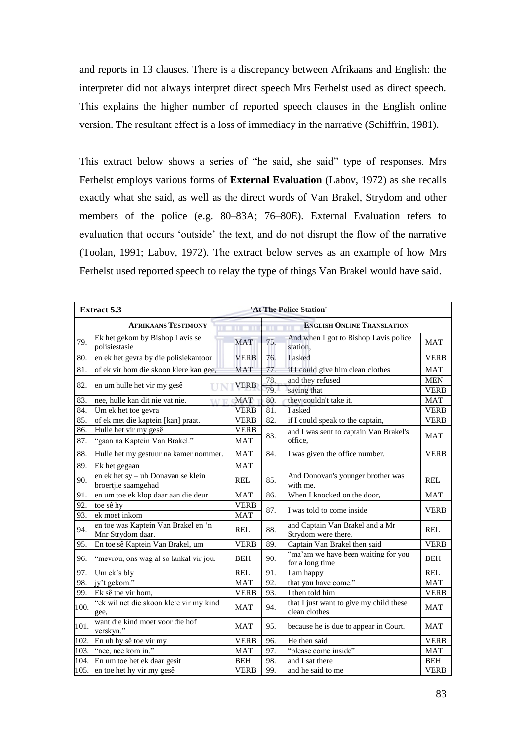and reports in 13 clauses. There is a discrepancy between Afrikaans and English: the interpreter did not always interpret direct speech Mrs Ferhelst used as direct speech. This explains the higher number of reported speech clauses in the English online version. The resultant effect is a loss of immediacy in the narrative (Schiffrin, 1981).

This extract below shows a series of "he said, she said" type of responses. Mrs Ferhelst employs various forms of **External Evaluation** (Labov, 1972) as she recalls exactly what she said, as well as the direct words of Van Brakel, Strydom and other members of the police (e.g. 80–83A; 76–80E). External Evaluation refers to evaluation that occurs 'outside' the text, and do not disrupt the flow of the narrative (Toolan, 1991; Labov, 1972). The extract below serves as an example of how Mrs Ferhelst used reported speech to relay the type of things Van Brakel would have said.

| **Extract 5.3** | 'At The Police Station' | | | | |
|---|---|---|---|---|---|
| **AFRIKAANS TESTIMONY** | | | **ENGLISH ONLINE TRANSLATION** | | |
| 79. | Ek het gekom by Bishop Lavis se polisiestasie | MAT | 75. | And when I got to Bishop Lavis police station, | MAT |
| 80. | en ek het gevra by die polisiekantoor | VERB | 76. | I asked | VERB |
| 81. | of ek vir hom die skoon klere kan gee, | MAT | 77. | if I could give him clean clothes | MAT |
| 82. | en um hulle het vir my gesê | VERB | 78. | and they refused | MEN |
| | | | 79. | saying that | VERB |
| 83. | nee, hulle kan dit nie vat nie. | MAT | 80. | they couldn't take it. | MAT |
| 84. | Um ek het toe gevra | VERB | 81. | I asked | VERB |
| 85. | of ek met die kaptein [kan] praat. | VERB | 82. | if I could speak to the captain, | VERB |
| 86. | Hulle het vir my gesê | VERB | 83. | and I was sent to captain Van Brakel's office, | MAT |
| 87. | "gaan na Kaptein Van Brakel." | MAT | | | |
| 88. | Hulle het my gestuur na kamer nommer. | MAT | 84. | I was given the office number. | VERB |
| 89. | Ek het gegaan | MAT | | | |
| 90. | en ek het sy – uh Donavan se klein broertjie saamgehad | REL | 85. | And Donovan's younger brother was with me. | REL |
| 91. | en um toe ek klop daar aan die deur | MAT | 86. | When I knocked on the door, | MAT |
| 92. | toe sê hy | VERB | 87. | I was told to come inside | VERB |
| 93. | ek moet inkom | MAT | | | |
| 94. | en toe was Kaptein Van Brakel en 'n Mnr Strydom daar. | REL | 88. | and Captain Van Brakel and a Mr Strydom were there. | REL |
| 95. | En toe sê Kaptein Van Brakel, um | VERB | 89. | Captain Van Brakel then said | VERB |
| 96. | "mevrou, ons wag al so lankal vir jou. | BEH | 90. | "ma'am we have been waiting for you for a long time | BEH |
| 97. | Um ek's bly | REL | 91. | I am happy | REL |
| 98. | jy't gekom." | MAT | 92. | that you have come." | MAT |
| 99. | Ek sê toe vir hom, | VERB | 93. | I then told him | VERB |
| 100. | "ek wil net die skoon klere vir my kind gee, | MAT | 94. | that I just want to give my child these clean clothes | MAT |
| 101. | want die kind moet voor die hof verskyn." | MAT | 95. | because he is due to appear in Court. | MAT |
| 102. | En uh hy sê toe vir my | VERB | 96. | He then said | VERB |
| 103. | "nee, nee kom in." | MAT | 97. | "please come inside" | MAT |
| 104. | En um toe het ek daar gesit | BEH | 98. | and I sat there | BEH |
| 105. | en toe het hy vir my gesê | VERB | 99. | and he said to me | VERB |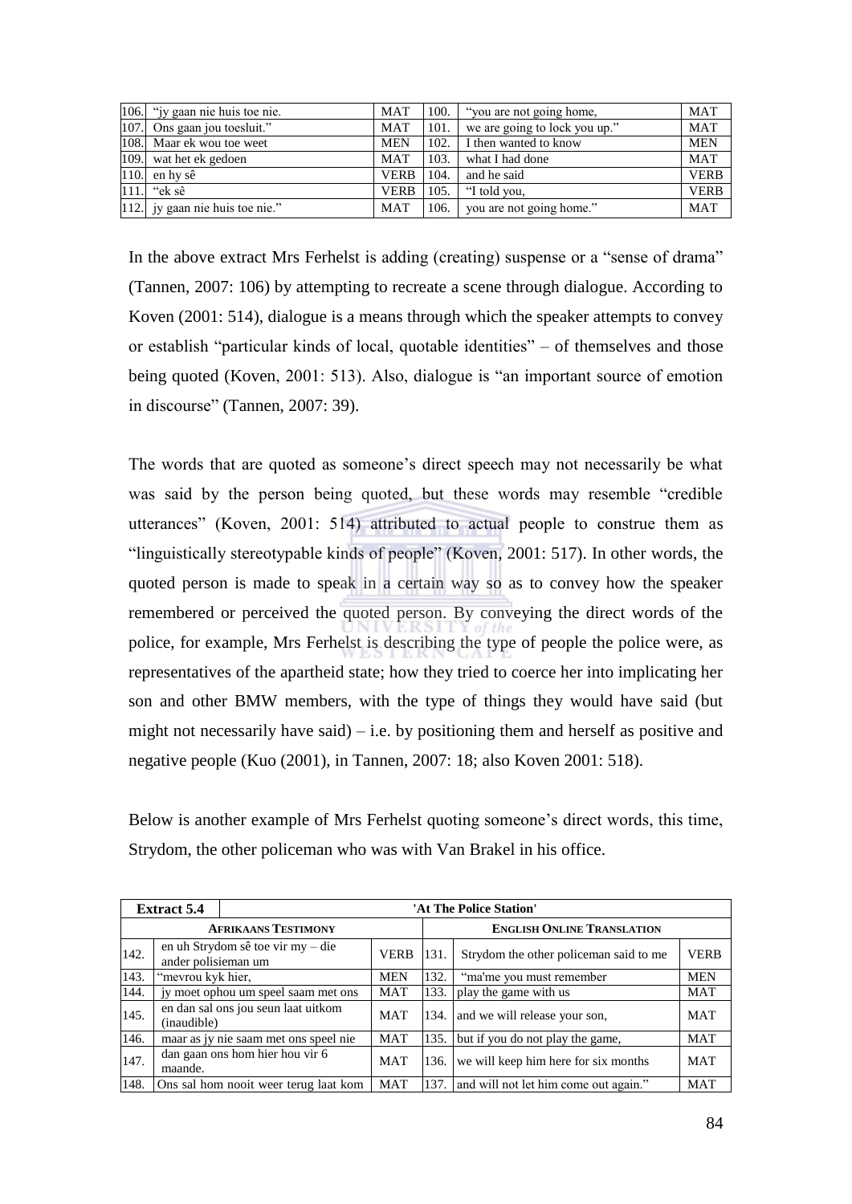| | | | | | |
|---|---|---|---|---|---|
| 106. | "jy gaan nie huis toe nie. | MAT | 100. | "you are not going home, | MAT |
| 107. | Ons gaan jou toesluit." | MAT | 101. | we are going to lock you up." | MAT |
| 108. | Maar ek wou toe weet | MEN | 102. | I then wanted to know | MEN |
| 109. | wat het ek gedoen | MAT | 103. | what I had done | MAT |
| 110. | en hy sê | VERB | 104. | and he said | VERB |
| 111. | "ek sê | VERB | 105. | "I told you, | VERB |
| 112. | jy gaan nie huis toe nie." | MAT | 106. | you are not going home." | MAT |

In the above extract Mrs Ferhelst is adding (creating) suspense or a "sense of drama" (Tannen, 2007: 106) by attempting to recreate a scene through dialogue. According to Koven (2001: 514), dialogue is a means through which the speaker attempts to convey or establish "particular kinds of local, quotable identities" – of themselves and those being quoted (Koven, 2001: 513). Also, dialogue is "an important source of emotion in discourse" (Tannen, 2007: 39).

The words that are quoted as someone's direct speech may not necessarily be what was said by the person being quoted, but these words may resemble "credible utterances" (Koven, 2001: 514) attributed to actual people to construe them as "linguistically stereotypable kinds of people" (Koven, 2001: 517). In other words, the quoted person is made to speak in a certain way so as to convey how the speaker remembered or perceived the quoted person. By conveying the direct words of the police, for example, Mrs Ferhelst is describing the type of people the police were, as representatives of the apartheid state; how they tried to coerce her into implicating her son and other BMW members, with the type of things they would have said (but might not necessarily have said) – i.e. by positioning them and herself as positive and negative people (Kuo (2001), in Tannen, 2007: 18; also Koven 2001: 518).

Below is another example of Mrs Ferhelst quoting someone's direct words, this time, Strydom, the other policeman who was with Van Brakel in his office.

| **Extract 5.4** | **'At The Police Station'** | | | | |
|---|---|---|---|---|---|
| **Afrikaans Testimony** | | | **English Online Translation** | | |
| 142. | en uh Strydom sê toe vir my – die ander polisieman um | VERB | 131. | Strydom the other policeman said to me | VERB |
| 143. | "mevrou kyk hier, | MEN | 132. | "ma'me you must remember | MEN |
| 144. | jy moet ophou um speel saam met ons | MAT | 133. | play the game with us | MAT |
| 145. | en dan sal ons jou seun laat uitkom (inaudible) | MAT | 134. | and we will release your son, | MAT |
| 146. | maar as jy nie saam met ons speel nie | MAT | 135. | but if you do not play the game, | MAT |
| 147. | dan gaan ons hom hier hou vir 6 maande. | MAT | 136. | we will keep him here for six months | MAT |
| 148. | Ons sal hom nooit weer terug laat kom | MAT | 137. | and will not let him come out again." | MAT |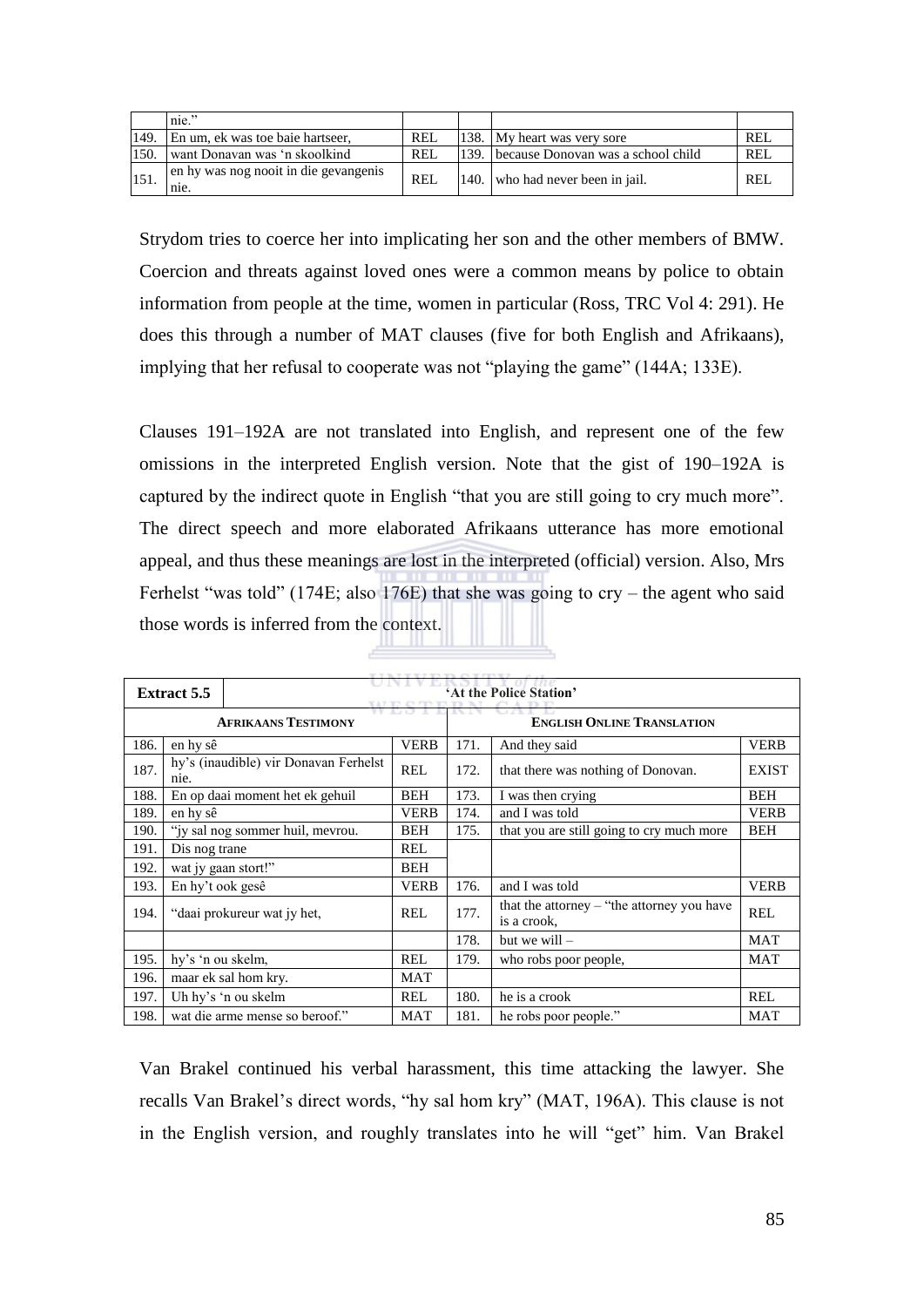| | nie." | | | | |
|---|---|---|---|---|---|
| 149. | En um, ek was toe baie hartseer, | REL | 138. | My heart was very sore | REL |
| 150. | want Donovan was 'n skoolkind | REL | 139. | because Donovan was a school child | REL |
| 151. | en hy was nog nooit in die gevangenis nie. | REL | 140. | who had never been in jail. | REL |

Strydom tries to coerce her into implicating her son and the other members of BMW. Coercion and threats against loved ones were a common means by police to obtain information from people at the time, women in particular (Ross, TRC Vol 4: 291). He does this through a number of MAT clauses (five for both English and Afrikaans), implying that her refusal to cooperate was not "playing the game" (144A; 133E).

Clauses 191–192A are not translated into English, and represent one of the few omissions in the interpreted English version. Note that the gist of 190–192A is captured by the indirect quote in English "that you are still going to cry much more". The direct speech and more elaborated Afrikaans utterance has more emotional appeal, and thus these meanings are lost in the interpreted (official) version. Also, Mrs Ferhelst "was told" (174E; also 176E) that she was going to cry – the agent who said those words is inferred from the context.

| **Extract 5.5** | | **'At the Police Station'** | | | |
|---|---|---|---|---|---|
| **AFRIKAANS TESTIMONY** | | | **ENGLISH ONLINE TRANSLATION** | | |
| 186. | en hy sê | VERB | 171. | And they said | VERB |
| 187. | hy's (inaudible) vir Donavan Ferhelst nie. | REL | 172. | that there was nothing of Donovan. | EXIST |
| 188. | En op daai moment het ek gehuil | BEH | 173. | I was then crying | BEH |
| 189. | en hy sê | VERB | 174. | and I was told | VERB |
| 190. | "jy sal nog sommer huil, mevrou. | BEH | 175. | that you are still going to cry much more | BEH |
| 191. | Dis nog trane | REL | | | |
| 192. | wat jy gaan stort!" | BEH | | | |
| 193. | En hy't ook gesê | VERB | 176. | and I was told | VERB |
| 194. | "daai prokureur wat jy het, | REL | 177. | that the attorney – "the attorney you have is a crook, | REL |
| | | | 178. | but we will – | MAT |
| 195. | hy's 'n ou skelm, | REL | 179. | who robs poor people, | MAT |
| 196. | maar ek sal hom kry. | MAT | | | |
| 197. | Uh hy's 'n ou skelm | REL | 180. | he is a crook | REL |
| 198. | wat die arme mense so beroof." | MAT | 181. | he robs poor people." | MAT |

Van Brakel continued his verbal harassment, this time attacking the lawyer. She recalls Van Brakel's direct words, "hy sal hom kry" (MAT, 196A). This clause is not in the English version, and roughly translates into he will "get" him. Van Brakel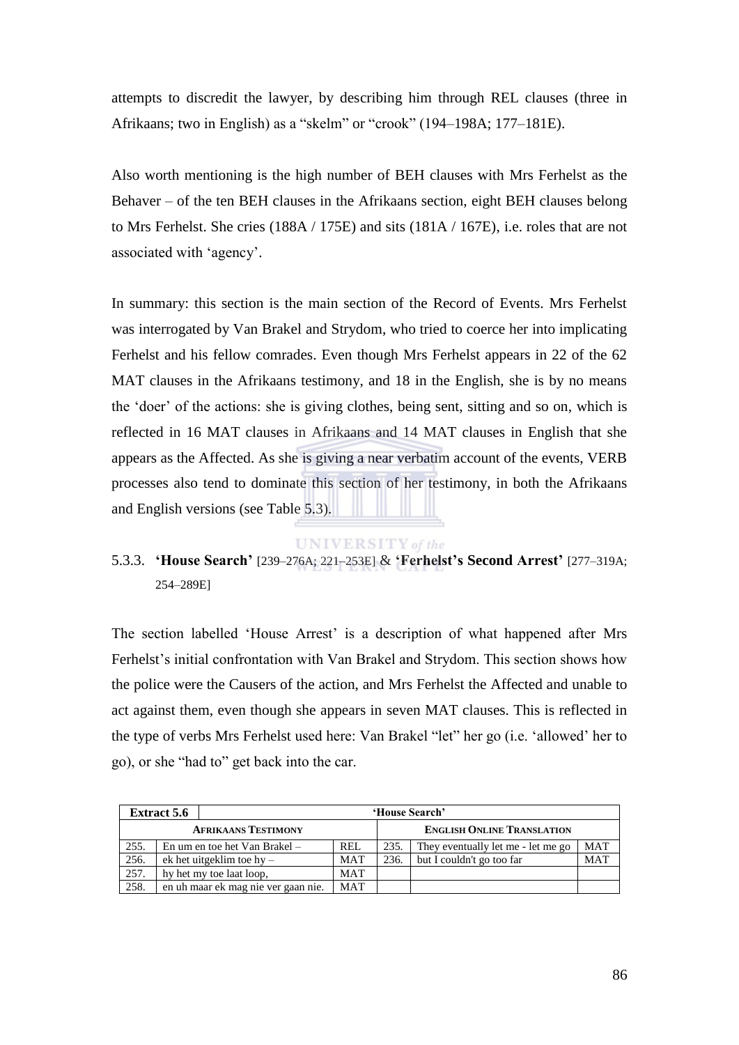attempts to discredit the lawyer, by describing him through REL clauses (three in Afrikaans; two in English) as a "skelm" or "crook" (194–198A; 177–181E).

Also worth mentioning is the high number of BEH clauses with Mrs Ferhelst as the Behaver – of the ten BEH clauses in the Afrikaans section, eight BEH clauses belong to Mrs Ferhelst. She cries (188A / 175E) and sits (181A / 167E), i.e. roles that are not associated with 'agency'.

In summary: this section is the main section of the Record of Events. Mrs Ferhelst was interrogated by Van Brakel and Strydom, who tried to coerce her into implicating Ferhelst and his fellow comrades. Even though Mrs Ferhelst appears in 22 of the 62 MAT clauses in the Afrikaans testimony, and 18 in the English, she is by no means the 'doer' of the actions: she is giving clothes, being sent, sitting and so on, which is reflected in 16 MAT clauses in Afrikaans and 14 MAT clauses in English that she appears as the Affected. As she is giving a near verbatim account of the events, VERB processes also tend to dominate this section of her testimony, in both the Afrikaans and English versions (see Table 5.3).

### 5.3.3. **'House Search'** [239–276A; 221–253E] & **'Ferhelst's Second Arrest'** [277–319A; 254–289E]

The section labelled 'House Arrest' is a description of what happened after Mrs Ferhelst's initial confrontation with Van Brakel and Strydom. This section shows how the police were the Causers of the action, and Mrs Ferhelst the Affected and unable to act against them, even though she appears in seven MAT clauses. This is reflected in the type of verbs Mrs Ferhelst used here: Van Brakel "let" her go (i.e. 'allowed' her to go), or she "had to" get back into the car.

| **Extract 5.6** | **'House Search'** | | | | |
|---|---|---|---|---|---|
| **AFRIKAANS TESTIMONY** | | | **ENGLISH ONLINE TRANSLATION** | | |
| 255. | En um en toe het Van Brakel – | REL | 235. | They eventually let me - let me go | MAT |
| 256. | ek het uitgeklim toe hy – | MAT | 236. | but I couldn't go too far | MAT |
| 257. | hy het my toe laat loop, | MAT | | | |
| 258. | en uh maar ek mag nie ver gaan nie. | MAT | | | |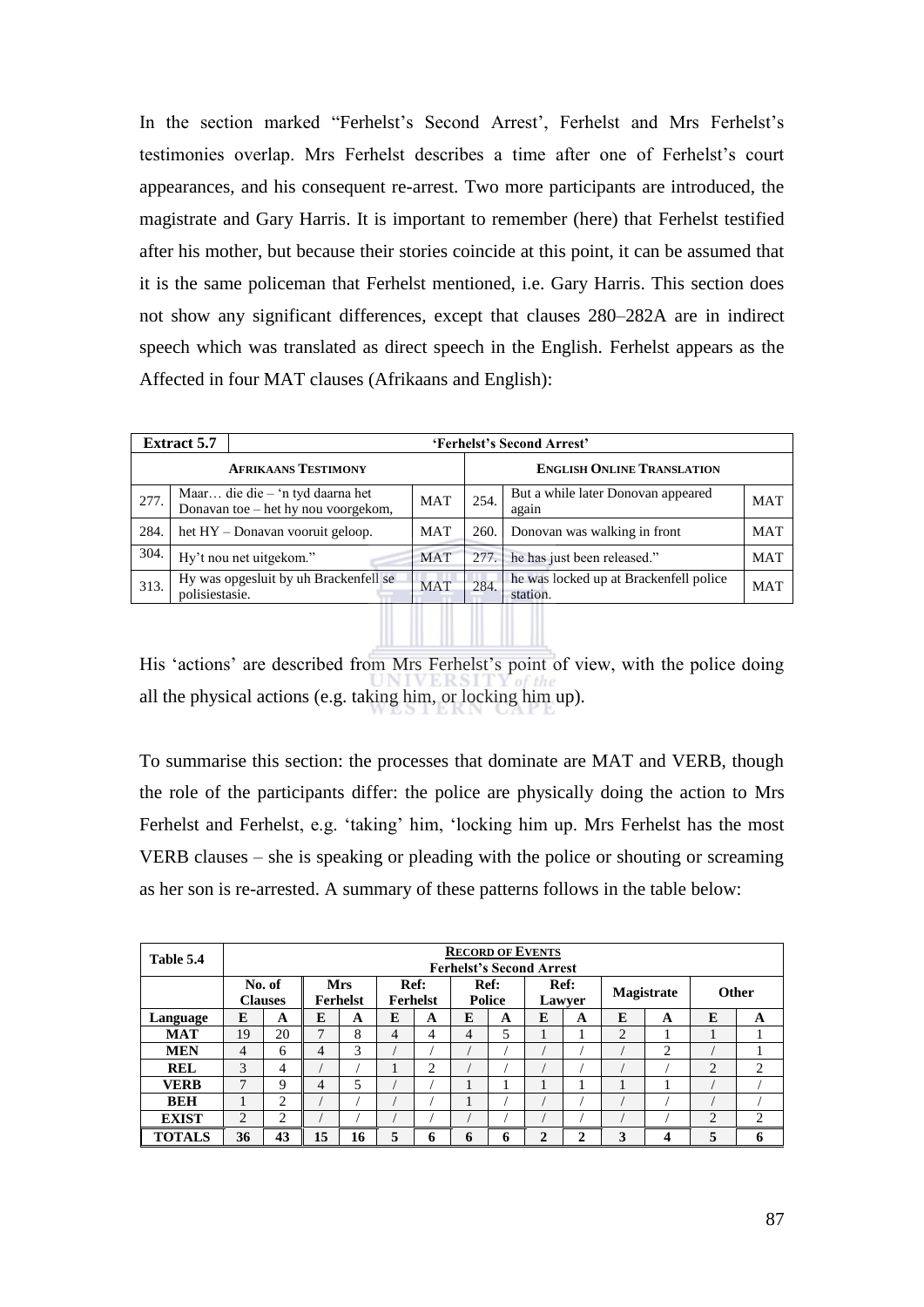In the section marked "Ferhelst's Second Arrest', Ferhelst and Mrs Ferhelst's testimonies overlap. Mrs Ferhelst describes a time after one of Ferhelst's court appearances, and his consequent re-arrest. Two more participants are introduced, the magistrate and Gary Harris. It is important to remember (here) that Ferhelst testified after his mother, but because their stories coincide at this point, it can be assumed that it is the same policeman that Ferhelst mentioned, i.e. Gary Harris. This section does not show any significant differences, except that clauses 280–282A are in indirect speech which was translated as direct speech in the English. Ferhelst appears as the Affected in four MAT clauses (Afrikaans and English):

| **Extract 5.7** | | | **'Ferhelst's Second Arrest'** | | |
|---|---|---|---|---|---|
| **AFRIKAANS TESTIMONY** | | | **ENGLISH ONLINE TRANSLATION** | | |
| 277. | Maar… die die – 'n tyd daarna het Donavan toe – het hy nou voorgekom, | MAT | 254. | But a while later Donovan appeared again | MAT |
| 284. | het HY – Donavan vooruit geloop. | MAT | 260. | Donovan was walking in front | MAT |
| 304. | Hy't nou net uitgekom." | MAT | 277. | he has just been released." | MAT |
| 313. | Hy was opgesluit by uh Brackenfell se polisiestasie. | MAT | 284. | he was locked up at Brackenfell police station. | MAT |

His 'actions' are described from Mrs Ferhelst's point of view, with the police doing all the physical actions (e.g. taking him, or locking him up).

To summarise this section: the processes that dominate are MAT and VERB, though the role of the participants differ: the police are physically doing the action to Mrs Ferhelst and Ferhelst, e.g. 'taking' him, 'locking him up. Mrs Ferhelst has the most VERB clauses – she is speaking or pleading with the police or shouting or screaming as her son is re-arrested. A summary of these patterns follows in the table below:

| **Table 5.4** | **RECORD OF EVENTS** **Ferhelst's Second Arrest** | | | | | | | | | | | | | |
|---|---|---|---|---|---|---|---|---|---|---|---|---|---|---|
| | **No. of Clauses** | | **Mrs Ferhelst** | | **Ref: Ferhelst** | | **Ref: Police** | | **Ref: Lawyer** | | **Magistrate** | | **Other** | |
| **Language** | **E** | **A** | **E** | **A** | **E** | **A** | **E** | **A** | **E** | **A** | **E** | **A** | **E** | **A** |
| **MAT** | 19 | 20 | 7 | 8 | 4 | 4 | 4 | 5 | 1 | 1 | 2 | 1 | 1 | 1 |
| **MEN** | 4 | 6 | 4 | 3 | / | / | / | / | / | / | / | 2 | / | 1 |
| **REL** | 3 | 4 | / | / | 1 | 2 | / | / | / | / | / | / | 2 | 2 |
| **VERB** | 7 | 9 | 4 | 5 | / | / | 1 | 1 | 1 | 1 | 1 | 1 | / | / |
| **BEH** | 1 | 2 | / | / | / | / | 1 | / | / | / | / | / | / | / |
| **EXIST** | 2 | 2 | / | / | / | / | / | / | / | / | / | / | 2 | 2 |
| **TOTALS** | **36** | **43** | **15** | **16** | **5** | **6** | **6** | **6** | **2** | **2** | **3** | **4** | **5** | **6** |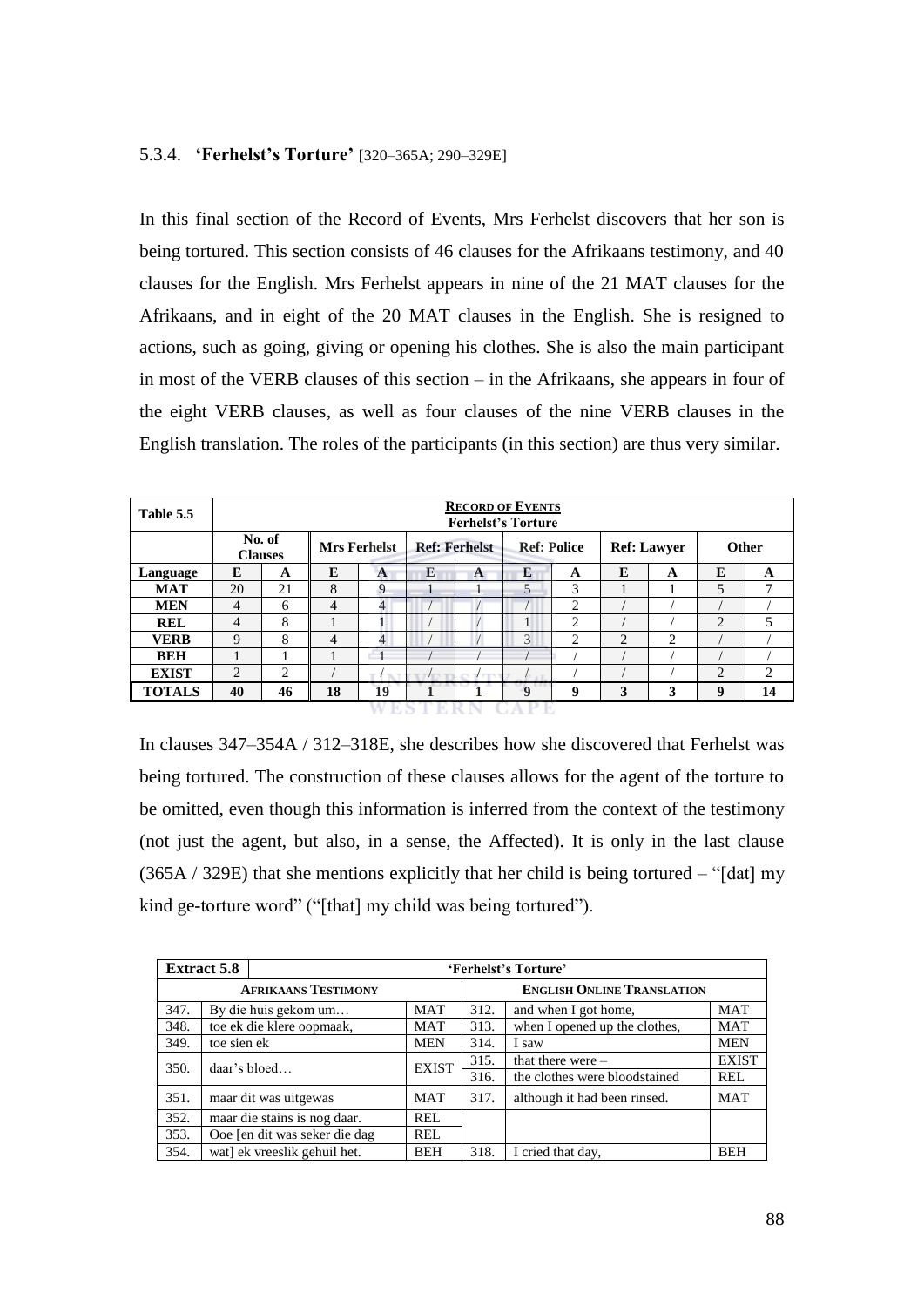### 5.3.4. **'Ferhelst's Torture'** [320–365A; 290–329E]

In this final section of the Record of Events, Mrs Ferhelst discovers that her son is being tortured. This section consists of 46 clauses for the Afrikaans testimony, and 40 clauses for the English. Mrs Ferhelst appears in nine of the 21 MAT clauses for the Afrikaans, and in eight of the 20 MAT clauses in the English. She is resigned to actions, such as going, giving or opening his clothes. She is also the main participant in most of the VERB clauses of this section – in the Afrikaans, she appears in four of the eight VERB clauses, as well as four clauses of the nine VERB clauses in the English translation. The roles of the participants (in this section) are thus very similar.

| Table 5.5 | RECORD OF EVENTS Ferhelst's Torture | | | | | | | | | | | |
|---|---|---|---|---|---|---|---|---|---|---|---|---|
| | No. of Clauses | | Mrs Ferhelst | | Ref: Ferhelst | | Ref: Police | | Ref: Lawyer | | Other | |
| Language | E | A | E | A | E | A | E | A | E | A | E | A |
| MAT | 20 | 21 | 8 | 9 | 1 | 1 | 5 | 3 | 1 | 1 | 5 | 7 |
| MEN | 4 | 6 | 4 | 4 | / | / | / | 2 | / | / | / | / |
| REL | 4 | 8 | 1 | 1 | / | / | 1 | 2 | / | / | 2 | 5 |
| VERB | 9 | 8 | 4 | 4 | / | / | 3 | 2 | 2 | 2 | / | / |
| BEH | 1 | 1 | 1 | 1 | / | / | / | / | / | / | / | / |
| EXIST | 2 | 2 | / | / | / | / | / | / | / | / | 2 | 2 |
| **TOTALS** | **40** | **46** | **18** | **19** | **1** | **1** | **9** | **9** | **3** | **3** | **9** | **14** |

In clauses 347–354A / 312–318E, she describes how she discovered that Ferhelst was being tortured. The construction of these clauses allows for the agent of the torture to be omitted, even though this information is inferred from the context of the testimony (not just the agent, but also, in a sense, the Affected). It is only in the last clause (365A / 329E) that she mentions explicitly that her child is being tortured – "[dat] my kind ge-torture word" ("[that] my child was being tortured").

| Extract 5.8 | 'Ferhelst's Torture' | | | | |
|---|---|---|---|---|---|
| AFRIKAANS TESTIMONY | | | ENGLISH ONLINE TRANSLATION | | |
| 347. | By die huis gekom um… | MAT | 312. | and when I got home, | MAT |
| 348. | toe ek die klere oopmaak, | MAT | 313. | when I opened up the clothes, | MAT |
| 349. | toe sien ek | MEN | 314. | I saw | MEN |
| 350. | daar's bloed… | EXIST | 315. | that there were – | EXIST |
| | | | 316. | the clothes were bloodstained | REL |
| 351. | maar dit was uitgewas | MAT | 317. | although it had been rinsed. | MAT |
| 352. | maar die stains is nog daar. | REL | | | |
| 353. | Ooe [en dit was seker die dag | REL | | | |
| 354. | wat] ek vreeslik gehuil het. | BEH | 318. | I cried that day, | BEH |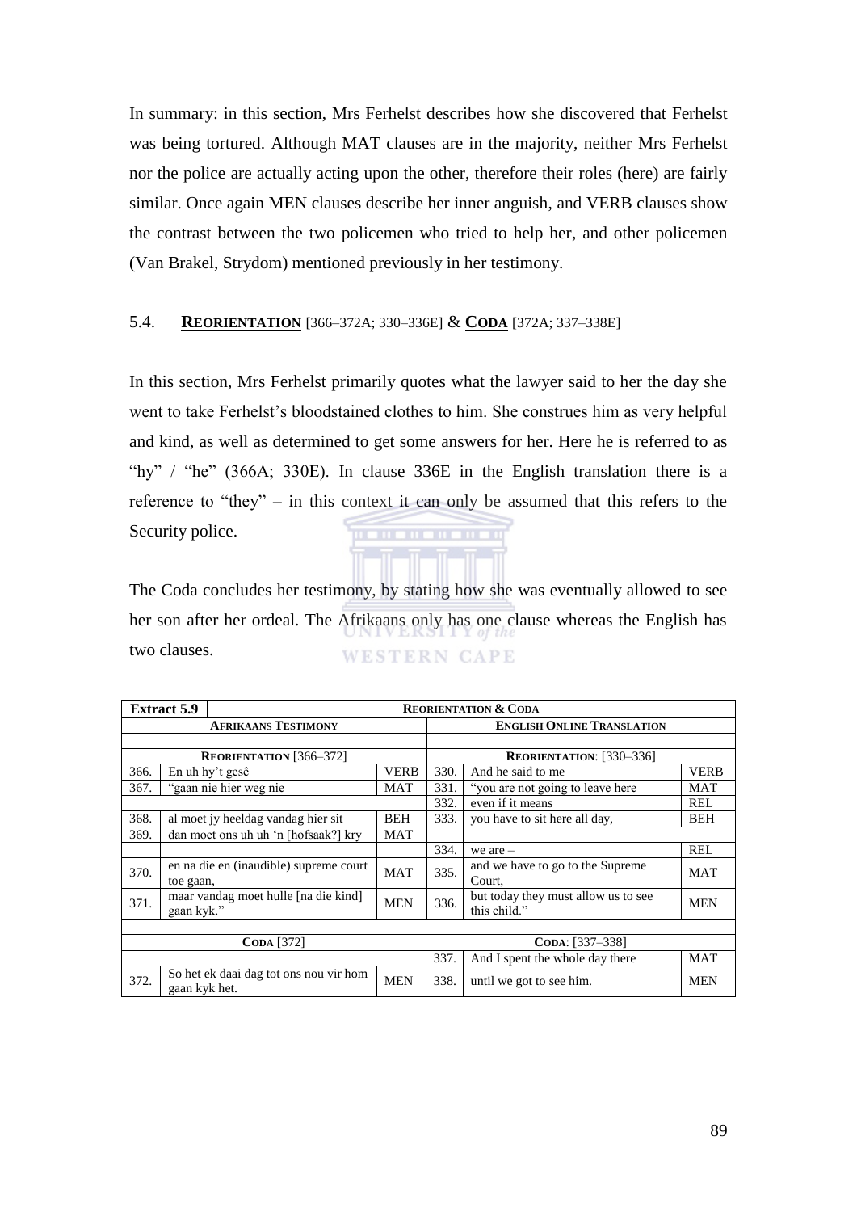In summary: in this section, Mrs Ferhelst describes how she discovered that Ferhelst was being tortured. Although MAT clauses are in the majority, neither Mrs Ferhelst nor the police are actually acting upon the other, therefore their roles (here) are fairly similar. Once again MEN clauses describe her inner anguish, and VERB clauses show the contrast between the two policemen who tried to help her, and other policemen (Van Brakel, Strydom) mentioned previously in her testimony.

### 5.4. **Reorientation** [366–372A; 330–336E] & **Coda** [372A; 337–338E]

In this section, Mrs Ferhelst primarily quotes what the lawyer said to her the day she went to take Ferhelst's bloodstained clothes to him. She construes him as very helpful and kind, as well as determined to get some answers for her. Here he is referred to as "hy" / "he" (366A; 330E). In clause 336E in the English translation there is a reference to "they" – in this context it can only be assumed that this refers to the Security police.

The Coda concludes her testimony, by stating how she was eventually allowed to see her son after her ordeal. The Afrikaans only has one clause whereas the English has two clauses.

| **Extract 5.9** | | | **Reorientation & Coda** | | |
|---|---|---|---|---|---|
| **Afrikaans Testimony** | | | **English Online Translation** | | |
| **Reorientation** [366–372] | | | **Reorientation**: [330–336] | | |
| 366. | En uh hy't gesê | VERB | 330. | And he said to me | VERB |
| 367. | "gaan nie hier weg nie | MAT | 331. | "you are not going to leave here | MAT |
| | | | 332. | even if it means | REL |
| 368. | al moet jy heeldag vandag hier sit | BEH | 333. | you have to sit here all day, | BEH |
| 369. | dan moet ons uh uh 'n [hofsaak?] kry | MAT | | | |
| | | | 334. | we are – | REL |
| 370. | en na die en (inaudible) supreme court toe gaan, | MAT | 335. | and we have to go to the Supreme Court, | MAT |
| 371. | maar vandag moet hulle [na die kind] gaan kyk." | MEN | 336. | but today they must allow us to see this child." | MEN |
| **Coda** [372] | | | **Coda**: [337–338] | | |
| | | | 337. | And I spent the whole day there | MAT |
| 372. | So het ek daai dag tot ons nou vir hom gaan kyk het. | MEN | 338. | until we got to see him. | MEN |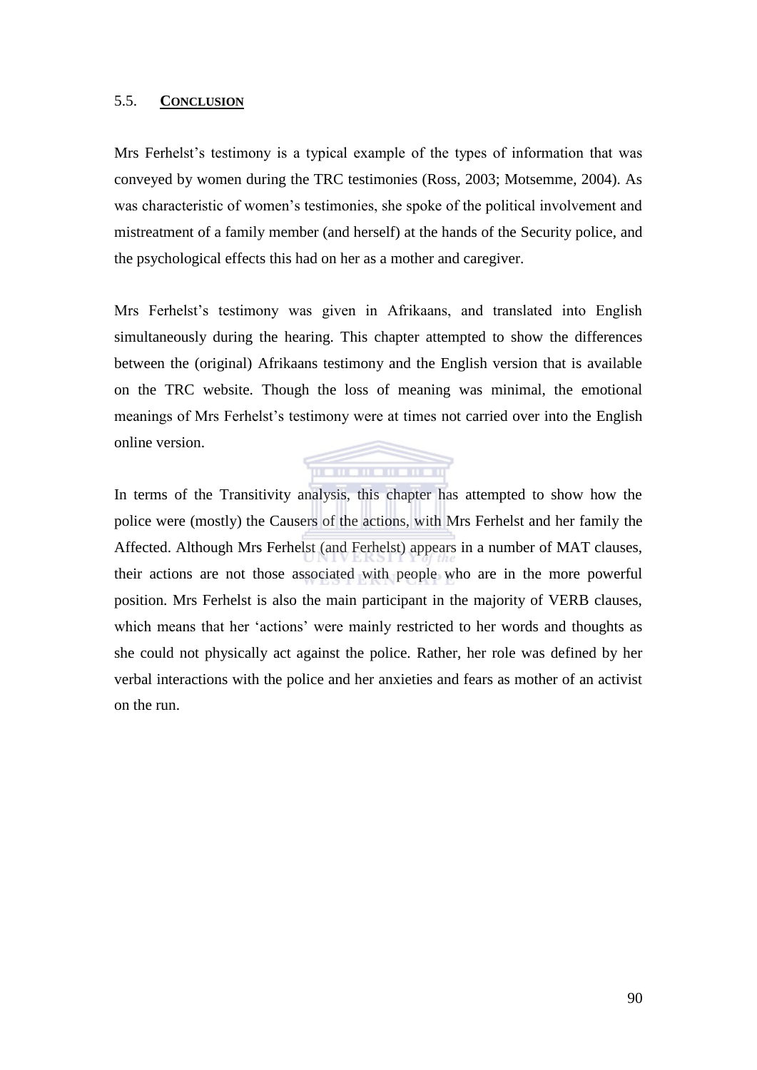## 5.5. **CONCLUSION**

Mrs Ferhelst's testimony is a typical example of the types of information that was conveyed by women during the TRC testimonies (Ross, 2003; Motsemme, 2004). As was characteristic of women's testimonies, she spoke of the political involvement and mistreatment of a family member (and herself) at the hands of the Security police, and the psychological effects this had on her as a mother and caregiver.

Mrs Ferhelst's testimony was given in Afrikaans, and translated into English simultaneously during the hearing. This chapter attempted to show the differences between the (original) Afrikaans testimony and the English version that is available on the TRC website. Though the loss of meaning was minimal, the emotional meanings of Mrs Ferhelst's testimony were at times not carried over into the English online version.

In terms of the Transitivity analysis, this chapter has attempted to show how the police were (mostly) the Causers of the actions, with Mrs Ferhelst and her family the Affected. Although Mrs Ferhelst (and Ferhelst) appears in a number of MAT clauses, their actions are not those associated with people who are in the more powerful position. Mrs Ferhelst is also the main participant in the majority of VERB clauses, which means that her 'actions' were mainly restricted to her words and thoughts as she could not physically act against the police. Rather, her role was defined by her verbal interactions with the police and her anxieties and fears as mother of an activist on the run.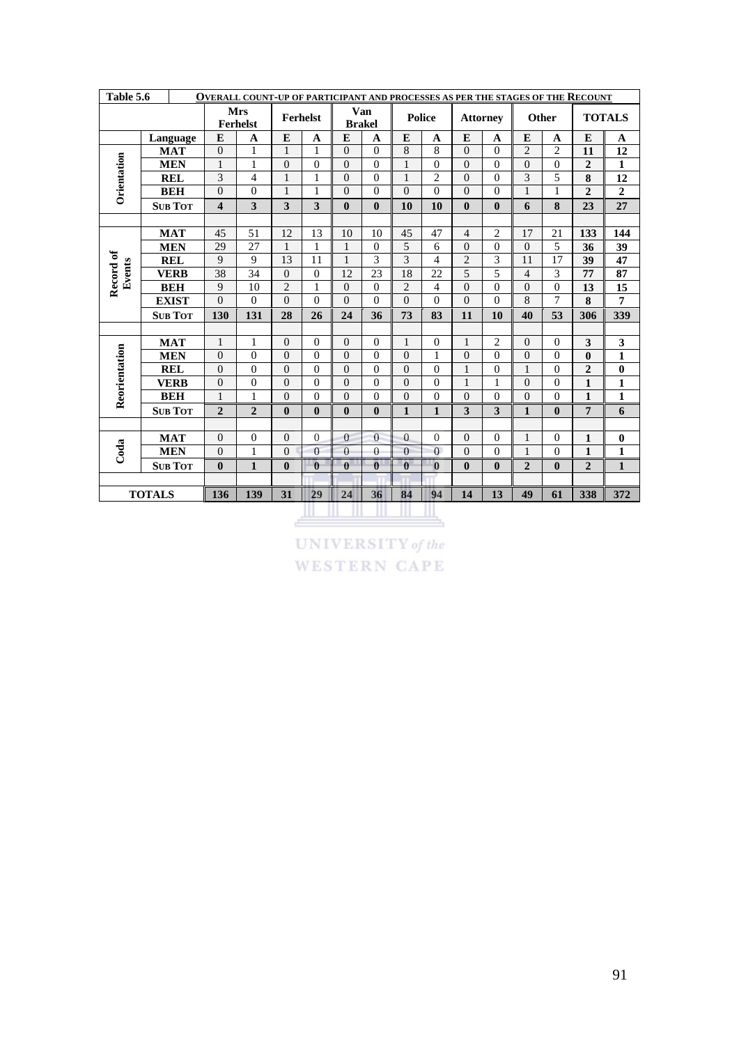| Table 5.6 | | Overall count-up of participant and processes as per the stages of the Recount | | | | | | | | | | | | | |
|---|---|---|---|---|---|---|---|---|---|---|---|---|---|---|---|
| | | **Mrs Ferhelst** | | **Ferhelst** | | **Van Brakel** | | **Police** | | **Attorney** | | **Other** | | **TOTALS** | |
| | **Language** | **E** | **A** | **E** | **A** | **E** | **A** | **E** | **A** | **E** | **A** | **E** | **A** | **E** | **A** |
| **Orientation** | **MAT** | 0 | 1 | 1 | 1 | 0 | 0 | 8 | 8 | 0 | 0 | 2 | 2 | **11** | **12** |
| | **MEN** | 1 | 1 | 0 | 0 | 0 | 0 | 1 | 0 | 0 | 0 | 0 | 0 | **2** | **1** |
| | **REL** | 3 | 4 | 1 | 1 | 0 | 0 | 1 | 2 | 0 | 0 | 3 | 5 | **8** | **12** |
| | **BEH** | 0 | 0 | 1 | 1 | 0 | 0 | 0 | 0 | 0 | 0 | 1 | 1 | **2** | **2** |
| | **Sub Tot** | **4** | **3** | **3** | **3** | **0** | **0** | **10** | **10** | **0** | **0** | **6** | **8** | **23** | **27** |
| | | | | | | | | | | | | | | | |
| **Record of Events** | **MAT** | 45 | 51 | 12 | 13 | 10 | 10 | 45 | 47 | 4 | 2 | 17 | 21 | **133** | **144** |
| | **MEN** | 29 | 27 | 1 | 1 | 1 | 0 | 5 | 6 | 0 | 0 | 0 | 5 | **36** | **39** |
| | **REL** | 9 | 9 | 13 | 11 | 1 | 3 | 3 | 4 | 2 | 3 | 11 | 17 | **39** | **47** |
| | **VERB** | 38 | 34 | 0 | 0 | 12 | 23 | 18 | 22 | 5 | 5 | 4 | 3 | **77** | **87** |
| | **BEH** | 9 | 10 | 2 | 1 | 0 | 0 | 2 | 4 | 0 | 0 | 0 | 0 | **13** | **15** |
| | **EXIST** | 0 | 0 | 0 | 0 | 0 | 0 | 0 | 0 | 0 | 0 | 8 | 7 | **8** | **7** |
| | **Sub Tot** | **130** | **131** | **28** | **26** | **24** | **36** | **73** | **83** | **11** | **10** | **40** | **53** | **306** | **339** |
| | | | | | | | | | | | | | | | |
| **Reorientation** | **MAT** | 1 | 1 | 0 | 0 | 0 | 0 | 1 | 0 | 1 | 2 | 0 | 0 | **3** | **3** |
| | **MEN** | 0 | 0 | 0 | 0 | 0 | 0 | 0 | 1 | 0 | 0 | 0 | 0 | **0** | **1** |
| | **REL** | 0 | 0 | 0 | 0 | 0 | 0 | 0 | 0 | 1 | 0 | 1 | 0 | **2** | **0** |
| | **VERB** | 0 | 0 | 0 | 0 | 0 | 0 | 0 | 0 | 1 | 1 | 0 | 0 | **1** | **1** |
| | **BEH** | 1 | 1 | 0 | 0 | 0 | 0 | 0 | 0 | 0 | 0 | 0 | 0 | **1** | **1** |
| | **Sub Tot** | **2** | **2** | **0** | **0** | **0** | **0** | **1** | **1** | **3** | **3** | **1** | **0** | **7** | **6** |
| | | | | | | | | | | | | | | | |
| **Coda** | **MAT** | 0 | 0 | 0 | 0 | 0 | 0 | 0 | 0 | 0 | 0 | 1 | 0 | **1** | **0** |
| | **MEN** | 0 | 1 | 0 | 0 | 0 | 0 | 0 | 0 | 0 | 0 | 1 | 0 | **1** | **1** |
| | **Sub Tot** | **0** | **1** | **0** | **0** | **0** | **0** | **0** | **0** | **0** | **0** | **2** | **0** | **2** | **1** |
| | | | | | | | | | | | | | | | |
| **TOTALS** | | **136** | **139** | **31** | **29** | **24** | **36** | **84** | **94** | **14** | **13** | **49** | **61** | **338** | **372** |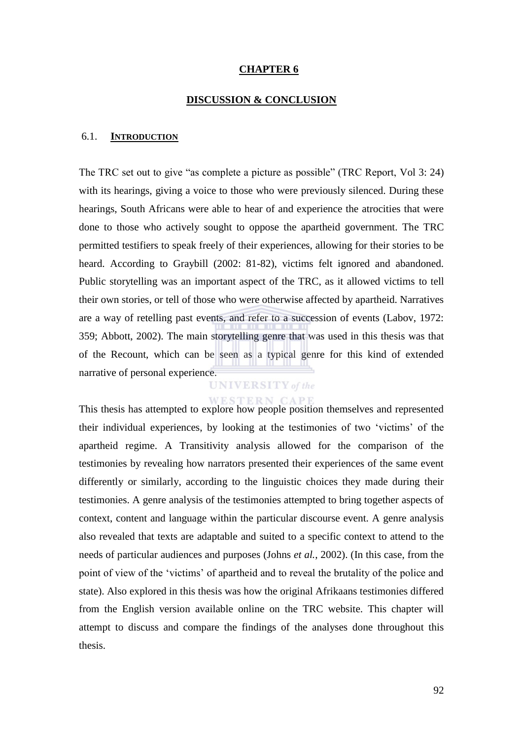# CHAPTER 6

## DISCUSSION & CONCLUSION

### 6.1. INTRODUCTION

The TRC set out to give "as complete a picture as possible" (TRC Report, Vol 3: 24) with its hearings, giving a voice to those who were previously silenced. During these hearings, South Africans were able to hear of and experience the atrocities that were done to those who actively sought to oppose the apartheid government. The TRC permitted testifiers to speak freely of their experiences, allowing for their stories to be heard. According to Graybill (2002: 81-82), victims felt ignored and abandoned. Public storytelling was an important aspect of the TRC, as it allowed victims to tell their own stories, or tell of those who were otherwise affected by apartheid. Narratives are a way of retelling past events, and refer to a succession of events (Labov, 1972: 359; Abbott, 2002). The main storytelling genre that was used in this thesis was that of the Recount, which can be seen as a typical genre for this kind of extended narrative of personal experience.

This thesis has attempted to explore how people position themselves and represented their individual experiences, by looking at the testimonies of two 'victims' of the apartheid regime. A Transitivity analysis allowed for the comparison of the testimonies by revealing how narrators presented their experiences of the same event differently or similarly, according to the linguistic choices they made during their testimonies. A genre analysis of the testimonies attempted to bring together aspects of context, content and language within the particular discourse event. A genre analysis also revealed that texts are adaptable and suited to a specific context to attend to the needs of particular audiences and purposes (Johns *et al.*, 2002). (In this case, from the point of view of the 'victims' of apartheid and to reveal the brutality of the police and state). Also explored in this thesis was how the original Afrikaans testimonies differed from the English version available online on the TRC website. This chapter will attempt to discuss and compare the findings of the analyses done throughout this thesis.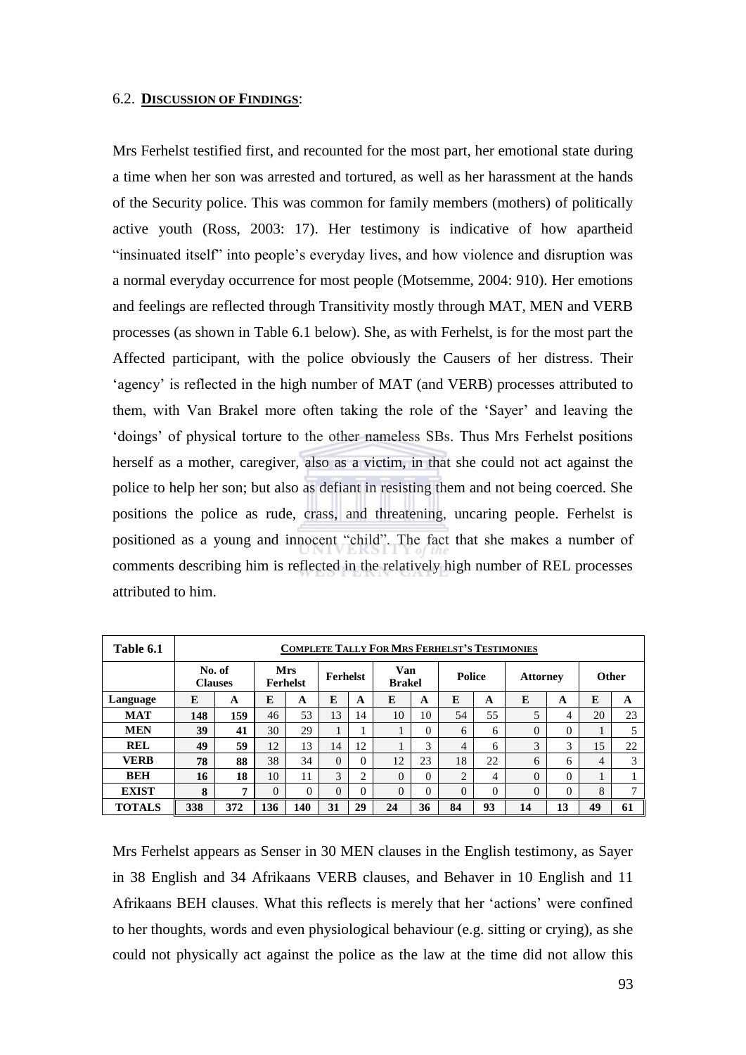## 6.2. **DISCUSSION OF FINDINGS**:

Mrs Ferhelst testified first, and recounted for the most part, her emotional state during a time when her son was arrested and tortured, as well as her harassment at the hands of the Security police. This was common for family members (mothers) of politically active youth (Ross, 2003: 17). Her testimony is indicative of how apartheid "insinuated itself" into people's everyday lives, and how violence and disruption was a normal everyday occurrence for most people (Motsemme, 2004: 910). Her emotions and feelings are reflected through Transitivity mostly through MAT, MEN and VERB processes (as shown in Table 6.1 below). She, as with Ferhelst, is for the most part the Affected participant, with the police obviously the Causers of her distress. Their 'agency' is reflected in the high number of MAT (and VERB) processes attributed to them, with Van Brakel more often taking the role of the 'Sayer' and leaving the 'doings' of physical torture to the other nameless SBs. Thus Mrs Ferhelst positions herself as a mother, caregiver, also as a victim, in that she could not act against the police to help her son; but also as defiant in resisting them and not being coerced. She positions the police as rude, crass, and threatening, uncaring people. Ferhelst is positioned as a young and innocent "child". The fact that she makes a number of comments describing him is reflected in the relatively high number of REL processes attributed to him.

| Table 6.1 | **COMPLETE TALLY FOR MRS FERHELST'S TESTIMONIES** | | | | | | | | | | | | | |
|---|---|---|---|---|---|---|---|---|---|---|---|---|---|---|
| | No. of Clauses | | Mrs Ferhelst | | Ferhelst | | Van Brakel | | Police | | Attorney | | Other | |
| Language | E | A | E | A | E | A | E | A | E | A | E | A | E | A |
| MAT | 148 | 159 | 46 | 53 | 13 | 14 | 10 | 10 | 54 | 55 | 5 | 4 | 20 | 23 |
| MEN | 39 | 41 | 30 | 29 | 1 | 1 | 1 | 0 | 6 | 6 | 0 | 0 | 1 | 5 |
| REL | 49 | 59 | 12 | 13 | 14 | 12 | 1 | 3 | 4 | 6 | 3 | 3 | 15 | 22 |
| VERB | 78 | 88 | 38 | 34 | 0 | 0 | 12 | 23 | 18 | 22 | 6 | 6 | 4 | 3 |
| BEH | 16 | 18 | 10 | 11 | 3 | 2 | 0 | 0 | 2 | 4 | 0 | 0 | 1 | 1 |
| EXIST | 8 | 7 | 0 | 0 | 0 | 0 | 0 | 0 | 0 | 0 | 0 | 0 | 8 | 7 |
| TOTALS | 338 | 372 | 136 | 140 | 31 | 29 | 24 | 36 | 84 | 93 | 14 | 13 | 49 | 61 |

Mrs Ferhelst appears as Senser in 30 MEN clauses in the English testimony, as Sayer in 38 English and 34 Afrikaans VERB clauses, and Behaver in 10 English and 11 Afrikaans BEH clauses. What this reflects is merely that her 'actions' were confined to her thoughts, words and even physiological behaviour (e.g. sitting or crying), as she could not physically act against the police as the law at the time did not allow this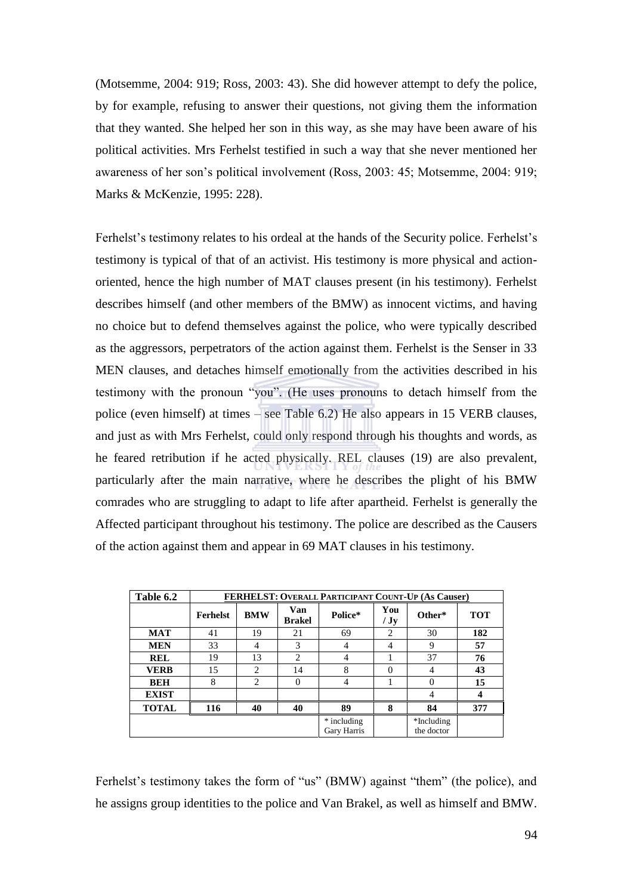(Motsemme, 2004: 919; Ross, 2003: 43). She did however attempt to defy the police, by for example, refusing to answer their questions, not giving them the information that they wanted. She helped her son in this way, as she may have been aware of his political activities. Mrs Ferhelst testified in such a way that she never mentioned her awareness of her son's political involvement (Ross, 2003: 45; Motsemme, 2004: 919; Marks & McKenzie, 1995: 228).

Ferhelst's testimony relates to his ordeal at the hands of the Security police. Ferhelst's testimony is typical of that of an activist. His testimony is more physical and action-oriented, hence the high number of MAT clauses present (in his testimony). Ferhelst describes himself (and other members of the BMW) as innocent victims, and having no choice but to defend themselves against the police, who were typically described as the aggressors, perpetrators of the action against them. Ferhelst is the Senser in 33 MEN clauses, and detaches himself emotionally from the activities described in his testimony with the pronoun "you". (He uses pronouns to detach himself from the police (even himself) at times – see Table 6.2) He also appears in 15 VERB clauses, and just as with Mrs Ferhelst, could only respond through his thoughts and words, as he feared retribution if he acted physically. REL clauses (19) are also prevalent, particularly after the main narrative, where he describes the plight of his BMW comrades who are struggling to adapt to life after apartheid. Ferhelst is generally the Affected participant throughout his testimony. The police are described as the Causers of the action against them and appear in 69 MAT clauses in his testimony.

| **Table 6.2** | **FERHELST: OVERALL PARTICIPANT COUNT-UP (As Causer)** | | | | | | |
|---|---|---|---|---|---|---|---|
| | **Ferhelst** | **BMW** | **Van Brakel** | **Police*** | **You / Jy** | **Other*** | **TOT** |
| **MAT** | 41 | 19 | 21 | 69 | 2 | 30 | **182** |
| **MEN** | 33 | 4 | 3 | 4 | 4 | 9 | **57** |
| **REL** | 19 | 13 | 2 | 4 | 1 | 37 | **76** |
| **VERB** | 15 | 2 | 14 | 8 | 0 | 4 | **43** |
| **BEH** | 8 | 2 | 0 | 4 | 1 | 0 | **15** |
| **EXIST** | | | | | | 4 | **4** |
| **TOTAL** | **116** | **40** | **40** | **89** | **8** | **84** | **377** |
| | | | | * including Gary Harris | | *Including the doctor | |

Ferhelst's testimony takes the form of "us" (BMW) against "them" (the police), and he assigns group identities to the police and Van Brakel, as well as himself and BMW.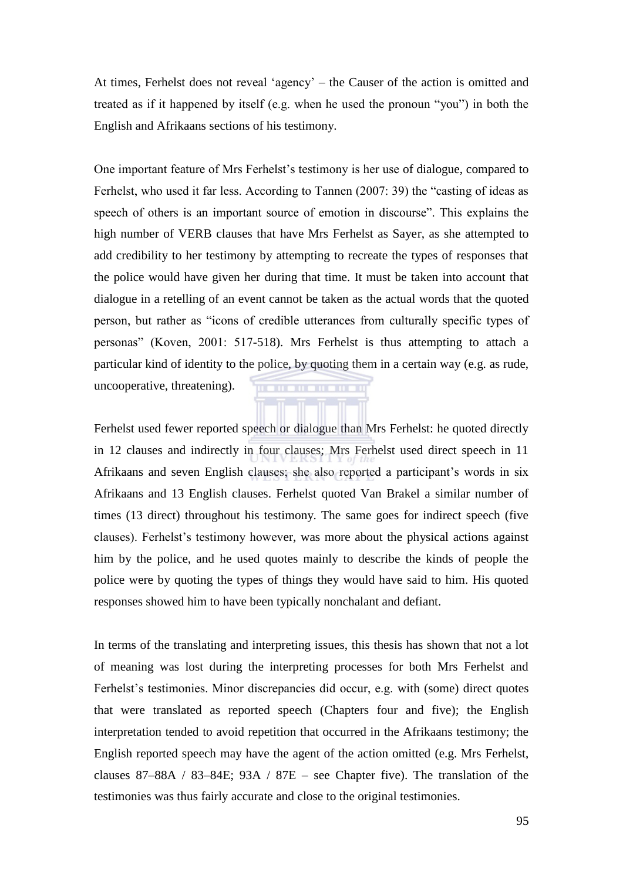At times, Ferhelst does not reveal 'agency' – the Causer of the action is omitted and treated as if it happened by itself (e.g. when he used the pronoun "you") in both the English and Afrikaans sections of his testimony.

One important feature of Mrs Ferhelst's testimony is her use of dialogue, compared to Ferhelst, who used it far less. According to Tannen (2007: 39) the "casting of ideas as speech of others is an important source of emotion in discourse". This explains the high number of VERB clauses that have Mrs Ferhelst as Sayer, as she attempted to add credibility to her testimony by attempting to recreate the types of responses that the police would have given her during that time. It must be taken into account that dialogue in a retelling of an event cannot be taken as the actual words that the quoted person, but rather as "icons of credible utterances from culturally specific types of personas" (Koven, 2001: 517-518). Mrs Ferhelst is thus attempting to attach a particular kind of identity to the police, by quoting them in a certain way (e.g. as rude, uncooperative, threatening).

Ferhelst used fewer reported speech or dialogue than Mrs Ferhelst: he quoted directly in 12 clauses and indirectly in four clauses; Mrs Ferhelst used direct speech in 11 Afrikaans and seven English clauses; she also reported a participant's words in six Afrikaans and 13 English clauses. Ferhelst quoted Van Brakel a similar number of times (13 direct) throughout his testimony. The same goes for indirect speech (five clauses). Ferhelst's testimony however, was more about the physical actions against him by the police, and he used quotes mainly to describe the kinds of people the police were by quoting the types of things they would have said to him. His quoted responses showed him to have been typically nonchalant and defiant.

In terms of the translating and interpreting issues, this thesis has shown that not a lot of meaning was lost during the interpreting processes for both Mrs Ferhelst and Ferhelst's testimonies. Minor discrepancies did occur, e.g. with (some) direct quotes that were translated as reported speech (Chapters four and five); the English interpretation tended to avoid repetition that occurred in the Afrikaans testimony; the English reported speech may have the agent of the action omitted (e.g. Mrs Ferhelst, clauses 87–88A / 83–84E; 93A / 87E – see Chapter five). The translation of the testimonies was thus fairly accurate and close to the original testimonies.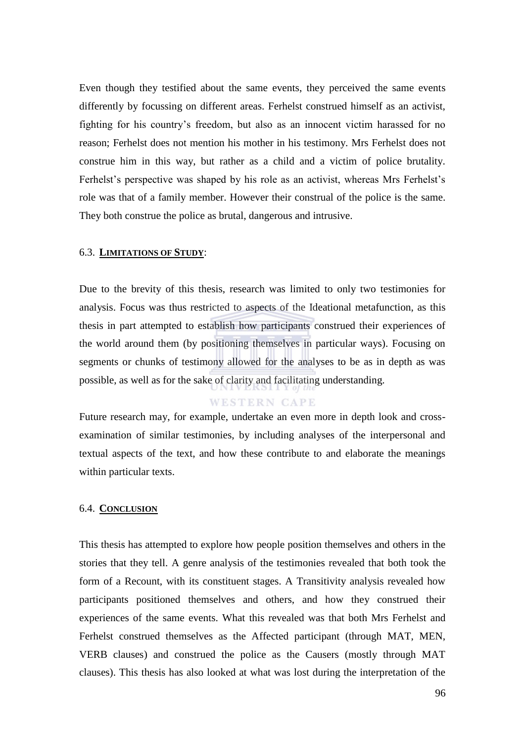Even though they testified about the same events, they perceived the same events differently by focussing on different areas. Ferhelst construed himself as an activist, fighting for his country's freedom, but also as an innocent victim harassed for no reason; Ferhelst does not mention his mother in his testimony. Mrs Ferhelst does not construe him in this way, but rather as a child and a victim of police brutality. Ferhelst's perspective was shaped by his role as an activist, whereas Mrs Ferhelst's role was that of a family member. However their construal of the police is the same. They both construe the police as brutal, dangerous and intrusive.

## 6.3. **LIMITATIONS OF STUDY**:

Due to the brevity of this thesis, research was limited to only two testimonies for analysis. Focus was thus restricted to aspects of the Ideational metafunction, as this thesis in part attempted to establish how participants construed their experiences of the world around them (by positioning themselves in particular ways). Focusing on segments or chunks of testimony allowed for the analyses to be as in depth as was possible, as well as for the sake of clarity and facilitating understanding.

Future research may, for example, undertake an even more in depth look and cross-examination of similar testimonies, by including analyses of the interpersonal and textual aspects of the text, and how these contribute to and elaborate the meanings within particular texts.

## 6.4. **CONCLUSION**

This thesis has attempted to explore how people position themselves and others in the stories that they tell. A genre analysis of the testimonies revealed that both took the form of a Recount, with its constituent stages. A Transitivity analysis revealed how participants positioned themselves and others, and how they construed their experiences of the same events. What this revealed was that both Mrs Ferhelst and Ferhelst construed themselves as the Affected participant (through MAT, MEN, VERB clauses) and construed the police as the Causers (mostly through MAT clauses). This thesis has also looked at what was lost during the interpretation of the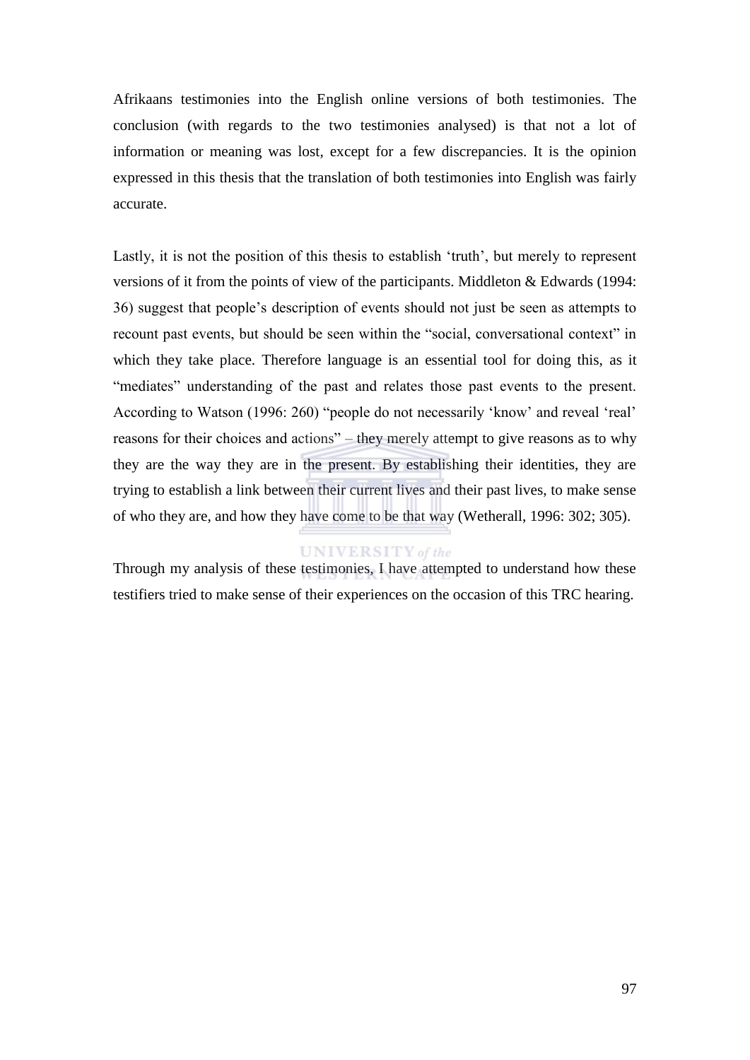Afrikaans testimonies into the English online versions of both testimonies. The conclusion (with regards to the two testimonies analysed) is that not a lot of information or meaning was lost, except for a few discrepancies. It is the opinion expressed in this thesis that the translation of both testimonies into English was fairly accurate.

Lastly, it is not the position of this thesis to establish 'truth', but merely to represent versions of it from the points of view of the participants. Middleton & Edwards (1994: 36) suggest that people's description of events should not just be seen as attempts to recount past events, but should be seen within the "social, conversational context" in which they take place. Therefore language is an essential tool for doing this, as it "mediates" understanding of the past and relates those past events to the present. According to Watson (1996: 260) "people do not necessarily 'know' and reveal 'real' reasons for their choices and actions" – they merely attempt to give reasons as to why they are the way they are in the present. By establishing their identities, they are trying to establish a link between their current lives and their past lives, to make sense of who they are, and how they have come to be that way (Wetherall, 1996: 302; 305).

Through my analysis of these testimonies, I have attempted to understand how these testifiers tried to make sense of their experiences on the occasion of this TRC hearing.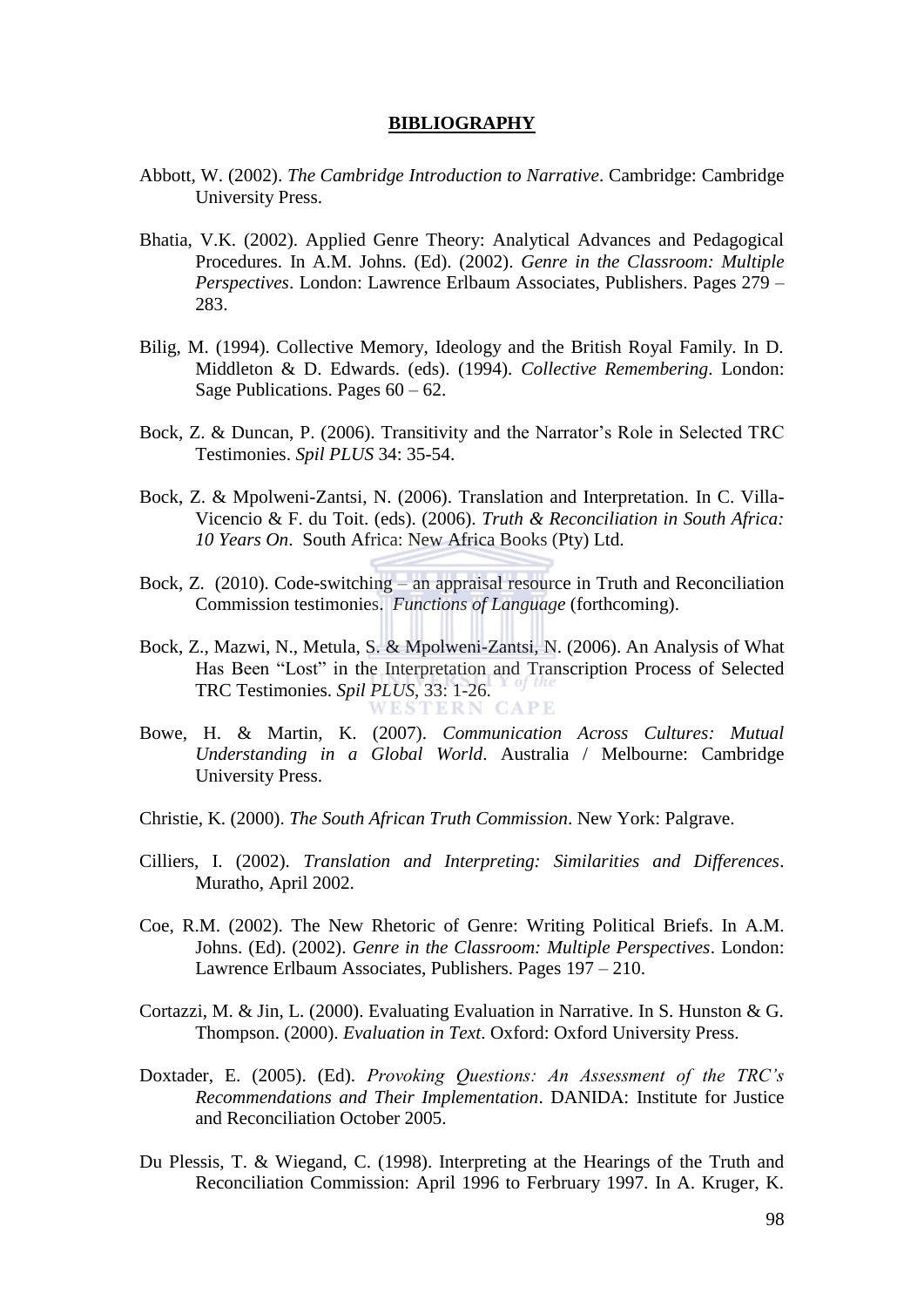# BIBLIOGRAPHY

Abbott, W. (2002). *The Cambridge Introduction to Narrative*. Cambridge: Cambridge University Press.

Bhatia, V.K. (2002). Applied Genre Theory: Analytical Advances and Pedagogical Procedures. In A.M. Johns. (Ed). (2002). *Genre in the Classroom: Multiple Perspectives*. London: Lawrence Erlbaum Associates, Publishers. Pages 279 – 283.

Bilig, M. (1994). Collective Memory, Ideology and the British Royal Family. In D. Middleton & D. Edwards. (eds). (1994). *Collective Remembering*. London: Sage Publications. Pages 60 – 62.

Bock, Z. & Duncan, P. (2006). Transitivity and the Narrator's Role in Selected TRC Testimonies. *Spil PLUS* 34: 35-54.

Bock, Z. & Mpolweni-Zantsi, N. (2006). Translation and Interpretation. In C. Villa-Vicencio & F. du Toit. (eds). (2006). *Truth & Reconciliation in South Africa: 10 Years On*. South Africa: New Africa Books (Pty) Ltd.

Bock, Z. (2010). Code-switching – an appraisal resource in Truth and Reconciliation Commission testimonies. *Functions of Language* (forthcoming).

Bock, Z., Mazwi, N., Metula, S. & Mpolweni-Zantsi, N. (2006). An Analysis of What Has Been "Lost" in the Interpretation and Transcription Process of Selected TRC Testimonies. *Spil PLUS*, 33: 1-26.

Bowe, H. & Martin, K. (2007). *Communication Across Cultures: Mutual Understanding in a Global World*. Australia / Melbourne: Cambridge University Press.

Christie, K. (2000). *The South African Truth Commission*. New York: Palgrave.

Cilliers, I. (2002). *Translation and Interpreting: Similarities and Differences*. Muratho, April 2002.

Coe, R.M. (2002). The New Rhetoric of Genre: Writing Political Briefs. In A.M. Johns. (Ed). (2002). *Genre in the Classroom: Multiple Perspectives*. London: Lawrence Erlbaum Associates, Publishers. Pages 197 – 210.

Cortazzi, M. & Jin, L. (2000). Evaluating Evaluation in Narrative. In S. Hunston & G. Thompson. (2000). *Evaluation in Text*. Oxford: Oxford University Press.

Doxtader, E. (2005). (Ed). *Provoking Questions: An Assessment of the TRC's Recommendations and Their Implementation*. DANIDA: Institute for Justice and Reconciliation October 2005.

Du Plessis, T. & Wiegand, C. (1998). Interpreting at the Hearings of the Truth and Reconciliation Commission: April 1996 to Ferbruary 1997. In A. Kruger, K.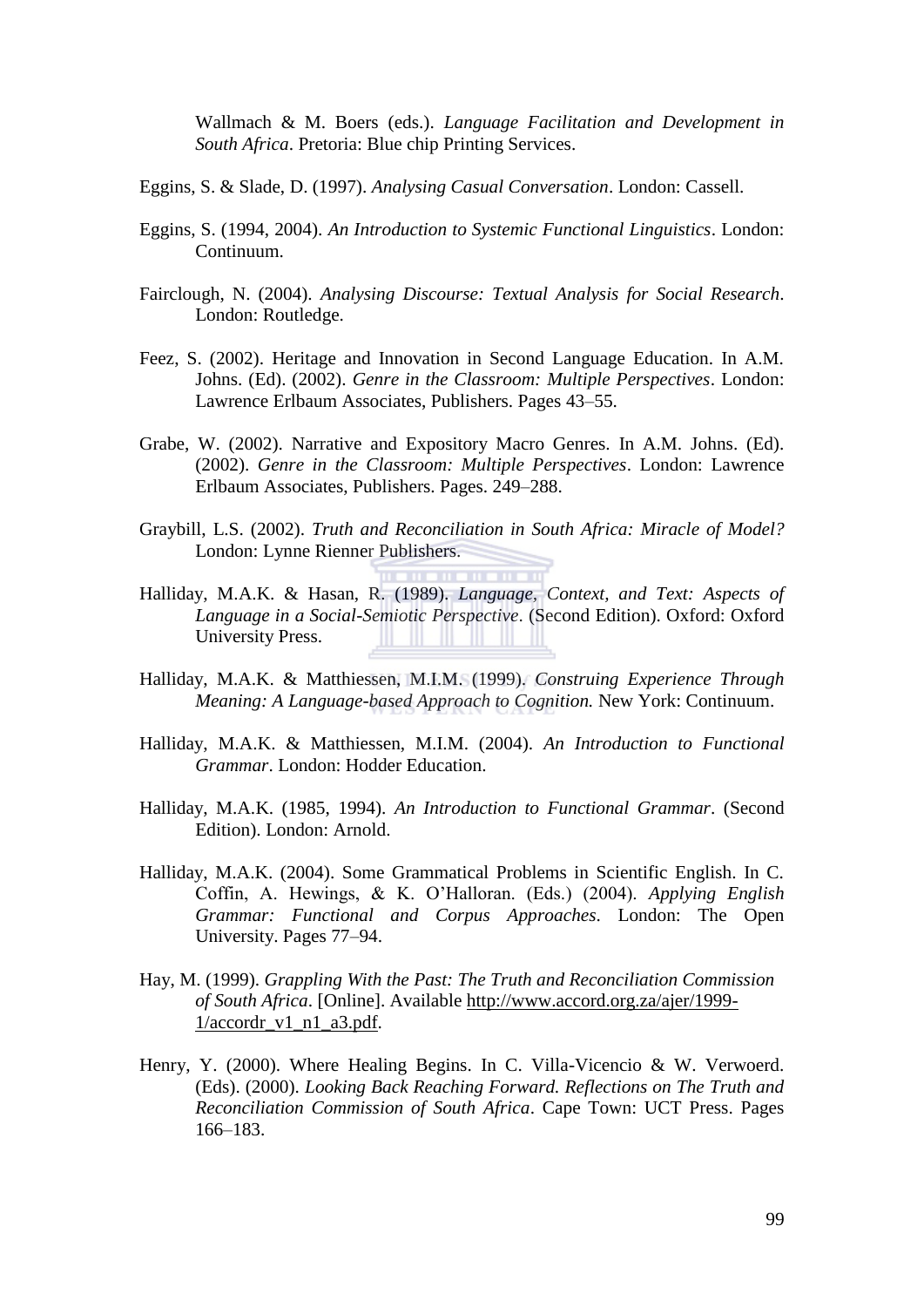Wallmach & M. Boers (eds.). *Language Facilitation and Development in South Africa*. Pretoria: Blue chip Printing Services.

Eggins, S. & Slade, D. (1997). *Analysing Casual Conversation*. London: Cassell.

Eggins, S. (1994, 2004). *An Introduction to Systemic Functional Linguistics*. London: Continuum.

Fairclough, N. (2004). *Analysing Discourse: Textual Analysis for Social Research*. London: Routledge.

Feez, S. (2002). Heritage and Innovation in Second Language Education. In A.M. Johns. (Ed). (2002). *Genre in the Classroom: Multiple Perspectives*. London: Lawrence Erlbaum Associates, Publishers. Pages 43–55.

Grabe, W. (2002). Narrative and Expository Macro Genres. In A.M. Johns. (Ed). (2002). *Genre in the Classroom: Multiple Perspectives*. London: Lawrence Erlbaum Associates, Publishers. Pages. 249–288.

Graybill, L.S. (2002). *Truth and Reconciliation in South Africa: Miracle of Model?* London: Lynne Rienner Publishers.

Halliday, M.A.K. & Hasan, R. (1989). *Language, Context, and Text: Aspects of Language in a Social-Semiotic Perspective*. (Second Edition). Oxford: Oxford University Press.

Halliday, M.A.K. & Matthiessen, M.I.M. (1999). *Construing Experience Through Meaning: A Language-based Approach to Cognition.* New York: Continuum.

Halliday, M.A.K. & Matthiessen, M.I.M. (2004). *An Introduction to Functional Grammar*. London: Hodder Education.

Halliday, M.A.K. (1985, 1994). *An Introduction to Functional Grammar*. (Second Edition). London: Arnold.

Halliday, M.A.K. (2004). Some Grammatical Problems in Scientific English. In C. Coffin, A. Hewings, & K. O'Halloran. (Eds.) (2004). *Applying English Grammar: Functional and Corpus Approaches*. London: The Open University. Pages 77–94.

Hay, M. (1999). *Grappling With the Past: The Truth and Reconciliation Commission of South Africa*. [Online]. Available http://www.accord.org.za/ajer/1999-1/accordr_v1_n1_a3.pdf.

Henry, Y. (2000). Where Healing Begins. In C. Villa-Vicencio & W. Verwoerd. (Eds). (2000). *Looking Back Reaching Forward. Reflections on The Truth and Reconciliation Commission of South Africa*. Cape Town: UCT Press. Pages 166–183.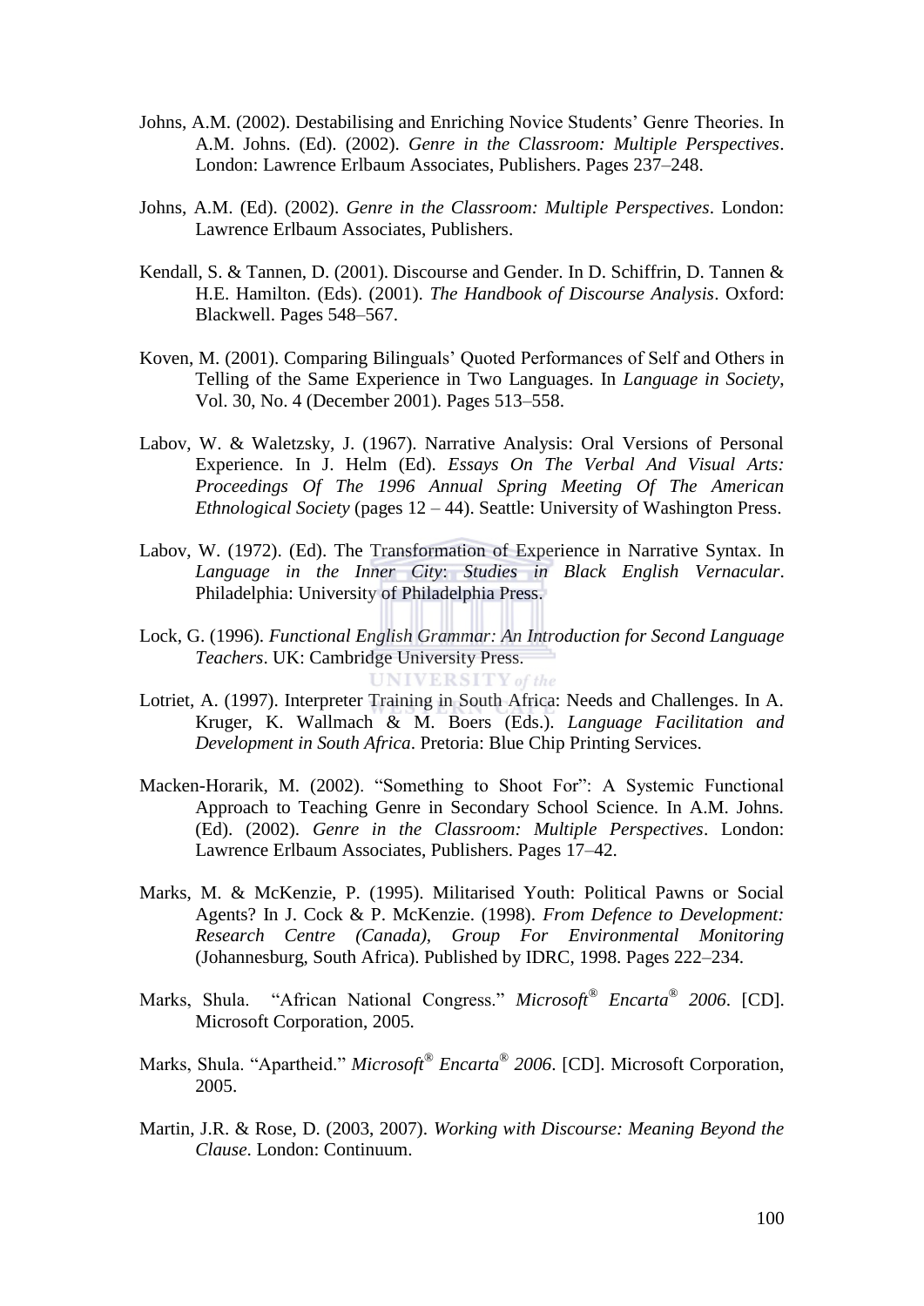Johns, A.M. (2002). Destabilising and Enriching Novice Students' Genre Theories. In A.M. Johns. (Ed). (2002). *Genre in the Classroom: Multiple Perspectives*. London: Lawrence Erlbaum Associates, Publishers. Pages 237–248.

Johns, A.M. (Ed). (2002). *Genre in the Classroom: Multiple Perspectives*. London: Lawrence Erlbaum Associates, Publishers.

Kendall, S. & Tannen, D. (2001). Discourse and Gender. In D. Schiffrin, D. Tannen & H.E. Hamilton. (Eds). (2001). *The Handbook of Discourse Analysis*. Oxford: Blackwell. Pages 548–567.

Koven, M. (2001). Comparing Bilinguals' Quoted Performances of Self and Others in Telling of the Same Experience in Two Languages. In *Language in Society*, Vol. 30, No. 4 (December 2001). Pages 513–558.

Labov, W. & Waletzsky, J. (1967). Narrative Analysis: Oral Versions of Personal Experience. In J. Helm (Ed). *Essays On The Verbal And Visual Arts: Proceedings Of The 1996 Annual Spring Meeting Of The American Ethnological Society* (pages 12 – 44). Seattle: University of Washington Press.

Labov, W. (1972). (Ed). The Transformation of Experience in Narrative Syntax. In *Language in the Inner City*: *Studies in Black English Vernacular*. Philadelphia: University of Philadelphia Press.

Lock, G. (1996). *Functional English Grammar: An Introduction for Second Language Teachers*. UK: Cambridge University Press.

Lotriet, A. (1997). Interpreter Training in South Africa: Needs and Challenges. In A. Kruger, K. Wallmach & M. Boers (Eds.). *Language Facilitation and Development in South Africa*. Pretoria: Blue Chip Printing Services.

Macken-Horarik, M. (2002). "Something to Shoot For": A Systemic Functional Approach to Teaching Genre in Secondary School Science. In A.M. Johns. (Ed). (2002). *Genre in the Classroom: Multiple Perspectives*. London: Lawrence Erlbaum Associates, Publishers. Pages 17–42.

Marks, M. & McKenzie, P. (1995). Militarised Youth: Political Pawns or Social Agents? In J. Cock & P. McKenzie. (1998). *From Defence to Development: Research Centre (Canada), Group For Environmental Monitoring* (Johannesburg, South Africa). Published by IDRC, 1998. Pages 222–234.

Marks, Shula. "African National Congress." *Microsoft® Encarta® 2006*. [CD]. Microsoft Corporation, 2005.

Marks, Shula. "Apartheid." *Microsoft® Encarta® 2006*. [CD]. Microsoft Corporation, 2005.

Martin, J.R. & Rose, D. (2003, 2007). *Working with Discourse: Meaning Beyond the Clause*. London: Continuum.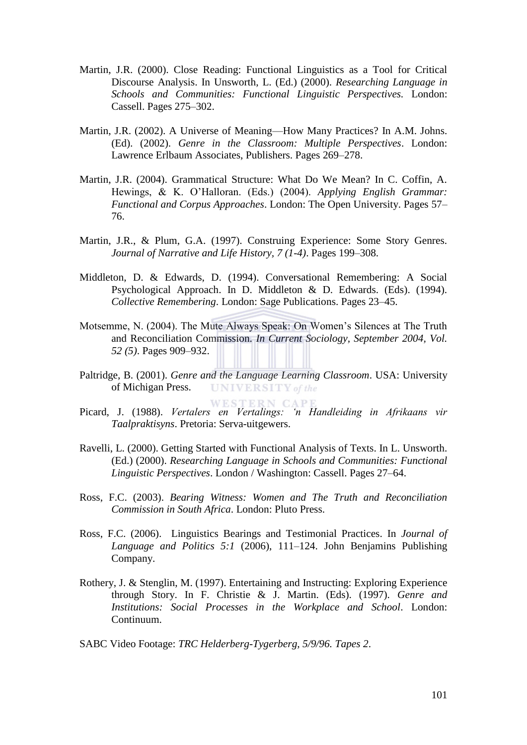Martin, J.R. (2000). Close Reading: Functional Linguistics as a Tool for Critical Discourse Analysis. In Unsworth, L. (Ed.) (2000). *Researching Language in Schools and Communities: Functional Linguistic Perspectives*. London: Cassell. Pages 275–302.

Martin, J.R. (2002). A Universe of Meaning—How Many Practices? In A.M. Johns. (Ed). (2002). *Genre in the Classroom: Multiple Perspectives*. London: Lawrence Erlbaum Associates, Publishers. Pages 269–278.

Martin, J.R. (2004). Grammatical Structure: What Do We Mean? In C. Coffin, A. Hewings, & K. O'Halloran. (Eds.) (2004). *Applying English Grammar: Functional and Corpus Approaches*. London: The Open University. Pages 57–76.

Martin, J.R., & Plum, G.A. (1997). Construing Experience: Some Story Genres. *Journal of Narrative and Life History, 7 (1-4)*. Pages 199–308.

Middleton, D. & Edwards, D. (1994). Conversational Remembering: A Social Psychological Approach. In D. Middleton & D. Edwards. (Eds). (1994). *Collective Remembering*. London: Sage Publications. Pages 23–45.

Motsemme, N. (2004). The Mute Always Speak: On Women's Silences at The Truth and Reconciliation Commission. *In Current Sociology, September 2004, Vol. 52 (5)*. Pages 909–932.

Paltridge, B. (2001). *Genre and the Language Learning Classroom*. USA: University of Michigan Press.

Picard, J. (1988). *Vertalers en Vertalings: 'n Handleiding in Afrikaans vir Taalpraktisyns*. Pretoria: Serva-uitgewers.

Ravelli, L. (2000). Getting Started with Functional Analysis of Texts. In L. Unsworth. (Ed.) (2000). *Researching Language in Schools and Communities: Functional Linguistic Perspectives*. London / Washington: Cassell. Pages 27–64.

Ross, F.C. (2003). *Bearing Witness: Women and The Truth and Reconciliation Commission in South Africa*. London: Pluto Press.

Ross, F.C. (2006). Linguistics Bearings and Testimonial Practices. In *Journal of Language and Politics 5:1* (2006), 111–124. John Benjamins Publishing Company.

Rothery, J. & Stenglin, M. (1997). Entertaining and Instructing: Exploring Experience through Story. In F. Christie & J. Martin. (Eds). (1997). *Genre and Institutions: Social Processes in the Workplace and School*. London: Continuum.

SABC Video Footage: *TRC Helderberg-Tygerberg, 5/9/96. Tapes 2*.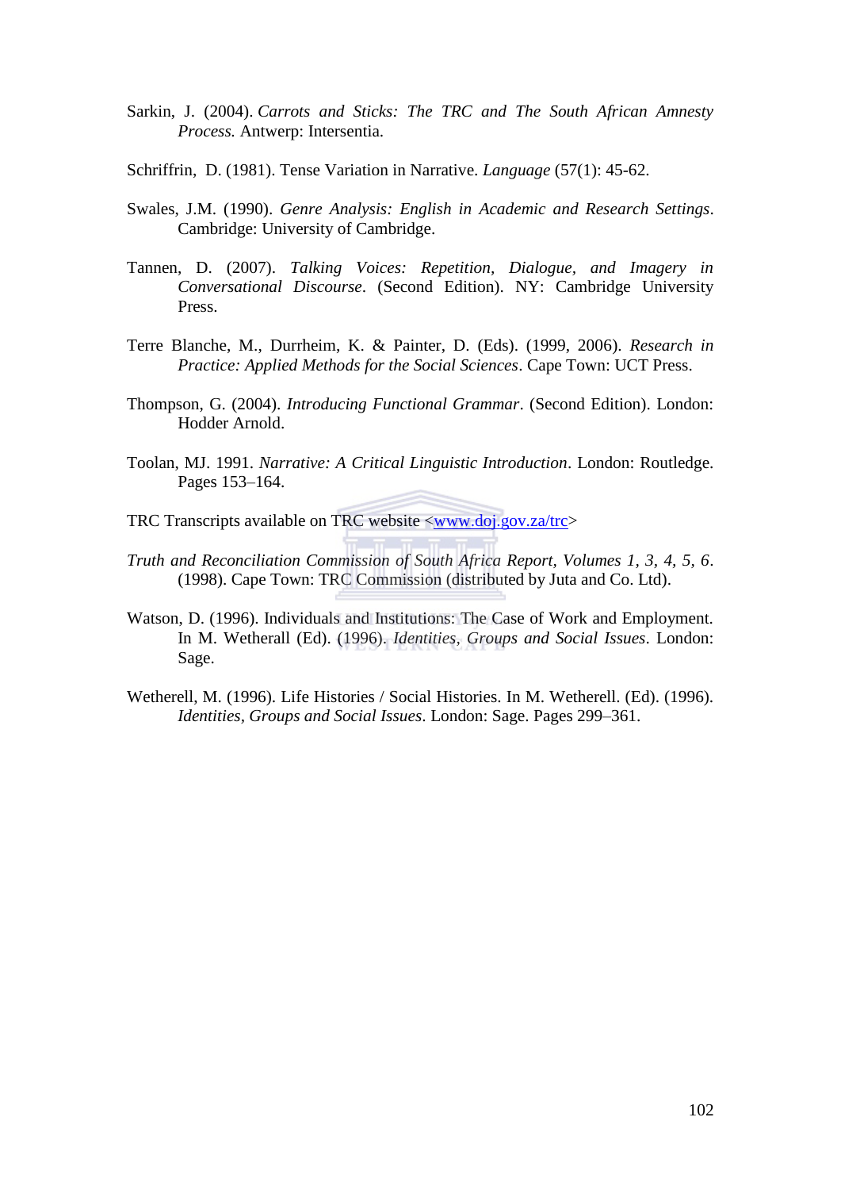Sarkin, J. (2004). *Carrots and Sticks: The TRC and The South African Amnesty Process.* Antwerp: Intersentia.

Schriffrin, D. (1981). Tense Variation in Narrative. *Language* (57(1): 45-62.

Swales, J.M. (1990). *Genre Analysis: English in Academic and Research Settings*. Cambridge: University of Cambridge.

Tannen, D. (2007). *Talking Voices: Repetition, Dialogue, and Imagery in Conversational Discourse*. (Second Edition). NY: Cambridge University Press.

Terre Blanche, M., Durrheim, K. & Painter, D. (Eds). (1999, 2006). *Research in Practice: Applied Methods for the Social Sciences*. Cape Town: UCT Press.

Thompson, G. (2004). *Introducing Functional Grammar*. (Second Edition). London: Hodder Arnold.

Toolan, MJ. 1991. *Narrative: A Critical Linguistic Introduction*. London: Routledge. Pages 153–164.

TRC Transcripts available on TRC website <www.doj.gov.za/trc>

*Truth and Reconciliation Commission of South Africa Report, Volumes 1, 3, 4, 5, 6*. (1998). Cape Town: TRC Commission (distributed by Juta and Co. Ltd).

Watson, D. (1996). Individuals and Institutions: The Case of Work and Employment. In M. Wetherall (Ed). (1996). *Identities, Groups and Social Issues*. London: Sage.

Wetherell, M. (1996). Life Histories / Social Histories. In M. Wetherell. (Ed). (1996). *Identities, Groups and Social Issues*. London: Sage. Pages 299–361.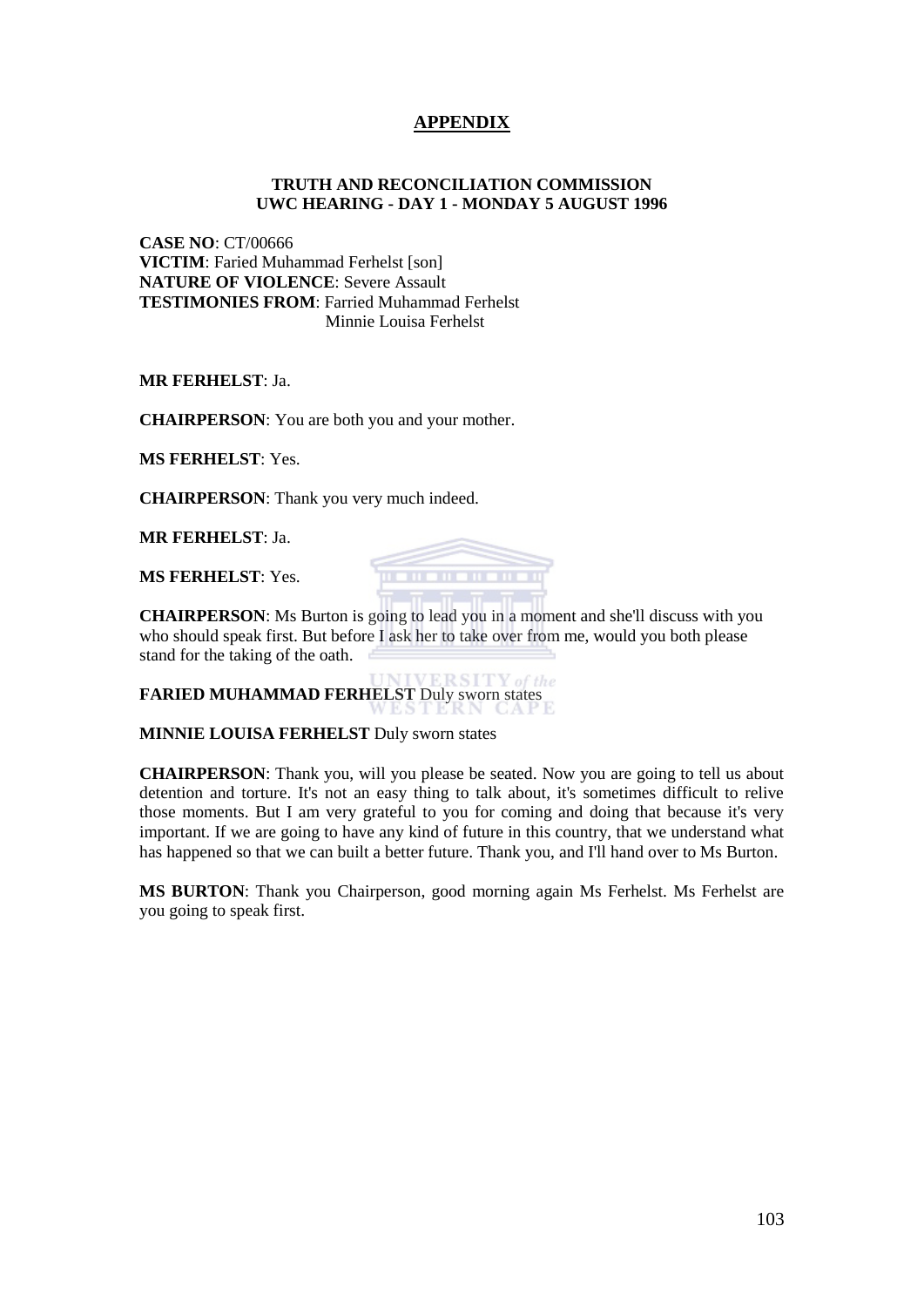## APPENDIX

**TRUTH AND RECONCILIATION COMMISSION**
**UWC HEARING - DAY 1 - MONDAY 5 AUGUST 1996**

**CASE NO**: CT/00666
**VICTIM**: Faried Muhammad Ferhelst [son]
**NATURE OF VIOLENCE**: Severe Assault
**TESTIMONIES FROM**: Farried Muhammad Ferhelst
Minnie Louisa Ferhelst

**MR FERHELST**: Ja.

**CHAIRPERSON**: You are both you and your mother.

**MS FERHELST**: Yes.

**CHAIRPERSON**: Thank you very much indeed.

**MR FERHELST**: Ja.

**MS FERHELST**: Yes.

**CHAIRPERSON**: Ms Burton is going to lead you in a moment and she'll discuss with you who should speak first. But before I ask her to take over from me, would you both please stand for the taking of the oath.

**FARIED MUHAMMAD FERHELST** Duly sworn states

**MINNIE LOUISA FERHELST** Duly sworn states

**CHAIRPERSON**: Thank you, will you please be seated. Now you are going to tell us about detention and torture. It's not an easy thing to talk about, it's sometimes difficult to relive those moments. But I am very grateful to you for coming and doing that because it's very important. If we are going to have any kind of future in this country, that we understand what has happened so that we can built a better future. Thank you, and I'll hand over to Ms Burton.

**MS BURTON**: Thank you Chairperson, good morning again Ms Ferhelst. Ms Ferhelst are you going to speak first.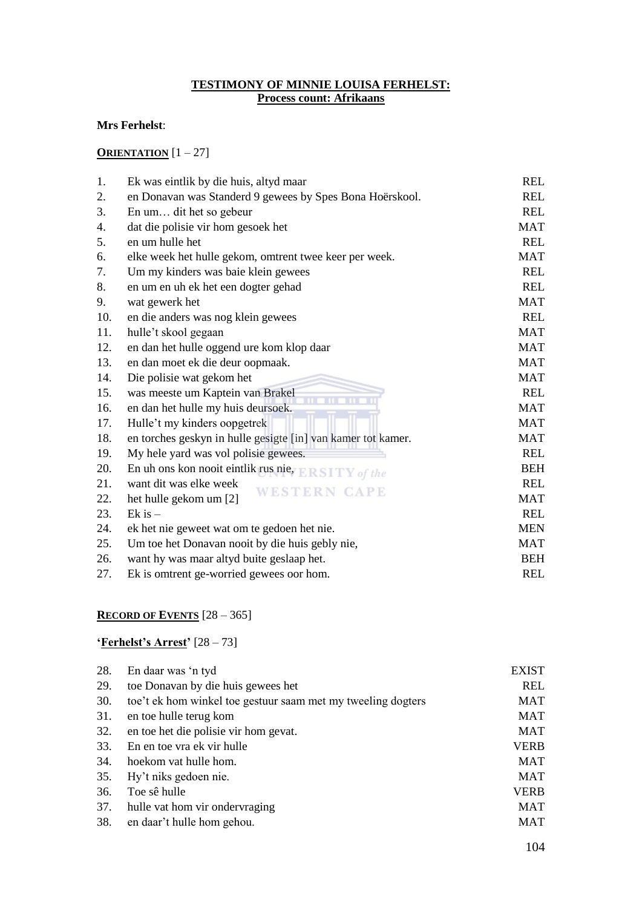**TESTIMONY OF MINNIE LOUISA FERHELST:**
**Process count: Afrikaans**

**Mrs Ferhelst**:

**ORIENTATION** [1 – 27]

| | | |
|---|---|---|
| 1. | Ek was eintlik by die huis, altyd maar | REL |
| 2. | en Donavan was Standerd 9 gewees by Spes Bona Hoërskool. | REL |
| 3. | En um… dit het so gebeur | REL |
| 4. | dat die polisie vir hom gesoek het | MAT |
| 5. | en um hulle het | REL |
| 6. | elke week het hulle gekom, omtrent twee keer per week. | MAT |
| 7. | Um my kinders was baie klein gewees | REL |
| 8. | en um en uh ek het een dogter gehad | REL |
| 9. | wat gewerk het | MAT |
| 10. | en die anders was nog klein gewees | REL |
| 11. | hulle't skool gegaan | MAT |
| 12. | en dan het hulle oggend ure kom klop daar | MAT |
| 13. | en dan moet ek die deur oopmaak. | MAT |
| 14. | Die polisie wat gekom het | MAT |
| 15. | was meeste um Kaptein van Brakel | REL |
| 16. | en dan het hulle my huis deursoek. | MAT |
| 17. | Hulle't my kinders oopgetrek | MAT |
| 18. | en torches geskyn in hulle gesigte [in] van kamer tot kamer. | MAT |
| 19. | My hele yard was vol polisie gewees. | REL |
| 20. | En uh ons kon nooit eintlik rus nie, | BEH |
| 21. | want dit was elke week | REL |
| 22. | het hulle gekom um [2] | MAT |
| 23. | Ek is – | REL |
| 24. | ek het nie geweet wat om te gedoen het nie. | MEN |
| 25. | Um toe het Donavan nooit by die huis gebly nie, | MAT |
| 26. | want hy was maar altyd buite geslaap het. | BEH |
| 27. | Ek is omtrent ge-worried gewees oor hom. | REL |

**RECORD OF EVENTS** [28 – 365]

**'Ferhelst's Arrest'** [28 – 73]

| | | |
|---|---|---|
| 28. | En daar was 'n tyd | EXIST |
| 29. | toe Donavan by die huis gewees het | REL |
| 30. | toe't ek hom winkel toe gestuur saam met my tweeling dogters | MAT |
| 31. | en toe hulle terug kom | MAT |
| 32. | en toe het die polisie vir hom gevat. | MAT |
| 33. | En en toe vra ek vir hulle | VERB |
| 34. | hoekom vat hulle hom. | MAT |
| 35. | Hy't niks gedoen nie. | MAT |
| 36. | Toe sê hulle | VERB |
| 37. | hulle vat hom vir ondervraging | MAT |
| 38. | en daar't hulle hom gehou. | MAT |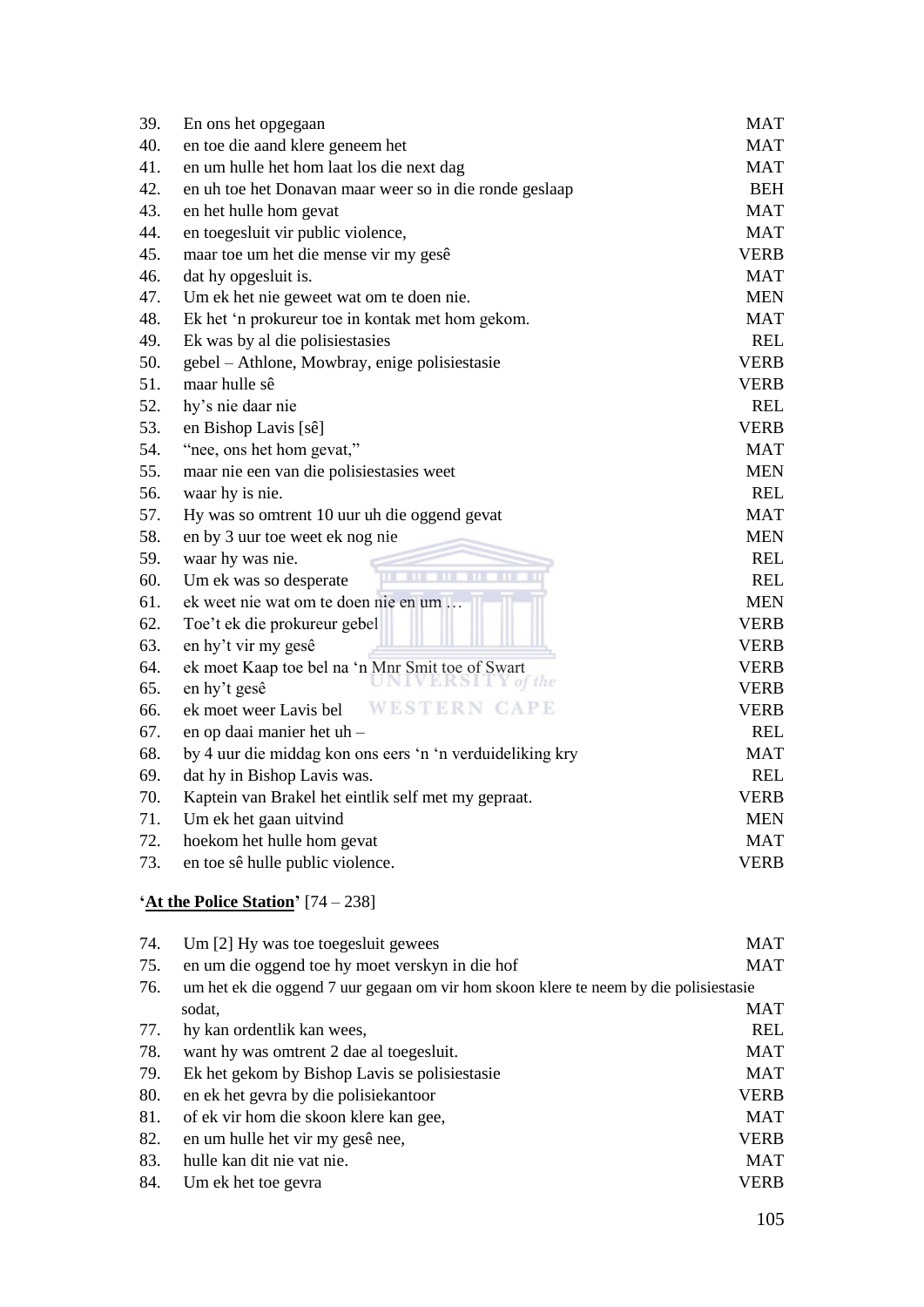| | | |
|---|---|---|
| 39. | En ons het opgegaan | MAT |
| 40. | en toe die aand klere geneem het | MAT |
| 41. | en um hulle het hom laat los die next dag | MAT |
| 42. | en uh toe het Donavan maar weer so in die ronde geslaap | BEH |
| 43. | en het hulle hom gevat | MAT |
| 44. | en toegesluit vir public violence, | MAT |
| 45. | maar toe um het die mense vir my gesê | VERB |
| 46. | dat hy opgesluit is. | MAT |
| 47. | Um ek het nie geweet wat om te doen nie. | MEN |
| 48. | Ek het 'n prokureur toe in kontak met hom gekom. | MAT |
| 49. | Ek was by al die polisiestasies | REL |
| 50. | gebel – Athlone, Mowbray, enige polisiestasie | VERB |
| 51. | maar hulle sê | VERB |
| 52. | hy's nie daar nie | REL |
| 53. | en Bishop Lavis [sê] | VERB |
| 54. | "nee, ons het hom gevat," | MAT |
| 55. | maar nie een van die polisiestasies weet | MEN |
| 56. | waar hy is nie. | REL |
| 57. | Hy was so omtrent 10 uur uh die oggend gevat | MAT |
| 58. | en by 3 uur toe weet ek nog nie | MEN |
| 59. | waar hy was nie. | REL |
| 60. | Um ek was so desperate | REL |
| 61. | ek weet nie wat om te doen nie en um … | MEN |
| 62. | Toe't ek die prokureur gebel | VERB |
| 63. | en hy't vir my gesê | VERB |
| 64. | ek moet Kaap toe bel na 'n Mnr Smit toe of Swart | VERB |
| 65. | en hy't gesê | VERB |
| 66. | ek moet weer Lavis bel | VERB |
| 67. | en op daai manier het uh – | REL |
| 68. | by 4 uur die middag kon ons eers 'n 'n verduideliking kry | MAT |
| 69. | dat hy in Bishop Lavis was. | REL |
| 70. | Kaptein van Brakel het eintlik self met my gepraat. | VERB |
| 71. | Um ek het gaan uitvind | MEN |
| 72. | hoekom het hulle hom gevat | MAT |
| 73. | en toe sê hulle public violence. | VERB |

**'<u>At the Police Station</u>'** [74 – 238]

| | | |
|---|---|---|
| 74. | Um [2] Hy was toe toegesluit gewees | MAT |
| 75. | en um die oggend toe hy moet verskyn in die hof | MAT |
| 76. | um het ek die oggend 7 uur gegaan om vir hom skoon klere te neem by die polisiestasie sodat, | MAT |
| 77. | hy kan ordentlik kan wees, | REL |
| 78. | want hy was omtrent 2 dae al toegesluit. | MAT |
| 79. | Ek het gekom by Bishop Lavis se polisiestasie | MAT |
| 80. | en ek het gevra by die polisiekantoor | VERB |
| 81. | of ek vir hom die skoon klere kan gee, | MAT |
| 82. | en um hulle het vir my gesê nee, | VERB |
| 83. | hulle kan dit nie vat nie. | MAT |
| 84. | Um ek het toe gevra | VERB |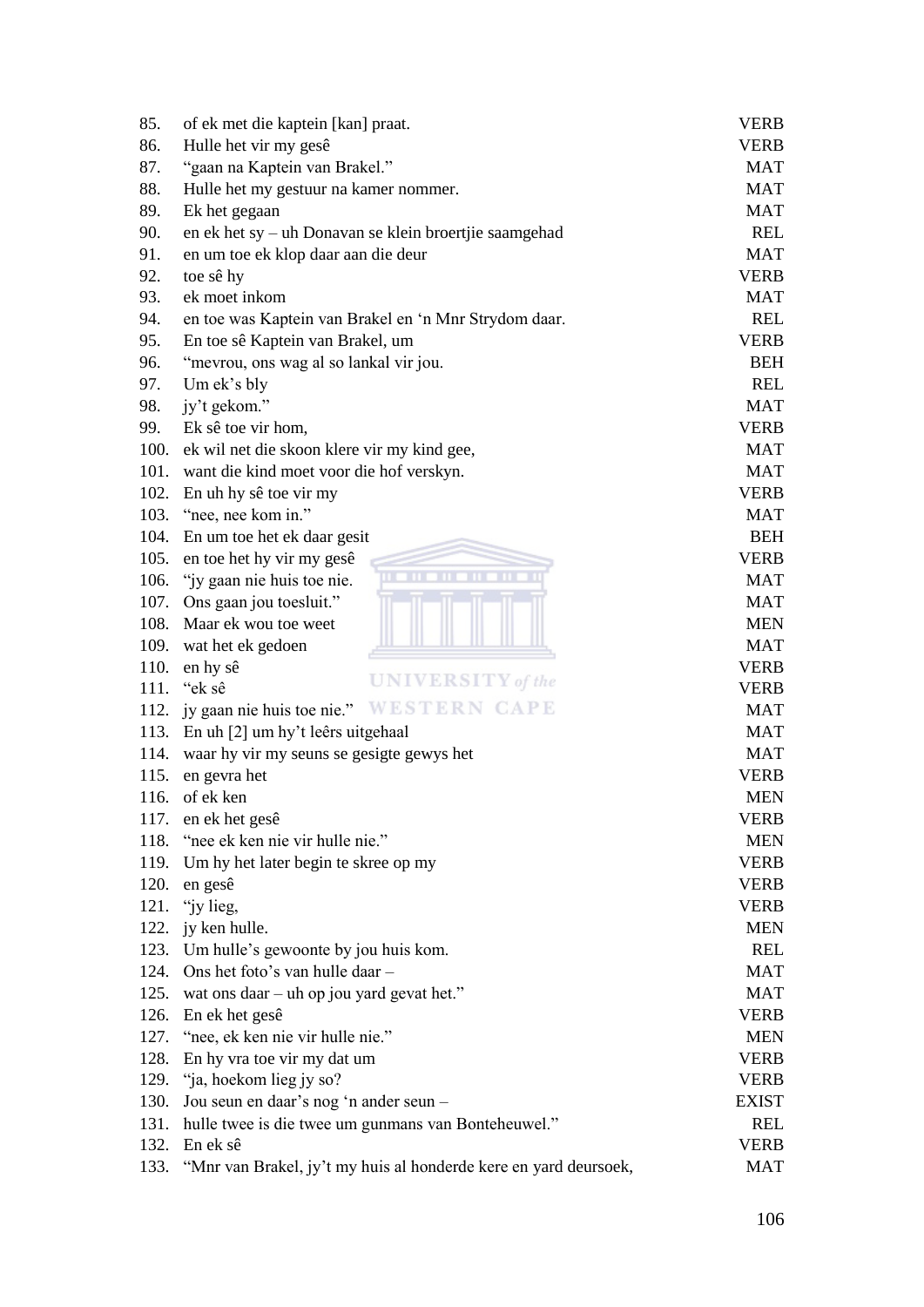| | | |
|---|---|---|
| 85. | of ek met die kaptein [kan] praat. | VERB |
| 86. | Hulle het vir my gesê | VERB |
| 87. | “gaan na Kaptein van Brakel.” | MAT |
| 88. | Hulle het my gestuur na kamer nommer. | MAT |
| 89. | Ek het gegaan | MAT |
| 90. | en ek het sy – uh Donavan se klein broertjie saamgehad | REL |
| 91. | en um toe ek klop daar aan die deur | MAT |
| 92. | toe sê hy | VERB |
| 93. | ek moet inkom | MAT |
| 94. | en toe was Kaptein van Brakel en ‘n Mnr Strydom daar. | REL |
| 95. | En toe sê Kaptein van Brakel, um | VERB |
| 96. | “mevrou, ons wag al so lankal vir jou. | BEH |
| 97. | Um ek’s bly | REL |
| 98. | jy’t gekom.” | MAT |
| 99. | Ek sê toe vir hom, | VERB |
| 100. | ek wil net die skoon klere vir my kind gee, | MAT |
| 101. | want die kind moet voor die hof verskyn. | MAT |
| 102. | En uh hy sê toe vir my | VERB |
| 103. | “nee, nee kom in.” | MAT |
| 104. | En um toe het ek daar gesit | BEH |
| 105. | en toe het hy vir my gesê | VERB |
| 106. | “jy gaan nie huis toe nie. | MAT |
| 107. | Ons gaan jou toesluit.” | MAT |
| 108. | Maar ek wou toe weet | MEN |
| 109. | wat het ek gedoen | MAT |
| 110. | en hy sê | VERB |
| 111. | “ek sê | VERB |
| 112. | jy gaan nie huis toe nie.” | MAT |
| 113. | En uh [2] um hy’t leêrs uitgehaal | MAT |
| 114. | waar hy vir my seuns se gesigte gewys het | MAT |
| 115. | en gevra het | VERB |
| 116. | of ek ken | MEN |
| 117. | en ek het gesê | VERB |
| 118. | “nee ek ken nie vir hulle nie.” | MEN |
| 119. | Um hy het later begin te skree op my | VERB |
| 120. | en gesê | VERB |
| 121. | “jy lieg, | VERB |
| 122. | jy ken hulle. | MEN |
| 123. | Um hulle’s gewoonte by jou huis kom. | REL |
| 124. | Ons het foto’s van hulle daar – | MAT |
| 125. | wat ons daar – uh op jou yard gevat het.” | MAT |
| 126. | En ek het gesê | VERB |
| 127. | “nee, ek ken nie vir hulle nie.” | MEN |
| 128. | En hy vra toe vir my dat um | VERB |
| 129. | “ja, hoekom lieg jy so? | VERB |
| 130. | Jou seun en daar’s nog ‘n ander seun – | EXIST |
| 131. | hulle twee is die twee um gunmans van Bonteheuwel.” | REL |
| 132. | En ek sê | VERB |
| 133. | “Mnr van Brakel, jy’t my huis al honderde kere en yard deursoek, | MAT |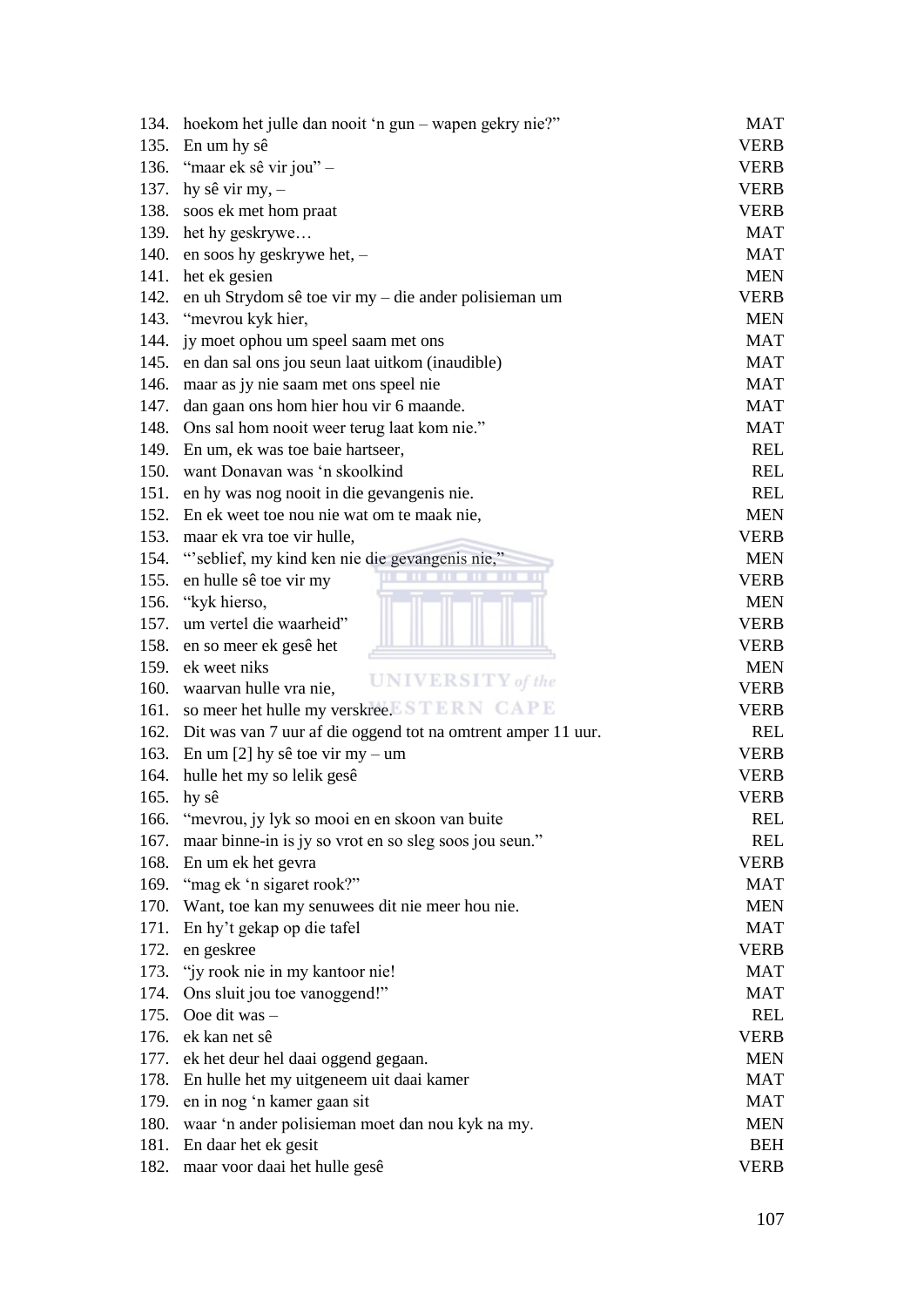| | | |
|---|---|---|
| 134. | hoekom het julle dan nooit 'n gun – wapen gekry nie?" | MAT |
| 135. | En um hy sê | VERB |
| 136. | "maar ek sê vir jou" – | VERB |
| 137. | hy sê vir my, – | VERB |
| 138. | soos ek met hom praat | VERB |
| 139. | het hy geskrywe… | MAT |
| 140. | en soos hy geskrywe het, – | MAT |
| 141. | het ek gesien | MEN |
| 142. | en uh Strydom sê toe vir my – die ander polisieman um | VERB |
| 143. | "mevrou kyk hier, | MEN |
| 144. | jy moet ophou um speel saam met ons | MAT |
| 145. | en dan sal ons jou seun laat uitkom (inaudible) | MAT |
| 146. | maar as jy nie saam met ons speel nie | MAT |
| 147. | dan gaan ons hom hier hou vir 6 maande. | MAT |
| 148. | Ons sal hom nooit weer terug laat kom nie." | MAT |
| 149. | En um, ek was toe baie hartseer, | REL |
| 150. | want Donavan was 'n skoolkind | REL |
| 151. | en hy was nog nooit in die gevangenis nie. | REL |
| 152. | En ek weet toe nou nie wat om te maak nie, | MEN |
| 153. | maar ek vra toe vir hulle, | VERB |
| 154. | "'seblief, my kind ken nie die gevangenis nie," | MEN |
| 155. | en hulle sê toe vir my | VERB |
| 156. | "kyk hierso, | MEN |
| 157. | um vertel die waarheid" | VERB |
| 158. | en so meer ek gesê het | VERB |
| 159. | ek weet niks | MEN |
| 160. | waarvan hulle vra nie, | VERB |
| 161. | so meer het hulle my verskree. | VERB |
| 162. | Dit was van 7 uur af die oggend tot na omtrent amper 11 uur. | REL |
| 163. | En um [2] hy sê toe vir my – um | VERB |
| 164. | hulle het my so lelik gesê | VERB |
| 165. | hy sê | VERB |
| 166. | "mevrou, jy lyk so mooi en en skoon van buite | REL |
| 167. | maar binne-in is jy so vrot en so sleg soos jou seun." | REL |
| 168. | En um ek het gevra | VERB |
| 169. | "mag ek 'n sigaret rook?" | MAT |
| 170. | Want, toe kan my senuwees dit nie meer hou nie. | MEN |
| 171. | En hy't gekap op die tafel | MAT |
| 172. | en geskree | VERB |
| 173. | "jy rook nie in my kantoor nie! | MAT |
| 174. | Ons sluit jou toe vanoggend!" | MAT |
| 175. | Ooe dit was – | REL |
| 176. | ek kan net sê | VERB |
| 177. | ek het deur hel daai oggend gegaan. | MEN |
| 178. | En hulle het my uitgeneem uit daai kamer | MAT |
| 179. | en in nog 'n kamer gaan sit | MAT |
| 180. | waar 'n ander polisieman moet dan nou kyk na my. | MEN |
| 181. | En daar het ek gesit | BEH |
| 182. | maar voor daai het hulle gesê | VERB |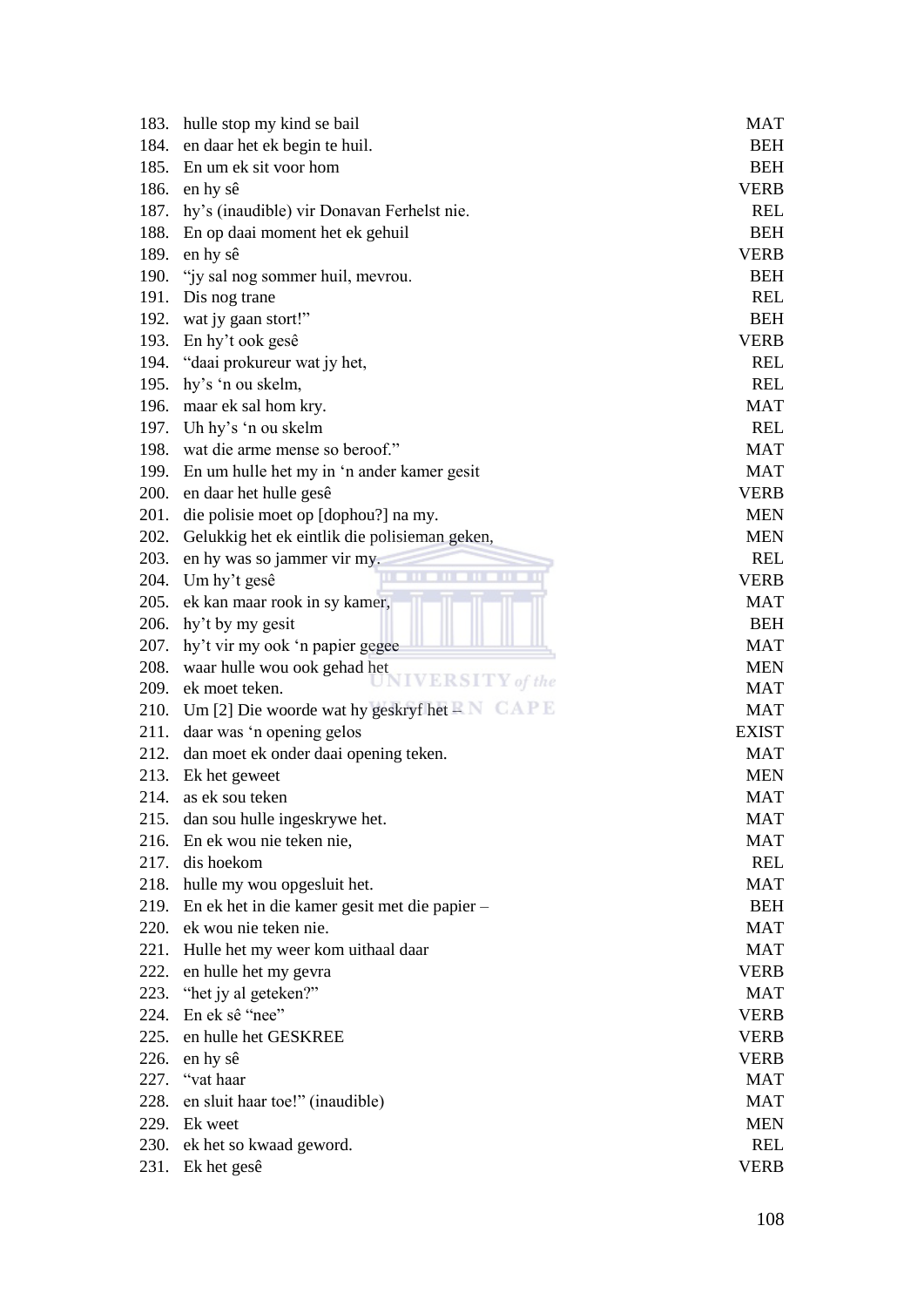| | | |
|---|---|---|
| 183. | hulle stop my kind se bail | MAT |
| 184. | en daar het ek begin te huil. | BEH |
| 185. | En um ek sit voor hom | BEH |
| 186. | en hy sê | VERB |
| 187. | hy's (inaudible) vir Donavan Ferhelst nie. | REL |
| 188. | En op daai moment het ek gehuil | BEH |
| 189. | en hy sê | VERB |
| 190. | "jy sal nog sommer huil, mevrou. | BEH |
| 191. | Dis nog trane | REL |
| 192. | wat jy gaan stort!" | BEH |
| 193. | En hy't ook gesê | VERB |
| 194. | "daai prokureur wat jy het, | REL |
| 195. | hy's 'n ou skelm, | REL |
| 196. | maar ek sal hom kry. | MAT |
| 197. | Uh hy's 'n ou skelm | REL |
| 198. | wat die arme mense so beroof." | MAT |
| 199. | En um hulle het my in 'n ander kamer gesit | MAT |
| 200. | en daar het hulle gesê | VERB |
| 201. | die polisie moet op [dophou?] na my. | MEN |
| 202. | Gelukkig het ek eintlik die polisieman geken, | MEN |
| 203. | en hy was so jammer vir my. | REL |
| 204. | Um hy't gesê | VERB |
| 205. | ek kan maar rook in sy kamer, | MAT |
| 206. | hy't by my gesit | BEH |
| 207. | hy't vir my ook 'n papier gegee | MAT |
| 208. | waar hulle wou ook gehad het | MEN |
| 209. | ek moet teken. | MAT |
| 210. | Um [2] Die woorde wat hy geskryf het – | MAT |
| 211. | daar was 'n opening gelos | EXIST |
| 212. | dan moet ek onder daai opening teken. | MAT |
| 213. | Ek het geweet | MEN |
| 214. | as ek sou teken | MAT |
| 215. | dan sou hulle ingeskrywe het. | MAT |
| 216. | En ek wou nie teken nie, | MAT |
| 217. | dis hoekom | REL |
| 218. | hulle my wou opgesluit het. | MAT |
| 219. | En ek het in die kamer gesit met die papier – | BEH |
| 220. | ek wou nie teken nie. | MAT |
| 221. | Hulle het my weer kom uithaal daar | MAT |
| 222. | en hulle het my gevra | VERB |
| 223. | "het jy al geteken?" | MAT |
| 224. | En ek sê "nee" | VERB |
| 225. | en hulle het GESKREE | VERB |
| 226. | en hy sê | VERB |
| 227. | "vat haar | MAT |
| 228. | en sluit haar toe!" (inaudible) | MAT |
| 229. | Ek weet | MEN |
| 230. | ek het so kwaad geword. | REL |
| 231. | Ek het gesê | VERB |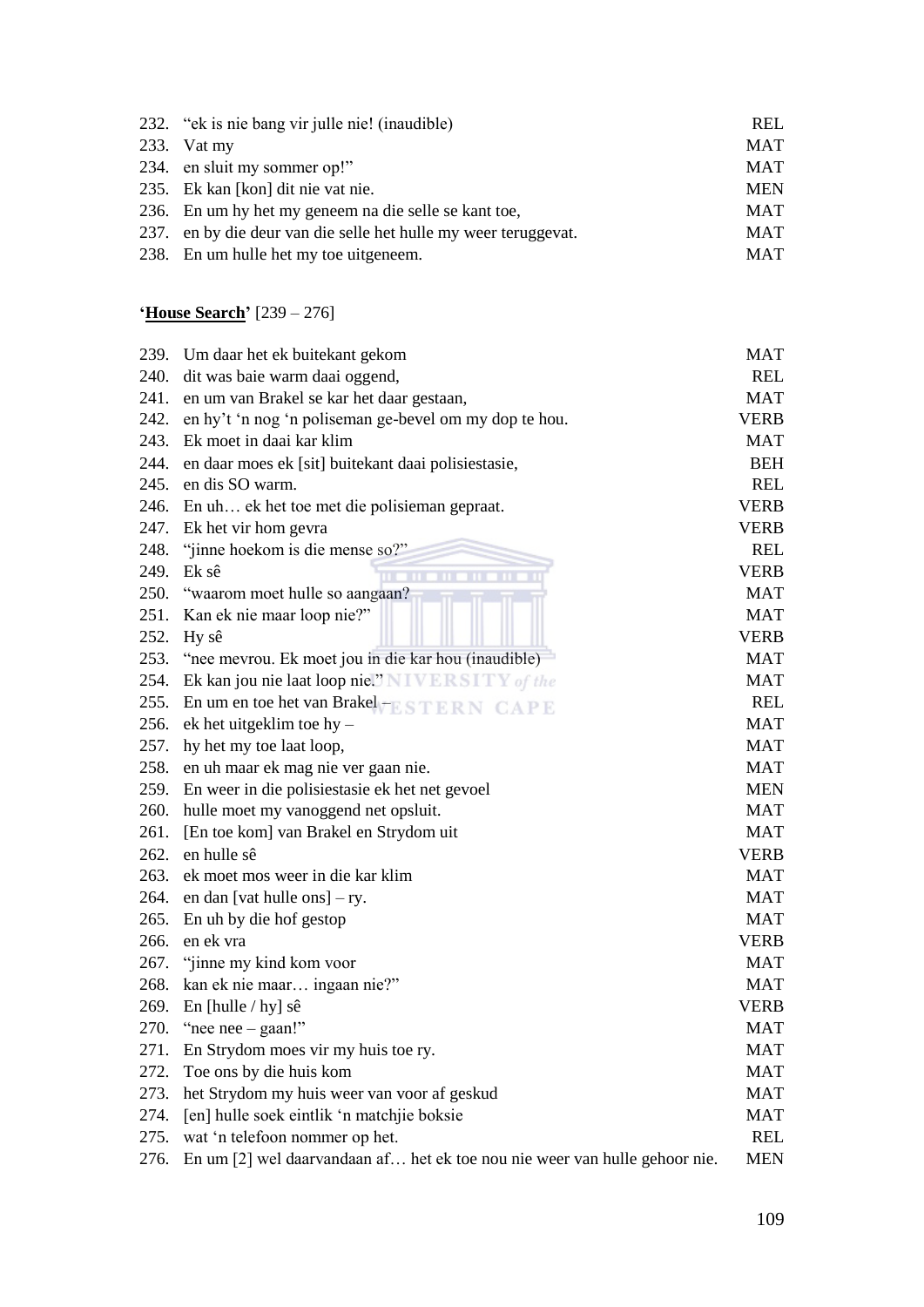| | | |
|---|---|---|
| 232. | "ek is nie bang vir julle nie! (inaudible) | REL |
| 233. | Vat my | MAT |
| 234. | en sluit my sommer op!" | MAT |
| 235. | Ek kan [kon] dit nie vat nie. | MEN |
| 236. | En um hy het my geneem na die selle se kant toe, | MAT |
| 237. | en by die deur van die selle het hulle my weer teruggevat. | MAT |
| 238. | En um hulle het my toe uitgeneem. | MAT |

**'House Search'** [239 – 276]

| | | |
|---|---|---|
| 239. | Um daar het ek buitekant gekom | MAT |
| 240. | dit was baie warm daai oggend, | REL |
| 241. | en um van Brakel se kar het daar gestaan, | MAT |
| 242. | en hy't 'n nog 'n poliseman ge-bevel om my dop te hou. | VERB |
| 243. | Ek moet in daai kar klim | MAT |
| 244. | en daar moes ek [sit] buitekant daai polisiestasie, | BEH |
| 245. | en dis SO warm. | REL |
| 246. | En uh… ek het toe met die polisieman gepraat. | VERB |
| 247. | Ek het vir hom gevra | VERB |
| 248. | "jinne hoekom is die mense so?" | REL |
| 249. | Ek sê | VERB |
| 250. | "waarom moet hulle so aangaan? | MAT |
| 251. | Kan ek nie maar loop nie?" | MAT |
| 252. | Hy sê | VERB |
| 253. | "nee mevrou. Ek moet jou in die kar hou (inaudible) | MAT |
| 254. | Ek kan jou nie laat loop nie." | MAT |
| 255. | En um en toe het van Brakel – | REL |
| 256. | ek het uitgeklim toe hy – | MAT |
| 257. | hy het my toe laat loop, | MAT |
| 258. | en uh maar ek mag nie ver gaan nie. | MAT |
| 259. | En weer in die polisiestasie ek het net gevoel | MEN |
| 260. | hulle moet my vanoggend net opsluit. | MAT |
| 261. | [En toe kom] van Brakel en Strydom uit | MAT |
| 262. | en hulle sê | VERB |
| 263. | ek moet mos weer in die kar klim | MAT |
| 264. | en dan [vat hulle ons] – ry. | MAT |
| 265. | En uh by die hof gestop | MAT |
| 266. | en ek vra | VERB |
| 267. | "jinne my kind kom voor | MAT |
| 268. | kan ek nie maar… ingaan nie?" | MAT |
| 269. | En [hulle / hy] sê | VERB |
| 270. | "nee nee – gaan!" | MAT |
| 271. | En Strydom moes vir my huis toe ry. | MAT |
| 272. | Toe ons by die huis kom | MAT |
| 273. | het Strydom my huis weer van voor af geskud | MAT |
| 274. | [en] hulle soek eintlik 'n matchjie boksie | MAT |
| 275. | wat 'n telefoon nommer op het. | REL |
| 276. | En um [2] wel daarvandaan af… het ek toe nou nie weer van hulle gehoor nie. | MEN |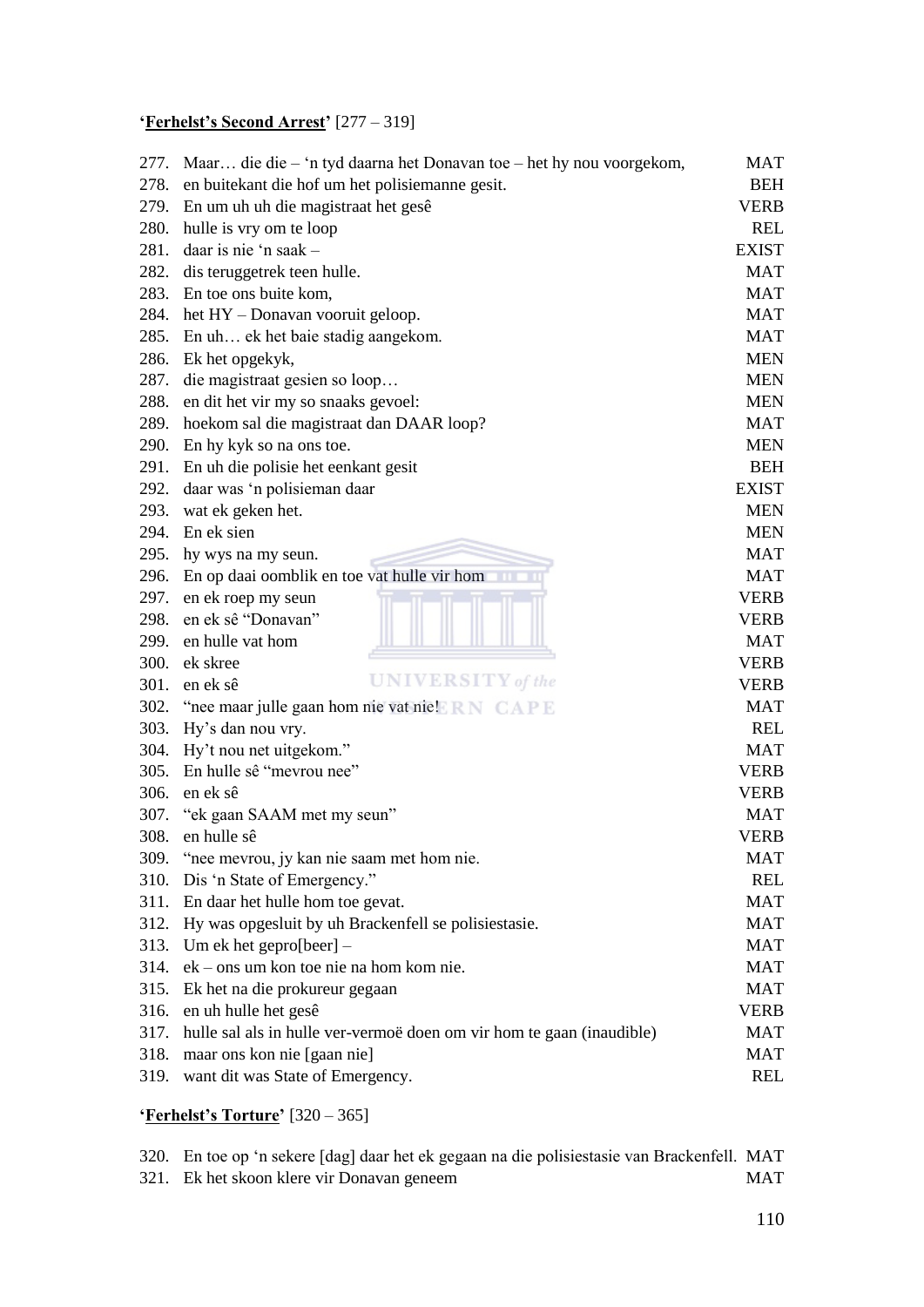**'Ferhelst's Second Arrest'** [277 – 319]

| | | |
|---|---|---|
| 277. | Maar… die die – 'n tyd daarna het Donavan toe – het hy nou voorgekom, | MAT |
| 278. | en buitekant die hof um het polisiemanne gesit. | BEH |
| 279. | En um uh uh die magistraat het gesê | VERB |
| 280. | hulle is vry om te loop | REL |
| 281. | daar is nie 'n saak – | EXIST |
| 282. | dis teruggetrek teen hulle. | MAT |
| 283. | En toe ons buite kom, | MAT |
| 284. | het HY – Donavan vooruit geloop. | MAT |
| 285. | En uh… ek het baie stadig aangekom. | MAT |
| 286. | Ek het opgekyk, | MEN |
| 287. | die magistraat gesien so loop… | MEN |
| 288. | en dit het vir my so snaaks gevoel: | MEN |
| 289. | hoekom sal die magistraat dan DAAR loop? | MAT |
| 290. | En hy kyk so na ons toe. | MEN |
| 291. | En uh die polisie het eenkant gesit | BEH |
| 292. | daar was 'n polisieman daar | EXIST |
| 293. | wat ek geken het. | MEN |
| 294. | En ek sien | MEN |
| 295. | hy wys na my seun. | MAT |
| 296. | En op daai oomblik en toe vat hulle vir hom | MAT |
| 297. | en ek roep my seun | VERB |
| 298. | en ek sê "Donavan" | VERB |
| 299. | en hulle vat hom | MAT |
| 300. | ek skree | VERB |
| 301. | en ek sê | VERB |
| 302. | "nee maar julle gaan hom nie vat nie! | MAT |
| 303. | Hy's dan nou vry. | REL |
| 304. | Hy't nou net uitgekom." | MAT |
| 305. | En hulle sê "mevrou nee" | VERB |
| 306. | en ek sê | VERB |
| 307. | "ek gaan SAAM met my seun" | MAT |
| 308. | en hulle sê | VERB |
| 309. | "nee mevrou, jy kan nie saam met hom nie. | MAT |
| 310. | Dis 'n State of Emergency." | REL |
| 311. | En daar het hulle hom toe gevat. | MAT |
| 312. | Hy was opgesluit by uh Brackenfell se polisiestasie. | MAT |
| 313. | Um ek het gepro[beer] – | MAT |
| 314. | ek – ons um kon toe nie na hom kom nie. | MAT |
| 315. | Ek het na die prokureur gegaan | MAT |
| 316. | en uh hulle het gesê | VERB |
| 317. | hulle sal als in hulle ver-vermoë doen om vir hom te gaan (inaudible) | MAT |
| 318. | maar ons kon nie [gaan nie] | MAT |
| 319. | want dit was State of Emergency. | REL |

**'Ferhelst's Torture'** [320 – 365]

| | | |
|---|---|---|
| 320. | En toe op 'n sekere [dag] daar het ek gegaan na die polisiestasie van Brackenfell. | MAT |
| 321. | Ek het skoon klere vir Donavan geneem | MAT |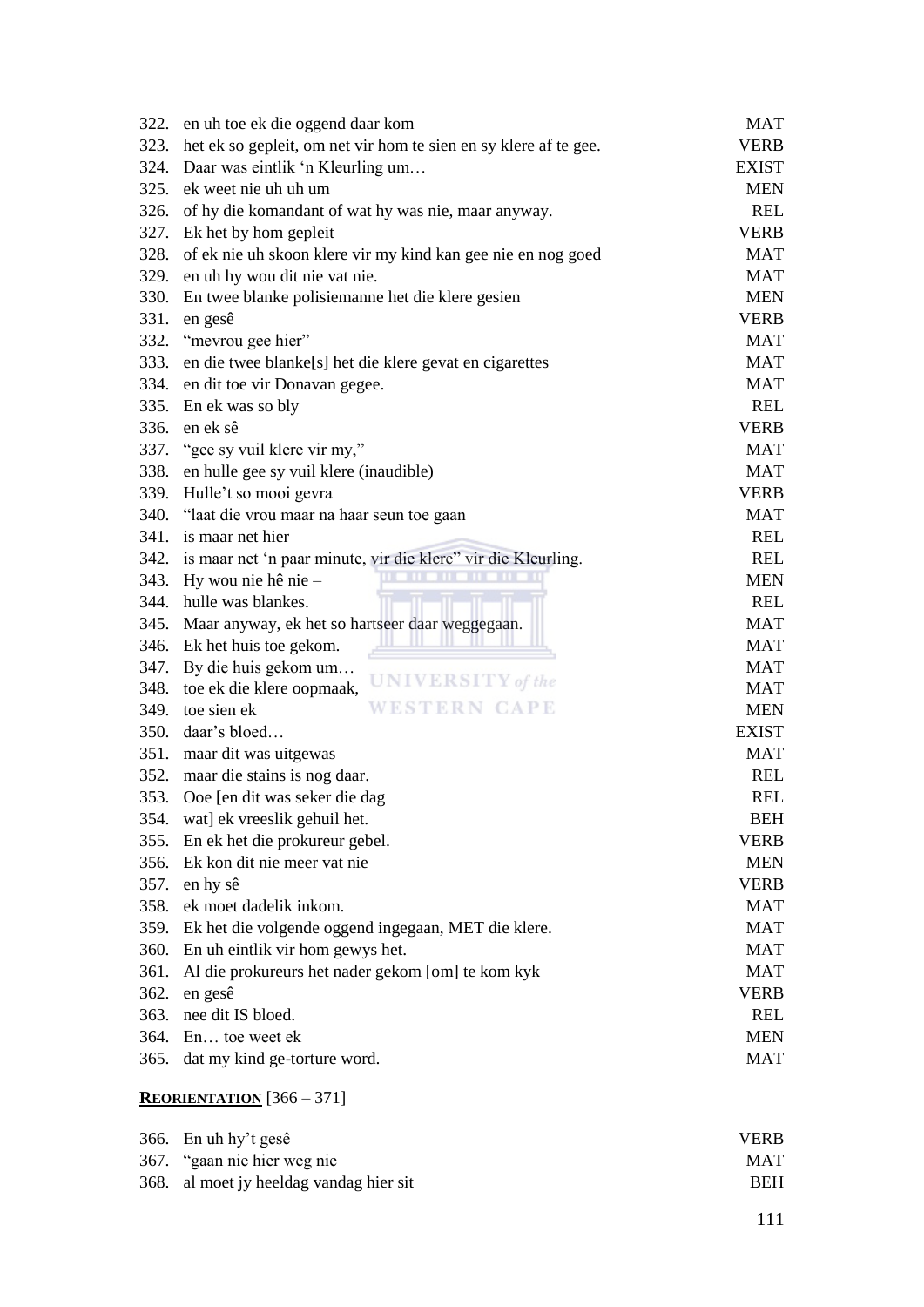| | | |
|---|---|---|
| 322. | en uh toe ek die oggend daar kom | MAT |
| 323. | het ek so gepleit, om net vir hom te sien en sy klere af te gee. | VERB |
| 324. | Daar was eintlik 'n Kleurling um… | EXIST |
| 325. | ek weet nie uh uh um | MEN |
| 326. | of hy die komandant of wat hy was nie, maar anyway. | REL |
| 327. | Ek het by hom gepleit | VERB |
| 328. | of ek nie uh skoon klere vir my kind kan gee nie en nog goed | MAT |
| 329. | en uh hy wou dit nie vat nie. | MAT |
| 330. | En twee blanke polisiemanne het die klere gesien | MEN |
| 331. | en gesê | VERB |
| 332. | "mevrou gee hier" | MAT |
| 333. | en die twee blanke[s] het die klere gevat en cigarettes | MAT |
| 334. | en dit toe vir Donavan gegee. | MAT |
| 335. | En ek was so bly | REL |
| 336. | en ek sê | VERB |
| 337. | "gee sy vuil klere vir my," | MAT |
| 338. | en hulle gee sy vuil klere (inaudible) | MAT |
| 339. | Hulle't so mooi gevra | VERB |
| 340. | "laat die vrou maar na haar seun toe gaan | MAT |
| 341. | is maar net hier | REL |
| 342. | is maar net 'n paar minute, vir die klere" vir die Kleurling. | REL |
| 343. | Hy wou nie hê nie – | MEN |
| 344. | hulle was blankes. | REL |
| 345. | Maar anyway, ek het so hartseer daar weggegaan. | MAT |
| 346. | Ek het huis toe gekom. | MAT |
| 347. | By die huis gekom um… | MAT |
| 348. | toe ek die klere oopmaak, | MAT |
| 349. | toe sien ek | MEN |
| 350. | daar's bloed… | EXIST |
| 351. | maar dit was uitgewas | MAT |
| 352. | maar die stains is nog daar. | REL |
| 353. | Ooe [en dit was seker die dag | REL |
| 354. | wat] ek vreeslik gehuil het. | BEH |
| 355. | En ek het die prokureur gebel. | VERB |
| 356. | Ek kon dit nie meer vat nie | MEN |
| 357. | en hy sê | VERB |
| 358. | ek moet dadelik inkom. | MAT |
| 359. | Ek het die volgende oggend ingegaan, MET die klere. | MAT |
| 360. | En uh eintlik vir hom gewys het. | MAT |
| 361. | Al die prokureurs het nader gekom [om] te kom kyk | MAT |
| 362. | en gesê | VERB |
| 363. | nee dit IS bloed. | REL |
| 364. | En… toe weet ek | MEN |
| 365. | dat my kind ge-torture word. | MAT |

**<u>REORIENTATION</u>** [366 – 371]

| | | |
|---|---|---|
| 366. | En uh hy't gesê | VERB |
| 367. | "gaan nie hier weg nie | MAT |
| 368. | al moet jy heeldag vandag hier sit | BEH |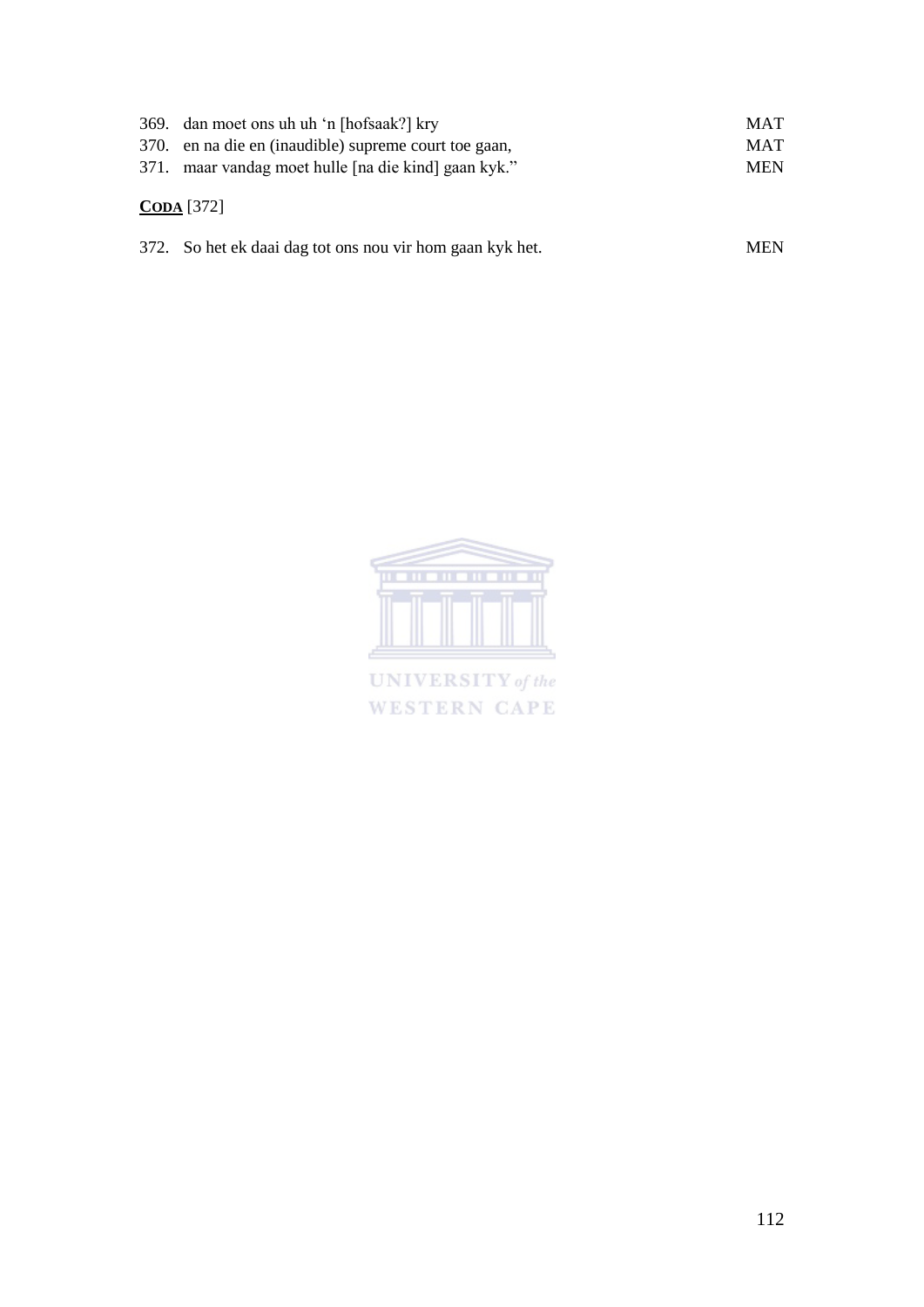369. dan moet ons uh uh 'n [hofsaak?] kry MAT
370. en na die en (inaudible) supreme court toe gaan, MAT
371. maar vandag moet hulle [na die kind] gaan kyk." MEN

**CODA** [372]

372. So het ek daai dag tot ons nou vir hom gaan kyk het. MEN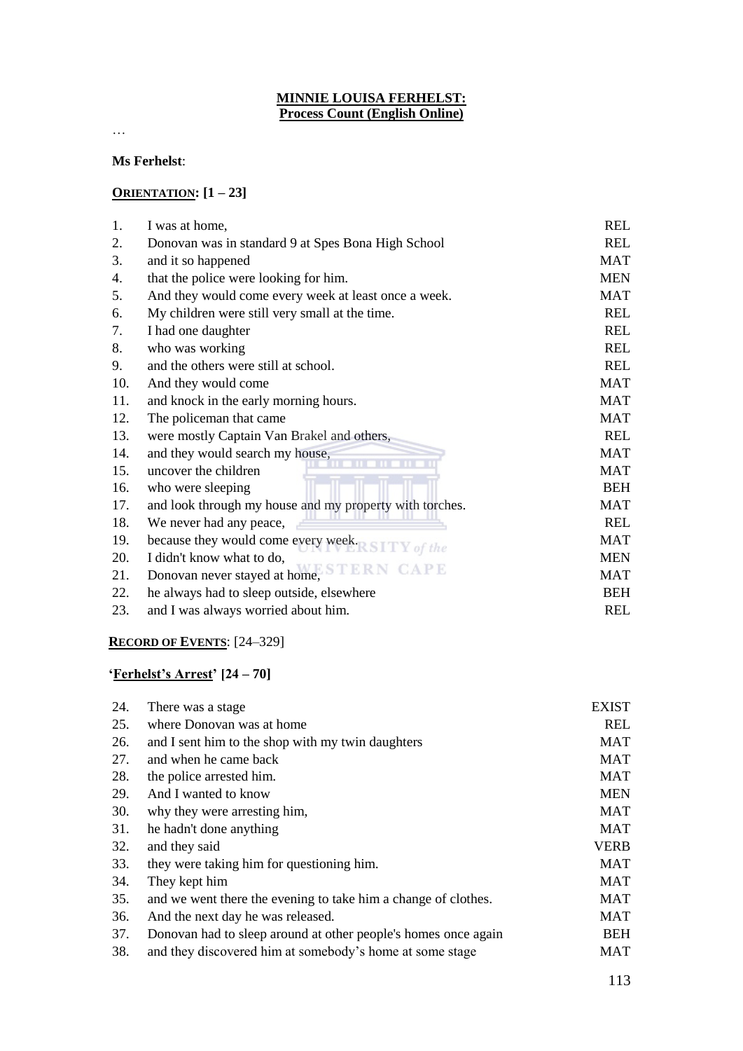**MINNIE LOUISA FERHELST:**
**Process Count (English Online)**

…

**Ms Ferhelst**:

**ORIENTATION: [1 – 23]**

| | | |
|---|---|---|
| 1. | I was at home, | REL |
| 2. | Donovan was in standard 9 at Spes Bona High School | REL |
| 3. | and it so happened | MAT |
| 4. | that the police were looking for him. | MEN |
| 5. | And they would come every week at least once a week. | MAT |
| 6. | My children were still very small at the time. | REL |
| 7. | I had one daughter | REL |
| 8. | who was working | REL |
| 9. | and the others were still at school. | REL |
| 10. | And they would come | MAT |
| 11. | and knock in the early morning hours. | MAT |
| 12. | The policeman that came | MAT |
| 13. | were mostly Captain Van Brakel and others, | REL |
| 14. | and they would search my house, | MAT |
| 15. | uncover the children | MAT |
| 16. | who were sleeping | BEH |
| 17. | and look through my house and my property with torches. | MAT |
| 18. | We never had any peace, | REL |
| 19. | because they would come every week. | MAT |
| 20. | I didn't know what to do, | MEN |
| 21. | Donovan never stayed at home, | MAT |
| 22. | he always had to sleep outside, elsewhere | BEH |
| 23. | and I was always worried about him. | REL |

**RECORD OF EVENTS**: [24–329]

**'Ferhelst's Arrest' [24 – 70]**

| | | |
|---|---|---|
| 24. | There was a stage | EXIST |
| 25. | where Donovan was at home | REL |
| 26. | and I sent him to the shop with my twin daughters | MAT |
| 27. | and when he came back | MAT |
| 28. | the police arrested him. | MAT |
| 29. | And I wanted to know | MEN |
| 30. | why they were arresting him, | MAT |
| 31. | he hadn't done anything | MAT |
| 32. | and they said | VERB |
| 33. | they were taking him for questioning him. | MAT |
| 34. | They kept him | MAT |
| 35. | and we went there the evening to take him a change of clothes. | MAT |
| 36. | And the next day he was released. | MAT |
| 37. | Donovan had to sleep around at other people's homes once again | BEH |
| 38. | and they discovered him at somebody's home at some stage | MAT |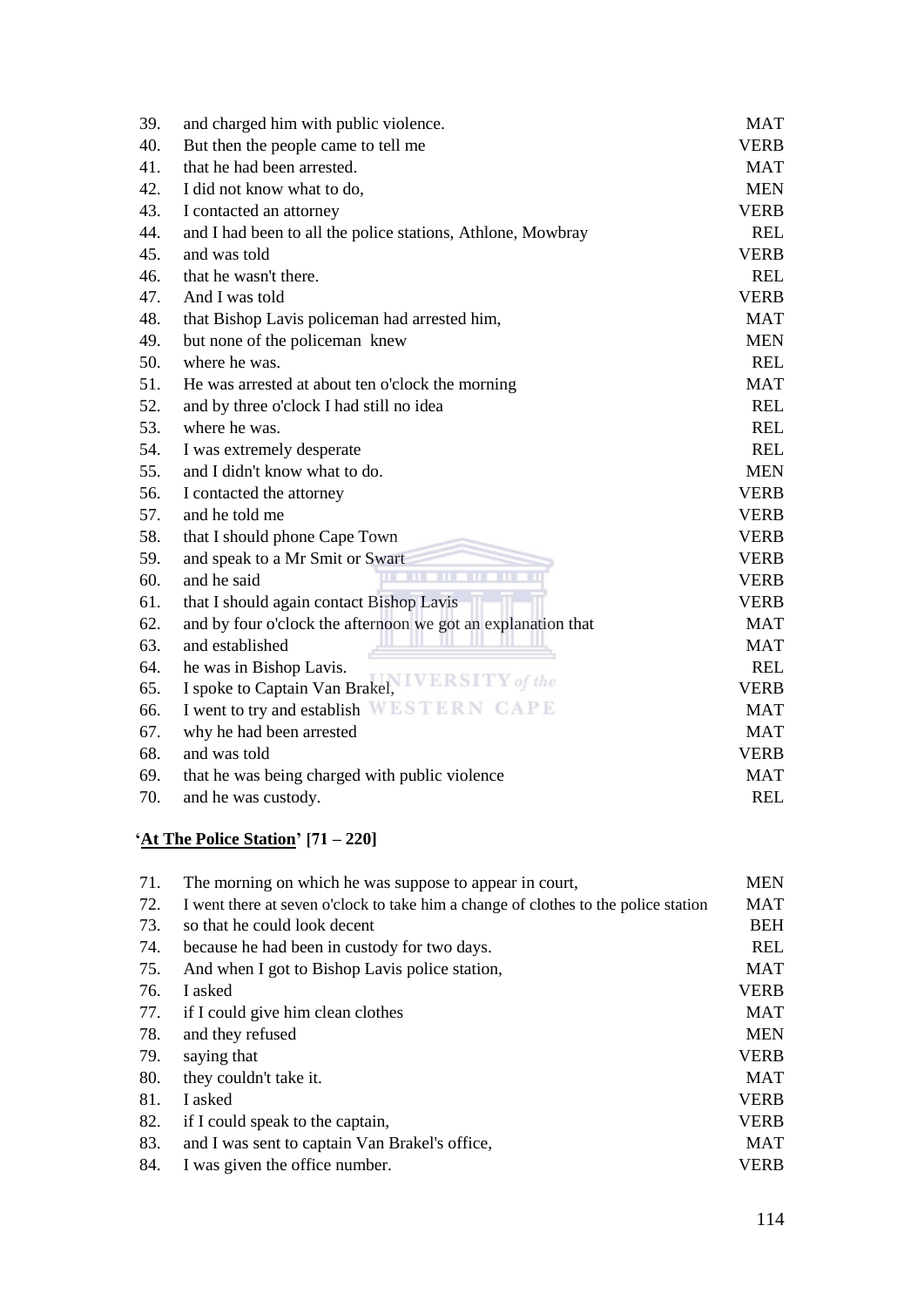| | | |
|---|---|---|
| 39. | and charged him with public violence. | MAT |
| 40. | But then the people came to tell me | VERB |
| 41. | that he had been arrested. | MAT |
| 42. | I did not know what to do, | MEN |
| 43. | I contacted an attorney | VERB |
| 44. | and I had been to all the police stations, Athlone, Mowbray | REL |
| 45. | and was told | VERB |
| 46. | that he wasn't there. | REL |
| 47. | And I was told | VERB |
| 48. | that Bishop Lavis policeman had arrested him, | MAT |
| 49. | but none of the policeman knew | MEN |
| 50. | where he was. | REL |
| 51. | He was arrested at about ten o'clock the morning | MAT |
| 52. | and by three o'clock I had still no idea | REL |
| 53. | where he was. | REL |
| 54. | I was extremely desperate | REL |
| 55. | and I didn't know what to do. | MEN |
| 56. | I contacted the attorney | VERB |
| 57. | and he told me | VERB |
| 58. | that I should phone Cape Town | VERB |
| 59. | and speak to a Mr Smit or Swart | VERB |
| 60. | and he said | VERB |
| 61. | that I should again contact Bishop Lavis | VERB |
| 62. | and by four o'clock the afternoon we got an explanation that | MAT |
| 63. | and established | MAT |
| 64. | he was in Bishop Lavis. | REL |
| 65. | I spoke to Captain Van Brakel, | VERB |
| 66. | I went to try and establish | MAT |
| 67. | why he had been arrested | MAT |
| 68. | and was told | VERB |
| 69. | that he was being charged with public violence | MAT |
| 70. | and he was custody. | REL |

**'<u>At The Police Station</u>' [71 – 220]**

| | | |
|---|---|---|
| 71. | The morning on which he was suppose to appear in court, | MEN |
| 72. | I went there at seven o'clock to take him a change of clothes to the police station | MAT |
| 73. | so that he could look decent | BEH |
| 74. | because he had been in custody for two days. | REL |
| 75. | And when I got to Bishop Lavis police station, | MAT |
| 76. | I asked | VERB |
| 77. | if I could give him clean clothes | MAT |
| 78. | and they refused | MEN |
| 79. | saying that | VERB |
| 80. | they couldn't take it. | MAT |
| 81. | I asked | VERB |
| 82. | if I could speak to the captain, | VERB |
| 83. | and I was sent to captain Van Brakel's office, | MAT |
| 84. | I was given the office number. | VERB |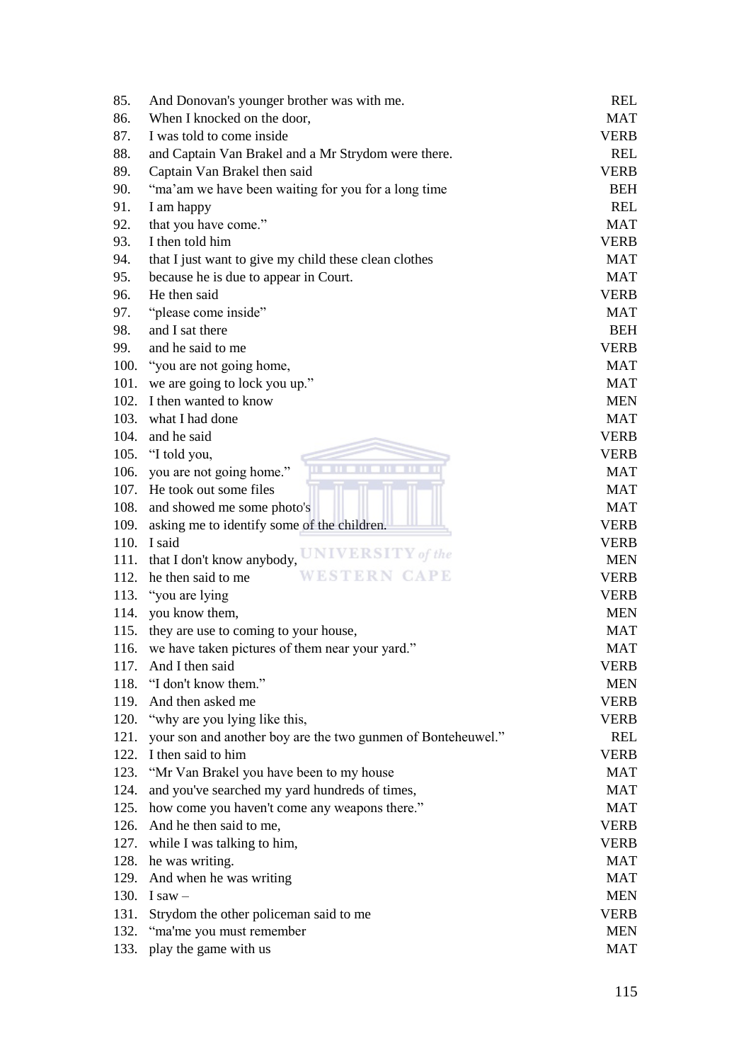| | | |
|---|---|---|
| 85. | And Donovan's younger brother was with me. | REL |
| 86. | When I knocked on the door, | MAT |
| 87. | I was told to come inside | VERB |
| 88. | and Captain Van Brakel and a Mr Strydom were there. | REL |
| 89. | Captain Van Brakel then said | VERB |
| 90. | “ma’am we have been waiting for you for a long time | BEH |
| 91. | I am happy | REL |
| 92. | that you have come.” | MAT |
| 93. | I then told him | VERB |
| 94. | that I just want to give my child these clean clothes | MAT |
| 95. | because he is due to appear in Court. | MAT |
| 96. | He then said | VERB |
| 97. | “please come inside” | MAT |
| 98. | and I sat there | BEH |
| 99. | and he said to me | VERB |
| 100. | “you are not going home, | MAT |
| 101. | we are going to lock you up.” | MAT |
| 102. | I then wanted to know | MEN |
| 103. | what I had done | MAT |
| 104. | and he said | VERB |
| 105. | “I told you, | VERB |
| 106. | you are not going home.” | MAT |
| 107. | He took out some files | MAT |
| 108. | and showed me some photo's | MAT |
| 109. | asking me to identify some of the children. | VERB |
| 110. | I said | VERB |
| 111. | that I don't know anybody, | MEN |
| 112. | he then said to me | VERB |
| 113. | “you are lying | VERB |
| 114. | you know them, | MEN |
| 115. | they are use to coming to your house, | MAT |
| 116. | we have taken pictures of them near your yard.” | MAT |
| 117. | And I then said | VERB |
| 118. | “I don't know them.” | MEN |
| 119. | And then asked me | VERB |
| 120. | “why are you lying like this, | VERB |
| 121. | your son and another boy are the two gunmen of Bonteheuwel.” | REL |
| 122. | I then said to him | VERB |
| 123. | “Mr Van Brakel you have been to my house | MAT |
| 124. | and you've searched my yard hundreds of times, | MAT |
| 125. | how come you haven't come any weapons there.” | MAT |
| 126. | And he then said to me, | VERB |
| 127. | while I was talking to him, | VERB |
| 128. | he was writing. | MAT |
| 129. | And when he was writing | MAT |
| 130. | I saw – | MEN |
| 131. | Strydom the other policeman said to me | VERB |
| 132. | “ma'me you must remember | MEN |
| 133. | play the game with us | MAT |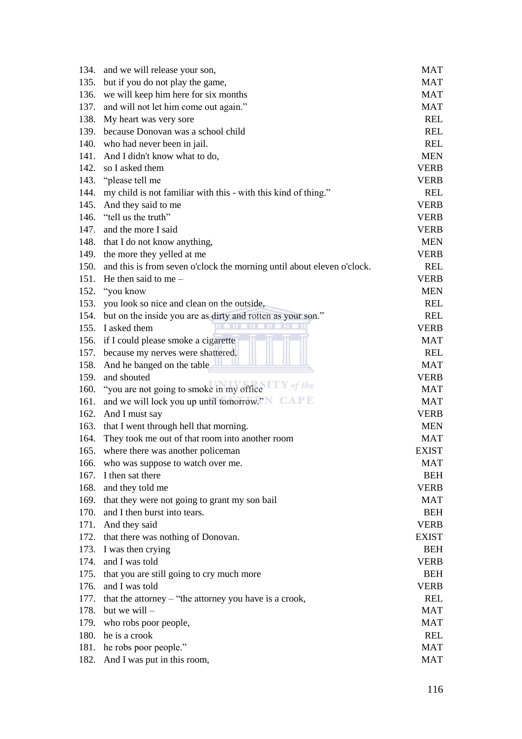| | | |
|---|---|---|
| 134. | and we will release your son, | MAT |
| 135. | but if you do not play the game, | MAT |
| 136. | we will keep him here for six months | MAT |
| 137. | and will not let him come out again." | MAT |
| 138. | My heart was very sore | REL |
| 139. | because Donovan was a school child | REL |
| 140. | who had never been in jail. | REL |
| 141. | And I didn't know what to do, | MEN |
| 142. | so I asked them | VERB |
| 143. | "please tell me | VERB |
| 144. | my child is not familiar with this - with this kind of thing." | REL |
| 145. | And they said to me | VERB |
| 146. | "tell us the truth" | VERB |
| 147. | and the more I said | VERB |
| 148. | that I do not know anything, | MEN |
| 149. | the more they yelled at me | VERB |
| 150. | and this is from seven o'clock the morning until about eleven o'clock. | REL |
| 151. | He then said to me – | VERB |
| 152. | "you know | MEN |
| 153. | you look so nice and clean on the outside, | REL |
| 154. | but on the inside you are as dirty and rotten as your son." | REL |
| 155. | I asked them | VERB |
| 156. | if I could please smoke a cigarette | MAT |
| 157. | because my nerves were shattered. | REL |
| 158. | And he banged on the table | MAT |
| 159. | and shouted | VERB |
| 160. | "you are not going to smoke in my office | MAT |
| 161. | and we will lock you up until tomorrow." | MAT |
| 162. | And I must say | VERB |
| 163. | that I went through hell that morning. | MEN |
| 164. | They took me out of that room into another room | MAT |
| 165. | where there was another policeman | EXIST |
| 166. | who was suppose to watch over me. | MAT |
| 167. | I then sat there | BEH |
| 168. | and they told me | VERB |
| 169. | that they were not going to grant my son bail | MAT |
| 170. | and I then burst into tears. | BEH |
| 171. | And they said | VERB |
| 172. | that there was nothing of Donovan. | EXIST |
| 173. | I was then crying | BEH |
| 174. | and I was told | VERB |
| 175. | that you are still going to cry much more | BEH |
| 176. | and I was told | VERB |
| 177. | that the attorney – "the attorney you have is a crook, | REL |
| 178. | but we will – | MAT |
| 179. | who robs poor people, | MAT |
| 180. | he is a crook | REL |
| 181. | he robs poor people." | MAT |
| 182. | And I was put in this room, | MAT |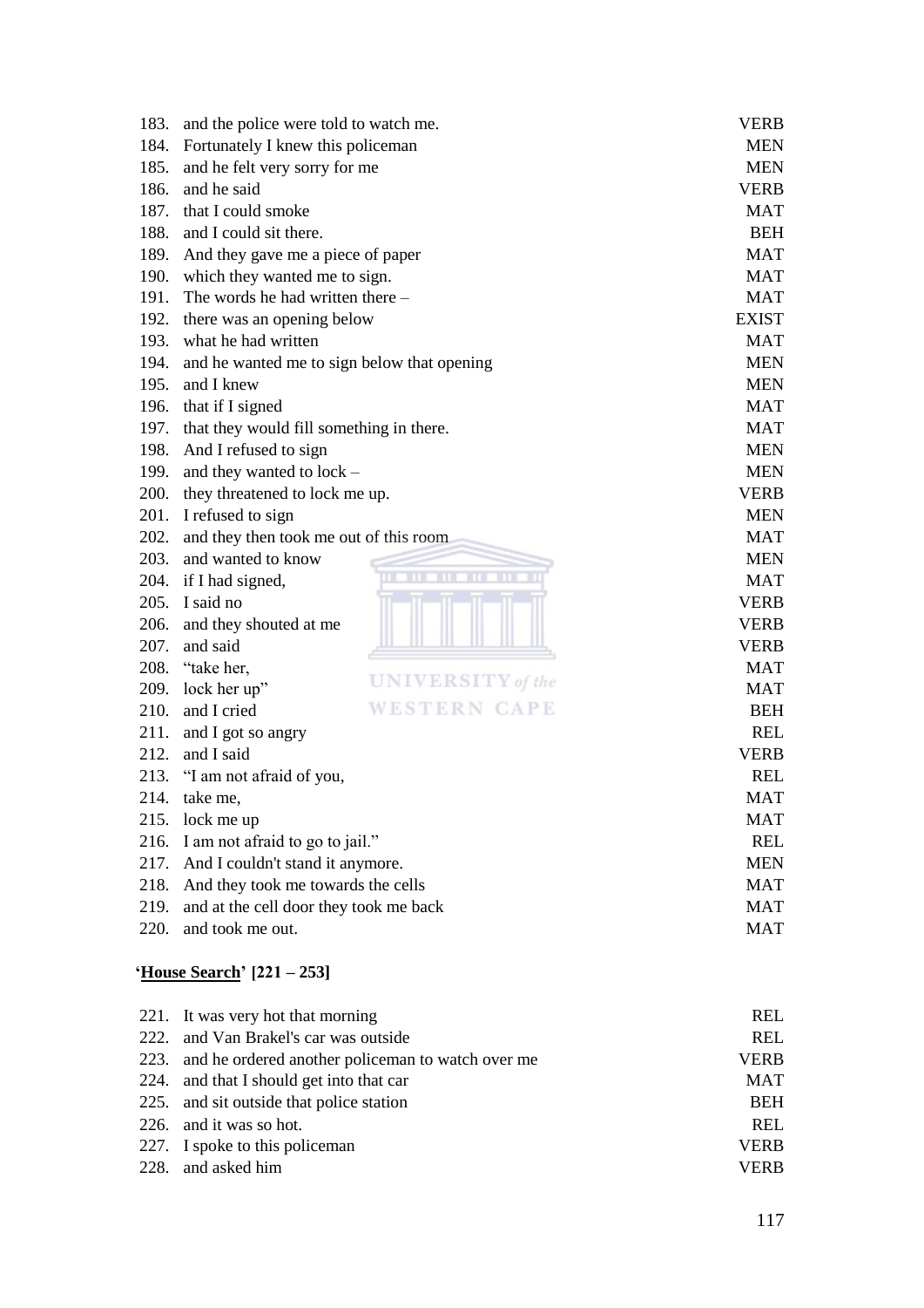183. and the police were told to watch me. VERB
184. Fortunately I knew this policeman MEN
185. and he felt very sorry for me MEN
186. and he said VERB
187. that I could smoke MAT
188. and I could sit there. BEH
189. And they gave me a piece of paper MAT
190. which they wanted me to sign. MAT
191. The words he had written there – MAT
192. there was an opening below EXIST
193. what he had written MAT
194. and he wanted me to sign below that opening MEN
195. and I knew MEN
196. that if I signed MAT
197. that they would fill something in there. MAT
198. And I refused to sign MEN
199. and they wanted to lock – MEN
200. they threatened to lock me up. VERB
201. I refused to sign MEN
202. and they then took me out of this room MAT
203. and wanted to know MEN
204. if I had signed, MAT
205. I said no VERB
206. and they shouted at me VERB
207. and said VERB
208. "take her, MAT
209. lock her up" MAT
210. and I cried BEH
211. and I got so angry REL
212. and I said VERB
213. "I am not afraid of you, REL
214. take me, MAT
215. lock me up MAT
216. I am not afraid to go to jail." REL
217. And I couldn't stand it anymore. MEN
218. And they took me towards the cells MAT
219. and at the cell door they took me back MAT
220. and took me out. MAT

**'<u>House Search</u>' [221 – 253]**

221. It was very hot that morning REL
222. and Van Brakel's car was outside REL
223. and he ordered another policeman to watch over me VERB
224. and that I should get into that car MAT
225. and sit outside that police station BEH
226. and it was so hot. REL
227. I spoke to this policeman VERB
228. and asked him VERB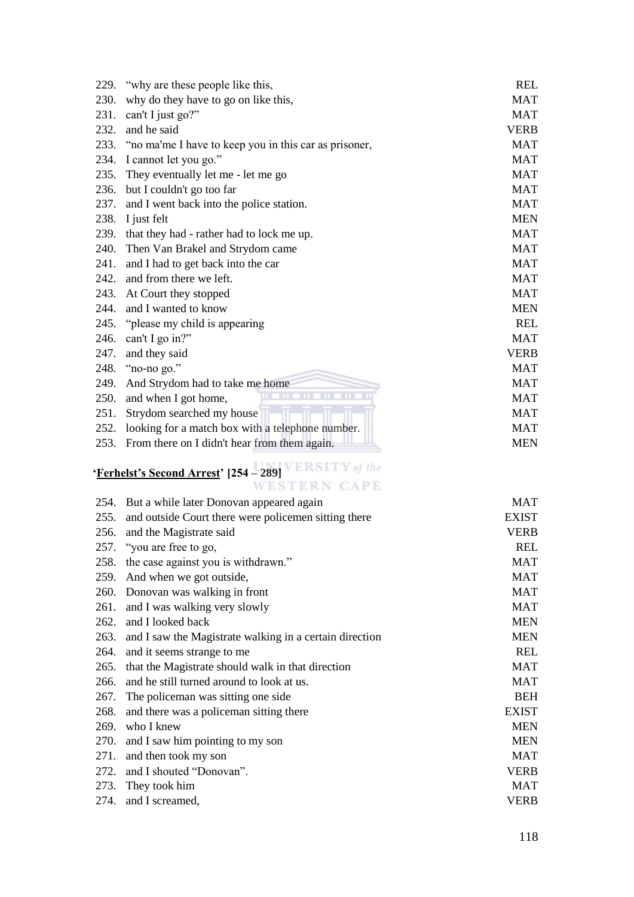| | | |
|---|---|---|
| 229. | "why are these people like this, | REL |
| 230. | why do they have to go on like this, | MAT |
| 231. | can't I just go?" | MAT |
| 232. | and he said | VERB |
| 233. | "no ma'me I have to keep you in this car as prisoner, | MAT |
| 234. | I cannot let you go." | MAT |
| 235. | They eventually let me - let me go | MAT |
| 236. | but I couldn't go too far | MAT |
| 237. | and I went back into the police station. | MAT |
| 238. | I just felt | MEN |
| 239. | that they had - rather had to lock me up. | MAT |
| 240. | Then Van Brakel and Strydom came | MAT |
| 241. | and I had to get back into the car | MAT |
| 242. | and from there we left. | MAT |
| 243. | At Court they stopped | MAT |
| 244. | and I wanted to know | MEN |
| 245. | "please my child is appearing | REL |
| 246. | can't I go in?" | MAT |
| 247. | and they said | VERB |
| 248. | "no-no go." | MAT |
| 249. | And Strydom had to take me home | MAT |
| 250. | and when I got home, | MAT |
| 251. | Strydom searched my house | MAT |
| 252. | looking for a match box with a telephone number. | MAT |
| 253. | From there on I didn't hear from them again. | MEN |

**'Ferhelst's Second Arrest' [254 – 289]**

| | | |
|---|---|---|
| 254. | But a while later Donovan appeared again | MAT |
| 255. | and outside Court there were policemen sitting there | EXIST |
| 256. | and the Magistrate said | VERB |
| 257. | "you are free to go, | REL |
| 258. | the case against you is withdrawn." | MAT |
| 259. | And when we got outside, | MAT |
| 260. | Donovan was walking in front | MAT |
| 261. | and I was walking very slowly | MAT |
| 262. | and I looked back | MEN |
| 263. | and I saw the Magistrate walking in a certain direction | MEN |
| 264. | and it seems strange to me | REL |
| 265. | that the Magistrate should walk in that direction | MAT |
| 266. | and he still turned around to look at us. | MAT |
| 267. | The policeman was sitting one side | BEH |
| 268. | and there was a policeman sitting there | EXIST |
| 269. | who I knew | MEN |
| 270. | and I saw him pointing to my son | MEN |
| 271. | and then took my son | MAT |
| 272. | and I shouted "Donovan". | VERB |
| 273. | They took him | MAT |
| 274. | and I screamed, | VERB |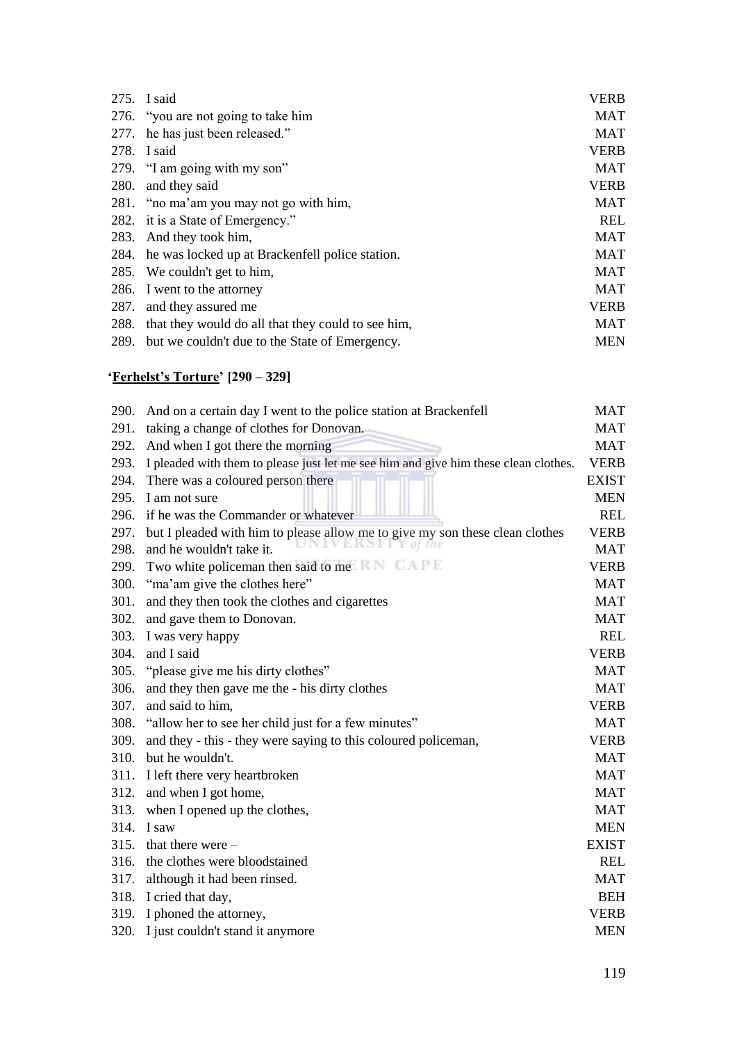275. I said VERB
276. "you are not going to take him MAT
277. he has just been released." MAT
278. I said VERB
279. "I am going with my son" MAT
280. and they said VERB
281. "no ma'am you may not go with him, MAT
282. it is a State of Emergency." REL
283. And they took him, MAT
284. he was locked up at Brackenfell police station. MAT
285. We couldn't get to him, MAT
286. I went to the attorney MAT
287. and they assured me VERB
288. that they would do all that they could to see him, MAT
289. but we couldn't due to the State of Emergency. MEN

**'<u>Ferhelst's Torture</u>' [290 – 329]**

290. And on a certain day I went to the police station at Brackenfell MAT
291. taking a change of clothes for Donovan. MAT
292. And when I got there the morning MAT
293. I pleaded with them to please just let me see him and give him these clean clothes. VERB
294. There was a coloured person there EXIST
295. I am not sure MEN
296. if he was the Commander or whatever REL
297. but I pleaded with him to please allow me to give my son these clean clothes VERB
298. and he wouldn't take it. MAT
299. Two white policeman then said to me VERB
300. "ma'am give the clothes here" MAT
301. and they then took the clothes and cigarettes MAT
302. and gave them to Donovan. MAT
303. I was very happy REL
304. and I said VERB
305. "please give me his dirty clothes" MAT
306. and they then gave me the - his dirty clothes MAT
307. and said to him, VERB
308. "allow her to see her child just for a few minutes" MAT
309. and they - this - they were saying to this coloured policeman, VERB
310. but he wouldn't. MAT
311. I left there very heartbroken MAT
312. and when I got home, MAT
313. when I opened up the clothes, MAT
314. I saw MEN
315. that there were – EXIST
316. the clothes were bloodstained REL
317. although it had been rinsed. MAT
318. I cried that day, BEH
319. I phoned the attorney, VERB
320. I just couldn't stand it anymore MEN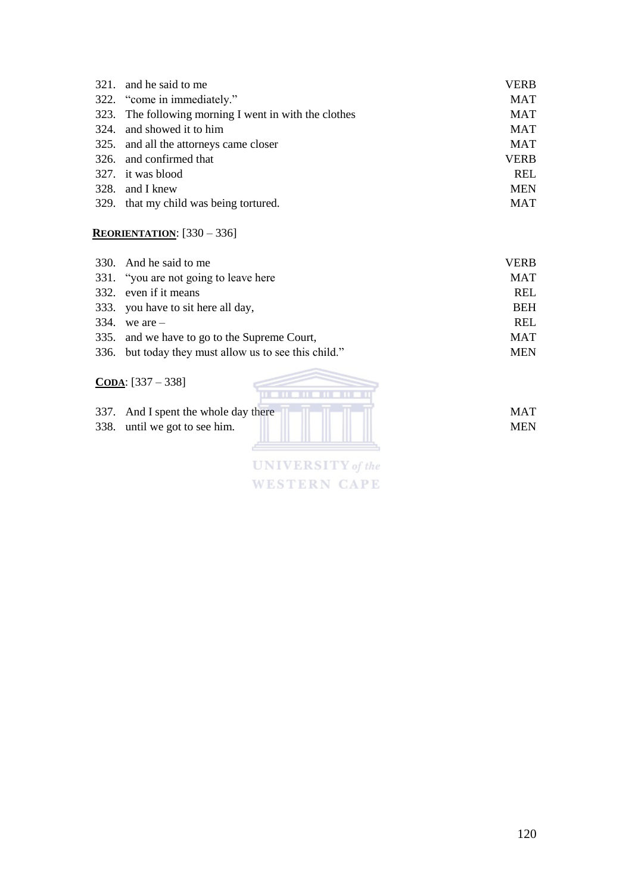| | | |
|---|---|---|
| 321. | and he said to me | VERB |
| 322. | "come in immediately." | MAT |
| 323. | The following morning I went in with the clothes | MAT |
| 324. | and showed it to him | MAT |
| 325. | and all the attorneys came closer | MAT |
| 326. | and confirmed that | VERB |
| 327. | it was blood | REL |
| 328. | and I knew | MEN |
| 329. | that my child was being tortured. | MAT |

**REORIENTATION**: [330 – 336]

| | | |
|---|---|---|
| 330. | And he said to me | VERB |
| 331. | "you are not going to leave here | MAT |
| 332. | even if it means | REL |
| 333. | you have to sit here all day, | BEH |
| 334. | we are – | REL |
| 335. | and we have to go to the Supreme Court, | MAT |
| 336. | but today they must allow us to see this child." | MEN |

**CODA**: [337 – 338]

| | | |
|---|---|---|
| 337. | And I spent the whole day there | MAT |
| 338. | until we got to see him. | MEN |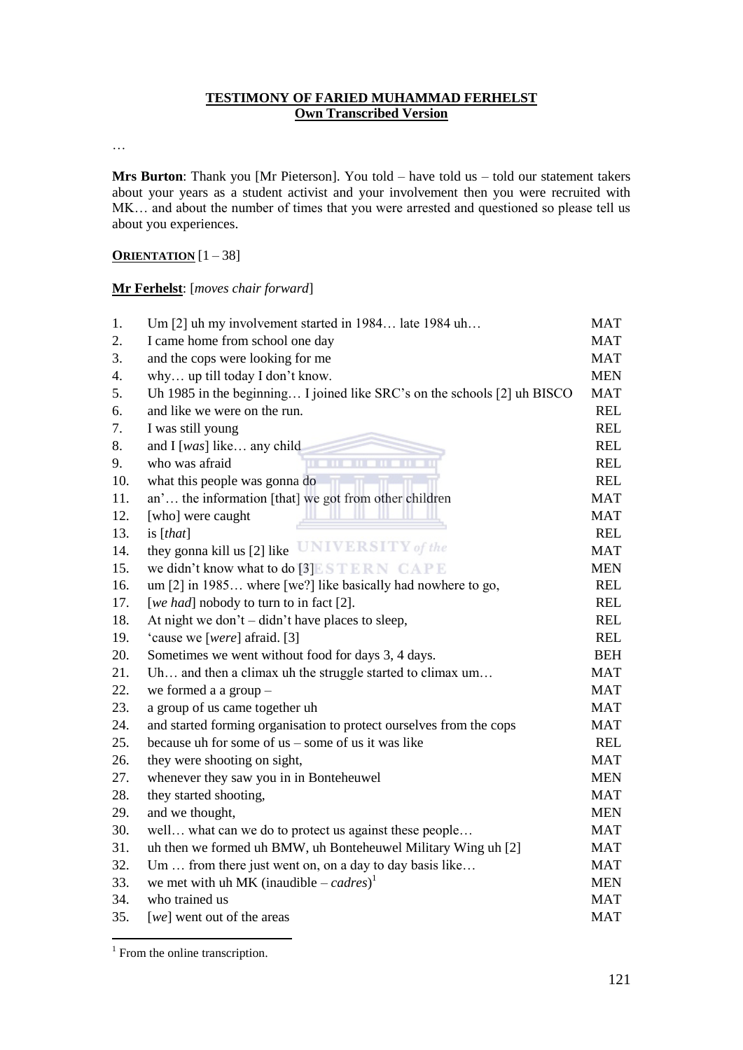**TESTIMONY OF FARIED MUHAMMAD FERHELST**
**Own Transcribed Version**

…

**Mrs Burton**: Thank you [Mr Pieterson]. You told – have told us – told our statement takers about your years as a student activist and your involvement then you were recruited with MK… and about the number of times that you were arrested and questioned so please tell us about you experiences.

**ORIENTATION** [1 – 38]

**Mr Ferhelst**: [*moves chair forward*]

| | | |
|---|---|---|
| 1. | Um [2] uh my involvement started in 1984… late 1984 uh… | MAT |
| 2. | I came home from school one day | MAT |
| 3. | and the cops were looking for me | MAT |
| 4. | why… up till today I don't know. | MEN |
| 5. | Uh 1985 in the beginning… I joined like SRC's on the schools [2] uh BISCO | MAT |
| 6. | and like we were on the run. | REL |
| 7. | I was still young | REL |
| 8. | and I [*was*] like… any child | REL |
| 9. | who was afraid | REL |
| 10. | what this people was gonna do | REL |
| 11. | an'… the information [that] we got from other children | MAT |
| 12. | [who] were caught | MAT |
| 13. | is [*that*] | REL |
| 14. | they gonna kill us [2] like | MAT |
| 15. | we didn't know what to do [3] | MEN |
| 16. | um [2] in 1985… where [we?] like basically had nowhere to go, | REL |
| 17. | [*we had*] nobody to turn to in fact [2]. | REL |
| 18. | At night we don't – didn't have places to sleep, | REL |
| 19. | 'cause we [*were*] afraid. [3] | REL |
| 20. | Sometimes we went without food for days 3, 4 days. | BEH |
| 21. | Uh… and then a climax uh the struggle started to climax um… | MAT |
| 22. | we formed a a group – | MAT |
| 23. | a group of us came together uh | MAT |
| 24. | and started forming organisation to protect ourselves from the cops | MAT |
| 25. | because uh for some of us – some of us it was like | REL |
| 26. | they were shooting on sight, | MAT |
| 27. | whenever they saw you in in Bonteheuwel | MEN |
| 28. | they started shooting, | MAT |
| 29. | and we thought, | MEN |
| 30. | well… what can we do to protect us against these people… | MAT |
| 31. | uh then we formed uh BMW, uh Bonteheuwel Military Wing uh [2] | MAT |
| 32. | Um … from there just went on, on a day to day basis like… | MAT |
| 33. | we met with uh MK (inaudible – *cadres*)[1] | MEN |
| 34. | who trained us | MAT |
| 35. | [*we*] went out of the areas | MAT |

[1] From the online transcription.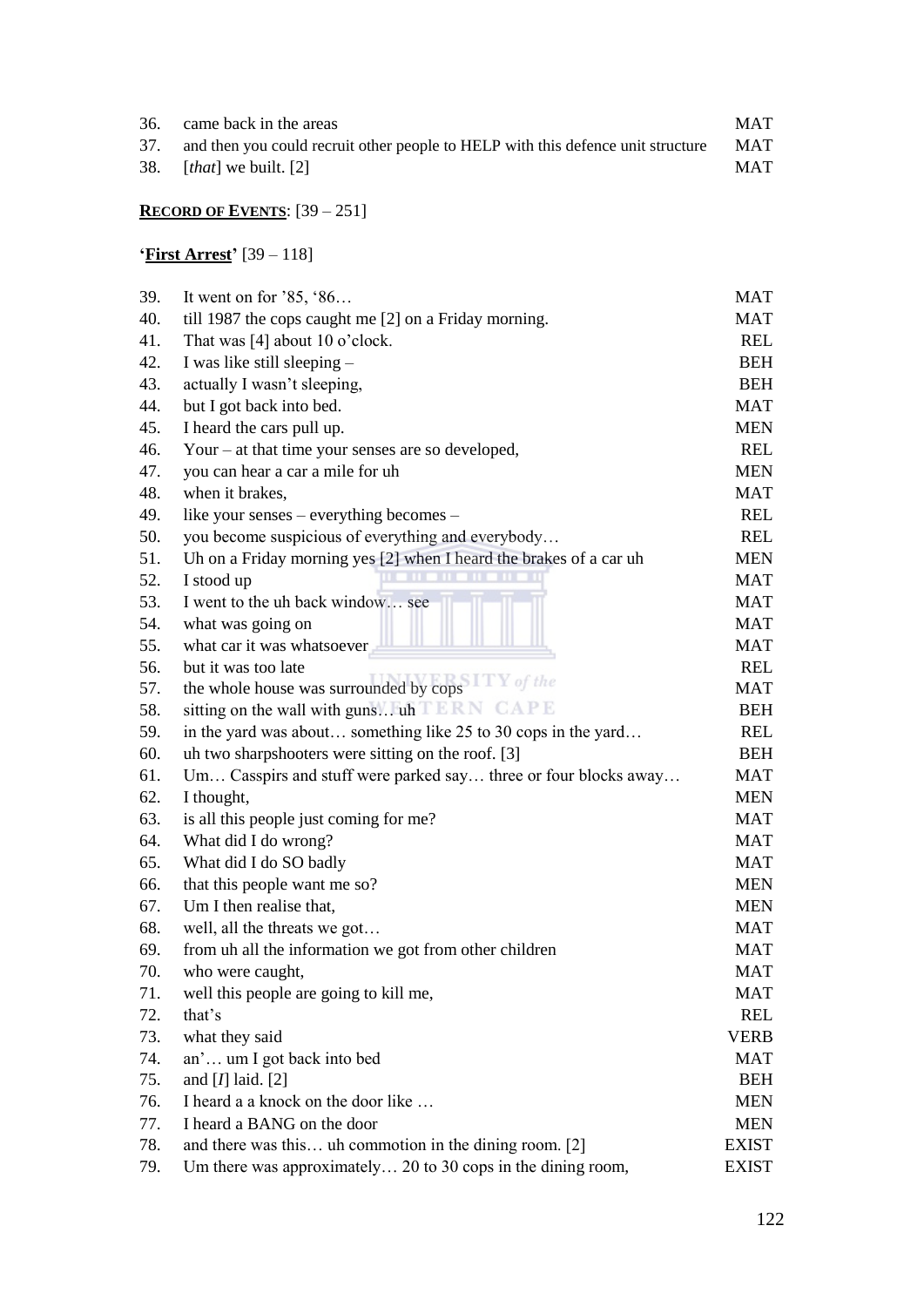| | | |
|---|---|---|
| 36. | came back in the areas | MAT |
| 37. | and then you could recruit other people to HELP with this defence unit structure | MAT |
| 38. | [*that*] we built. [2] | MAT |

**RECORD OF EVENTS**: [39 – 251]

**'First Arrest'** [39 – 118]

| | | |
|---|---|---|
| 39. | It went on for '85, '86… | MAT |
| 40. | till 1987 the cops caught me [2] on a Friday morning. | MAT |
| 41. | That was [4] about 10 o'clock. | REL |
| 42. | I was like still sleeping – | BEH |
| 43. | actually I wasn't sleeping, | BEH |
| 44. | but I got back into bed. | MAT |
| 45. | I heard the cars pull up. | MEN |
| 46. | Your – at that time your senses are so developed, | REL |
| 47. | you can hear a car a mile for uh | MEN |
| 48. | when it brakes, | MAT |
| 49. | like your senses – everything becomes – | REL |
| 50. | you become suspicious of everything and everybody… | REL |
| 51. | Uh on a Friday morning yes [2] when I heard the brakes of a car uh | MEN |
| 52. | I stood up | MAT |
| 53. | I went to the uh back window… see | MAT |
| 54. | what was going on | MAT |
| 55. | what car it was whatsoever | MAT |
| 56. | but it was too late | REL |
| 57. | the whole house was surrounded by cops | MAT |
| 58. | sitting on the wall with guns… uh | BEH |
| 59. | in the yard was about… something like 25 to 30 cops in the yard… | REL |
| 60. | uh two sharpshooters were sitting on the roof. [3] | BEH |
| 61. | Um… Casspirs and stuff were parked say… three or four blocks away… | MAT |
| 62. | I thought, | MEN |
| 63. | is all this people just coming for me? | MAT |
| 64. | What did I do wrong? | MAT |
| 65. | What did I do SO badly | MAT |
| 66. | that this people want me so? | MEN |
| 67. | Um I then realise that, | MEN |
| 68. | well, all the threats we got… | MAT |
| 69. | from uh all the information we got from other children | MAT |
| 70. | who were caught, | MAT |
| 71. | well this people are going to kill me, | MAT |
| 72. | that's | REL |
| 73. | what they said | VERB |
| 74. | an'… um I got back into bed | MAT |
| 75. | and [*I*] laid. [2] | BEH |
| 76. | I heard a a knock on the door like … | MEN |
| 77. | I heard a BANG on the door | MEN |
| 78. | and there was this… uh commotion in the dining room. [2] | EXIST |
| 79. | Um there was approximately… 20 to 30 cops in the dining room, | EXIST |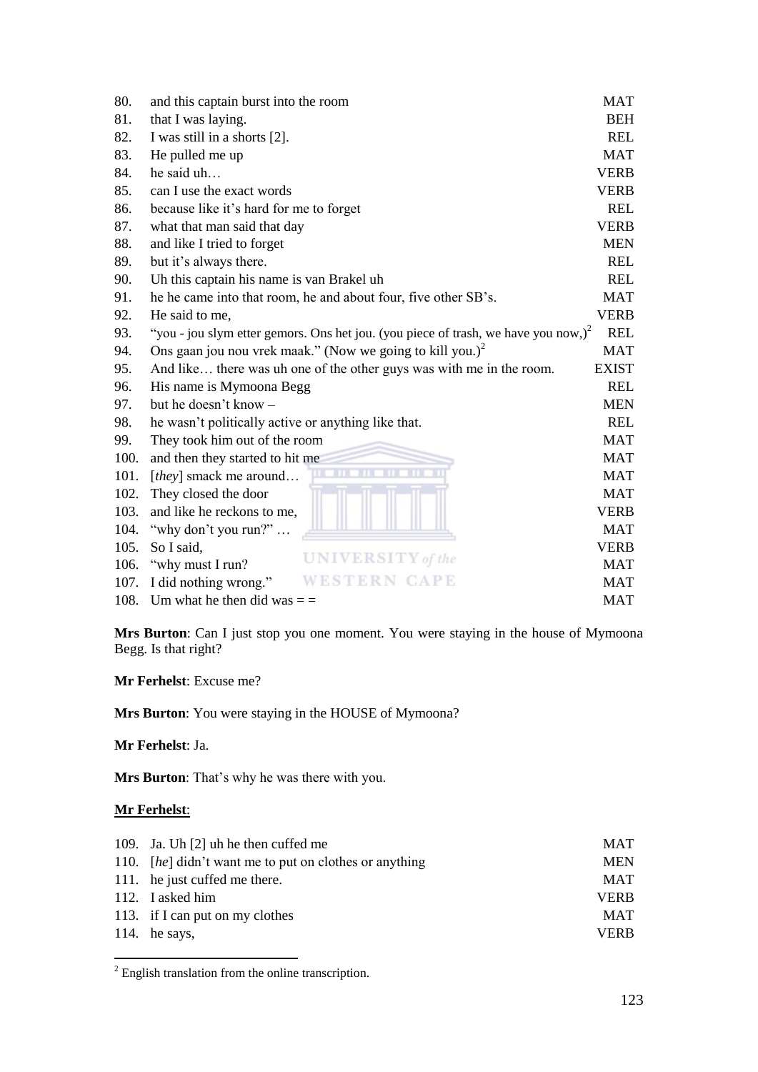| | | |
|---|---|---|
| 80. | and this captain burst into the room | MAT |
| 81. | that I was laying. | BEH |
| 82. | I was still in a shorts [2]. | REL |
| 83. | He pulled me up | MAT |
| 84. | he said uh… | VERB |
| 85. | can I use the exact words | VERB |
| 86. | because like it's hard for me to forget | REL |
| 87. | what that man said that day | VERB |
| 88. | and like I tried to forget | MEN |
| 89. | but it's always there. | REL |
| 90. | Uh this captain his name is van Brakel uh | REL |
| 91. | he he came into that room, he and about four, five other SB's. | MAT |
| 92. | He said to me, | VERB |
| 93. | "you - jou slym etter gemors. Ons het jou. (you piece of trash, we have you now,)[2] | REL |
| 94. | Ons gaan jou nou vrek maak." (Now we going to kill you.)[2] | MAT |
| 95. | And like… there was uh one of the other guys was with me in the room. | EXIST |
| 96. | His name is Mymoona Begg | REL |
| 97. | but he doesn't know – | MEN |
| 98. | he wasn't politically active or anything like that. | REL |
| 99. | They took him out of the room | MAT |
| 100. | and then they started to hit me | MAT |
| 101. | [*they*] smack me around… | MAT |
| 102. | They closed the door | MAT |
| 103. | and like he reckons to me, | VERB |
| 104. | "why don't you run?" … | MAT |
| 105. | So I said, | VERB |
| 106. | "why must I run? | MAT |
| 107. | I did nothing wrong." | MAT |
| 108. | Um what he then did was = = | MAT |

**Mrs Burton**: Can I just stop you one moment. You were staying in the house of Mymoona Begg. Is that right?

**Mr Ferhelst**: Excuse me?

**Mrs Burton**: You were staying in the HOUSE of Mymoona?

**Mr Ferhelst**: Ja.

**Mrs Burton**: That's why he was there with you.

**Mr Ferhelst**:

| | | |
|---|---|---|
| 109. | Ja. Uh [2] uh he then cuffed me | MAT |
| 110. | [*he*] didn't want me to put on clothes or anything | MEN |
| 111. | he just cuffed me there. | MAT |
| 112. | I asked him | VERB |
| 113. | if I can put on my clothes | MAT |
| 114. | he says, | VERB |

[2] English translation from the online transcription.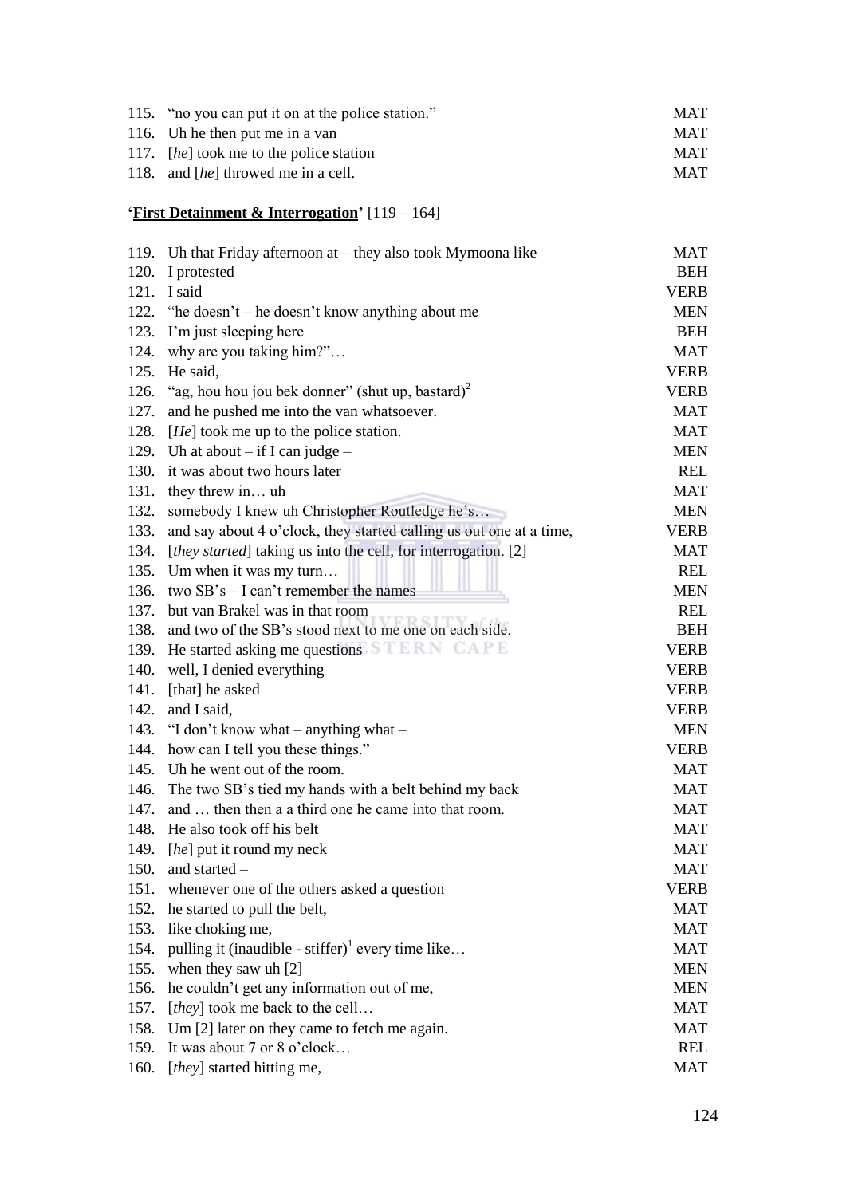| | | |
|---|---|---|
| 115. | "no you can put it on at the police station." | MAT |
| 116. | Uh he then put me in a van | MAT |
| 117. | [*he*] took me to the police station | MAT |
| 118. | and [*he*] throwed me in a cell. | MAT |

**'First Detainment & Interrogation'** [119 – 164]

| | | |
|---|---|---|
| 119. | Uh that Friday afternoon at – they also took Mymoona like | MAT |
| 120. | I protested | BEH |
| 121. | I said | VERB |
| 122. | "he doesn't – he doesn't know anything about me | MEN |
| 123. | I'm just sleeping here | BEH |
| 124. | why are you taking him?"… | MAT |
| 125. | He said, | VERB |
| 126. | "ag, hou hou jou bek donner" (shut up, bastard)[2] | VERB |
| 127. | and he pushed me into the van whatsoever. | MAT |
| 128. | [*He*] took me up to the police station. | MAT |
| 129. | Uh at about – if I can judge – | MEN |
| 130. | it was about two hours later | REL |
| 131. | they threw in… uh | MAT |
| 132. | somebody I knew uh Christopher Routledge he's… | MEN |
| 133. | and say about 4 o'clock, they started calling us out one at a time, | VERB |
| 134. | [*they started*] taking us into the cell, for interrogation. [2] | MAT |
| 135. | Um when it was my turn… | REL |
| 136. | two SB's – I can't remember the names | MEN |
| 137. | but van Brakel was in that room | REL |
| 138. | and two of the SB's stood next to me one on each side. | BEH |
| 139. | He started asking me questions | VERB |
| 140. | well, I denied everything | VERB |
| 141. | [that] he asked | VERB |
| 142. | and I said, | VERB |
| 143. | "I don't know what – anything what – | MEN |
| 144. | how can I tell you these things." | VERB |
| 145. | Uh he went out of the room. | MAT |
| 146. | The two SB's tied my hands with a belt behind my back | MAT |
| 147. | and … then then a a third one he came into that room. | MAT |
| 148. | He also took off his belt | MAT |
| 149. | [*he*] put it round my neck | MAT |
| 150. | and started – | MAT |
| 151. | whenever one of the others asked a question | VERB |
| 152. | he started to pull the belt, | MAT |
| 153. | like choking me, | MAT |
| 154. | pulling it (inaudible - stiffer)[1] every time like… | MAT |
| 155. | when they saw uh [2] | MEN |
| 156. | he couldn't get any information out of me, | MEN |
| 157. | [*they*] took me back to the cell… | MAT |
| 158. | Um [2] later on they came to fetch me again. | MAT |
| 159. | It was about 7 or 8 o'clock… | REL |
| 160. | [*they*] started hitting me, | MAT |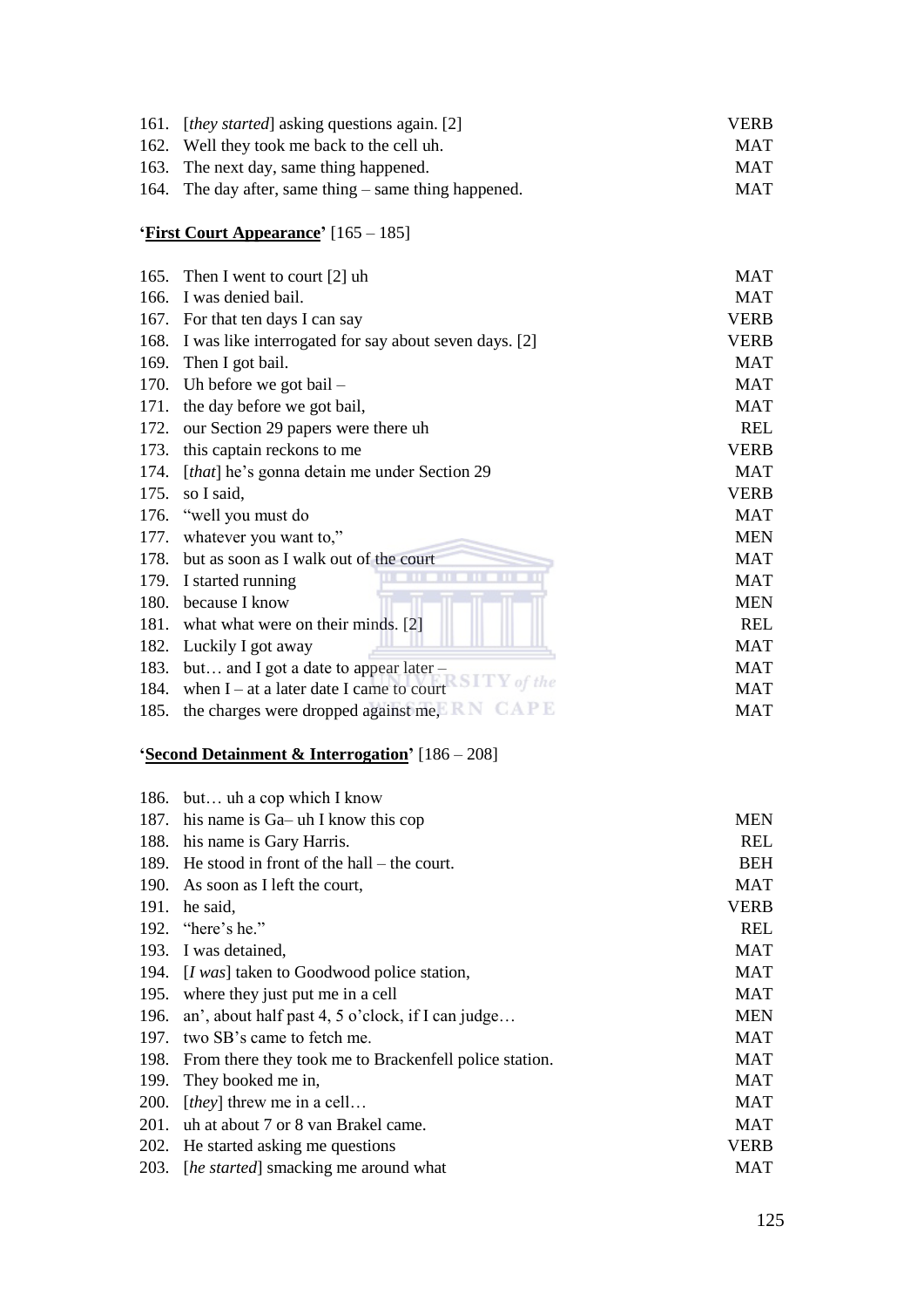| | | |
|---|---|---|
| 161. | [*they started*] asking questions again. [2] | VERB |
| 162. | Well they took me back to the cell uh. | MAT |
| 163. | The next day, same thing happened. | MAT |
| 164. | The day after, same thing – same thing happened. | MAT |

**'First Court Appearance'** [165 – 185]

| | | |
|---|---|---|
| 165. | Then I went to court [2] uh | MAT |
| 166. | I was denied bail. | MAT |
| 167. | For that ten days I can say | VERB |
| 168. | I was like interrogated for say about seven days. [2] | VERB |
| 169. | Then I got bail. | MAT |
| 170. | Uh before we got bail – | MAT |
| 171. | the day before we got bail, | MAT |
| 172. | our Section 29 papers were there uh | REL |
| 173. | this captain reckons to me | VERB |
| 174. | [*that*] he's gonna detain me under Section 29 | MAT |
| 175. | so I said, | VERB |
| 176. | "well you must do | MAT |
| 177. | whatever you want to," | MEN |
| 178. | but as soon as I walk out of the court | MAT |
| 179. | I started running | MAT |
| 180. | because I know | MEN |
| 181. | what what were on their minds. [2] | REL |
| 182. | Luckily I got away | MAT |
| 183. | but… and I got a date to appear later – | MAT |
| 184. | when I – at a later date I came to court | MAT |
| 185. | the charges were dropped against me, | MAT |

**'Second Detainment & Interrogation'** [186 – 208]

| | | |
|---|---|---|
| 186. | but… uh a cop which I know | |
| 187. | his name is Ga– uh I know this cop | MEN |
| 188. | his name is Gary Harris. | REL |
| 189. | He stood in front of the hall – the court. | BEH |
| 190. | As soon as I left the court, | MAT |
| 191. | he said, | VERB |
| 192. | "here's he." | REL |
| 193. | I was detained, | MAT |
| 194. | [*I was*] taken to Goodwood police station, | MAT |
| 195. | where they just put me in a cell | MAT |
| 196. | an', about half past 4, 5 o'clock, if I can judge… | MEN |
| 197. | two SB's came to fetch me. | MAT |
| 198. | From there they took me to Brackenfell police station. | MAT |
| 199. | They booked me in, | MAT |
| 200. | [*they*] threw me in a cell… | MAT |
| 201. | uh at about 7 or 8 van Brakel came. | MAT |
| 202. | He started asking me questions | VERB |
| 203. | [*he started*] smacking me around what | MAT |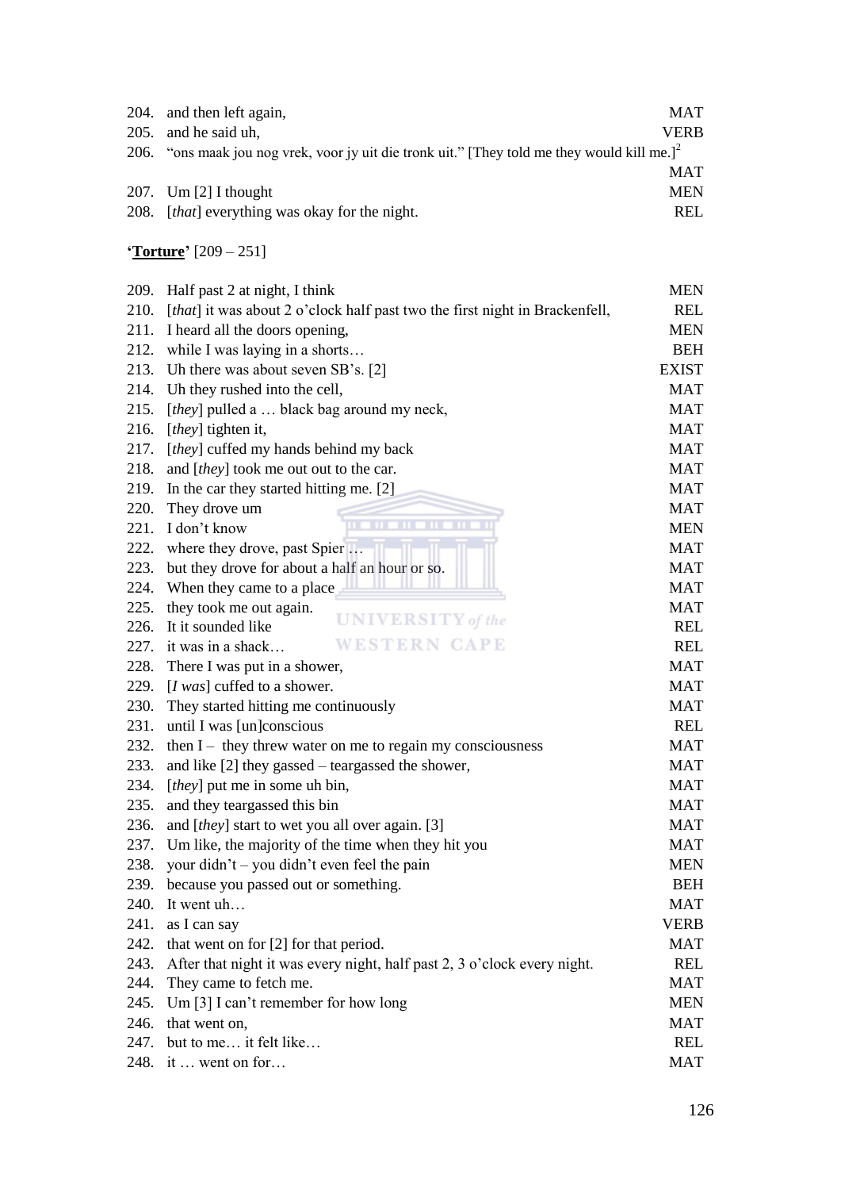| | | |
|---|---|---|
| 204. | and then left again, | MAT |
| 205. | and he said uh, | VERB |
| 206. | "ons maak jou nog vrek, voor jy uit die tronk uit." [They told me they would kill me.][2] | MAT |
| 207. | Um [2] I thought | MEN |
| 208. | [*that*] everything was okay for the night. | REL |

**'<u>Torture</u>'** [209 – 251]

| | | |
|---|---|---|
| 209. | Half past 2 at night, I think | MEN |
| 210. | [*that*] it was about 2 o'clock half past two the first night in Brackenfell, | REL |
| 211. | I heard all the doors opening, | MEN |
| 212. | while I was laying in a shorts… | BEH |
| 213. | Uh there was about seven SB's. [2] | EXIST |
| 214. | Uh they rushed into the cell, | MAT |
| 215. | [*they*] pulled a … black bag around my neck, | MAT |
| 216. | [*they*] tighten it, | MAT |
| 217. | [*they*] cuffed my hands behind my back | MAT |
| 218. | and [*they*] took me out out to the car. | MAT |
| 219. | In the car they started hitting me. [2] | MAT |
| 220. | They drove um | MAT |
| 221. | I don't know | MEN |
| 222. | where they drove, past Spier … | MAT |
| 223. | but they drove for about a half an hour or so. | MAT |
| 224. | When they came to a place | MAT |
| 225. | they took me out again. | MAT |
| 226. | It it sounded like | REL |
| 227. | it was in a shack… | REL |
| 228. | There I was put in a shower, | MAT |
| 229. | [*I was*] cuffed to a shower. | MAT |
| 230. | They started hitting me continuously | MAT |
| 231. | until I was [un]conscious | REL |
| 232. | then I – they threw water on me to regain my consciousness | MAT |
| 233. | and like [2] they gassed – teargassed the shower, | MAT |
| 234. | [*they*] put me in some uh bin, | MAT |
| 235. | and they teargassed this bin | MAT |
| 236. | and [*they*] start to wet you all over again. [3] | MAT |
| 237. | Um like, the majority of the time when they hit you | MAT |
| 238. | your didn't – you didn't even feel the pain | MEN |
| 239. | because you passed out or something. | BEH |
| 240. | It went uh… | MAT |
| 241. | as I can say | VERB |
| 242. | that went on for [2] for that period. | MAT |
| 243. | After that night it was every night, half past 2, 3 o'clock every night. | REL |
| 244. | They came to fetch me. | MAT |
| 245. | Um [3] I can't remember for how long | MEN |
| 246. | that went on, | MAT |
| 247. | but to me… it felt like… | REL |
| 248. | it … went on for… | MAT |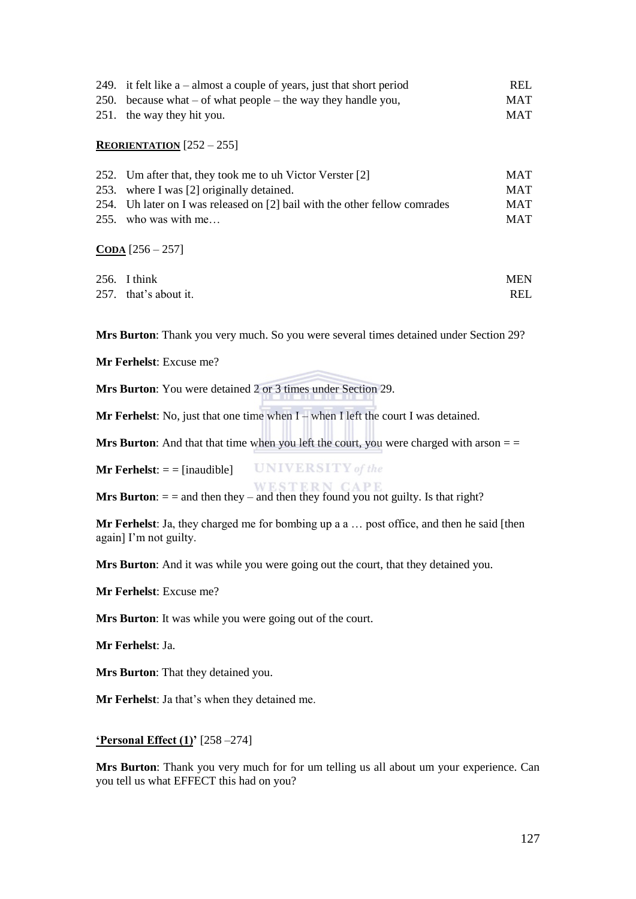| | | |
|---|---|---|
| 249. | it felt like a – almost a couple of years, just that short period | REL |
| 250. | because what – of what people – the way they handle you, | MAT |
| 251. | the way they hit you. | MAT |

**<u>REORIENTATION</u>** [252 – 255]

| | | |
|---|---|---|
| 252. | Um after that, they took me to uh Victor Verster [2] | MAT |
| 253. | where I was [2] originally detained. | MAT |
| 254. | Uh later on I was released on [2] bail with the other fellow comrades | MAT |
| 255. | who was with me… | MAT |

**<u>CODA</u>** [256 – 257]

| | | |
|---|---|---|
| 256. | I think | MEN |
| 257. | that's about it. | REL |

**Mrs Burton**: Thank you very much. So you were several times detained under Section 29?

**Mr Ferhelst**: Excuse me?

**Mrs Burton**: You were detained 2 or 3 times under Section 29.

**Mr Ferhelst**: No, just that one time when I – when I left the court I was detained.

**Mrs Burton**: And that that time when you left the court, you were charged with arson = =

**Mr Ferhelst**: = = [inaudible]

**Mrs Burton**: = = and then they – and then they found you not guilty. Is that right?

**Mr Ferhelst**: Ja, they charged me for bombing up a a … post office, and then he said [then again] I'm not guilty.

**Mrs Burton**: And it was while you were going out the court, that they detained you.

**Mr Ferhelst**: Excuse me?

**Mrs Burton**: It was while you were going out of the court.

**Mr Ferhelst**: Ja.

**Mrs Burton**: That they detained you.

**Mr Ferhelst**: Ja that's when they detained me.

**<u>'Personal Effect (1)'</u>** [258 –274]

**Mrs Burton**: Thank you very much for for um telling us all about um your experience. Can you tell us what EFFECT this had on you?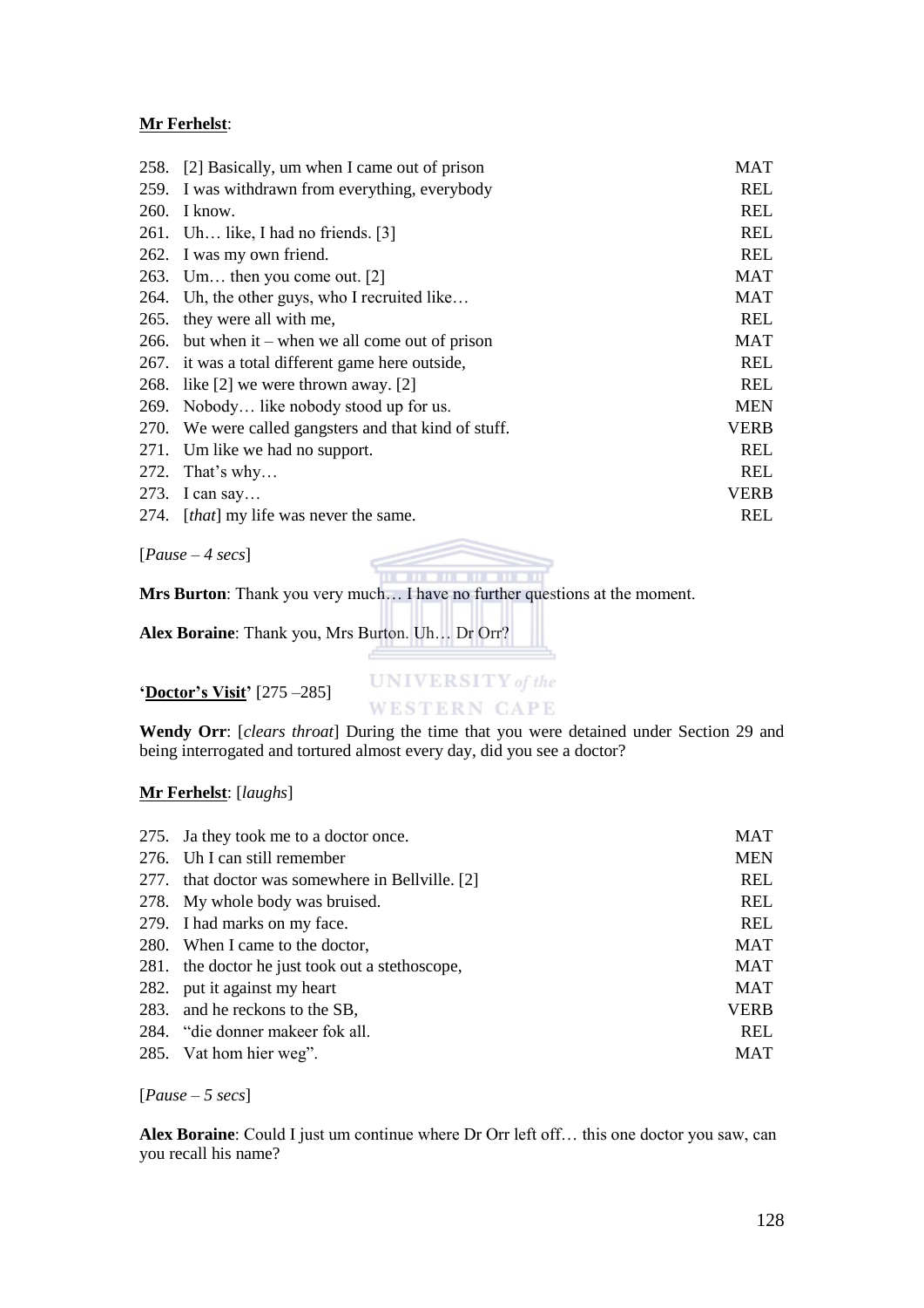**<u>Mr Ferhelst</u>**:

| | | |
|---|---|---|
| 258. | [2] Basically, um when I came out of prison | MAT |
| 259. | I was withdrawn from everything, everybody | REL |
| 260. | I know. | REL |
| 261. | Uh… like, I had no friends. [3] | REL |
| 262. | I was my own friend. | REL |
| 263. | Um… then you come out. [2] | MAT |
| 264. | Uh, the other guys, who I recruited like… | MAT |
| 265. | they were all with me, | REL |
| 266. | but when it – when we all come out of prison | MAT |
| 267. | it was a total different game here outside, | REL |
| 268. | like [2] we were thrown away. [2] | REL |
| 269. | Nobody… like nobody stood up for us. | MEN |
| 270. | We were called gangsters and that kind of stuff. | VERB |
| 271. | Um like we had no support. | REL |
| 272. | That's why… | REL |
| 273. | I can say… | VERB |
| 274. | [*that*] my life was never the same. | REL |

[*Pause – 4 secs*]

**Mrs Burton**: Thank you very much… I have no further questions at the moment.

**Alex Boraine**: Thank you, Mrs Burton. Uh… Dr Orr?

**'<u>Doctor's Visit</u>'** [275 –285]

**Wendy Orr**: [*clears throat*] During the time that you were detained under Section 29 and being interrogated and tortured almost every day, did you see a doctor?

**<u>Mr Ferhelst</u>**: [*laughs*]

| | | |
|---|---|---|
| 275. | Ja they took me to a doctor once. | MAT |
| 276. | Uh I can still remember | MEN |
| 277. | that doctor was somewhere in Bellville. [2] | REL |
| 278. | My whole body was bruised. | REL |
| 279. | I had marks on my face. | REL |
| 280. | When I came to the doctor, | MAT |
| 281. | the doctor he just took out a stethoscope, | MAT |
| 282. | put it against my heart | MAT |
| 283. | and he reckons to the SB, | VERB |
| 284. | "die donner makeer fok all. | REL |
| 285. | Vat hom hier weg". | MAT |

[*Pause – 5 secs*]

**Alex Boraine**: Could I just um continue where Dr Orr left off… this one doctor you saw, can you recall his name?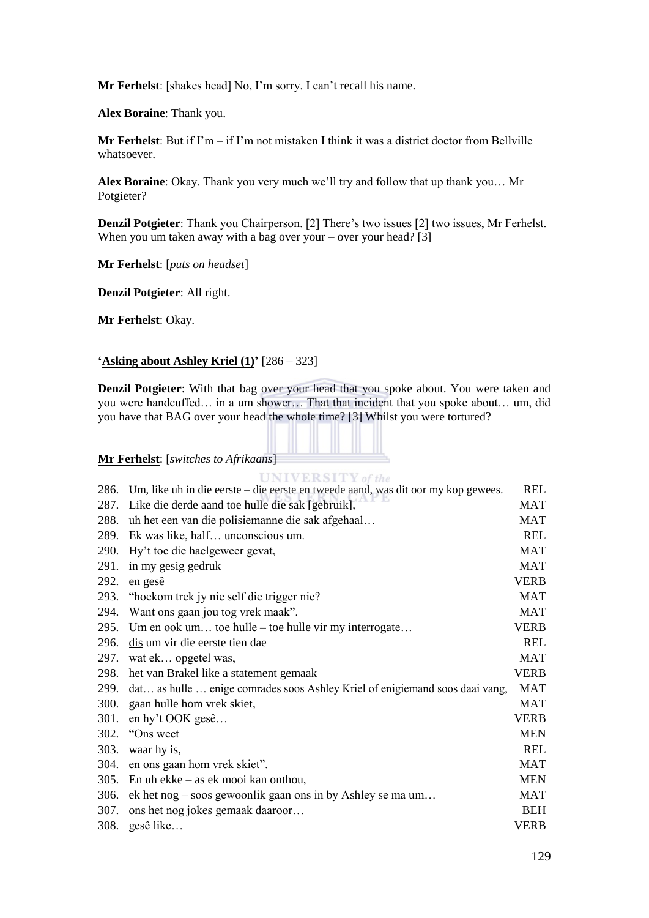**Mr Ferhelst**: [shakes head] No, I'm sorry. I can't recall his name.

**Alex Boraine**: Thank you.

**Mr Ferhelst**: But if I'm – if I'm not mistaken I think it was a district doctor from Bellville whatsoever.

**Alex Boraine**: Okay. Thank you very much we'll try and follow that up thank you… Mr Potgieter?

**Denzil Potgieter**: Thank you Chairperson. [2] There's two issues [2] two issues, Mr Ferhelst. When you um taken away with a bag over your – over your head? [3]

**Mr Ferhelst**: [*puts on headset*]

**Denzil Potgieter**: All right.

**Mr Ferhelst**: Okay.

**'Asking about Ashley Kriel (1)'** [286 – 323]

**Denzil Potgieter**: With that bag over your head that you spoke about. You were taken and you were handcuffed… in a um shower… That that incident that you spoke about… um, did you have that BAG over your head the whole time? [3] Whilst you were tortured?

**Mr Ferhelst**: [*switches to Afrikaans*]

| | | |
|---|---|---|
| 286. | Um, like uh in die eerste – die eerste en tweede aand, was dit oor my kop gewees. | REL |
| 287. | Like die derde aand toe hulle die sak [gebruik], | MAT |
| 288. | uh het een van die polisiemanne die sak afgehaal… | MAT |
| 289. | Ek was like, half… unconscious um. | REL |
| 290. | Hy't toe die haelgeweer gevat, | MAT |
| 291. | in my gesig gedruk | MAT |
| 292. | en gesê | VERB |
| 293. | "hoekom trek jy nie self die trigger nie? | MAT |
| 294. | Want ons gaan jou tog vrek maak". | MAT |
| 295. | Um en ook um… toe hulle – toe hulle vir my interrogate… | VERB |
| 296. | dis um vir die eerste tien dae | REL |
| 297. | wat ek… opgetel was, | MAT |
| 298. | het van Brakel like a statement gemaak | VERB |
| 299. | dat… as hulle … enige comrades soos Ashley Kriel of enigiemand soos daai vang, | MAT |
| 300. | gaan hulle hom vrek skiet, | MAT |
| 301. | en hy't OOK gesê… | VERB |
| 302. | "Ons weet | MEN |
| 303. | waar hy is, | REL |
| 304. | en ons gaan hom vrek skiet". | MAT |
| 305. | En uh ekke – as ek mooi kan onthou, | MEN |
| 306. | ek het nog – soos gewoonlik gaan ons in by Ashley se ma um… | MAT |
| 307. | ons het nog jokes gemaak daaroor… | BEH |
| 308. | gesê like… | VERB |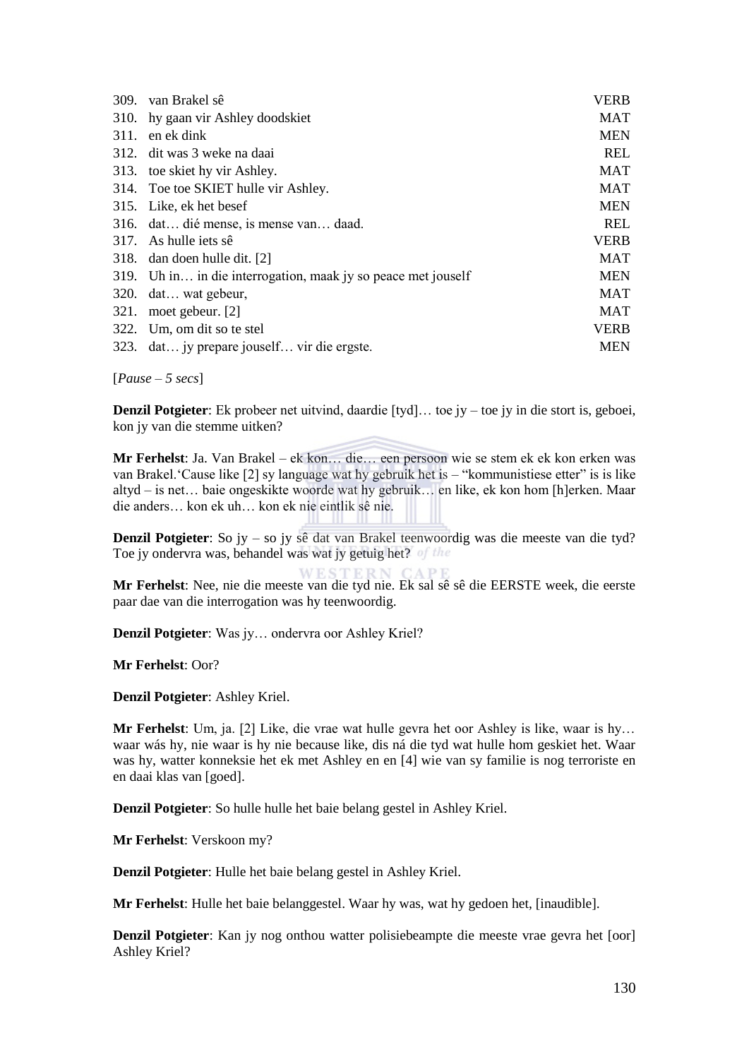| | | |
|---|---|---|
| 309. | van Brakel sê | VERB |
| 310. | hy gaan vir Ashley doodskiet | MAT |
| 311. | en ek dink | MEN |
| 312. | dit was 3 weke na daai | REL |
| 313. | toe skiet hy vir Ashley. | MAT |
| 314. | Toe toe SKIET hulle vir Ashley. | MAT |
| 315. | Like, ek het besef | MEN |
| 316. | dat… dié mense, is mense van… daad. | REL |
| 317. | As hulle iets sê | VERB |
| 318. | dan doen hulle dit. [2] | MAT |
| 319. | Uh in… in die interrogation, maak jy so peace met jouself | MEN |
| 320. | dat… wat gebeur, | MAT |
| 321. | moet gebeur. [2] | MAT |
| 322. | Um, om dit so te stel | VERB |
| 323. | dat… jy prepare jouself… vir die ergste. | MEN |

[*Pause – 5 secs*]

**Denzil Potgieter**: Ek probeer net uitvind, daardie [tyd]… toe jy – toe jy in die stort is, geboei, kon jy van die stemme uitken?

**Mr Ferhelst**: Ja. Van Brakel – ek kon… die… een persoon wie se stem ek ek kon erken was van Brakel.'Cause like [2] sy language wat hy gebruik het is – "kommunistiese etter" is is like altyd – is net… baie ongeskikte woorde wat hy gebruik… en like, ek kon hom [h]erken. Maar die anders… kon ek uh… kon ek nie eintlik sê nie.

**Denzil Potgieter**: So jy – so jy sê dat van Brakel teenwoordig was die meeste van die tyd? Toe jy ondervra was, behandel was wat jy getuig het?

**Mr Ferhelst**: Nee, nie die meeste van die tyd nie. Ek sal sê sê die EERSTE week, die eerste paar dae van die interrogation was hy teenwoordig.

**Denzil Potgieter**: Was jy… ondervra oor Ashley Kriel?

**Mr Ferhelst**: Oor?

**Denzil Potgieter**: Ashley Kriel.

**Mr Ferhelst**: Um, ja. [2] Like, die vrae wat hulle gevra het oor Ashley is like, waar is hy… waar wás hy, nie waar is hy nie because like, dis ná die tyd wat hulle hom geskiet het. Waar was hy, watter konneksie het ek met Ashley en en [4] wie van sy familie is nog terroriste en en daai klas van [goed].

**Denzil Potgieter**: So hulle hulle het baie belang gestel in Ashley Kriel.

**Mr Ferhelst**: Verskoon my?

**Denzil Potgieter**: Hulle het baie belang gestel in Ashley Kriel.

**Mr Ferhelst**: Hulle het baie belanggestel. Waar hy was, wat hy gedoen het, [inaudible].

**Denzil Potgieter**: Kan jy nog onthou watter polisiebeampte die meeste vrae gevra het [oor] Ashley Kriel?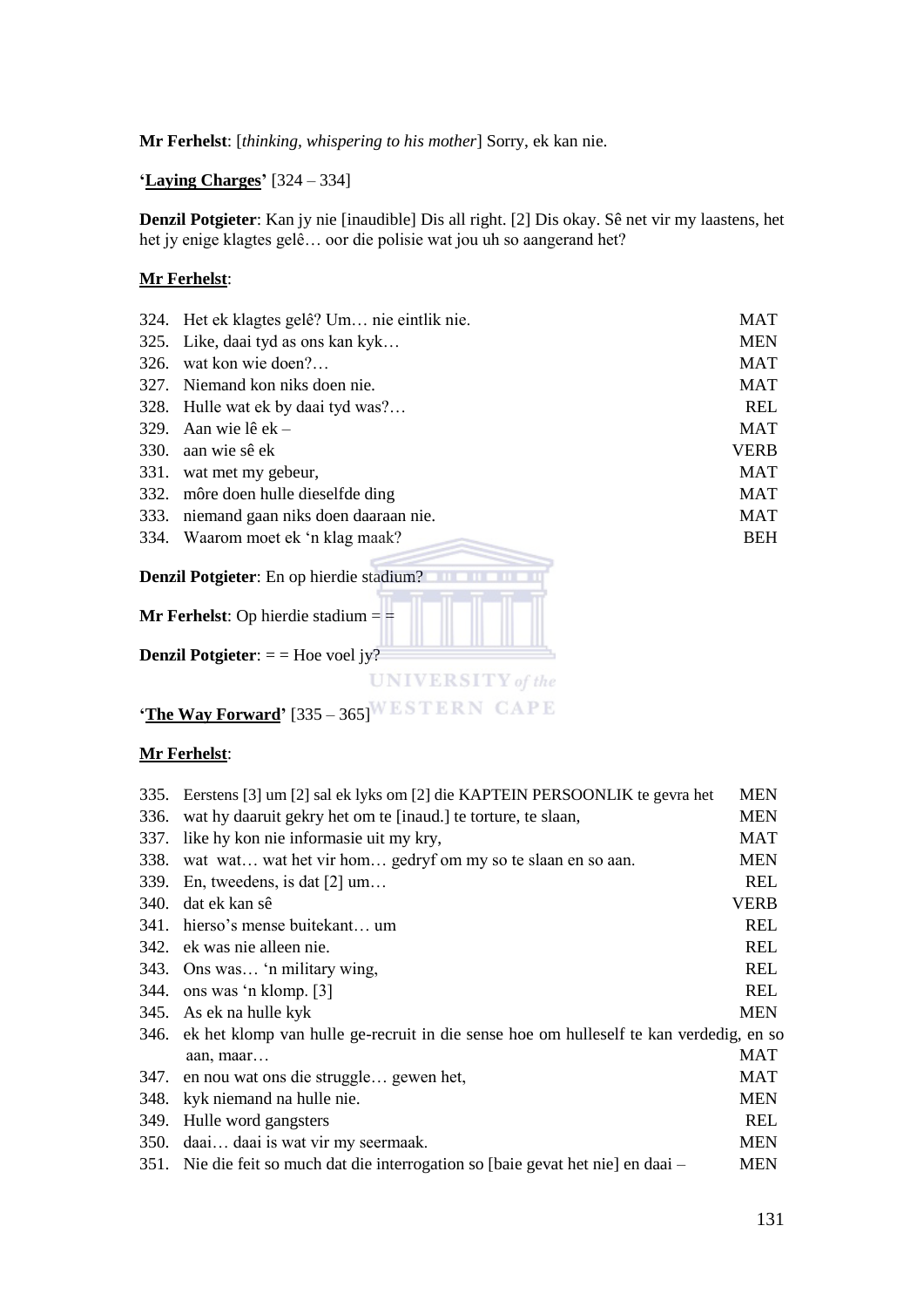**Mr Ferhelst**: [*thinking, whispering to his mother*] Sorry, ek kan nie.

**'Laying Charges'** [324 – 334]

**Denzil Potgieter**: Kan jy nie [inaudible] Dis all right. [2] Dis okay. Sê net vir my laastens, het het jy enige klagtes gelê… oor die polisie wat jou uh so aangerand het?

**Mr Ferhelst**:

| | | |
|---|---|---|
| 324. | Het ek klagtes gelê? Um… nie eintlik nie. | MAT |
| 325. | Like, daai tyd as ons kan kyk… | MEN |
| 326. | wat kon wie doen?… | MAT |
| 327. | Niemand kon niks doen nie. | MAT |
| 328. | Hulle wat ek by daai tyd was?… | REL |
| 329. | Aan wie lê ek – | MAT |
| 330. | aan wie sê ek | VERB |
| 331. | wat met my gebeur, | MAT |
| 332. | môre doen hulle dieselfde ding | MAT |
| 333. | niemand gaan niks doen daaraan nie. | MAT |
| 334. | Waarom moet ek 'n klag maak? | BEH |

**Denzil Potgieter**: En op hierdie stadium?

**Mr Ferhelst**: Op hierdie stadium = =

**Denzil Potgieter**: = = Hoe voel jy?

**'The Way Forward'** [335 – 365]

**Mr Ferhelst**:

| | | |
|---|---|---|
| 335. | Eerstens [3] um [2] sal ek lyks om [2] die KAPTEIN PERSOONLIK te gevra het | MEN |
| 336. | wat hy daaruit gekry het om te [inaud.] te torture, te slaan, | MEN |
| 337. | like hy kon nie informasie uit my kry, | MAT |
| 338. | wat wat… wat het vir hom… gedryf om my so te slaan en so aan. | MEN |
| 339. | En, tweedens, is dat [2] um… | REL |
| 340. | dat ek kan sê | VERB |
| 341. | hierso's mense buitekant… um | REL |
| 342. | ek was nie alleen nie. | REL |
| 343. | Ons was… 'n military wing, | REL |
| 344. | ons was 'n klomp. [3] | REL |
| 345. | As ek na hulle kyk | MEN |
| 346. | ek het klomp van hulle ge-recruit in die sense hoe om hulleself te kan verdedig, en so aan, maar… | MAT |
| 347. | en nou wat ons die struggle… gewen het, | MAT |
| 348. | kyk niemand na hulle nie. | MEN |
| 349. | Hulle word gangsters | REL |
| 350. | daai… daai is wat vir my seermaak. | MEN |
| 351. | Nie die feit so much dat die interrogation so [baie gevat het nie] en daai – | MEN |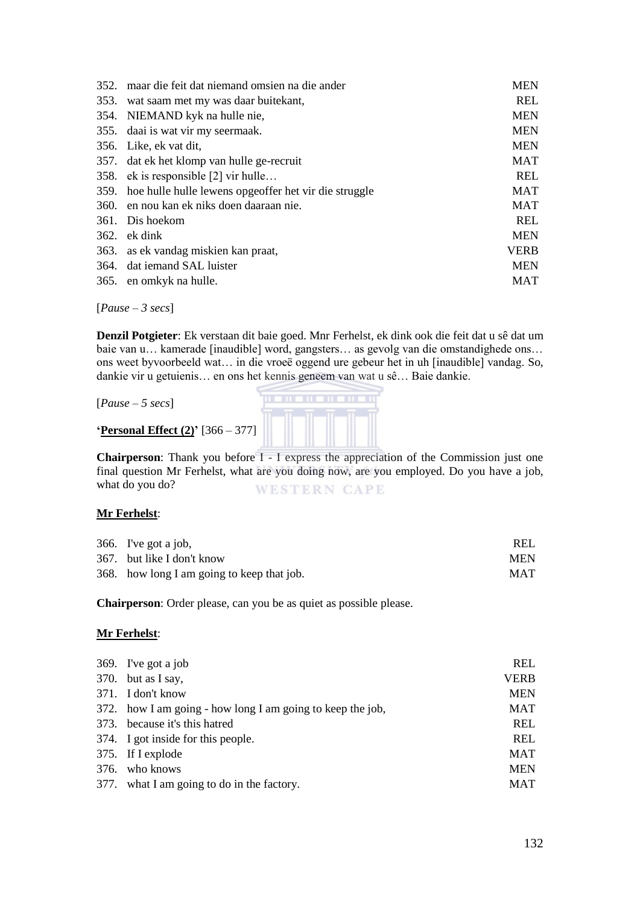| | | |
|---|---|---|
| 352. | maar die feit dat niemand omsien na die ander | MEN |
| 353. | wat saam met my was daar buitekant, | REL |
| 354. | NIEMAND kyk na hulle nie, | MEN |
| 355. | daai is wat vir my seermaak. | MEN |
| 356. | Like, ek vat dit, | MEN |
| 357. | dat ek het klomp van hulle ge-recruit | MAT |
| 358. | ek is responsible [2] vir hulle… | REL |
| 359. | hoe hulle hulle lewens opgeoffer het vir die struggle | MAT |
| 360. | en nou kan ek niks doen daaraan nie. | MAT |
| 361. | Dis hoekom | REL |
| 362. | ek dink | MEN |
| 363. | as ek vandag miskien kan praat, | VERB |
| 364. | dat iemand SAL luister | MEN |
| 365. | en omkyk na hulle. | MAT |

[*Pause – 3 secs*]

**Denzil Potgieter**: Ek verstaan dit baie goed. Mnr Ferhelst, ek dink ook die feit dat u sê dat um baie van u… kamerade [inaudible] word, gangsters… as gevolg van die omstandighede ons… ons weet byvoorbeeld wat… in die vroeë oggend ure gebeur het in uh [inaudible] vandag. So, dankie vir u getuienis… en ons het kennis geneem van wat u sê… Baie dankie.

[*Pause – 5 secs*]

**'Personal Effect (2)'** [366 – 377]

**Chairperson**: Thank you before I - I express the appreciation of the Commission just one final question Mr Ferhelst, what are you doing now, are you employed. Do you have a job, what do you do?

**Mr Ferhelst**:

| | | |
|---|---|---|
| 366. | I've got a job, | REL |
| 367. | but like I don't know | MEN |
| 368. | how long I am going to keep that job. | MAT |

**Chairperson**: Order please, can you be as quiet as possible please.

**Mr Ferhelst**:

| | | |
|---|---|---|
| 369. | I've got a job | REL |
| 370. | but as I say, | VERB |
| 371. | I don't know | MEN |
| 372. | how I am going - how long I am going to keep the job, | MAT |
| 373. | because it's this hatred | REL |
| 374. | I got inside for this people. | REL |
| 375. | If I explode | MAT |
| 376. | who knows | MEN |
| 377. | what I am going to do in the factory. | MAT |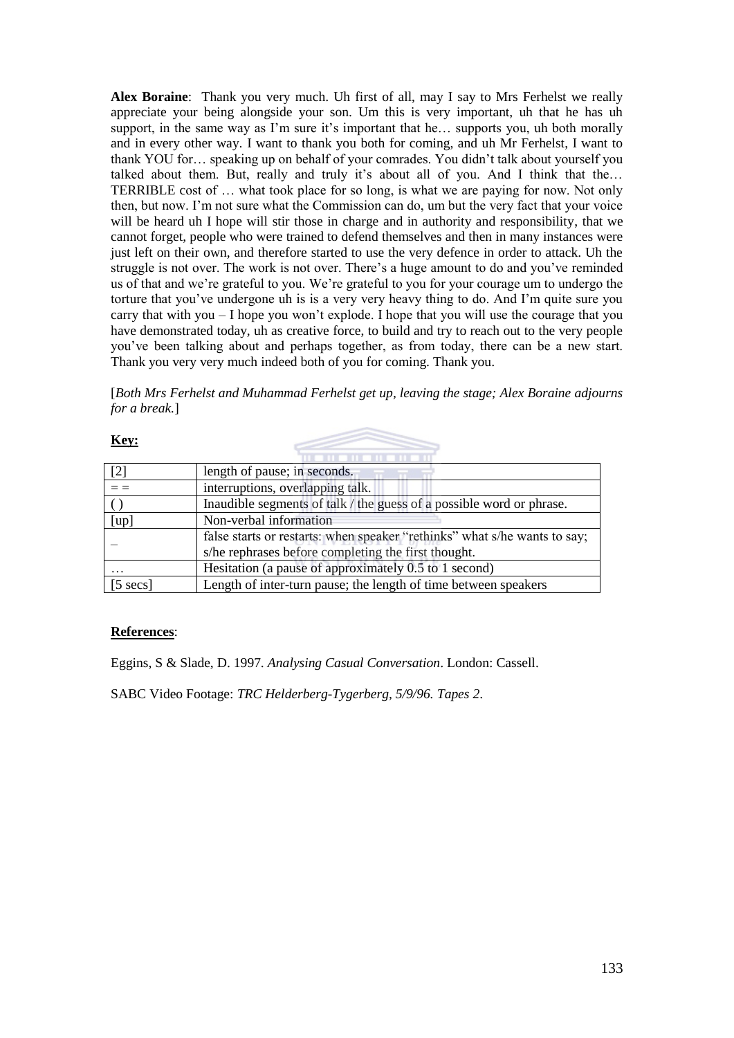**Alex Boraine**: Thank you very much. Uh first of all, may I say to Mrs Ferhelst we really appreciate your being alongside your son. Um this is very important, uh that he has uh support, in the same way as I'm sure it's important that he… supports you, uh both morally and in every other way. I want to thank you both for coming, and uh Mr Ferhelst, I want to thank YOU for… speaking up on behalf of your comrades. You didn't talk about yourself you talked about them. But, really and truly it's about all of you. And I think that the… TERRIBLE cost of … what took place for so long, is what we are paying for now. Not only then, but now. I'm not sure what the Commission can do, um but the very fact that your voice will be heard uh I hope will stir those in charge and in authority and responsibility, that we cannot forget, people who were trained to defend themselves and then in many instances were just left on their own, and therefore started to use the very defence in order to attack. Uh the struggle is not over. The work is not over. There's a huge amount to do and you've reminded us of that and we're grateful to you. We're grateful to you for your courage um to undergo the torture that you've undergone uh is is a very very heavy thing to do. And I'm quite sure you carry that with you – I hope you won't explode. I hope that you will use the courage that you have demonstrated today, uh as creative force, to build and try to reach out to the very people you've been talking about and perhaps together, as from today, there can be a new start. Thank you very very much indeed both of you for coming. Thank you.

[*Both Mrs Ferhelst and Muhammad Ferhelst get up, leaving the stage; Alex Boraine adjourns for a break.*]

**Key:**

| | |
|---|---|
| [2] | length of pause; in seconds. |
| = = | interruptions, overlapping talk. |
| ( ) | Inaudible segments of talk / the guess of a possible word or phrase. |
| [up] | Non-verbal information |
| _ | false starts or restarts: when speaker "rethinks" what s/he wants to say; s/he rephrases before completing the first thought. |
| … | Hesitation (a pause of approximately 0.5 to 1 second) |
| [5 secs] | Length of inter-turn pause; the length of time between speakers |

**References**:

Eggins, S & Slade, D. 1997. *Analysing Casual Conversation*. London: Cassell.

SABC Video Footage: *TRC Helderberg-Tygerberg, 5/9/96. Tapes 2*.